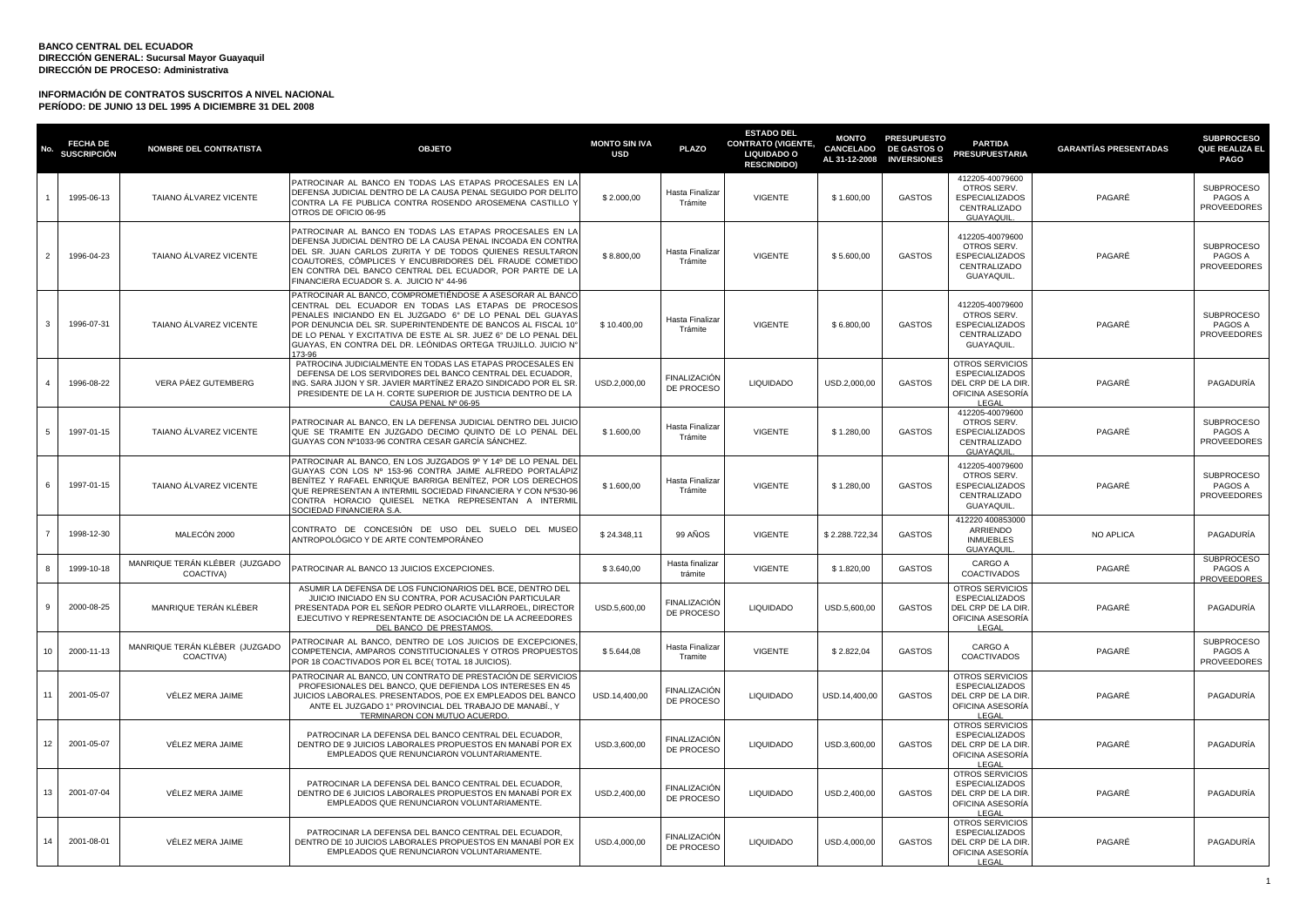**BANCO CENTRAL DEL ECUADOR**
**DIRECCIÓN GENERAL: Sucursal Mayor Guayaquil**
**DIRECCIÓN DE PROCESO: Administrativa**

**INFORMACIÓN DE CONTRATOS SUSCRITOS A NIVEL NACIONAL**
**PERÍODO: DE JUNIO 13 DEL 1995 A DICIEMBRE 31 DEL 2008**

| No. | FECHA DE SUSCRIPCIÓN | NOMBRE DEL CONTRATISTA | OBJETO | MONTO SIN IVA USD | PLAZO | ESTADO DEL CONTRATO (VIGENTE, LIQUIDADO O RESCINDIDO) | MONTO CANCELADO AL 31-12-2008 | PRESUPUESTO DE GASTOS O INVERSIONES | PARTIDA PRESUPUESTARIA | GARANTÍAS PRESENTADAS | SUBPROCESO QUE REALIZA EL PAGO |
|---|---|---|---|---|---|---|---|---|---|---|---|
| 1 | 1995-06-13 | TAIANO ÁLVAREZ VICENTE | PATROCINAR AL BANCO EN TODAS LAS ETAPAS PROCESALES EN LA DEFENSA JUDICIAL DENTRO DE LA CAUSA PENAL SEGUIDO POR DELITO CONTRA LA FE PUBLICA CONTRA ROSENDO AROSEMENA CASTILLO Y OTROS DE OFICIO 06-95 | $ 2.000,00 | Hasta Finalizar Trámite | VIGENTE | $ 1.600,00 | GASTOS | 412205-40079600 OTROS SERV. ESPECIALIZADOS CENTRALIZADO GUAYAQUIL. | PAGARÉ | SUBPROCESO PAGOS A PROVEEDORES |
| 2 | 1996-04-23 | TAIANO ÁLVAREZ VICENTE | PATROCINAR AL BANCO EN TODAS LAS ETAPAS PROCESALES EN LA DEFENSA JUDICIAL DENTRO DE LA CAUSA PENAL INCOADA EN CONTRA DEL SR. JUAN CARLOS ZURITA Y DE TODOS QUIENES RESULTARON COAUTORES, CÓMPLICES Y ENCUBRIDORES DEL FRAUDE COMETIDO EN CONTRA DEL BANCO CENTRAL DEL ECUADOR, POR PARTE DE LA FINANCIERA ECUADOR S. A. JUICIO N° 44-96 | $ 8.800,00 | Hasta Finalizar Trámite | VIGENTE | $ 5.600,00 | GASTOS | 412205-40079600 OTROS SERV. ESPECIALIZADOS CENTRALIZADO GUAYAQUIL. | PAGARÉ | SUBPROCESO PAGOS A PROVEEDORES |
| 3 | 1996-07-31 | TAIANO ÁLVAREZ VICENTE | PATROCINAR AL BANCO, COMPROMETIÉNDOSE A ASESORAR AL BANCO CENTRAL DEL ECUADOR EN TODAS LAS ETAPAS DE PROCESOS PENALES INICIANDO EN EL JUZGADO 6° DE LO PENAL DEL GUAYAS POR DENUNCIA DEL SR. SUPERINTENDENTE DE BANCOS AL FISCAL 10° DE LO PENAL Y EXCITATIVA DE ESTE AL SR. JUEZ 6° DE LO PENAL DEL GUAYAS, EN CONTRA DEL DR. LEÓNIDAS ORTEGA TRUJILLO. JUICIO N° 173-96 | $ 10.400,00 | Hasta Finalizar Trámite | VIGENTE | $ 6.800,00 | GASTOS | 412205-40079600 OTROS SERV. ESPECIALIZADOS CENTRALIZADO GUAYAQUIL. | PAGARÉ | SUBPROCESO PAGOS A PROVEEDORES |
| 4 | 1996-08-22 | VERA PÁEZ GUTEMBERG | PATROCINA JUDICIALMENTE EN TODAS LAS ETAPAS PROCESALES EN DEFENSA DE LOS SERVIDORES DEL BANCO CENTRAL DEL ECUADOR, ING. SARA JIJON Y SR. JAVIER MARTÍNEZ ERAZO SINDICADO POR EL SR. PRESIDENTE DE LA H. CORTE SUPERIOR DE JUSTICIA DENTRO DE LA CAUSA PENAL Nº 06-95 | USD.2,000,00 | FINALIZACIÓN DE PROCESO | LIQUIDADO | USD.2,000,00 | GASTOS | OTROS SERVICIOS ESPECIALIZADOS DEL CRP DE LA DIR. OFICINA ASESORÍA LEGAL | PAGARÉ | PAGADURÍA |
| 5 | 1997-01-15 | TAIANO ÁLVAREZ VICENTE | PATROCINAR AL BANCO, EN LA DEFENSA JUDICIAL DENTRO DEL JUICIO QUE SE TRAMITE EN JUZGADO DECIMO QUINTO DE LO PENAL DEL GUAYAS CON Nº1033-96 CONTRA CESAR GARCÍA SÁNCHEZ. | $ 1.600,00 | Hasta Finalizar Trámite | VIGENTE | $ 1.280,00 | GASTOS | 412205-40079600 OTROS SERV. ESPECIALIZADOS CENTRALIZADO GUAYAQUIL. | PAGARÉ | SUBPROCESO PAGOS A PROVEEDORES |
| 6 | 1997-01-15 | TAIANO ÁLVAREZ VICENTE | PATROCINAR AL BANCO, EN LOS JUZGADOS 9º Y 14º DE LO PENAL DEL GUAYAS CON LOS Nº 153-96 CONTRA JAIME ALFREDO PORTALÁPIZ BENÍTEZ Y RAFAEL ENRIQUE BARRIGA BENÍTEZ, POR LOS DERECHOS QUE REPRESENTAN A INTERMIL SOCIEDAD FINANCIERA Y CON Nº530-96 CONTRA HORACIO QUIESEL NETKA REPRESENTAN A INTERMIL SOCIEDAD FINANCIERA S.A. | $ 1.600,00 | Hasta Finalizar Trámite | VIGENTE | $ 1.280,00 | GASTOS | 412205-40079600 OTROS SERV. ESPECIALIZADOS CENTRALIZADO GUAYAQUIL. | PAGARÉ | SUBPROCESO PAGOS A PROVEEDORES |
| 7 | 1998-12-30 | MALECÓN 2000 | CONTRATO DE CONCESIÓN DE USO DEL SUELO DEL MUSEO ANTROPOLÓGICO Y DE ARTE CONTEMPORÁNEO | $ 24.348,11 | 99 AÑOS | VIGENTE | $ 2.288.722,34 | GASTOS | 412220 400853000 ARRIENDO INMUEBLES GUAYAQUIL. | NO APLICA | PAGADURÍA |
| 8 | 1999-10-18 | MANRIQUE TERÁN KLÉBER (JUZGADO COACTIVA) | PATROCINAR AL BANCO 13 JUICIOS EXCEPCIONES. | $ 3.640,00 | Hasta finalizar trámite | VIGENTE | $ 1.820,00 | GASTOS | CARGO A COACTIVADOS | PAGARÉ | SUBPROCESO PAGOS A PROVEEDORES |
| 9 | 2000-08-25 | MANRIQUE TERÁN KLÉBER | ASUMIR LA DEFENSA DE LOS FUNCIONARIOS DEL BCE, DENTRO DEL JUICIO INICIADO EN SU CONTRA, POR ACUSACIÓN PARTICULAR PRESENTADA POR EL SEÑOR PEDRO OLARTE VILLARROEL, DIRECTOR EJECUTIVO Y REPRESENTANTE DE ASOCIACIÓN DE LA ACREEDORES DEL BANCO DE PRESTAMOS. | USD.5,600,00 | FINALIZACIÓN DE PROCESO | LIQUIDADO | USD.5,600,00 | GASTOS | OTROS SERVICIOS ESPECIALIZADOS DEL CRP DE LA DIR. OFICINA ASESORÍA LEGAL | PAGARÉ | PAGADURÍA |
| 10 | 2000-11-13 | MANRIQUE TERÁN KLÉBER (JUZGADO COACTIVA) | PATROCINAR AL BANCO, DENTRO DE LOS JUICIOS DE EXCEPCIONES, COMPETENCIA, AMPAROS CONSTITUCIONALES Y OTROS PROPUESTOS POR 18 COACTIVADOS POR EL BCE( TOTAL 18 JUICIOS). | $ 5.644,08 | Hasta Finalizar Tramite | VIGENTE | $ 2.822,04 | GASTOS | CARGO A COACTIVADOS | PAGARÉ | SUBPROCESO PAGOS A PROVEEDORES |
| 11 | 2001-05-07 | VÉLEZ MERA JAIME | PATROCINAR AL BANCO, UN CONTRATO DE PRESTACIÓN DE SERVICIOS PROFESIONALES DEL BANCO, QUE DEFIENDA LOS INTERESES EN 45 JUICIOS LABORALES. PRESENTADOS, POE EX EMPLEADOS DEL BANCO ANTE EL JUZGADO 1° PROVINCIAL DEL TRABAJO DE MANABÍ., Y TERMINARON CON MUTUO ACUERDO. | USD.14,400,00 | FINALIZACIÓN DE PROCESO | LIQUIDADO | USD.14,400,00 | GASTOS | OTROS SERVICIOS ESPECIALIZADOS DEL CRP DE LA DIR. OFICINA ASESORÍA LEGAL | PAGARÉ | PAGADURÍA |
| 12 | 2001-05-07 | VÉLEZ MERA JAIME | PATROCINAR LA DEFENSA DEL BANCO CENTRAL DEL ECUADOR, DENTRO DE 9 JUICIOS LABORALES PROPUESTOS EN MANABÍ POR EX EMPLEADOS QUE RENUNCIARON VOLUNTARIAMENTE. | USD.3,600,00 | FINALIZACIÓN DE PROCESO | LIQUIDADO | USD.3,600,00 | GASTOS | OTROS SERVICIOS ESPECIALIZADOS DEL CRP DE LA DIR. OFICINA ASESORÍA LEGAL | PAGARÉ | PAGADURÍA |
| 13 | 2001-07-04 | VÉLEZ MERA JAIME | PATROCINAR LA DEFENSA DEL BANCO CENTRAL DEL ECUADOR, DENTRO DE 6 JUICIOS LABORALES PROPUESTOS EN MANABÍ POR EX EMPLEADOS QUE RENUNCIARON VOLUNTARIAMENTE. | USD.2,400,00 | FINALIZACIÓN DE PROCESO | LIQUIDADO | USD.2,400,00 | GASTOS | OTROS SERVICIOS ESPECIALIZADOS DEL CRP DE LA DIR. OFICINA ASESORÍA LEGAL | PAGARÉ | PAGADURÍA |
| 14 | 2001-08-01 | VÉLEZ MERA JAIME | PATROCINAR LA DEFENSA DEL BANCO CENTRAL DEL ECUADOR, DENTRO DE 10 JUICIOS LABORALES PROPUESTOS EN MANABÍ POR EX EMPLEADOS QUE RENUNCIARON VOLUNTARIAMENTE. | USD.4,000,00 | FINALIZACIÓN DE PROCESO | LIQUIDADO | USD.4,000,00 | GASTOS | OTROS SERVICIOS ESPECIALIZADOS DEL CRP DE LA DIR. OFICINA ASESORÍA LEGAL | PAGARÉ | PAGADURÍA |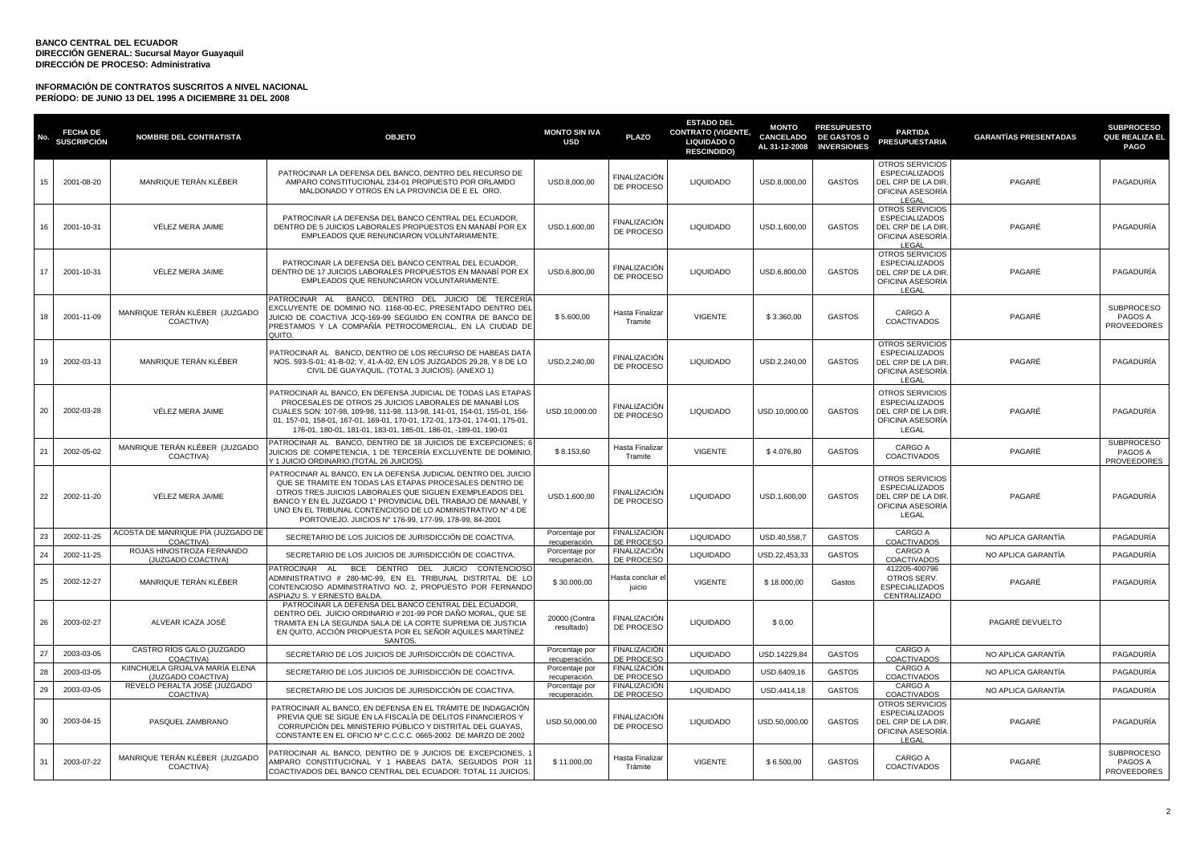**BANCO CENTRAL DEL ECUADOR**
**DIRECCIÓN GENERAL: Sucursal Mayor Guayaquil**
**DIRECCIÓN DE PROCESO: Administrativa**

**INFORMACIÓN DE CONTRATOS SUSCRITOS A NIVEL NACIONAL**
**PERÍODO: DE JUNIO 13 DEL 1995 A DICIEMBRE 31 DEL 2008**

| No. | FECHA DE SUSCRIPCIÓN | NOMBRE DEL CONTRATISTA | OBJETO | MONTO SIN IVA USD | PLAZO | ESTADO DEL CONTRATO (VIGENTE, LIQUIDADO O RESCINDIDO) | MONTO CANCELADO AL 31-12-2008 | PRESUPUESTO DE GASTOS O INVERSIONES | PARTIDA PRESUPUESTARIA | GARANTÍAS PRESENTADAS | SUBPROCESO QUE REALIZA EL PAGO |
|---|---|---|---|---|---|---|---|---|---|---|---|
| 15 | 2001-08-20 | MANRIQUE TERÁN KLÉBER | PATROCINAR LA DEFENSA DEL BANCO, DENTRO DEL RECURSO DE AMPARO CONSTITUCIONAL 234-01 PROPUESTO POR ORLANDO MALDONADO Y OTROS EN LA PROVINCIA DE E EL ORO. | USD.8,000,00 | FINALIZACIÓN DE PROCESO | LIQUIDADO | USD.8,000,00 | GASTOS | OTROS SERVICIOS ESPECIALIZADOS DEL CRP DE LA DIR. OFICINA ASESORÍA LEGAL | PAGARÉ | PAGADURÍA |
| 16 | 2001-10-31 | VÉLEZ MERA JAIME | PATROCINAR LA DEFENSA DEL BANCO CENTRAL DEL ECUADOR, DENTRO DE 5 JUICIOS LABORALES PROPUESTOS EN MANABÍ POR EX EMPLEADOS QUE RENUNCIARON VOLUNTARIAMENTE. | USD.1,600,00 | FINALIZACIÓN DE PROCESO | LIQUIDADO | USD.1,600,00 | GASTOS | OTROS SERVICIOS ESPECIALIZADOS DEL CRP DE LA DIR. OFICINA ASESORÍA LEGAL | PAGARÉ | PAGADURÍA |
| 17 | 2001-10-31 | VÉLEZ MERA JAIME | PATROCINAR LA DEFENSA DEL BANCO CENTRAL DEL ECUADOR, DENTRO DE 17 JUICIOS LABORALES PROPUESTOS EN MANABÍ POR EX EMPLEADOS QUE RENUNCIARON VOLUNTARIAMENTE. | USD.6,800,00 | FINALIZACIÓN DE PROCESO | LIQUIDADO | USD.6,800,00 | GASTOS | OTROS SERVICIOS ESPECIALIZADOS DEL CRP DE LA DIR. OFICINA ASESORÍA LEGAL | PAGARÉ | PAGADURÍA |
| 18 | 2001-11-09 | MANRIQUE TERÁN KLÉBER (JUZGADO COACTIVA) | PATROCINAR AL BANCO, DENTRO DEL JUICIO DE TERCERÍA EXCLUYENTE DE DOMINIO NO. 1168-00-EC, PRESENTADO DENTRO DEL JUICIO DE COACTIVA JCQ-169-99 SEGUIDO EN CONTRA DE BANCO DE PRESTAMOS Y LA COMPAÑÍA PETROCOMERCIAL, EN LA CIUDAD DE QUITO. | $ 5.600,00 | Hasta Finalizar Tramite | VIGENTE | $ 3.360,00 | GASTOS | CARGO A COACTIVADOS | PAGARÉ | SUBPROCESO PAGOS A PROVEEDORES |
| 19 | 2002-03-13 | MANRIQUE TERÁN KLÉBER | PATROCINAR AL BANCO, DENTRO DE LOS RECURSO DE HABEAS DATA NOS. 593-S-01; 41-B-02; Y, 41-A-02, EN LOS JUZGADOS 29,28, Y 8 DE LO CIVIL DE GUAYAQUIL. (TOTAL 3 JUICIOS). (ANEXO 1) | USD.2,240,00 | FINALIZACIÓN DE PROCESO | LIQUIDADO | USD.2,240,00 | GASTOS | OTROS SERVICIOS ESPECIALIZADOS DEL CRP DE LA DIR. OFICINA ASESORÍA LEGAL | PAGARÉ | PAGADURÍA |
| 20 | 2002-03-28 | VÉLEZ MERA JAIME | PATROCINAR AL BANCO, EN DEFENSA JUDICIAL DE TODAS LAS ETAPAS PROCESALES DE OTROS 25 JUICIOS LABORALES DE MANABÍ LOS CUALES SON: 107-98, 109-98, 111-98, 113-98, 141-01, 154-01, 155-01, 156-01, 157-01, 158-01, 167-01, 169-01, 170-01, 172-01, 173-01, 174-01, 175-01, 176-01, 180-01, 181-01, 183-01, 185-01, 186-01, -189-01, 190-01 | USD.10,000.00 | FINALIZACIÓN DE PROCESO | LIQUIDADO | USD.10,000.00 | GASTOS | OTROS SERVICIOS ESPECIALIZADOS DEL CRP DE LA DIR. OFICINA ASESORÍA LEGAL | PAGARÉ | PAGADURÍA |
| 21 | 2002-05-02 | MANRIQUE TERÁN KLÉBER (JUZGADO COACTIVA) | PATROCINAR AL BANCO, DENTRO DE 18 JUICIOS DE EXCEPCIONES; 6 JUICIOS DE COMPETENCIA, 1 DE TERCERÍA EXCLUYENTE DE DOMINIO, Y 1 JUICIO ORDINARIO.(TOTAL 26 JUICIOS). | $ 8.153,60 | Hasta Finalizar Tramite | VIGENTE | $ 4.076,80 | GASTOS | CARGO A COACTIVADOS | PAGARÉ | SUBPROCESO PAGOS A PROVEEDORES |
| 22 | 2002-11-20 | VÉLEZ MERA JAIME | PATROCINAR AL BANCO, EN LA DEFENSA JUDICIAL DENTRO DEL JUICIO QUE SE TRAMITE EN TODAS LAS ETAPAS PROCESALES DENTRO DE OTROS TRES JUICIOS LABORALES QUE SIGUEN EXEMPLEADOS DEL BANCO Y EN EL JUZGADO 1° PROVINCIAL DEL TRABAJO DE MANABÍ, Y UNO EN EL TRIBUNAL CONTENCIOSO DE LO ADMINISTRATIVO N° 4 DE PORTOVIEJO. JUICIOS N° 176-99, 177-99, 178-99, 84-2001 | USD.1,600,00 | FINALIZACIÓN DE PROCESO | LIQUIDADO | USD.1,600,00 | GASTOS | OTROS SERVICIOS ESPECIALIZADOS DEL CRP DE LA DIR. OFICINA ASESORÍA LEGAL | PAGARÉ | PAGADURÍA |
| 23 | 2002-11-25 | ACOSTA DE MANRIQUE PÍA (JUZGADO DE COACTIVA) | SECRETARIO DE LOS JUICIOS DE JURISDICCIÓN DE COACTIVA. | Porcentaje por recuperación. | FINALIZACIÓN DE PROCESO | LIQUIDADO | USD.40,558,7 | GASTOS | CARGO A COACTIVADOS | NO APLICA GARANTÍA | PAGADURÍA |
| 24 | 2002-11-25 | ROJAS HINOSTROZA FERNANDO (JUZGADO COACTIVA) | SECRETARIO DE LOS JUICIOS DE JURISDICCIÓN DE COACTIVA. | Porcentaje por recuperación. | FINALIZACIÓN DE PROCESO | LIQUIDADO | USD.22,453,33 | GASTOS | CARGO A COACTIVADOS | NO APLICA GARANTÍA | PAGADURÍA |
| 25 | 2002-12-27 | MANRIQUE TERÁN KLÉBER | PATROCINAR AL BCE DENTRO DEL JUICIO CONTENCIOSO ADMINISTRATIVO # 280-MC-99, EN EL TRIBUNAL DISTRITAL DE LO CONTENCIOSO ADMINISTRATIVO NO. 2, PROPUESTO POR FERNANDO ASPIAZU S. Y ERNESTO BALDA. | $ 30.000,00 | Hasta concluir el juicio | VIGENTE | $ 18.000,00 | Gastos | 412205-400796 OTROS SERV. ESPECIALIZADOS CENTRALIZADO | PAGARÉ | PAGADURÍA |
| 26 | 2003-02-27 | ALVEAR ICAZA JOSÉ | PATROCINAR LA DEFENSA DEL BANCO CENTRAL DEL ECUADOR, DENTRO DEL JUICIO ORDINARIO # 201-99 POR DAÑO MORAL, QUE SE TRAMITA EN LA SEGUNDA SALA DE LA CORTE SUPREMA DE JUSTICIA EN QUITO, ACCIÓN PROPUESTA POR EL SEÑOR AQUILES MARTÍNEZ SANTOS. | 20000 (Contra resultado) | FINALIZACIÓN DE PROCESO | LIQUIDADO | $ 0,00 | | | PAGARÉ DEVUELTO | |
| 27 | 2003-03-05 | CASTRO RÍOS GALO (JUZGADO COACTIVA) | SECRETARIO DE LOS JUICIOS DE JURISDICCIÓN DE COACTIVA. | Porcentaje por recuperación. | FINALIZACIÓN DE PROCESO | LIQUIDADO | USD.14229,84 | GASTOS | CARGO A COACTIVADOS | NO APLICA GARANTÍA | PAGADURÍA |
| 28 | 2003-03-05 | KIINCHUELA GRIJALVA MARÍA ELENA (JUZGADO COACTIVA) | SECRETARIO DE LOS JUICIOS DE JURISDICCIÓN DE COACTIVA. | Porcentaje por recuperación. | FINALIZACIÓN DE PROCESO | LIQUIDADO | USD.6409,16 | GASTOS | CARGO A COACTIVADOS | NO APLICA GARANTÍA | PAGADURÍA |
| 29 | 2003-03-05 | REVELO PERALTA JOSÉ (JUZGADO COACTIVA) | SECRETARIO DE LOS JUICIOS DE JURISDICCIÓN DE COACTIVA. | Porcentaje por recuperación. | FINALIZACIÓN DE PROCESO | LIQUIDADO | USD.4414,18 | GASTOS | CARGO A COACTIVADOS | NO APLICA GARANTÍA | PAGADURÍA |
| 30 | 2003-04-15 | PASQUEL ZAMBRANO | PATROCINAR AL BANCO, EN DEFENSA EN EL TRÁMITE DE INDAGACIÓN PREVIA QUE SE SIGUE EN LA FISCALÍA DE DELITOS FINANCIEROS Y CORRUPCIÓN DEL MINISTERIO PÚBLICO Y DISTRITAL DEL GUAYAS, CONSTANTE EN EL OFICIO Nº C.C.C.C. 0665-2002 DE MARZO DE 2002 | USD.50,000,00 | FINALIZACIÓN DE PROCESO | LIQUIDADO | USD.50,000,00 | GASTOS | OTROS SERVICIOS ESPECIALIZADOS DEL CRP DE LA DIR. OFICINA ASESORÍA LEGAL | PAGARÉ | PAGADURÍA |
| 31 | 2003-07-22 | MANRIQUE TERÁN KLÉBER (JUZGADO COACTIVA) | PATROCINAR AL BANCO, DENTRO DE 9 JUICIOS DE EXCEPCIONES, 1 AMPARO CONSTITUCIONAL Y 1 HABEAS DATA, SEGUIDOS POR 11 COACTIVADOS DEL BANCO CENTRAL DEL ECUADOR: TOTAL 11 JUICIOS. | $ 11.000,00 | Hasta Finalizar Trámite | VIGENTE | $ 6.500,00 | GASTOS | CARGO A COACTIVADOS | PAGARÉ | SUBPROCESO PAGOS A PROVEEDORES |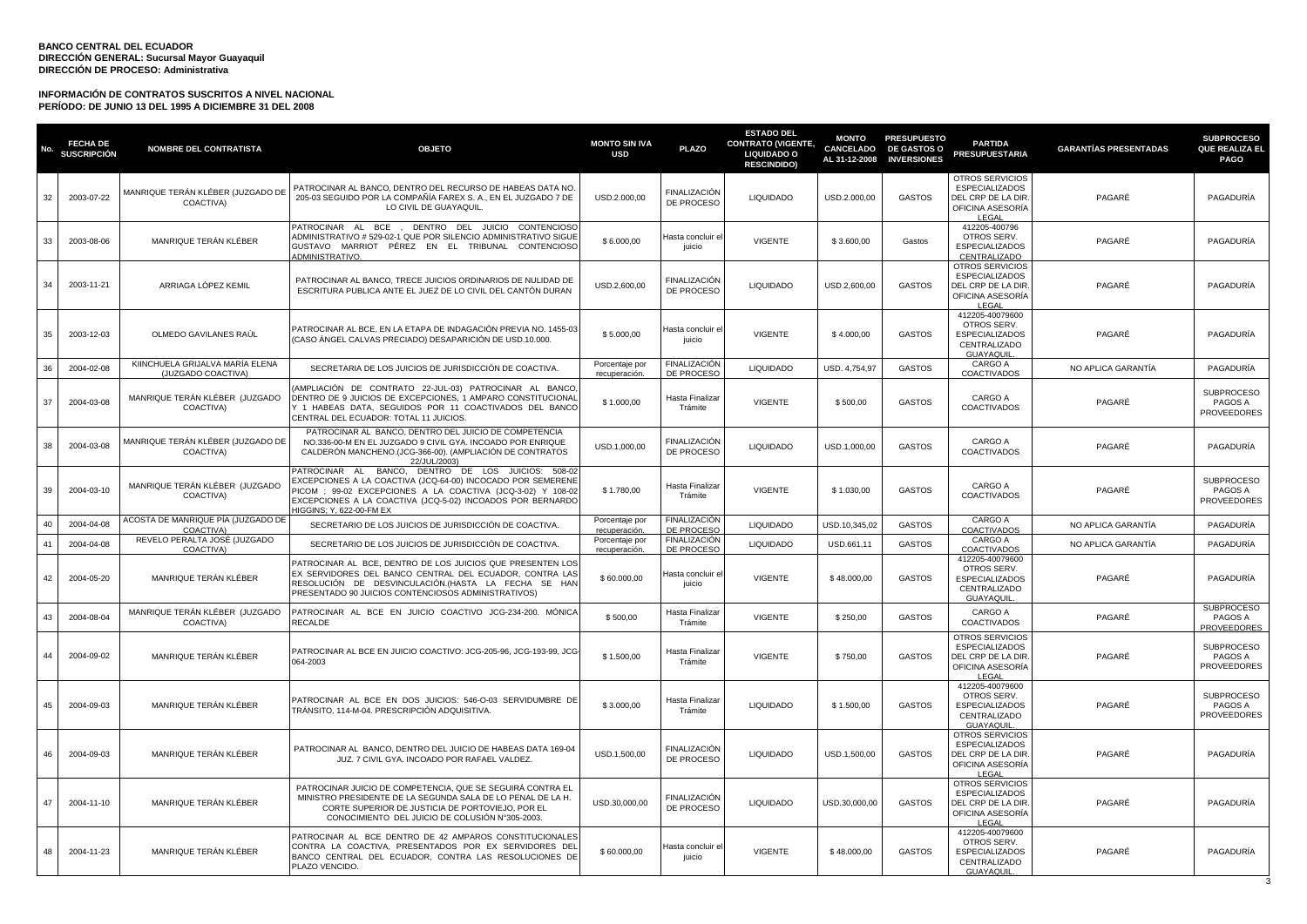**BANCO CENTRAL DEL ECUADOR**
**DIRECCIÓN GENERAL: Sucursal Mayor Guayaquil**
**DIRECCIÓN DE PROCESO: Administrativa**

**INFORMACIÓN DE CONTRATOS SUSCRITOS A NIVEL NACIONAL**
**PERÍODO: DE JUNIO 13 DEL 1995 A DICIEMBRE 31 DEL 2008**

| No. | FECHA DE SUSCRIPCIÓN | NOMBRE DEL CONTRATISTA | OBJETO | MONTO SIN IVA USD | PLAZO | ESTADO DEL CONTRATO (VIGENTE, LIQUIDADO O RESCINDIDO) | MONTO CANCELADO AL 31-12-2008 | PRESUPUESTO DE GASTOS O INVERSIONES | PARTIDA PRESUPUESTARIA | GARANTÍAS PRESENTADAS | SUBPROCESO QUE REALIZA EL PAGO |
|---|---|---|---|---|---|---|---|---|---|---|---|
| 32 | 2003-07-22 | MANRIQUE TERÁN KLÉBER (JUZGADO DE COACTIVA) | PATROCINAR AL BANCO, DENTRO DEL RECURSO DE HABEAS DATA NO. 205-03 SEGUIDO POR LA COMPAÑÍA FAREX S. A., EN EL JUZGADO 7 DE LO CIVIL DE GUAYAQUIL. | USD.2.000,00 | FINALIZACIÓN DE PROCESO | LIQUIDADO | USD.2.000,00 | GASTOS | OTROS SERVICIOS ESPECIALIZADOS DEL CRP DE LA DIR. OFICINA ASESORÍA LEGAL | PAGARÉ | PAGADURÍA |
| 33 | 2003-08-06 | MANRIQUE TERÁN KLÉBER | PATROCINAR AL BCE , DENTRO DEL JUICIO CONTENCIOSO ADMINISTRATIVO # 529-02-1 QUE POR SILENCIO ADMINISTRATIVO SIGUE GUSTAVO MARRIOT PÉREZ EN EL TRIBUNAL CONTENCIOSO ADMINISTRATIVO. | $ 6.000,00 | Hasta concluir el juicio | VIGENTE | $ 3.600,00 | Gastos | 412205-400796 OTROS SERV. ESPECIALIZADOS CENTRALIZADO | PAGARÉ | PAGADURÍA |
| 34 | 2003-11-21 | ARRIAGA LÓPEZ KEMIL | PATROCINAR AL BANCO, TRECE JUICIOS ORDINARIOS DE NULIDAD DE ESCRITURA PUBLICA ANTE EL JUEZ DE LO CIVIL DEL CANTÓN DURAN | USD.2,600,00 | FINALIZACIÓN DE PROCESO | LIQUIDADO | USD.2,600,00 | GASTOS | OTROS SERVICIOS ESPECIALIZADOS DEL CRP DE LA DIR. OFICINA ASESORÍA LEGAL | PAGARÉ | PAGADURÍA |
| 35 | 2003-12-03 | OLMEDO GAVILANES RAÚL | PATROCINAR AL BCE, EN LA ETAPA DE INDAGACIÓN PREVIA NO. 1455-03 (CASO ÁNGEL CALVAS PRECIADO) DESAPARICIÓN DE USD.10.000. | $ 5.000,00 | Hasta concluir el juicio | VIGENTE | $ 4.000,00 | GASTOS | 412205-40079600 OTROS SERV. ESPECIALIZADOS CENTRALIZADO GUAYAQUIL. | PAGARÉ | PAGADURÍA |
| 36 | 2004-02-08 | KIINCHUELA GRIJALVA MARÍA ELENA (JUZGADO COACTIVA) | SECRETARIA DE LOS JUICIOS DE JURISDICCIÓN DE COACTIVA. | Porcentaje por recuperación. | FINALIZACIÓN DE PROCESO | LIQUIDADO | USD. 4,754,97 | GASTOS | CARGO A COACTIVADOS | NO APLICA GARANTÍA | PAGADURÍA |
| 37 | 2004-03-08 | MANRIQUE TERÁN KLÉBER (JUZGADO COACTIVA) | (AMPLIACIÓN DE CONTRATO 22-JUL-03) PATROCINAR AL BANCO, DENTRO DE 9 JUICIOS DE EXCEPCIONES, 1 AMPARO CONSTITUCIONAL Y 1 HABEAS DATA, SEGUIDOS POR 11 COACTIVADOS DEL BANCO CENTRAL DEL ECUADOR: TOTAL 11 JUICIOS. | $ 1.000,00 | Hasta Finalizar Trámite | VIGENTE | $ 500,00 | GASTOS | CARGO A COACTIVADOS | PAGARÉ | SUBPROCESO PAGOS A PROVEEDORES |
| 38 | 2004-03-08 | MANRIQUE TERÁN KLÉBER (JUZGADO DE COACTIVA) | PATROCINAR AL BANCO, DENTRO DEL JUICIO DE COMPETENCIA NO.336-00-M EN EL JUZGADO 9 CIVIL GYA. INCOADO POR ENRIQUE CALDERÓN MANCHENO.(JCG-366-00). (AMPLIACIÓN DE CONTRATOS 22/JUL/2003) | USD.1,000,00 | FINALIZACIÓN DE PROCESO | LIQUIDADO | USD.1,000,00 | GASTOS | CARGO A COACTIVADOS | PAGARÉ | PAGADURÍA |
| 39 | 2004-03-10 | MANRIQUE TERÁN KLÉBER (JUZGADO COACTIVA) | PATROCINAR AL BANCO, DENTRO DE LOS JUICIOS: 508-02 EXCEPCIONES A LA COACTIVA (JCQ-64-00) INCOCADO POR SEMERENE PICOM ; 99-02 EXCEPCIONES A LA COACTIVA (JCQ-3-02) Y 108-02 EXCEPCIONES A LA COACTIVA (JCQ-5-02) INCOADOS POR BERNARDO HIGGINS; Y, 622-00-FM EX | $ 1.780,00 | Hasta Finalizar Trámite | VIGENTE | $ 1.030,00 | GASTOS | CARGO A COACTIVADOS | PAGARÉ | SUBPROCESO PAGOS A PROVEEDORES |
| 40 | 2004-04-08 | ACOSTA DE MANRIQUE PÍA (JUZGADO DE COACTIVA) | SECRETARIO DE LOS JUICIOS DE JURISDICCIÓN DE COACTIVA. | Porcentaje por recuperación. | FINALIZACIÓN DE PROCESO | LIQUIDADO | USD.10,345,02 | GASTOS | CARGO A COACTIVADOS | NO APLICA GARANTÍA | PAGADURÍA |
| 41 | 2004-04-08 | REVELO PERALTA JOSÉ (JUZGADO COACTIVA) | SECRETARIO DE LOS JUICIOS DE JURISDICCIÓN DE COACTIVA. | Porcentaje por recuperación. | FINALIZACIÓN DE PROCESO | LIQUIDADO | USD.661,11 | GASTOS | CARGO A COACTIVADOS | NO APLICA GARANTÍA | PAGADURÍA |
| 42 | 2004-05-20 | MANRIQUE TERÁN KLÉBER | PATROCINAR AL BCE, DENTRO DE LOS JUICIOS QUE PRESENTEN LOS EX SERVIDORES DEL BANCO CENTRAL DEL ECUADOR, CONTRA LAS RESOLUCIÓN DE DESVINCULACIÓN.(HASTA LA FECHA SE HAN PRESENTADO 90 JUICIOS CONTENCIOSOS ADMINISTRATIVOS) | $ 60.000,00 | Hasta concluir el juicio | VIGENTE | $ 48.000,00 | GASTOS | 412205-40079600 OTROS SERV. ESPECIALIZADOS CENTRALIZADO GUAYAQUIL. | PAGARÉ | PAGADURÍA |
| 43 | 2004-08-04 | MANRIQUE TERÁN KLÉBER (JUZGADO COACTIVA) | PATROCINAR AL BCE EN JUICIO COACTIVO JCG-234-200. MÓNICA RECALDE | $ 500,00 | Hasta Finalizar Trámite | VIGENTE | $ 250,00 | GASTOS | CARGO A COACTIVADOS | PAGARÉ | SUBPROCESO PAGOS A PROVEEDORES |
| 44 | 2004-09-02 | MANRIQUE TERÁN KLÉBER | PATROCINAR AL BCE EN JUICIO COACTIVO: JCG-205-96, JCG-193-99, JCG-064-2003 | $ 1.500,00 | Hasta Finalizar Trámite | VIGENTE | $ 750,00 | GASTOS | OTROS SERVICIOS ESPECIALIZADOS DEL CRP DE LA DIR. OFICINA ASESORÍA LEGAL | PAGARÉ | SUBPROCESO PAGOS A PROVEEDORES |
| 45 | 2004-09-03 | MANRIQUE TERÁN KLÉBER | PATROCINAR AL BCE EN DOS JUICIOS: 546-O-03 SERVIDUMBRE DE TRÁNSITO, 114-M-04. PRESCRIPCIÓN ADQUISITIVA. | $ 3.000,00 | Hasta Finalizar Trámite | LIQUIDADO | $ 1.500,00 | GASTOS | 412205-40079600 OTROS SERV. ESPECIALIZADOS CENTRALIZADO GUAYAQUIL. | PAGARÉ | SUBPROCESO PAGOS A PROVEEDORES |
| 46 | 2004-09-03 | MANRIQUE TERÁN KLÉBER | PATROCINAR AL BANCO, DENTRO DEL JUICIO DE HABEAS DATA 169-04 JUZ. 7 CIVIL GYA. INCOADO POR RAFAEL VALDEZ. | USD.1,500,00 | FINALIZACIÓN DE PROCESO | LIQUIDADO | USD.1,500,00 | GASTOS | OTROS SERVICIOS ESPECIALIZADOS DEL CRP DE LA DIR. OFICINA ASESORÍA LEGAL | PAGARÉ | PAGADURÍA |
| 47 | 2004-11-10 | MANRIQUE TERÁN KLÉBER | PATROCINAR JUICIO DE COMPETENCIA, QUE SE SEGUIRÁ CONTRA EL MINISTRO PRESIDENTE DE LA SEGUNDA SALA DE LO PENAL DE LA H. CORTE SUPERIOR DE JUSTICIA DE PORTOVIEJO, POR EL CONOCIMIENTO DEL JUICIO DE COLUSIÓN N°305-2003. | USD.30,000,00 | FINALIZACIÓN DE PROCESO | LIQUIDADO | USD.30,000,00 | GASTOS | OTROS SERVICIOS ESPECIALIZADOS DEL CRP DE LA DIR. OFICINA ASESORÍA LEGAL | PAGARÉ | PAGADURÍA |
| 48 | 2004-11-23 | MANRIQUE TERÁN KLÉBER | PATROCINAR AL BCE DENTRO DE 42 AMPAROS CONSTITUCIONALES CONTRA LA COACTIVA, PRESENTADOS POR EX SERVIDORES DEL BANCO CENTRAL DEL ECUADOR, CONTRA LAS RESOLUCIONES DE PLAZO VENCIDO. | $ 60.000,00 | Hasta concluir el juicio | VIGENTE | $ 48.000,00 | GASTOS | 412205-40079600 OTROS SERV. ESPECIALIZADOS CENTRALIZADO GUAYAQUIL. | PAGARÉ | PAGADURÍA |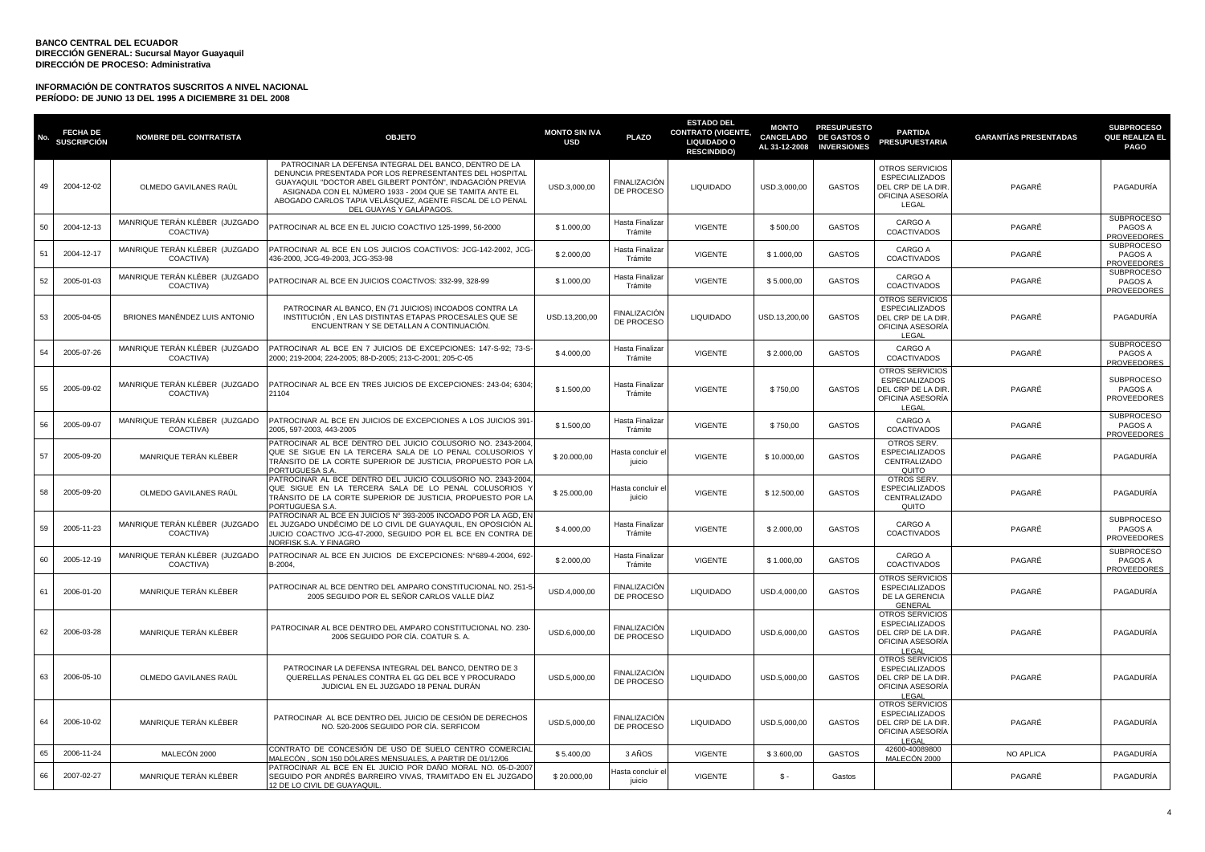**BANCO CENTRAL DEL ECUADOR**
**DIRECCIÓN GENERAL: Sucursal Mayor Guayaquil**
**DIRECCIÓN DE PROCESO: Administrativa**

**INFORMACIÓN DE CONTRATOS SUSCRITOS A NIVEL NACIONAL**
**PERÍODO: DE JUNIO 13 DEL 1995 A DICIEMBRE 31 DEL 2008**

| No. | FECHA DE SUSCRIPCIÓN | NOMBRE DEL CONTRATISTA | OBJETO | MONTO SIN IVA USD | PLAZO | ESTADO DEL CONTRATO (VIGENTE, LIQUIDADO O RESCINDIDO) | MONTO CANCELADO AL 31-12-2008 | PRESUPUESTO DE GASTOS O INVERSIONES | PARTIDA PRESUPUESTARIA | GARANTÍAS PRESENTADAS | SUBPROCESO QUE REALIZA EL PAGO |
|---|---|---|---|---|---|---|---|---|---|---|---|
| 49 | 2004-12-02 | OLMEDO GAVILANES RAÚL | PATROCINAR LA DEFENSA INTEGRAL DEL BANCO, DENTRO DE LA DENUNCIA PRESENTADA POR LOS REPRESENTANTES DEL HOSPITAL GUAYAQUIL "DOCTOR ABEL GILBERT PONTÓN", INDAGACIÓN PREVIA ASIGNADA CON EL NÚMERO 1933 - 2004 QUE SE TAMITA ANTE EL ABOGADO CARLOS TAPIA VELÁSQUEZ, AGENTE FISCAL DE LO PENAL DEL GUAYAS Y GALÁPAGOS. | USD.3,000,00 | FINALIZACIÓN DE PROCESO | LIQUIDADO | USD.3,000,00 | GASTOS | OTROS SERVICIOS ESPECIALIZADOS DEL CRP DE LA DIR. OFICINA ASESORÍA LEGAL | PAGARÉ | PAGADURÍA |
| 50 | 2004-12-13 | MANRIQUE TERÁN KLÉBER (JUZGADO COACTIVA) | PATROCINAR AL BCE EN EL JUICIO COACTIVO 125-1999, 56-2000 | $ 1.000,00 | Hasta Finalizar Trámite | VIGENTE | $ 500,00 | GASTOS | CARGO A COACTIVADOS | PAGARÉ | SUBPROCESO PAGOS A PROVEEDORES |
| 51 | 2004-12-17 | MANRIQUE TERÁN KLÉBER (JUZGADO COACTIVA) | PATROCINAR AL BCE EN LOS JUICIOS COACTIVOS: JCG-142-2002, JCG-436-2000, JCG-49-2003, JCG-353-98 | $ 2.000,00 | Hasta Finalizar Trámite | VIGENTE | $ 1.000,00 | GASTOS | CARGO A COACTIVADOS | PAGARÉ | SUBPROCESO PAGOS A PROVEEDORES |
| 52 | 2005-01-03 | MANRIQUE TERÁN KLÉBER (JUZGADO COACTIVA) | PATROCINAR AL BCE EN JUICIOS COACTIVOS: 332-99, 328-99 | $ 1.000,00 | Hasta Finalizar Trámite | VIGENTE | $ 5.000,00 | GASTOS | CARGO A COACTIVADOS | PAGARÉ | SUBPROCESO PAGOS A PROVEEDORES |
| 53 | 2005-04-05 | BRIONES MANÉNDEZ LUIS ANTONIO | PATROCINAR AL BANCO, EN (71 JUICIOS) INCOADOS CONTRA LA INSTITUCIÓN , EN LAS DISTINTAS ETAPAS PROCESALES QUE SE ENCUENTRAN Y SE DETALLAN A CONTINUACIÓN. | USD.13,200,00 | FINALIZACIÓN DE PROCESO | LIQUIDADO | USD.13,200,00 | GASTOS | OTROS SERVICIOS ESPECIALIZADOS DEL CRP DE LA DIR. OFICINA ASESORÍA LEGAL | PAGARÉ | PAGADURÍA |
| 54 | 2005-07-26 | MANRIQUE TERÁN KLÉBER (JUZGADO COACTIVA) | PATROCINAR AL BCE EN 7 JUICIOS DE EXCEPCIONES: 147-S-92; 73-S-2000; 219-2004; 224-2005; 88-D-2005; 213-C-2001; 205-C-05 | $ 4.000,00 | Hasta Finalizar Trámite | VIGENTE | $ 2.000,00 | GASTOS | CARGO A COACTIVADOS | PAGARÉ | SUBPROCESO PAGOS A PROVEEDORES |
| 55 | 2005-09-02 | MANRIQUE TERÁN KLÉBER (JUZGADO COACTIVA) | PATROCINAR AL BCE EN TRES JUICIOS DE EXCEPCIONES: 243-04; 6304; 21104 | $ 1.500,00 | Hasta Finalizar Trámite | VIGENTE | $ 750,00 | GASTOS | OTROS SERVICIOS ESPECIALIZADOS DEL CRP DE LA DIR. OFICINA ASESORÍA LEGAL | PAGARÉ | SUBPROCESO PAGOS A PROVEEDORES |
| 56 | 2005-09-07 | MANRIQUE TERÁN KLÉBER (JUZGADO COACTIVA) | PATROCINAR AL BCE EN JUICIOS DE EXCEPCIONES A LOS JUICIOS 391-2005, 597-2003, 443-2005 | $ 1.500,00 | Hasta Finalizar Trámite | VIGENTE | $ 750,00 | GASTOS | CARGO A COACTIVADOS | PAGARÉ | SUBPROCESO PAGOS A PROVEEDORES |
| 57 | 2005-09-20 | MANRIQUE TERÁN KLÉBER | PATROCINAR AL BCE DENTRO DEL JUICIO COLUSORIO NO. 2343-2004, QUE SE SIGUE EN LA TERCERA SALA DE LO PENAL COLUSORIOS Y TRÁNSITO DE LA CORTE SUPERIOR DE JUSTICIA, PROPUESTO POR LA PORTUGUESA S.A. | $ 20.000,00 | Hasta concluir el juicio | VIGENTE | $ 10.000,00 | GASTOS | OTROS SERV. ESPECIALIZADOS CENTRALIZADO QUITO | PAGARÉ | PAGADURÍA |
| 58 | 2005-09-20 | OLMEDO GAVILANES RAÚL | PATROCINAR AL BCE DENTRO DEL JUICIO COLUSORIO NO. 2343-2004, QUE SIGUE EN LA TERCERA SALA DE LO PENAL COLUSORIOS Y TRÁNSITO DE LA CORTE SUPERIOR DE JUSTICIA, PROPUESTO POR LA PORTUGUESA S.A. | $ 25.000,00 | Hasta concluir el juicio | VIGENTE | $ 12.500,00 | GASTOS | OTROS SERV. ESPECIALIZADOS CENTRALIZADO QUITO | PAGARÉ | PAGADURÍA |
| 59 | 2005-11-23 | MANRIQUE TERÁN KLÉBER (JUZGADO COACTIVA) | PATROCINAR AL BCE EN JUICIOS N° 393-2005 INCOADO POR LA AGD, EN EL JUZGADO UNDÉCIMO DE LO CIVIL DE GUAYAQUIL, EN OPOSICIÓN AL JUICIO COACTIVO JCG-47-2000, SEGUIDO POR EL BCE EN CONTRA DE NORFISK S.A. Y FINAGRO | $ 4.000,00 | Hasta Finalizar Trámite | VIGENTE | $ 2.000,00 | GASTOS | CARGO A COACTIVADOS | PAGARÉ | SUBPROCESO PAGOS A PROVEEDORES |
| 60 | 2005-12-19 | MANRIQUE TERÁN KLÉBER (JUZGADO COACTIVA) | PATROCINAR AL BCE EN JUICIOS DE EXCEPCIONES: N°689-4-2004, 692-B-2004, | $ 2.000,00 | Hasta Finalizar Trámite | VIGENTE | $ 1.000,00 | GASTOS | CARGO A COACTIVADOS | PAGARÉ | SUBPROCESO PAGOS A PROVEEDORES |
| 61 | 2006-01-20 | MANRIQUE TERÁN KLÉBER | PATROCINAR AL BCE DENTRO DEL AMPARO CONSTITUCIONAL NO. 251-5-2005 SEGUIDO POR EL SEÑOR CARLOS VALLE DÍAZ | USD.4,000,00 | FINALIZACIÓN DE PROCESO | LIQUIDADO | USD.4,000,00 | GASTOS | OTROS SERVICIOS ESPECIALIZADOS DE LA GERENCIA GENERAL | PAGARÉ | PAGADURÍA |
| 62 | 2006-03-28 | MANRIQUE TERÁN KLÉBER | PATROCINAR AL BCE DENTRO DEL AMPARO CONSTITUCIONAL NO. 230-2006 SEGUIDO POR CÍA. COATUR S. A. | USD.6,000,00 | FINALIZACIÓN DE PROCESO | LIQUIDADO | USD.6,000,00 | GASTOS | OTROS SERVICIOS ESPECIALIZADOS DEL CRP DE LA DIR. OFICINA ASESORÍA LEGAL | PAGARÉ | PAGADURÍA |
| 63 | 2006-05-10 | OLMEDO GAVILANES RAÚL | PATROCINAR LA DEFENSA INTEGRAL DEL BANCO, DENTRO DE 3 QUERELLAS PENALES CONTRA EL GG DEL BCE Y PROCURADO JUDICIAL EN EL JUZGADO 18 PENAL DURÁN | USD.5,000,00 | FINALIZACIÓN DE PROCESO | LIQUIDADO | USD.5,000,00 | GASTOS | OTROS SERVICIOS ESPECIALIZADOS DEL CRP DE LA DIR. OFICINA ASESORÍA LEGAL | PAGARÉ | PAGADURÍA |
| 64 | 2006-10-02 | MANRIQUE TERÁN KLÉBER | PATROCINAR AL BCE DENTRO DEL JUICIO DE CESIÓN DE DERECHOS NO. 520-2006 SEGUIDO POR CÍA. SERFICOM | USD.5,000,00 | FINALIZACIÓN DE PROCESO | LIQUIDADO | USD.5,000,00 | GASTOS | OTROS SERVICIOS ESPECIALIZADOS DEL CRP DE LA DIR. OFICINA ASESORÍA LEGAL | PAGARÉ | PAGADURÍA |
| 65 | 2006-11-24 | MALECÓN 2000 | CONTRATO DE CONCESIÓN DE USO DE SUELO CENTRO COMERCIAL MALECÓN , SON 150 DÓLARES MENSUALES, A PARTIR DE 01/12/06 | $ 5.400,00 | 3 AÑOS | VIGENTE | $ 3.600,00 | GASTOS | 42600-40089800 MALECÓN 2000 | NO APLICA | PAGADURÍA |
| 66 | 2007-02-27 | MANRIQUE TERÁN KLÉBER | PATROCINAR AL BCE EN EL JUICIO POR DAÑO MORAL NO. 05-D-2007 SEGUIDO POR ANDRÉS BARREIRO VIVAS, TRAMITADO EN EL JUZGADO 12 DE LO CIVIL DE GUAYAQUIL. | $ 20.000,00 | Hasta concluir el juicio | VIGENTE | $ - | Gastos | | PAGARÉ | PAGADURÍA |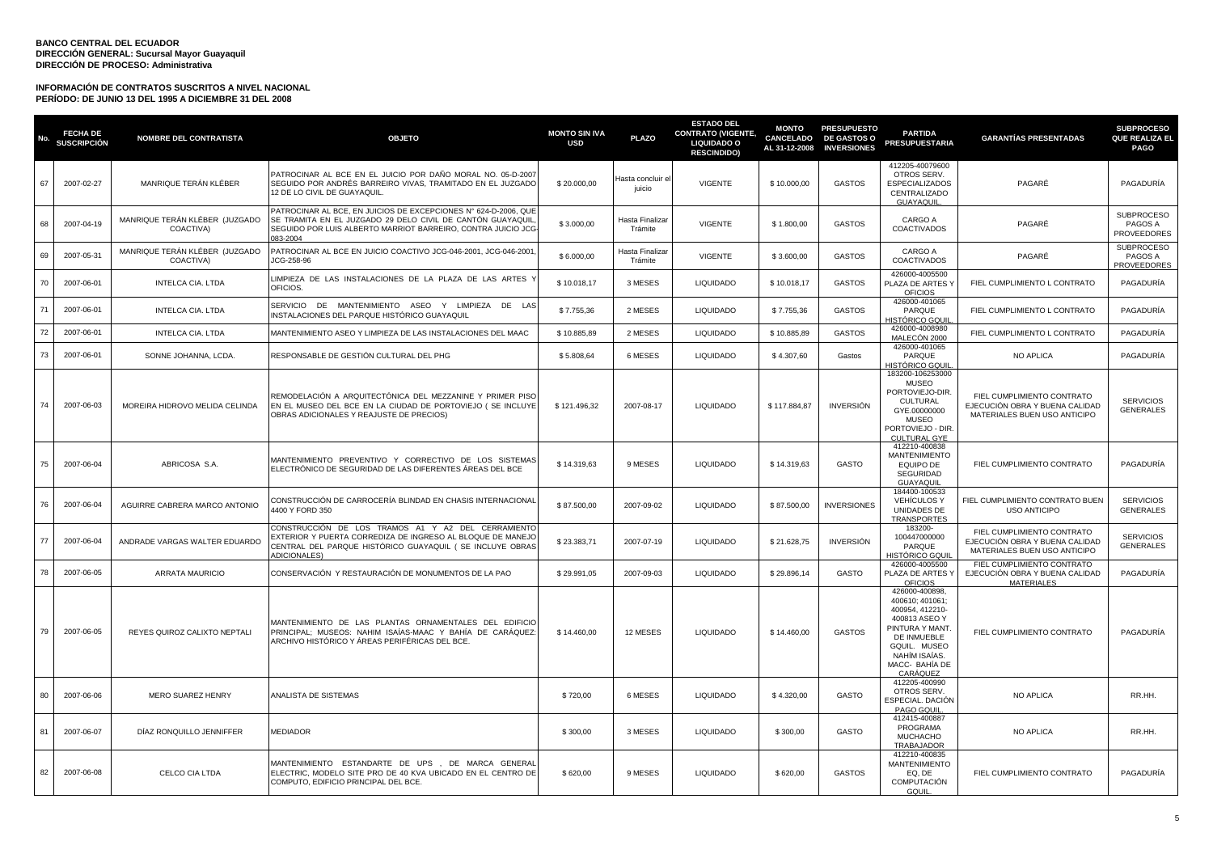**BANCO CENTRAL DEL ECUADOR**
**DIRECCIÓN GENERAL: Sucursal Mayor Guayaquil**
**DIRECCIÓN DE PROCESO: Administrativa**

**INFORMACIÓN DE CONTRATOS SUSCRITOS A NIVEL NACIONAL**
**PERÍODO: DE JUNIO 13 DEL 1995 A DICIEMBRE 31 DEL 2008**

| No. | FECHA DE SUSCRIPCIÓN | NOMBRE DEL CONTRATISTA | OBJETO | MONTO SIN IVA USD | PLAZO | ESTADO DEL CONTRATO (VIGENTE, LIQUIDADO O RESCINDIDO) | MONTO CANCELADO AL 31-12-2008 | PRESUPUESTO DE GASTOS O INVERSIONES | PARTIDA PRESUPUESTARIA | GARANTÍAS PRESENTADAS | SUBPROCESO QUE REALIZA EL PAGO |
|---|---|---|---|---|---|---|---|---|---|---|---|
| 67 | 2007-02-27 | MANRIQUE TERÁN KLÉBER | PATROCINAR AL BCE EN EL JUICIO POR DAÑO MORAL NO. 05-D-2007 SEGUIDO POR ANDRÉS BARREIRO VIVAS, TRAMITADO EN EL JUZGADO 12 DE LO CIVIL DE GUAYAQUIL. | $ 20.000,00 | Hasta concluir el juicio | VIGENTE | $ 10.000,00 | GASTOS | 412205-40079600 OTROS SERV. ESPECIALIZADOS CENTRALIZADO GUAYAQUIL. | PAGARÉ | PAGADURÍA |
| 68 | 2007-04-19 | MANRIQUE TERÁN KLÉBER (JUZGADO COACTIVA) | PATROCINAR AL BCE, EN JUICIOS DE EXCEPCIONES N° 624-D-2006, QUE SE TRAMITA EN EL JUZGADO 29 DELO CIVIL DE CANTÓN GUAYAQUIL, SEGUIDO POR LUIS ALBERTO MARRIOT BARREIRO, CONTRA JUICIO JCG-083-2004 | $ 3.000,00 | Hasta Finalizar Trámite | VIGENTE | $ 1.800,00 | GASTOS | CARGO A COACTIVADOS | PAGARÉ | SUBPROCESO PAGOS A PROVEEDORES |
| 69 | 2007-05-31 | MANRIQUE TERÁN KLÉBER (JUZGADO COACTIVA) | PATROCINAR AL BCE EN JUICIO COACTIVO JCG-046-2001, JCG-046-2001, JCG-258-96 | $ 6.000,00 | Hasta Finalizar Trámite | VIGENTE | $ 3.600,00 | GASTOS | CARGO A COACTIVADOS | PAGARÉ | SUBPROCESO PAGOS A PROVEEDORES |
| 70 | 2007-06-01 | INTELCA CIA. LTDA | LIMPIEZA DE LAS INSTALACIONES DE LA PLAZA DE LAS ARTES Y OFICIOS. | $ 10.018,17 | 3 MESES | LIQUIDADO | $ 10.018,17 | GASTOS | 426000-4005500 PLAZA DE ARTES Y OFICIOS | FIEL CUMPLIMIENTO L CONTRATO | PAGADURÍA |
| 71 | 2007-06-01 | INTELCA CIA. LTDA | SERVICIO DE MANTENIMIENTO ASEO Y LIMPIEZA DE LAS INSTALACIONES DEL PARQUE HISTÓRICO GUAYAQUIL | $ 7.755,36 | 2 MESES | LIQUIDADO | $ 7.755,36 | GASTOS | 426000-401065 PARQUE HISTÓRICO GQUIL. | FIEL CUMPLIMIENTO L CONTRATO | PAGADURÍA |
| 72 | 2007-06-01 | INTELCA CIA. LTDA | MANTENIMIENTO ASEO Y LIMPIEZA DE LAS INSTALACIONES DEL MAAC | $ 10.885,89 | 2 MESES | LIQUIDADO | $ 10.885,89 | GASTOS | 426000-4008980 MALECÓN 2000 | FIEL CUMPLIMIENTO L CONTRATO | PAGADURÍA |
| 73 | 2007-06-01 | SONNE JOHANNA, LCDA. | RESPONSABLE DE GESTIÓN CULTURAL DEL PHG | $ 5.808,64 | 6 MESES | LIQUIDADO | $ 4.307,60 | Gastos | 426000-401065 PARQUE HISTÓRICO GQUIL. | NO APLICA | PAGADURÍA |
| 74 | 2007-06-03 | MOREIRA HIDROVO MELIDA CELINDA | REMODELACIÓN A ARQUITECTÓNICA DEL MEZZANINE Y PRIMER PISO EN EL MUSEO DEL BCE EN LA CIUDAD DE PORTOVIEJO ( SE INCLUYE OBRAS ADICIONALES Y REAJUSTE DE PRECIOS) | $ 121.496,32 | 2007-08-17 | LIQUIDADO | $ 117.884,87 | INVERSIÓN | 183200-106253000 MUSEO PORTOVIEJO-DIR. CULTURAL GYE.00000000 MUSEO PORTOVIEJO - DIR. CULTURAL GYE | FIEL CUMPLIMIENTO CONTRATO EJECUCIÓN OBRA Y BUENA CALIDAD MATERIALES BUEN USO ANTICIPO | SERVICIOS GENERALES |
| 75 | 2007-06-04 | ABRICOSA S.A. | MANTENIMIENTO PREVENTIVO Y CORRECTIVO DE LOS SISTEMAS ELECTRÓNICO DE SEGURIDAD DE LAS DIFERENTES ÁREAS DEL BCE | $ 14.319,63 | 9 MESES | LIQUIDADO | $ 14.319,63 | GASTO | 412210-400838 MANTENIMIENTO EQUIPO DE SEGURIDAD GUAYAQUIL | FIEL CUMPLIMIENTO CONTRATO | PAGADURÍA |
| 76 | 2007-06-04 | AGUIRRE CABRERA MARCO ANTONIO | CONSTRUCCIÓN DE CARROCERÍA BLINDAD EN CHASIS INTERNACIONAL 4400 Y FORD 350 | $ 87.500,00 | 2007-09-02 | LIQUIDADO | $ 87.500,00 | INVERSIONES | 184400-100533 VEHÍCULOS Y UNIDADES DE TRANSPORTES | FIEL CUMPLIMIENTO CONTRATO BUEN USO ANTICIPO | SERVICIOS GENERALES |
| 77 | 2007-06-04 | ANDRADE VARGAS WALTER EDUARDO | CONSTRUCCIÓN DE LOS TRAMOS A1 Y A2 DEL CERRAMIENTO EXTERIOR Y PUERTA CORREDIZA DE INGRESO AL BLOQUE DE MANEJO CENTRAL DEL PARQUE HISTÓRICO GUAYAQUIL ( SE INCLUYE OBRAS ADICIONALES) | $ 23.383,71 | 2007-07-19 | LIQUIDADO | $ 21.628,75 | INVERSIÓN | 183200-100447000000 PARQUE HISTÓRICO GQUIL | FIEL CUMPLIMIENTO CONTRATO EJECUCIÓN OBRA Y BUENA CALIDAD MATERIALES BUEN USO ANTICIPO | SERVICIOS GENERALES |
| 78 | 2007-06-05 | ARRATA MAURICIO | CONSERVACIÓN Y RESTAURACIÓN DE MONUMENTOS DE LA PAO | $ 29.991,05 | 2007-09-03 | LIQUIDADO | $ 29.896,14 | GASTO | 426000-4005500 PLAZA DE ARTES Y OFICIOS | FIEL CUMPLIMIENTO CONTRATO EJECUCIÓN OBRA Y BUENA CALIDAD MATERIALES | PAGADURÍA |
| 79 | 2007-06-05 | REYES QUIROZ CALIXTO NEPTALI | MANTENIMIENTO DE LAS PLANTAS ORNAMENTALES DEL EDIFICIO PRINCIPAL; MUSEOS: NAHIM ISAÍAS-MAAC Y BAHÍA DE CARÁQUEZ: ARCHIVO HISTÓRICO Y ÁREAS PERIFÉRICAS DEL BCE. | $ 14.460,00 | 12 MESES | LIQUIDADO | $ 14.460,00 | GASTOS | 426000-400898, 400610; 401061; 400954, 412210-400813 ASEO Y PINTURA Y MANT. DE INMUEBLE GQUIL. MUSEO NAHÍM ISAÍAS. MACC- BAHÍA DE CARÁQUEZ | FIEL CUMPLIMIENTO CONTRATO | PAGADURÍA |
| 80 | 2007-06-06 | MERO SUAREZ HENRY | ANALISTA DE SISTEMAS | $ 720,00 | 6 MESES | LIQUIDADO | $ 4.320,00 | GASTO | 412205-400990 OTROS SERV. ESPECIAL. DACIÓN PAGO GQUIL. | NO APLICA | RR.HH. |
| 81 | 2007-06-07 | DÍAZ RONQUILLO JENNIFFER | MEDIADOR | $ 300,00 | 3 MESES | LIQUIDADO | $ 300,00 | GASTO | 412415-400887 PROGRAMA MUCHACHO TRABAJADOR | NO APLICA | RR.HH. |
| 82 | 2007-06-08 | CELCO CIA LTDA | MANTENIMIENTO ESTANDARTE DE UPS , DE MARCA GENERAL ELECTRIC, MODELO SITE PRO DE 40 KVA UBICADO EN EL CENTRO DE COMPUTO, EDIFICIO PRINCIPAL DEL BCE. | $ 620,00 | 9 MESES | LIQUIDADO | $ 620,00 | GASTOS | 412210-400835 MANTENIMIENTO EQ. DE COMPUTACIÓN GQUIL. | FIEL CUMPLIMIENTO CONTRATO | PAGADURÍA |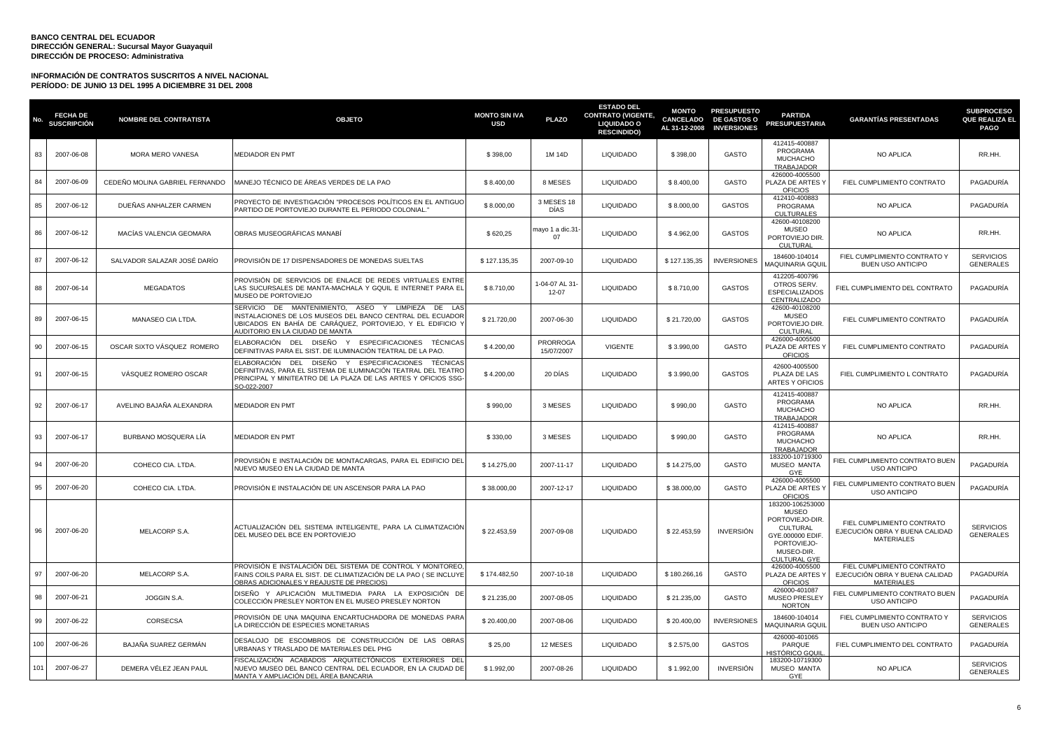**BANCO CENTRAL DEL ECUADOR**
**DIRECCIÓN GENERAL: Sucursal Mayor Guayaquil**
**DIRECCIÓN DE PROCESO: Administrativa**

**INFORMACIÓN DE CONTRATOS SUSCRITOS A NIVEL NACIONAL**
**PERÍODO: DE JUNIO 13 DEL 1995 A DICIEMBRE 31 DEL 2008**

| No. | FECHA DE SUSCRIPCIÓN | NOMBRE DEL CONTRATISTA | OBJETO | MONTO SIN IVA USD | PLAZO | ESTADO DEL CONTRATO (VIGENTE, LIQUIDADO O RESCINDIDO) | MONTO CANCELADO AL 31-12-2008 | PRESUPUESTO DE GASTOS O INVERSIONES | PARTIDA PRESUPUESTARIA | GARANTÍAS PRESENTADAS | SUBPROCESO QUE REALIZA EL PAGO |
|---|---|---|---|---|---|---|---|---|---|---|---|
| 83 | 2007-06-08 | MORA MERO VANESA | MEDIADOR EN PMT | $ 398,00 | 1M 14D | LIQUIDADO | $ 398,00 | GASTO | 412415-400887 PROGRAMA MUCHACHO TRABAJADOR | NO APLICA | RR.HH. |
| 84 | 2007-06-09 | CEDEÑO MOLINA GABRIEL FERNANDO | MANEJO TÉCNICO DE ÁREAS VERDES DE LA PAO | $ 8.400,00 | 8 MESES | LIQUIDADO | $ 8.400,00 | GASTO | 426000-4005500 PLAZA DE ARTES Y OFICIOS | FIEL CUMPLIMIENTO CONTRATO | PAGADURÍA |
| 85 | 2007-06-12 | DUEÑAS ANHALZER CARMEN | PROYECTO DE INVESTIGACIÓN "PROCESOS POLÍTICOS EN EL ANTIGUO PARTIDO DE PORTOVIEJO DURANTE EL PERIODO COLONIAL." | $ 8.000,00 | 3 MESES 18 DÍAS | LIQUIDADO | $ 8.000,00 | GASTOS | 412410-400883 PROGRAMA CULTURALES | NO APLICA | PAGADURÍA |
| 86 | 2007-06-12 | MACÍAS VALENCIA GEOMARA | OBRAS MUSEOGRÁFICAS MANABÍ | $ 620,25 | mayo 1 a dic.31-07 | LIQUIDADO | $ 4.962,00 | GASTOS | 42600-40108200 MUSEO PORTOVIEJO DIR. CULTURAL | NO APLICA | RR.HH. |
| 87 | 2007-06-12 | SALVADOR SALAZAR JOSÉ DARÍO | PROVISIÓN DE 17 DISPENSADORES DE MONEDAS SUELTAS | $ 127.135,35 | 2007-09-10 | LIQUIDADO | $ 127.135,35 | INVERSIONES | 184600-104014 MAQUINARIA GQUIL | FIEL CUMPLIMIENTO CONTRATO Y BUEN USO ANTICIPO | SERVICIOS GENERALES |
| 88 | 2007-06-14 | MEGADATOS | PROVISIÓN DE SERVICIOS DE ENLACE DE REDES VIRTUALES ENTRE LAS SUCURSALES DE MANTA-MACHALA Y GQUIL E INTERNET PARA EL MUSEO DE PORTOVIEJO | $ 8.710,00 | 1-04-07 AL 31-12-07 | LIQUIDADO | $ 8.710,00 | GASTOS | 412205-400796 OTROS SERV. ESPECIALIZADOS CENTRALIZADO | FIEL CUMPLIMIENTO DEL CONTRATO | PAGADURÍA |
| 89 | 2007-06-15 | MANASEO CIA LTDA. | SERVICIO DE MANTENIMIENTO, ASEO Y LIMPIEZA DE LAS INSTALACIONES DE LOS MUSEOS DEL BANCO CENTRAL DEL ECUADOR UBICADOS EN BAHÍA DE CARÁQUEZ, PORTOVIEJO, Y EL EDIFICIO Y AUDITORIO EN LA CIUDAD DE MANTA | $ 21.720,00 | 2007-06-30 | LIQUIDADO | $ 21.720,00 | GASTOS | 42600-40108200 MUSEO PORTOVIEJO DIR. CULTURAL | FIEL CUMPLIMIENTO CONTRATO | PAGADURÍA |
| 90 | 2007-06-15 | OSCAR SIXTO VÁSQUEZ ROMERO | ELABORACIÓN DEL DISEÑO Y ESPECIFICACIONES TÉCNICAS DEFINITIVAS PARA EL SIST. DE ILUMINACIÓN TEATRAL DE LA PAO. | $ 4.200,00 | PRORROGA 15/07/2007 | VIGENTE | $ 3.990,00 | GASTO | 426000-4005500 PLAZA DE ARTES Y OFICIOS | FIEL CUMPLIMIENTO CONTRATO | PAGADURÍA |
| 91 | 2007-06-15 | VÁSQUEZ ROMERO OSCAR | ELABORACIÓN DEL DISEÑO Y ESPECIFICACIONES TÉCNICAS DEFINITIVAS, PARA EL SISTEMA DE ILUMINACIÓN TEATRAL DEL TEATRO PRINCIPAL Y MINITEATRO DE LA PLAZA DE LAS ARTES Y OFICIOS SSG-SO-022-2007 | $ 4.200,00 | 20 DÍAS | LIQUIDADO | $ 3.990,00 | GASTOS | 42600-4005500 PLAZA DE LAS ARTES Y OFICIOS | FIEL CUMPLIMIENTO L CONTRATO | PAGADURÍA |
| 92 | 2007-06-17 | AVELINO BAJAÑA ALEXANDRA | MEDIADOR EN PMT | $ 990,00 | 3 MESES | LIQUIDADO | $ 990,00 | GASTO | 412415-400887 PROGRAMA MUCHACHO TRABAJADOR | NO APLICA | RR.HH. |
| 93 | 2007-06-17 | BURBANO MOSQUERA LÍA | MEDIADOR EN PMT | $ 330,00 | 3 MESES | LIQUIDADO | $ 990,00 | GASTO | 412415-400887 PROGRAMA MUCHACHO TRABAJADOR | NO APLICA | RR.HH. |
| 94 | 2007-06-20 | COHECO CIA. LTDA. | PROVISIÓN E INSTALACIÓN DE MONTACARGAS, PARA EL EDIFICIO DEL NUEVO MUSEO EN LA CIUDAD DE MANTA | $ 14.275,00 | 2007-11-17 | LIQUIDADO | $ 14.275,00 | GASTO | 183200-10719300 MUSEO MANTA GYE | FIEL CUMPLIMIENTO CONTRATO BUEN USO ANTICIPO | PAGADURÍA |
| 95 | 2007-06-20 | COHECO CIA. LTDA. | PROVISIÓN E INSTALACIÓN DE UN ASCENSOR PARA LA PAO | $ 38.000,00 | 2007-12-17 | LIQUIDADO | $ 38.000,00 | GASTO | 426000-4005500 PLAZA DE ARTES Y OFICIOS | FIEL CUMPLIMIENTO CONTRATO BUEN USO ANTICIPO | PAGADURÍA |
| 96 | 2007-06-20 | MELACORP S.A. | ACTUALIZACIÓN DEL SISTEMA INTELIGENTE, PARA LA CLIMATIZACIÓN DEL MUSEO DEL BCE EN PORTOVIEJO | $ 22.453,59 | 2007-09-08 | LIQUIDADO | $ 22.453,59 | INVERSIÓN | 183200-106253000 MUSEO PORTOVIEJO-DIR. CULTURAL GYE.000000 EDIF. PORTOVIEJO-MUSEO-DIR. CULTURAL GYE | FIEL CUMPLIMIENTO CONTRATO EJECUCIÓN OBRA Y BUENA CALIDAD MATERIALES | SERVICIOS GENERALES |
| 97 | 2007-06-20 | MELACORP S.A. | PROVISIÓN E INSTALACIÓN DEL SISTEMA DE CONTROL Y MONITOREO, FAINS COILS PARA EL SIST. DE CLIMATIZACIÓN DE LA PAO ( SE INCLUYE OBRAS ADICIONALES Y REAJUSTE DE PRECIOS) | $ 174.482,50 | 2007-10-18 | LIQUIDADO | $ 180.266,16 | GASTO | 426000-4005500 PLAZA DE ARTES Y OFICIOS | FIEL CUMPLIMIENTO CONTRATO EJECUCIÓN OBRA Y BUENA CALIDAD MATERIALES | PAGADURÍA |
| 98 | 2007-06-21 | JOGGIN S.A. | DISEÑO Y APLICACIÓN MULTIMEDIA PARA LA EXPOSICIÓN DE COLECCIÓN PRESLEY NORTON EN EL MUSEO PRESLEY NORTON | $ 21.235,00 | 2007-08-05 | LIQUIDADO | $ 21.235,00 | GASTO | 426000-401087 MUSEO PRESLEY NORTON | FIEL CUMPLIMIENTO CONTRATO BUEN USO ANTICIPO | PAGADURÍA |
| 99 | 2007-06-22 | CORSECSA | PROVISIÓN DE UNA MAQUINA ENCARTUCHADORA DE MONEDAS PARA LA DIRECCIÓN DE ESPECIES MONETARIAS | $ 20.400,00 | 2007-08-06 | LIQUIDADO | $ 20.400,00 | INVERSIONES | 184600-104014 MAQUINARIA GQUIL | FIEL CUMPLIMIENTO CONTRATO Y BUEN USO ANTICIPO | SERVICIOS GENERALES |
| 100 | 2007-06-26 | BAJAÑA SUAREZ GERMÁN | DESALOJO DE ESCOMBROS DE CONSTRUCCIÓN DE LAS OBRAS URBANAS Y TRASLADO DE MATERIALES DEL PHG | $ 25,00 | 12 MESES | LIQUIDADO | $ 2.575,00 | GASTOS | 426000-401065 PARQUE HISTÓRICO GQUIL | FIEL CUMPLIMIENTO DEL CONTRATO | PAGADURÍA |
| 101 | 2007-06-27 | DEMERA VÉLEZ JEAN PAUL | FISCALIZACIÓN ACABADOS ARQUITECTÓNICOS EXTERIORES DEL NUEVO MUSEO DEL BANCO CENTRAL DEL ECUADOR, EN LA CIUDAD DE MANTA Y AMPLIACIÓN DEL ÁREA BANCARIA | $ 1.992,00 | 2007-08-26 | LIQUIDADO | $ 1.992,00 | INVERSIÓN | 183200-10719300 MUSEO MANTA GYE | NO APLICA | SERVICIOS GENERALES |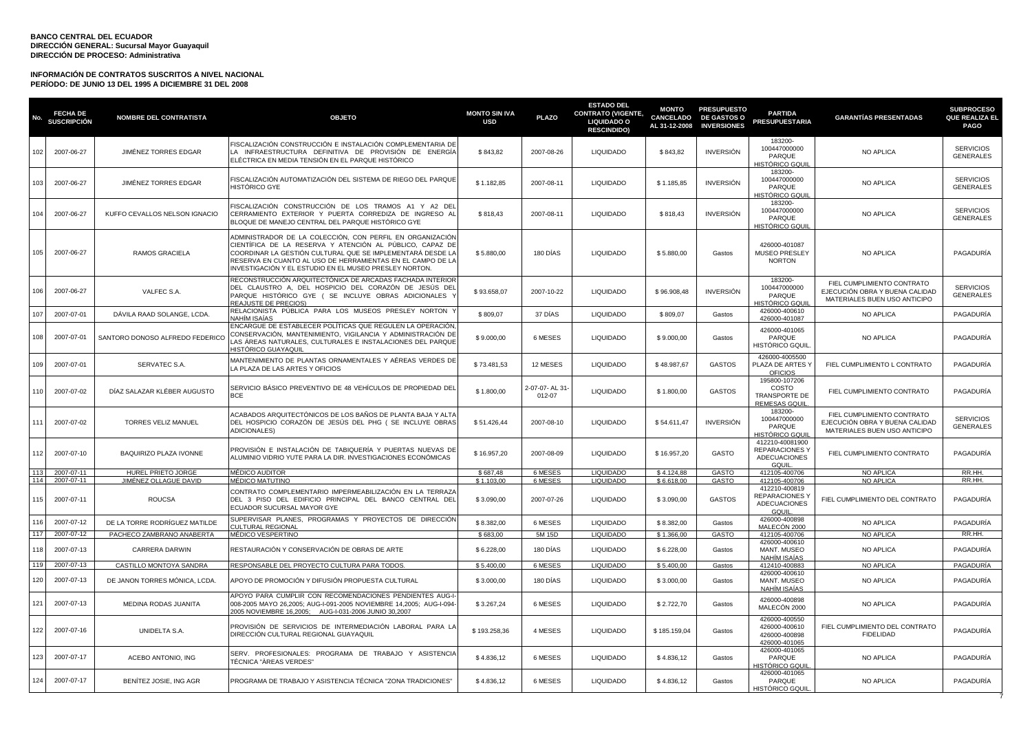**BANCO CENTRAL DEL ECUADOR**
**DIRECCIÓN GENERAL: Sucursal Mayor Guayaquil**
**DIRECCIÓN DE PROCESO: Administrativa**

**INFORMACIÓN DE CONTRATOS SUSCRITOS A NIVEL NACIONAL**
**PERÍODO: DE JUNIO 13 DEL 1995 A DICIEMBRE 31 DEL 2008**

| No. | FECHA DE SUSCRIPCIÓN | NOMBRE DEL CONTRATISTA | OBJETO | MONTO SIN IVA USD | PLAZO | ESTADO DEL CONTRATO (VIGENTE, LIQUIDADO O RESCINDIDO) | MONTO CANCELADO AL 31-12-2008 | PRESUPUESTO DE GASTOS O INVERSIONES | PARTIDA PRESUPUESTARIA | GARANTÍAS PRESENTADAS | SUBPROCESO QUE REALIZA EL PAGO |
|---|---|---|---|---|---|---|---|---|---|---|---|
| 102 | 2007-06-27 | JIMÉNEZ TORRES EDGAR | FISCALIZACIÓN CONSTRUCCIÓN E INSTALACIÓN COMPLEMENTARIA DE LA INFRAESTRUCTURA DEFINITIVA DE PROVISIÓN DE ENERGÍA ELÉCTRICA EN MEDIA TENSIÓN EN EL PARQUE HISTÓRICO | $ 843,82 | 2007-08-26 | LIQUIDADO | $ 843,82 | INVERSIÓN | 183200-100447000000 PARQUE HISTÓRICO GQUIL | NO APLICA | SERVICIOS GENERALES |
| 103 | 2007-06-27 | JIMÉNEZ TORRES EDGAR | FISCALIZACIÓN AUTOMATIZACIÓN DEL SISTEMA DE RIEGO DEL PARQUE HISTÓRICO GYE | $ 1.182,85 | 2007-08-11 | LIQUIDADO | $ 1.185,85 | INVERSIÓN | 183200-100447000000 PARQUE HISTÓRICO GQUIL | NO APLICA | SERVICIOS GENERALES |
| 104 | 2007-06-27 | KUFFO CEVALLOS NELSON IGNACIO | FISCALIZACIÓN CONSTRUCCIÓN DE LOS TRAMOS A1 Y A2 DEL CERRAMIENTO EXTERIOR Y PUERTA CORREDIZA DE INGRESO AL BLOQUE DE MANEJO CENTRAL DEL PARQUE HISTÓRICO GYE | $ 818,43 | 2007-08-11 | LIQUIDADO | $ 818,43 | INVERSIÓN | 183200-100447000000 PARQUE HISTÓRICO GQUIL | NO APLICA | SERVICIOS GENERALES |
| 105 | 2007-06-27 | RAMOS GRACIELA | ADMINISTRADOR DE LA COLECCIÓN, CON PERFIL EN ORGANIZACIÓN CIENTÍFICA DE LA RESERVA Y ATENCIÓN AL PÚBLICO, CAPAZ DE COORDINAR LA GESTIÓN CULTURAL QUE SE IMPLEMENTARÁ DESDE LA RESERVA EN CUANTO AL USO DE HERRAMIENTAS EN EL CAMPO DE LA INVESTIGACIÓN Y EL ESTUDIO EN EL MUSEO PRESLEY NORTON. | $ 5.880,00 | 180 DÍAS | LIQUIDADO | $ 5.880,00 | Gastos | 426000-401087 MUSEO PRESLEY NORTON | NO APLICA | PAGADURÍA |
| 106 | 2007-06-27 | VALFEC S.A. | RECONSTRUCCIÓN ARQUITECTÓNICA DE ARCADAS FACHADA INTERIOR DEL CLAUSTRO A, DEL HOSPICIO DEL CORAZÓN DE JESÚS DEL PARQUE HISTÓRICO GYE ( SE INCLUYE OBRAS ADICIONALES Y REAJUSTE DE PRECIOS) | $ 93.658,07 | 2007-10-22 | LIQUIDADO | $ 96.908,48 | INVERSIÓN | 183200-100447000000 PARQUE HISTÓRICO GQUIL | FIEL CUMPLIMIENTO CONTRATO EJECUCIÓN OBRA Y BUENA CALIDAD MATERIALES BUEN USO ANTICIPO | SERVICIOS GENERALES |
| 107 | 2007-07-01 | DÁVILA RAAD SOLANGE, LCDA. | RELACIONISTA PÚBLICA PARA LOS MUSEOS PRESLEY NORTON Y NAHÍM ISAÍAS | $ 809,07 | 37 DÍAS | LIQUIDADO | $ 809,07 | Gastos | 426000-400610 426000-401087 | NO APLICA | PAGADURÍA |
| 108 | 2007-07-01 | SANTORO DONOSO ALFREDO FEDERICO | ENCARGUE DE ESTABLECER POLÍTICAS QUE REGULEN LA OPERACIÓN, CONSERVACIÓN, MANTENIMIENTO, VIGILANCIA Y ADMINISTRACIÓN DE LAS ÁREAS NATURALES, CULTURALES E INSTALACIONES DEL PARQUE HISTÓRICO GUAYAQUIL | $ 9.000,00 | 6 MESES | LIQUIDADO | $ 9.000,00 | Gastos | 426000-401065 PARQUE HISTÓRICO GQUIL. | NO APLICA | PAGADURÍA |
| 109 | 2007-07-01 | SERVATEC S.A. | MANTENIMIENTO DE PLANTAS ORNAMENTALES Y AÉREAS VERDES DE LA PLAZA DE LAS ARTES Y OFICIOS | $ 73.481,53 | 12 MESES | LIQUIDADO | $ 48.987,67 | GASTOS | 426000-4005500 PLAZA DE ARTES Y OFICIOS | FIEL CUMPLIMIENTO L CONTRATO | PAGADURÍA |
| 110 | 2007-07-02 | DÍAZ SALAZAR KLÉBER AUGUSTO | SERVICIO BÁSICO PREVENTIVO DE 48 VEHÍCULOS DE PROPIEDAD DEL BCE | $ 1.800,00 | 2-07-07- AL 31-012-07 | LIQUIDADO | $ 1.800,00 | GASTOS | 195800-107206 COSTO TRANSPORTE DE REMESAS GQUIL. | FIEL CUMPLIMIENTO CONTRATO | PAGADURÍA |
| 111 | 2007-07-02 | TORRES VELIZ MANUEL | ACABADOS ARQUITECTÓNICOS DE LOS BAÑOS DE PLANTA BAJA Y ALTA DEL HOSPICIO CORAZÓN DE JESÚS DEL PHG ( SE INCLUYE OBRAS ADICIONALES) | $ 51.426,44 | 2007-08-10 | LIQUIDADO | $ 54.611,47 | INVERSIÓN | 183200-100447000000 PARQUE HISTÓRICO GQUIL | FIEL CUMPLIMIENTO CONTRATO EJECUCIÓN OBRA Y BUENA CALIDAD MATERIALES BUEN USO ANTICIPO | SERVICIOS GENERALES |
| 112 | 2007-07-10 | BAQUIRIZO PLAZA IVONNE | PROVISIÓN E INSTALACIÓN DE TABIQUERÍA Y PUERTAS NUEVAS DE ALUMINIO VIDRIO YUTE PARA LA DIR. INVESTIGACIONES ECONÓMICAS | $ 16.957,20 | 2007-08-09 | LIQUIDADO | $ 16.957,20 | GASTO | 412210-40081900 REPARACIONES Y ADECUACIONES GQUIL. | FIEL CUMPLIMIENTO CONTRATO | PAGADURÍA |
| 113 | 2007-07-11 | HUREL PRIETO JORGE | MÉDICO AUDITOR | $ 687,48 | 6 MESES | LIQUIDADO | $ 4.124,88 | GASTO | 412105-400706 | NO APLICA | RR.HH. |
| 114 | 2007-07-11 | JIMÉNEZ OLLAGUE DAVID | MÉDICO MATUTINO | $ 1.103,00 | 6 MESES | LIQUIDADO | $ 6.618,00 | GASTO | 412105-400706 | NO APLICA | RR.HH. |
| 115 | 2007-07-11 | ROUCSA | CONTRATO COMPLEMENTARIO IMPERMEABILIZACIÓN EN LA TERRAZA DEL 3 PISO DEL EDIFICIO PRINCIPAL DEL BANCO CENTRAL DEL ECUADOR SUCURSAL MAYOR GYE | $ 3.090,00 | 2007-07-26 | LIQUIDADO | $ 3.090,00 | GASTOS | 412210-400819 REPARACIONES Y ADECUACIONES GQUIL. | FIEL CUMPLIMIENTO DEL CONTRATO | PAGADURÍA |
| 116 | 2007-07-12 | DE LA TORRE RODRÍGUEZ MATILDE | SUPERVISAR PLANES, PROGRAMAS Y PROYECTOS DE DIRECCIÓN CULTURAL REGIONAL | $ 8.382,00 | 6 MESES | LIQUIDADO | $ 8.382,00 | Gastos | 426000-400898 MALECÓN 2000 | NO APLICA | PAGADURÍA |
| 117 | 2007-07-12 | PACHECO ZAMBRANO ANABERTA | MÉDICO VESPERTINO | $ 683,00 | 5M 15D | LIQUIDADO | $ 1.366,00 | GASTO | 412105-400706 | NO APLICA | RR.HH. |
| 118 | 2007-07-13 | CARRERA DARWIN | RESTAURACIÓN Y CONSERVACIÓN DE OBRAS DE ARTE | $ 6.228,00 | 180 DÍAS | LIQUIDADO | $ 6.228,00 | Gastos | 426000-400610 MANT. MUSEO NAHÍM ISAÍAS | NO APLICA | PAGADURÍA |
| 119 | 2007-07-13 | CASTILLO MONTOYA SANDRA | RESPONSABLE DEL PROYECTO CULTURA PARA TODOS. | $ 5.400,00 | 6 MESES | LIQUIDADO | $ 5.400,00 | Gastos | 412410-400883 | NO APLICA | PAGADURÍA |
| 120 | 2007-07-13 | DE JANON TORRES MÓNICA, LCDA. | APOYO DE PROMOCIÓN Y DIFUSIÓN PROPUESTA CULTURAL | $ 3.000,00 | 180 DÍAS | LIQUIDADO | $ 3.000,00 | Gastos | 426000-400610 MANT. MUSEO NAHÍM ISAÍAS | NO APLICA | PAGADURÍA |
| 121 | 2007-07-13 | MEDINA RODAS JUANITA | APOYO PARA CUMPLIR CON RECOMENDACIONES PENDIENTES AUG-I-008-2005 MAYO 26,2005; AUG-I-091-2005 NOVIEMBRE 14,2005; AUG-I-094-2005 NOVIEMBRE 16,2005; AUG-I-031-2006 JUNIO 30,2007 | $ 3.267,24 | 6 MESES | LIQUIDADO | $ 2.722,70 | Gastos | 426000-400898 MALECÓN 2000 | NO APLICA | PAGADURÍA |
| 122 | 2007-07-16 | UNIDELTA S.A. | PROVISIÓN DE SERVICIOS DE INTERMEDIACIÓN LABORAL PARA LA DIRECCIÓN CULTURAL REGIONAL GUAYAQUIL | $ 193.258,36 | 4 MESES | LIQUIDADO | $ 185.159,04 | Gastos | 426000-400550 426000-400610 426000-400898 426000-401065 | FIEL CUMPLIMIENTO DEL CONTRATO FIDELIDAD | PAGADURÍA |
| 123 | 2007-07-17 | ACEBO ANTONIO, ING | SERV. PROFESIONALES: PROGRAMA DE TRABAJO Y ASISTENCIA TÉCNICA "ÁREAS VERDES" | $ 4.836,12 | 6 MESES | LIQUIDADO | $ 4.836,12 | Gastos | 426000-401065 PARQUE HISTÓRICO GQUIL. | NO APLICA | PAGADURÍA |
| 124 | 2007-07-17 | BENÍTEZ JOSIE, ING AGR | PROGRAMA DE TRABAJO Y ASISTENCIA TÉCNICA "ZONA TRADICIONES" | $ 4.836,12 | 6 MESES | LIQUIDADO | $ 4.836,12 | Gastos | 426000-401065 PARQUE HISTÓRICO GQUIL. | NO APLICA | PAGADURÍA |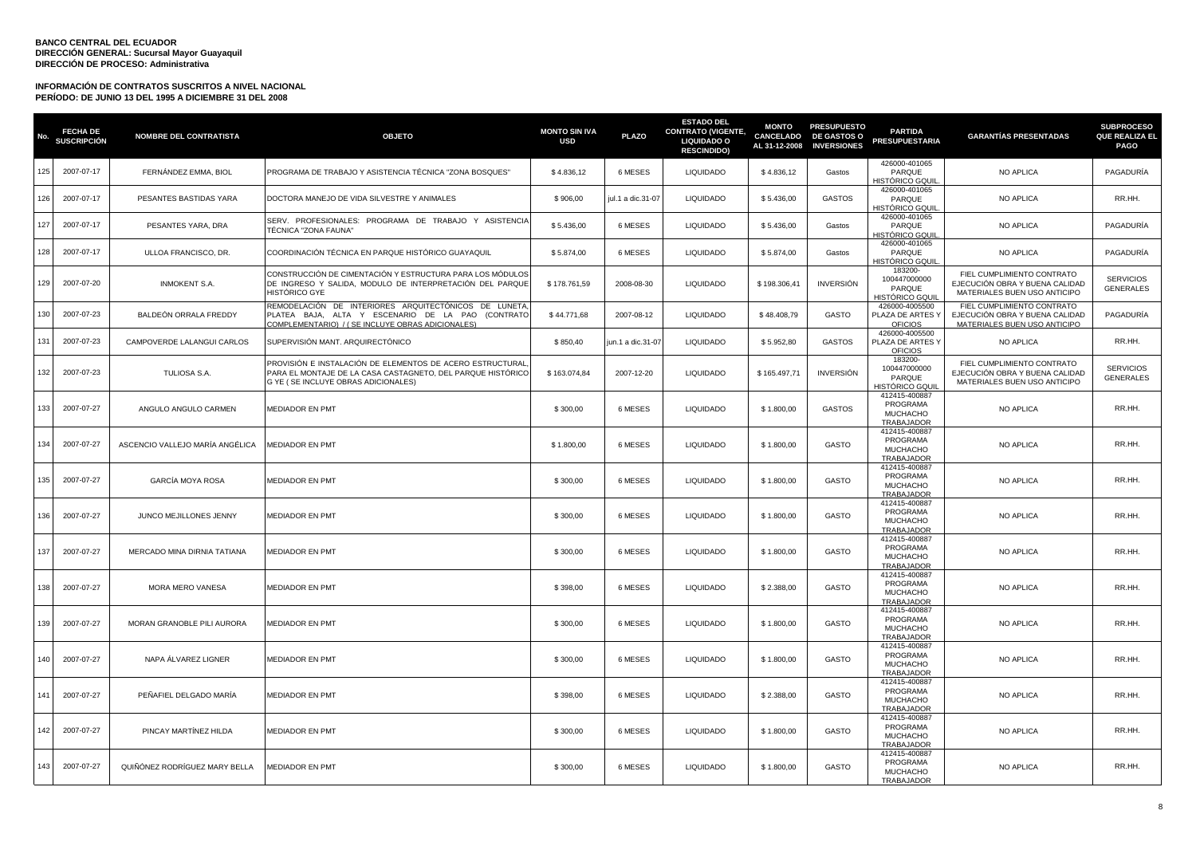**BANCO CENTRAL DEL ECUADOR**
**DIRECCIÓN GENERAL: Sucursal Mayor Guayaquil**
**DIRECCIÓN DE PROCESO: Administrativa**

**INFORMACIÓN DE CONTRATOS SUSCRITOS A NIVEL NACIONAL**
**PERÍODO: DE JUNIO 13 DEL 1995 A DICIEMBRE 31 DEL 2008**

| No. | FECHA DE SUSCRIPCIÓN | NOMBRE DEL CONTRATISTA | OBJETO | MONTO SIN IVA USD | PLAZO | ESTADO DEL CONTRATO (VIGENTE, LIQUIDADO O RESCINDIDO) | MONTO CANCELADO AL 31-12-2008 | PRESUPUESTO DE GASTOS O INVERSIONES | PARTIDA PRESUPUESTARIA | GARANTÍAS PRESENTADAS | SUBPROCESO QUE REALIZA EL PAGO |
|---|---|---|---|---|---|---|---|---|---|---|---|
| 125 | 2007-07-17 | FERNÁNDEZ EMMA, BIOL | PROGRAMA DE TRABAJO Y ASISTENCIA TÉCNICA "ZONA BOSQUES" | $ 4.836,12 | 6 MESES | LIQUIDADO | $ 4.836,12 | Gastos | 426000-401065 PARQUE HISTÓRICO GQUIL. | NO APLICA | PAGADURÍA |
| 126 | 2007-07-17 | PESANTES BASTIDAS YARA | DOCTORA MANEJO DE VIDA SILVESTRE Y ANIMALES | $ 906,00 | jul.1 a dic.31-07 | LIQUIDADO | $ 5.436,00 | GASTOS | 426000-401065 PARQUE HISTÓRICO GQUIL. | NO APLICA | RR.HH. |
| 127 | 2007-07-17 | PESANTES YARA, DRA | SERV. PROFESIONALES: PROGRAMA DE TRABAJO Y ASISTENCIA TÉCNICA "ZONA FAUNA" | $ 5.436,00 | 6 MESES | LIQUIDADO | $ 5.436,00 | Gastos | 426000-401065 PARQUE HISTÓRICO GQUIL. | NO APLICA | PAGADURÍA |
| 128 | 2007-07-17 | ULLOA FRANCISCO, DR. | COORDINACIÓN TÉCNICA EN PARQUE HISTÓRICO GUAYAQUIL | $ 5.874,00 | 6 MESES | LIQUIDADO | $ 5.874,00 | Gastos | 426000-401065 PARQUE HISTÓRICO GQUIL. | NO APLICA | PAGADURÍA |
| 129 | 2007-07-20 | INMOKENT S.A. | CONSTRUCCIÓN DE CIMENTACIÓN Y ESTRUCTURA PARA LOS MÓDULOS DE INGRESO Y SALIDA, MODULO DE INTERPRETACIÓN DEL PARQUE HISTÓRICO GYE | $ 178.761,59 | 2008-08-30 | LIQUIDADO | $ 198.306,41 | INVERSIÓN | 183200-100447000000 PARQUE HISTÓRICO GQUIL | FIEL CUMPLIMIENTO CONTRATO EJECUCIÓN OBRA Y BUENA CALIDAD MATERIALES BUEN USO ANTICIPO | SERVICIOS GENERALES |
| 130 | 2007-07-23 | BALDEÓN ORRALA FREDDY | REMODELACIÓN DE INTERIORES ARQUITECTÓNICOS DE LUNETA, PLATEA BAJA, ALTA Y ESCENARIO DE LA PAO (CONTRATO COMPLEMENTARIO) / ( SE INCLUYE OBRAS ADICIONALES) | $ 44.771,68 | 2007-08-12 | LIQUIDADO | $ 48.408,79 | GASTO | 426000-4005500 PLAZA DE ARTES Y OFICIOS | FIEL CUMPLIMIENTO CONTRATO EJECUCIÓN OBRA Y BUENA CALIDAD MATERIALES BUEN USO ANTICIPO | PAGADURÍA |
| 131 | 2007-07-23 | CAMPOVERDE LALANGUI CARLOS | SUPERVISIÓN MANT. ARQUIRECTÓNICO | $ 850,40 | jun.1 a dic.31-07 | LIQUIDADO | $ 5.952,80 | GASTOS | 426000-4005500 PLAZA DE ARTES Y OFICIOS | NO APLICA | RR.HH. |
| 132 | 2007-07-23 | TULIOSA S.A. | PROVISIÓN E INSTALACIÓN DE ELEMENTOS DE ACERO ESTRUCTURAL, PARA EL MONTAJE DE LA CASA CASTAGNETO, DEL PARQUE HISTÓRICO G YE ( SE INCLUYE OBRAS ADICIONALES) | $ 163.074,84 | 2007-12-20 | LIQUIDADO | $ 165.497,71 | INVERSIÓN | 183200-100447000000 PARQUE HISTÓRICO GQUIL | FIEL CUMPLIMIENTO CONTRATO EJECUCIÓN OBRA Y BUENA CALIDAD MATERIALES BUEN USO ANTICIPO | SERVICIOS GENERALES |
| 133 | 2007-07-27 | ANGULO ANGULO CARMEN | MEDIADOR EN PMT | $ 300,00 | 6 MESES | LIQUIDADO | $ 1.800,00 | GASTOS | 412415-400887 PROGRAMA MUCHACHO TRABAJADOR | NO APLICA | RR.HH. |
| 134 | 2007-07-27 | ASCENCIO VALLEJO MARÍA ANGÉLICA | MEDIADOR EN PMT | $ 1.800,00 | 6 MESES | LIQUIDADO | $ 1.800,00 | GASTO | 412415-400887 PROGRAMA MUCHACHO TRABAJADOR | NO APLICA | RR.HH. |
| 135 | 2007-07-27 | GARCÍA MOYA ROSA | MEDIADOR EN PMT | $ 300,00 | 6 MESES | LIQUIDADO | $ 1.800,00 | GASTO | 412415-400887 PROGRAMA MUCHACHO TRABAJADOR | NO APLICA | RR.HH. |
| 136 | 2007-07-27 | JUNCO MEJILLONES JENNY | MEDIADOR EN PMT | $ 300,00 | 6 MESES | LIQUIDADO | $ 1.800,00 | GASTO | 412415-400887 PROGRAMA MUCHACHO TRABAJADOR | NO APLICA | RR.HH. |
| 137 | 2007-07-27 | MERCADO MINA DIRNIA TATIANA | MEDIADOR EN PMT | $ 300,00 | 6 MESES | LIQUIDADO | $ 1.800,00 | GASTO | 412415-400887 PROGRAMA MUCHACHO TRABAJADOR | NO APLICA | RR.HH. |
| 138 | 2007-07-27 | MORA MERO VANESA | MEDIADOR EN PMT | $ 398,00 | 6 MESES | LIQUIDADO | $ 2.388,00 | GASTO | 412415-400887 PROGRAMA MUCHACHO TRABAJADOR | NO APLICA | RR.HH. |
| 139 | 2007-07-27 | MORAN GRANOBLE PILI AURORA | MEDIADOR EN PMT | $ 300,00 | 6 MESES | LIQUIDADO | $ 1.800,00 | GASTO | 412415-400887 PROGRAMA MUCHACHO TRABAJADOR | NO APLICA | RR.HH. |
| 140 | 2007-07-27 | NAPA ÁLVAREZ LIGNER | MEDIADOR EN PMT | $ 300,00 | 6 MESES | LIQUIDADO | $ 1.800,00 | GASTO | 412415-400887 PROGRAMA MUCHACHO TRABAJADOR | NO APLICA | RR.HH. |
| 141 | 2007-07-27 | PEÑAFIEL DELGADO MARÍA | MEDIADOR EN PMT | $ 398,00 | 6 MESES | LIQUIDADO | $ 2.388,00 | GASTO | 412415-400887 PROGRAMA MUCHACHO TRABAJADOR | NO APLICA | RR.HH. |
| 142 | 2007-07-27 | PINCAY MARTÍNEZ HILDA | MEDIADOR EN PMT | $ 300,00 | 6 MESES | LIQUIDADO | $ 1.800,00 | GASTO | 412415-400887 PROGRAMA MUCHACHO TRABAJADOR | NO APLICA | RR.HH. |
| 143 | 2007-07-27 | QUIÑÓNEZ RODRÍGUEZ MARY BELLA | MEDIADOR EN PMT | $ 300,00 | 6 MESES | LIQUIDADO | $ 1.800,00 | GASTO | 412415-400887 PROGRAMA MUCHACHO TRABAJADOR | NO APLICA | RR.HH. |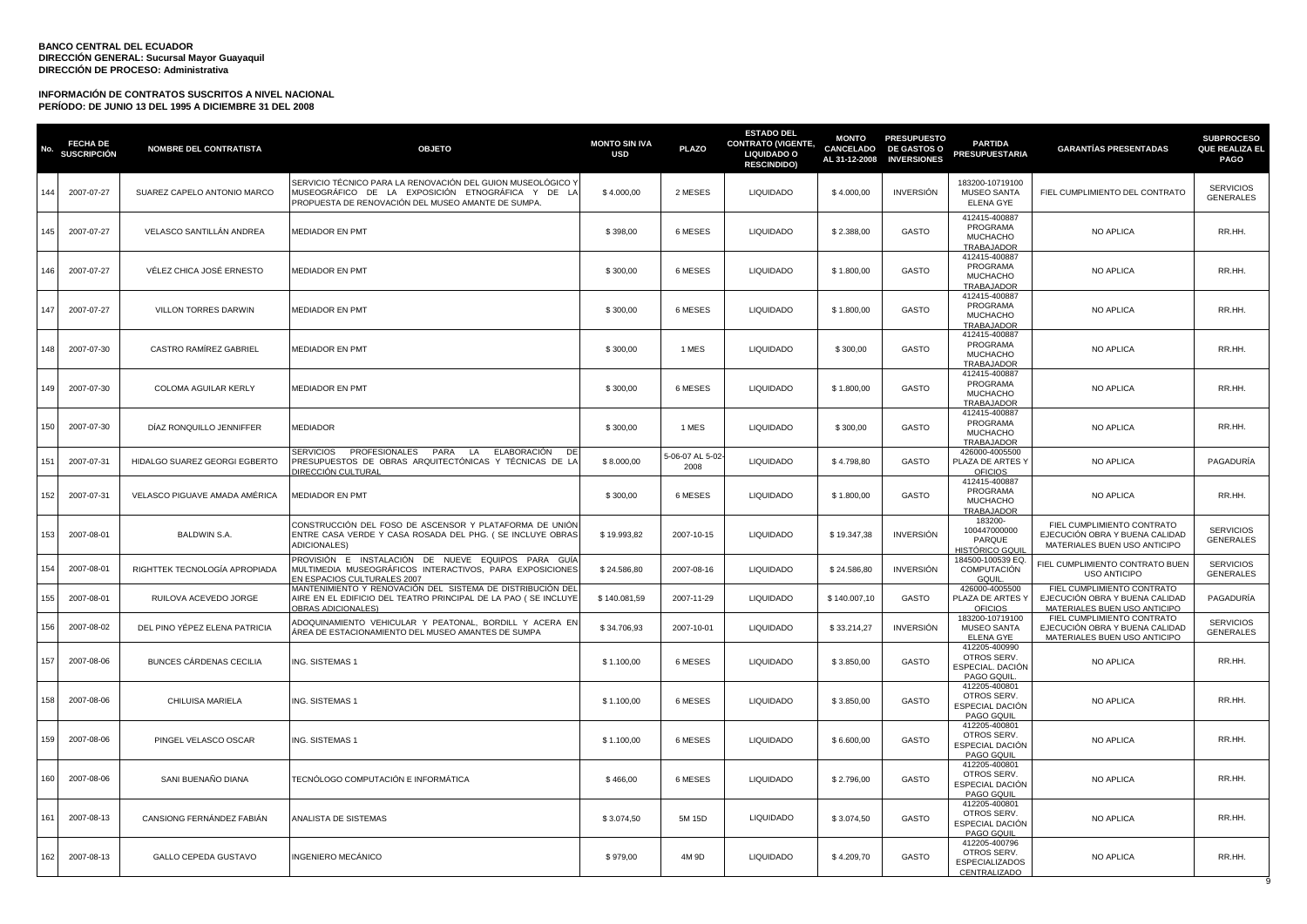**BANCO CENTRAL DEL ECUADOR**
**DIRECCIÓN GENERAL: Sucursal Mayor Guayaquil**
**DIRECCIÓN DE PROCESO: Administrativa**

**INFORMACIÓN DE CONTRATOS SUSCRITOS A NIVEL NACIONAL**
**PERÍODO: DE JUNIO 13 DEL 1995 A DICIEMBRE 31 DEL 2008**

| No. | FECHA DE SUSCRIPCIÓN | NOMBRE DEL CONTRATISTA | OBJETO | MONTO SIN IVA USD | PLAZO | ESTADO DEL CONTRATO (VIGENTE, LIQUIDADO O RESCINDIDO) | MONTO CANCELADO AL 31-12-2008 | PRESUPUESTO DE GASTOS O INVERSIONES | PARTIDA PRESUPUESTARIA | GARANTÍAS PRESENTADAS | SUBPROCESO QUE REALIZA EL PAGO |
|---|---|---|---|---|---|---|---|---|---|---|---|
| 144 | 2007-07-27 | SUAREZ CAPELO ANTONIO MARCO | SERVICIO TÉCNICO PARA LA RENOVACIÓN DEL GUION MUSEOLÓGICO Y MUSEOGRÁFICO DE LA EXPOSICIÓN ETNOGRÁFICA Y DE LA PROPUESTA DE RENOVACIÓN DEL MUSEO AMANTE DE SUMPA. | $ 4.000,00 | 2 MESES | LIQUIDADO | $ 4.000,00 | INVERSIÓN | 183200-10719100 MUSEO SANTA ELENA GYE | FIEL CUMPLIMIENTO DEL CONTRATO | SERVICIOS GENERALES |
| 145 | 2007-07-27 | VELASCO SANTILLÁN ANDREA | MEDIADOR EN PMT | $ 398,00 | 6 MESES | LIQUIDADO | $ 2.388,00 | GASTO | 412415-400887 PROGRAMA MUCHACHO TRABAJADOR | NO APLICA | RR.HH. |
| 146 | 2007-07-27 | VÉLEZ CHICA JOSÉ ERNESTO | MEDIADOR EN PMT | $ 300,00 | 6 MESES | LIQUIDADO | $ 1.800,00 | GASTO | 412415-400887 PROGRAMA MUCHACHO TRABAJADOR | NO APLICA | RR.HH. |
| 147 | 2007-07-27 | VILLON TORRES DARWIN | MEDIADOR EN PMT | $ 300,00 | 6 MESES | LIQUIDADO | $ 1.800,00 | GASTO | 412415-400887 PROGRAMA MUCHACHO TRABAJADOR | NO APLICA | RR.HH. |
| 148 | 2007-07-30 | CASTRO RAMÍREZ GABRIEL | MEDIADOR EN PMT | $ 300,00 | 1 MES | LIQUIDADO | $ 300,00 | GASTO | 412415-400887 PROGRAMA MUCHACHO TRABAJADOR | NO APLICA | RR.HH. |
| 149 | 2007-07-30 | COLOMA AGUILAR KERLY | MEDIADOR EN PMT | $ 300,00 | 6 MESES | LIQUIDADO | $ 1.800,00 | GASTO | 412415-400887 PROGRAMA MUCHACHO TRABAJADOR | NO APLICA | RR.HH. |
| 150 | 2007-07-30 | DÍAZ RONQUILLO JENNIFFER | MEDIADOR | $ 300,00 | 1 MES | LIQUIDADO | $ 300,00 | GASTO | 412415-400887 PROGRAMA MUCHACHO TRABAJADOR | NO APLICA | RR.HH. |
| 151 | 2007-07-31 | HIDALGO SUAREZ GEORGI EGBERTO | SERVICIOS PROFESIONALES PARA LA ELABORACIÓN DE PRESUPUESTOS DE OBRAS ARQUITECTÓNICAS Y TÉCNICAS DE LA DIRECCIÓN CULTURAL | $ 8.000,00 | 5-06-07 AL 5-02-2008 | LIQUIDADO | $ 4.798,80 | GASTO | 426000-4005500 PLAZA DE ARTES Y OFICIOS | NO APLICA | PAGADURÍA |
| 152 | 2007-07-31 | VELASCO PIGUAVE AMADA AMÉRICA | MEDIADOR EN PMT | $ 300,00 | 6 MESES | LIQUIDADO | $ 1.800,00 | GASTO | 412415-400887 PROGRAMA MUCHACHO TRABAJADOR | NO APLICA | RR.HH. |
| 153 | 2007-08-01 | BALDWIN S.A. | CONSTRUCCIÓN DEL FOSO DE ASCENSOR Y PLATAFORMA DE UNIÓN ENTRE CASA VERDE Y CASA ROSADA DEL PHG. ( SE INCLUYE OBRAS ADICIONALES) | $ 19.993,82 | 2007-10-15 | LIQUIDADO | $ 19.347,38 | INVERSIÓN | 183200-100447000000 PARQUE HISTÓRICO GQUIL | FIEL CUMPLIMIENTO CONTRATO EJECUCIÓN OBRA Y BUENA CALIDAD MATERIALES BUEN USO ANTICIPO | SERVICIOS GENERALES |
| 154 | 2007-08-01 | RIGHTTEK TECNOLOGÍA APROPIADA | PROVISIÓN E INSTALACIÓN DE NUEVE EQUIPOS PARA GUÍA MULTIMEDIA MUSEOGRÁFICOS INTERACTIVOS, PARA EXPOSICIONES EN ESPACIOS CULTURALES 2007 | $ 24.586,80 | 2007-08-16 | LIQUIDADO | $ 24.586,80 | INVERSIÓN | 184500-100539 EQ. COMPUTACIÓN GQUIL. | FIEL CUMPLIMIENTO CONTRATO BUEN USO ANTICIPO | SERVICIOS GENERALES |
| 155 | 2007-08-01 | RUILOVA ACEVEDO JORGE | MANTENIMIENTO Y RENOVACIÓN DEL SISTEMA DE DISTRIBUCIÓN DEL AIRE EN EL EDIFICIO DEL TEATRO PRINCIPAL DE LA PAO ( SE INCLUYE OBRAS ADICIONALES) | $ 140.081,59 | 2007-11-29 | LIQUIDADO | $ 140.007,10 | GASTO | 426000-4005500 PLAZA DE ARTES Y OFICIOS | FIEL CUMPLIMIENTO CONTRATO EJECUCIÓN OBRA Y BUENA CALIDAD MATERIALES BUEN USO ANTICIPO | PAGADURÍA |
| 156 | 2007-08-02 | DEL PINO YÉPEZ ELENA PATRICIA | ADOQUINAMIENTO VEHICULAR Y PEATONAL, BORDILL Y ACERA EN ÁREA DE ESTACIONAMIENTO DEL MUSEO AMANTES DE SUMPA | $ 34.706,93 | 2007-10-01 | LIQUIDADO | $ 33.214,27 | INVERSIÓN | 183200-10719100 MUSEO SANTA ELENA GYE | FIEL CUMPLIMIENTO CONTRATO EJECUCIÓN OBRA Y BUENA CALIDAD MATERIALES BUEN USO ANTICIPO | SERVICIOS GENERALES |
| 157 | 2007-08-06 | BUNCES CÁRDENAS CECILIA | ING. SISTEMAS 1 | $ 1.100,00 | 6 MESES | LIQUIDADO | $ 3.850,00 | GASTO | 412205-400990 OTROS SERV. ESPECIAL. DACIÓN PAGO GQUIL. | NO APLICA | RR.HH. |
| 158 | 2007-08-06 | CHILUISA MARIELA | ING. SISTEMAS 1 | $ 1.100,00 | 6 MESES | LIQUIDADO | $ 3.850,00 | GASTO | 412205-400801 OTROS SERV. ESPECIAL DACIÓN PAGO GQUIL | NO APLICA | RR.HH. |
| 159 | 2007-08-06 | PINGEL VELASCO OSCAR | ING. SISTEMAS 1 | $ 1.100,00 | 6 MESES | LIQUIDADO | $ 6.600,00 | GASTO | 412205-400801 OTROS SERV. ESPECIAL DACIÓN PAGO GQUIL | NO APLICA | RR.HH. |
| 160 | 2007-08-06 | SANI BUENAÑO DIANA | TECNÓLOGO COMPUTACIÓN E INFORMÁTICA | $ 466,00 | 6 MESES | LIQUIDADO | $ 2.796,00 | GASTO | 412205-400801 OTROS SERV. ESPECIAL DACIÓN PAGO GQUIL | NO APLICA | RR.HH. |
| 161 | 2007-08-13 | CANSIONG FERNÁNDEZ FABIÁN | ANALISTA DE SISTEMAS | $ 3.074,50 | 5M 15D | LIQUIDADO | $ 3.074,50 | GASTO | 412205-400801 OTROS SERV. ESPECIAL DACIÓN PAGO GQUIL | NO APLICA | RR.HH. |
| 162 | 2007-08-13 | GALLO CEPEDA GUSTAVO | INGENIERO MECÁNICO | $ 979,00 | 4M 9D | LIQUIDADO | $ 4.209,70 | GASTO | 412205-400796 OTROS SERV. ESPECIALIZADOS CENTRALIZADO | NO APLICA | RR.HH. |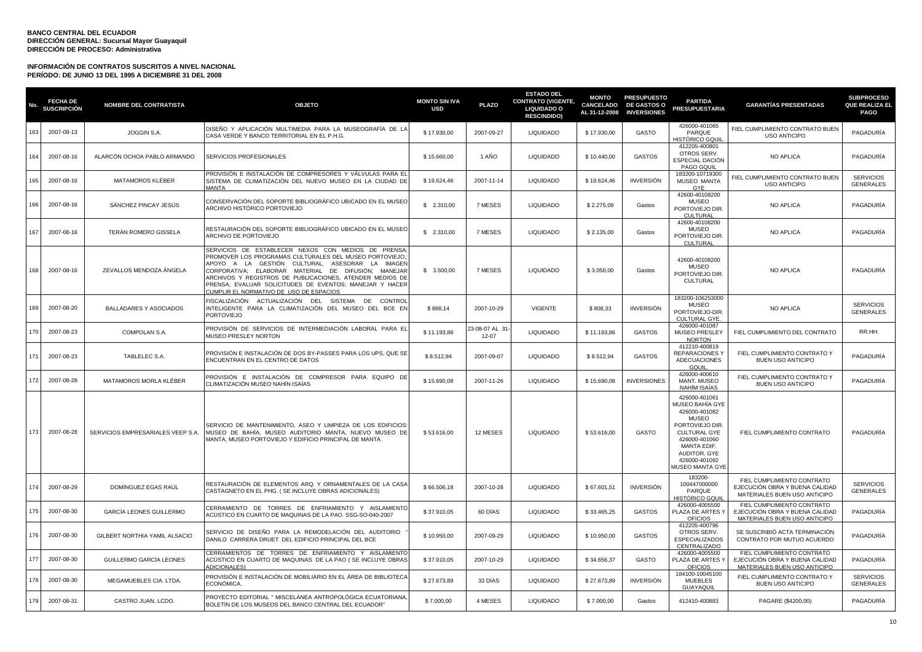**BANCO CENTRAL DEL ECUADOR**
**DIRECCIÓN GENERAL: Sucursal Mayor Guayaquil**
**DIRECCIÓN DE PROCESO: Administrativa**

**INFORMACIÓN DE CONTRATOS SUSCRITOS A NIVEL NACIONAL**
**PERÍODO: DE JUNIO 13 DEL 1995 A DICIEMBRE 31 DEL 2008**

| No. | FECHA DE SUSCRIPCIÓN | NOMBRE DEL CONTRATISTA | OBJETO | MONTO SIN IVA USD | PLAZO | ESTADO DEL CONTRATO (VIGENTE, LIQUIDADO O RESCINDIDO) | MONTO CANCELADO AL 31-12-2008 | PRESUPUESTO DE GASTOS O INVERSIONES | PARTIDA PRESUPUESTARIA | GARANTÍAS PRESENTADAS | SUBPROCESO QUE REALIZA EL PAGO |
|---|---|---|---|---|---|---|---|---|---|---|---|
| 163 | 2007-08-13 | JOGGIN S.A. | DISEÑO Y APLICACIÓN MULTIMEDIA PARA LA MUSEOGRAFÍA DE LA CASA VERDE Y BANCO TERRITORIAL EN EL P.H.G. | $ 17.930,00 | 2007-09-27 | LIQUIDADO | $ 17.930,00 | GASTO | 426000-401065 PARQUE HISTÓRICO GQUIL. | FIEL CUMPLIMIENTO CONTRATO BUEN USO ANTICIPO | PAGADURÍA |
| 164 | 2007-08-16 | ALARCÓN OCHOA PABLO ARMANDO | SERVICIOS PROFESIONALES | $ 15.660,00 | 1 AÑO | LIQUIDADO | $ 10.440,00 | GASTOS | 412205-400801 OTROS SERV. ESPECIAL DACIÓN PAGO GQUIL | NO APLICA | PAGADURÍA |
| 165 | 2007-08-16 | MATAMOROS KLÉBER | PROVISIÓN E INSTALACIÓN DE COMPRESORES Y VÁLVULAS PARA EL SISTEMA DE CLIMATIZACIÓN DEL NUEVO MUSEO EN LA CIUDAD DE MANTA | $ 19.624,46 | 2007-11-14 | LIQUIDADO | $ 19.624,46 | INVERSIÓN | 183200-10719300 MUSEO MANTA GYE | FIEL CUMPLIMIENTO CONTRATO BUEN USO ANTICIPO | SERVICIOS GENERALES |
| 166 | 2007-08-16 | SÁNCHEZ PINCAY JESÚS | CONSERVACIÓN DEL SOPORTE BIBLIOGRÁFICO UBICADO EN EL MUSEO ARCHIVO HISTÓRICO PORTOVIEJO | $ 2.310,00 | 7 MESES | LIQUIDADO | $ 2.275,09 | Gastos | 42600-40108200 MUSEO PORTOVIEJO DIR. CULTURAL | NO APLICA | PAGADURÍA |
| 167 | 2007-08-16 | TERÁN ROMERO GISSELA | RESTAURACIÓN DEL SOPORTE BIBLIOGRÁFICO UBICADO EN EL MUSEO ARCHIVO DE PORTOVIEJO | $ 2.310,00 | 7 MESES | LIQUIDADO | $ 2.135,00 | Gastos | 42600-40108200 MUSEO PORTOVIEJO DIR. CULTURAL | NO APLICA | PAGADURÍA |
| 168 | 2007-08-16 | ZEVALLOS MENDOZA ÁNGELA | SERVICIOS DE ESTABLECER NEXOS CON MEDIOS DE PRENSA; PROMOVER LOS PROGRAMAS CULTURALES DEL MUSEO PORTOVIEJO,; APOYO A LA GESTIÓN CULTURAL, ASESORAR LA IMAGEN CORPORATIVA; ELABORAR MATERIAL DE DIFUSIÓN; MANEJAR ARCHIVOS Y REGISTROS DE PUBLICACIONES, ATENDER MEDIOS DE PRENSA; EVALUAR SOLICITUDES DE EVENTOS; MANEJAR Y HACER CUMPLIR EL NORMATIVO DE USO DE ESPACIOS | $ 3.500,00 | 7 MESES | LIQUIDADO | $ 3.050,00 | Gastos | 42600-40108200 MUSEO PORTOVIEJO DIR. CULTURAL | NO APLICA | PAGADURÍA |
| 169 | 2007-08-20 | BALLADARES Y ASOCIADOS | FISCALIZACIÓN ACTUALIZACIÓN DEL SISTEMA DE CONTROL INTELIGENTE PARA LA CLIMATIZACIÓN DEL MUSEO DEL BCE EN PORTOVIEJO | $ 898,14 | 2007-10-29 | VIGENTE | $ 808,33 | INVERSIÓN | 183200-106253000 MUSEO PORTOVIEJO-DIR. CULTURAL GYE. | NO APLICA | SERVICIOS GENERALES |
| 170 | 2007-08-23 | COMPOLAN S.A. | PROVISIÓN DE SERVICIOS DE INTERMEDIACIÓN LABORAL PARA EL MUSEO PRESLEY NORTON | $ 11.193,86 | 23-08-07 AL 31-12-07 | LIQUIDADO | $ 11.193,86 | GASTOS | 426000-401087 MUSEO PRESLEY NORTON | FIEL CUMPLIMIENTO DEL CONTRATO | RR.HH. |
| 171 | 2007-08-23 | TABLELEC S.A. | PROVISIÓN E INSTALACIÓN DE DOS BY-PASSES PARA LOS UPS, QUE SE ENCUENTRAN EN EL CENTRO DE DATOS | $ 8.512,94 | 2007-09-07 | LIQUIDADO | $ 8.512,94 | GASTOS | 412210-400819 REPARACIONES Y ADECUACIONES GQUIL. | FIEL CUMPLIMIENTO CONTRATO Y BUEN USO ANTICIPO | PAGADURÍA |
| 172 | 2007-08-28 | MATAMOROS MORLA KLÉBER | PROVISIÓN E INSTALACIÓN DE COMPRESOR PARA EQUIPO DE CLIMATIZACIÓN MUSEO NAHÍN ISAÍAS | $ 15.690,08 | 2007-11-26 | LIQUIDADO | $ 15.690,08 | INVERSIONES | 426000-400610 MANT. MUSEO NAHÍM ISAÍAS | FIEL CUMPLIMIENTO CONTRATO Y BUEN USO ANTICIPO | PAGADURÍA |
| 173 | 2007-08-28 | SERVICIOS EMPRESARIALES VEEP S.A. | SERVICIO DE MANTENIMIENTO, ASEO Y LIMPIEZA DE LOS EDIFICIOS: MUSEO DE BAHÍA, MUSEO AUDITORIO MANTA, NUEVO MUSEO DE MANTA, MUSEO PORTOVIEJO Y EDIFICIO PRINCIPAL DE MANTA | $ 53.616,00 | 12 MESES | LIQUIDADO | $ 53.616,00 | GASTO | 426000-401061 MUSEO BAHÍA GYE 426000-401082 MUSEO PORTOVIEJO DIR. CULTURAL GYE 426000-401060 MANTA EDIF. AUDITOR. GYE 426000-401092 MUSEO MANTA GYE | FIEL CUMPLIMIENTO CONTRATO | PAGADURÍA |
| 174 | 2007-08-29 | DOMÍNGUEZ EGAS RAÚL | RESTAURACIÓN DE ELEMENTOS ARQ. Y ORNAMENTALES DE LA CASA CASTAGNETO EN EL PHG. ( SE INCLUYE OBRAS ADICIONALES) | $ 66.506,18 | 2007-10-28 | LIQUIDADO | $ 67.601,51 | INVERSIÓN | 183200-100447000000 PARQUE HISTÓRICO GQUIL | FIEL CUMPLIMIENTO CONTRATO EJECUCIÓN OBRA Y BUENA CALIDAD MATERIALES BUEN USO ANTICIPO | SERVICIOS GENERALES |
| 175 | 2007-08-30 | GARCÍA LEONES GUILLERMO | CERRAMIENTO DE TORRES DE ENFRIAMIENTO Y AISLAMIENTO ACÚSTICO EN CUARTO DE MAQUINAS DE LA PAO. SSG-SO-040-2007 | $ 37.910,05 | 60 DÍAS | LIQUIDADO | $ 33.465,25 | GASTOS | 426000-4005500 PLAZA DE ARTES Y OFICIOS | FIEL CUMPLIMIENTO CONTRATO EJECUCIÓN OBRA Y BUENA CALIDAD MATERIALES BUEN USO ANTICIPO | PAGADURÍA |
| 176 | 2007-08-30 | GILBERT NORTHIA YAMIL ALSACIO | SERVICIO DE DISEÑO PARA LA REMODELACIÓN DEL AUDITORIO " DANILO CARRERA DRUET DEL EDIFICIO PRINCIPAL DEL BCE | $ 10.950,00 | 2007-09-29 | LIQUIDADO | $ 10.950,00 | GASTOS | 412205-400796 OTROS SERV. ESPECIALIZADOS CENTRALIZADO | SE SUSCRIBIÓ ACTA TERMINACIÓN CONTRATO POR MUTUO ACUERDO | PAGADURÍA |
| 177 | 2007-08-30 | GUILLERMO GARCÍA LEONES | CERRAMIENTOS DE TORRES DE ENFRIAMIENTO Y AISLAMIENTO ACÚSTICO EN CUARTO DE MAQUINAS DE LA PAO ( SE INCLUYE OBRAS ADICIONALES) | $ 37.910,05 | 2007-10-29 | LIQUIDADO | $ 34.656,37 | GASTO | 426000-4005500 PLAZA DE ARTES Y OFICIOS | FIEL CUMPLIMIENTO CONTRATO EJECUCIÓN OBRA Y BUENA CALIDAD MATERIALES BUEN USO ANTICIPO | PAGADURÍA |
| 178 | 2007-08-30 | MEGAMUEBLES CIA. LTDA. | PROVISIÓN E INSTALACIÓN DE MOBILIARIO EN EL ÁREA DE BIBLIOTECA ECONÓMICA. | $ 27.673,89 | 33 DÍAS | LIQUIDADO | $ 27.673,89 | INVERSIÓN | 184100-10045100 MUEBLES GUAYAQUIL | FIEL CUMPLIMIENTO CONTRATO Y BUEN USO ANTICIPO | SERVICIOS GENERALES |
| 179 | 2007-08-31 | CASTRO JUAN, LCDO. | PROYECTO EDITORIAL " MISCELÁNEA ANTROPOLÓGICA ECUATORIANA, BOLETÍN DE LOS MUSEOS DEL BANCO CENTRAL DEL ECUADOR" | $ 7.000,00 | 4 MESES | LIQUIDADO | $ 7.000,00 | Gastos | 412410-400883 | PAGARE ($4200,00) | PAGADURÍA |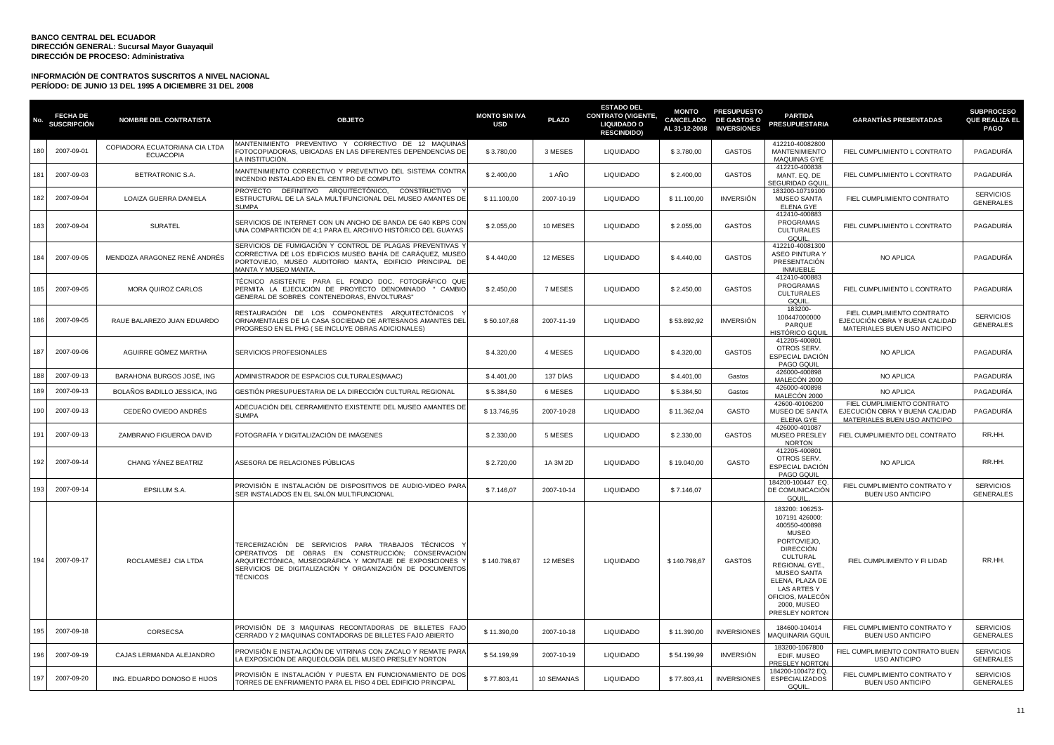**BANCO CENTRAL DEL ECUADOR**
**DIRECCIÓN GENERAL: Sucursal Mayor Guayaquil**
**DIRECCIÓN DE PROCESO: Administrativa**

**INFORMACIÓN DE CONTRATOS SUSCRITOS A NIVEL NACIONAL**
**PERÍODO: DE JUNIO 13 DEL 1995 A DICIEMBRE 31 DEL 2008**

| No. | FECHA DE SUSCRIPCIÓN | NOMBRE DEL CONTRATISTA | OBJETO | MONTO SIN IVA USD | PLAZO | ESTADO DEL CONTRATO (VIGENTE, LIQUIDADO O RESCINDIDO) | MONTO CANCELADO AL 31-12-2008 | PRESUPUESTO DE GASTOS O INVERSIONES | PARTIDA PRESUPUESTARIA | GARANTÍAS PRESENTADAS | SUBPROCESO QUE REALIZA EL PAGO |
|---|---|---|---|---|---|---|---|---|---|---|---|
| 180 | 2007-09-01 | COPIADORA ECUATORIANA CIA LTDA ECUACOPIA | MANTENIMIENTO PREVENTIVO Y CORRECTIVO DE 12 MAQUINAS FOTOCOPIADORAS, UBICADAS EN LAS DIFERENTES DEPENDENCIAS DE LA INSTITUCIÓN. | $ 3.780,00 | 3 MESES | LIQUIDADO | $ 3.780,00 | GASTOS | 412210-40082800 MANTENIMIENTO MAQUINAS GYE | FIEL CUMPLIMIENTO L CONTRATO | PAGADURÍA |
| 181 | 2007-09-03 | BETRATRONIC S.A. | MANTENIMIENTO CORRECTIVO Y PREVENTIVO DEL SISTEMA CONTRA INCENDIO INSTALADO EN EL CENTRO DE COMPUTO | $ 2.400,00 | 1 AÑO | LIQUIDADO | $ 2.400,00 | GASTOS | 412210-400838 MANT. EQ. DE SEGURIDAD GQUIL | FIEL CUMPLIMIENTO L CONTRATO | PAGADURÍA |
| 182 | 2007-09-04 | LOAIZA GUERRA DANIELA | PROYECTO DEFINITIVO ARQUITECTÓNICO, CONSTRUCTIVO Y ESTRUCTURAL DE LA SALA MULTIFUNCIONAL DEL MUSEO AMANTES DE SUMPA | $ 11.100,00 | 2007-10-19 | LIQUIDADO | $ 11.100,00 | INVERSIÓN | 183200-10719100 MUSEO SANTA ELENA GYE | FIEL CUMPLIMIENTO CONTRATO | SERVICIOS GENERALES |
| 183 | 2007-09-04 | SURATEL | SERVICIOS DE INTERNET CON UN ANCHO DE BANDA DE 640 KBPS CON UNA COMPARTICIÓN DE 4;1 PARA EL ARCHIVO HISTÓRICO DEL GUAYAS | $ 2.055,00 | 10 MESES | LIQUIDADO | $ 2.055,00 | GASTOS | 412410-400883 PROGRAMAS CULTURALES GQUIL | FIEL CUMPLIMIENTO L CONTRATO | PAGADURÍA |
| 184 | 2007-09-05 | MENDOZA ARAGONEZ RENÉ ANDRÉS | SERVICIOS DE FUMIGACIÓN Y CONTROL DE PLAGAS PREVENTIVAS Y CORRECTIVA DE LOS EDIFICIOS MUSEO BAHÍA DE CARÁQUEZ, MUSEO PORTOVIEJO, MUSEO AUDITORIO MANTA, EDIFICIO PRINCIPAL DE MANTA Y MUSEO MANTA. | $ 4.440,00 | 12 MESES | LIQUIDADO | $ 4.440,00 | GASTOS | 412210-40081300 ASEO PINTURA Y PRESENTACIÓN INMUEBLE | NO APLICA | PAGADURÍA |
| 185 | 2007-09-05 | MORA QUIROZ CARLOS | TÉCNICO ASISTENTE PARA EL FONDO DOC. FOTOGRÁFICO QUE PERMITA LA EJECUCIÓN DE PROYECTO DENOMINADO " CAMBIO GENERAL DE SOBRES CONTENEDORAS, ENVOLTURAS" | $ 2.450,00 | 7 MESES | LIQUIDADO | $ 2.450,00 | GASTOS | 412410-400883 PROGRAMAS CULTURALES GQUIL | FIEL CUMPLIMIENTO L CONTRATO | PAGADURÍA |
| 186 | 2007-09-05 | RAUE BALAREZO JUAN EDUARDO | RESTAURACIÓN DE LOS COMPONENTES ARQUITECTÓNICOS Y ORNAMENTALES DE LA CASA SOCIEDAD DE ARTESANOS AMANTES DEL PROGRESO EN EL PHG ( SE INCLUYE OBRAS ADICIONALES) | $ 50.107,68 | 2007-11-19 | LIQUIDADO | $ 53.892,92 | INVERSIÓN | 183200-100447000000 PARQUE HISTÓRICO GQUIL | FIEL CUMPLIMIENTO CONTRATO EJECUCIÓN OBRA Y BUENA CALIDAD MATERIALES BUEN USO ANTICIPO | SERVICIOS GENERALES |
| 187 | 2007-09-06 | AGUIRRE GÓMEZ MARTHA | SERVICIOS PROFESIONALES | $ 4.320,00 | 4 MESES | LIQUIDADO | $ 4.320,00 | GASTOS | 412205-400801 OTROS SERV. ESPECIAL DACIÓN PAGO GQUIL | NO APLICA | PAGADURÍA |
| 188 | 2007-09-13 | BARAHONA BURGOS JOSÉ, ING | ADMINISTRADOR DE ESPACIOS CULTURALES(MAAC) | $ 4.401,00 | 137 DÍAS | LIQUIDADO | $ 4.401,00 | Gastos | 426000-400898 MALECÓN 2000 | NO APLICA | PAGADURÍA |
| 189 | 2007-09-13 | BOLAÑOS BADILLO JESSICA, ING | GESTIÓN PRESUPUESTARIA DE LA DIRECCIÓN CULTURAL REGIONAL | $ 5.384,50 | 6 MESES | LIQUIDADO | $ 5.384,50 | Gastos | 426000-400898 MALECÓN 2000 | NO APLICA | PAGADURÍA |
| 190 | 2007-09-13 | CEDEÑO OVIEDO ANDRÉS | ADECUACIÓN DEL CERRAMIENTO EXISTENTE DEL MUSEO AMANTES DE SUMPA | $ 13.746,95 | 2007-10-28 | LIQUIDADO | $ 11.362,04 | GASTO | 42600-40106200 MUSEO DE SANTA ELENA GYE | FIEL CUMPLIMIENTO CONTRATO EJECUCIÓN OBRA Y BUENA CALIDAD MATERIALES BUEN USO ANTICIPO | PAGADURÍA |
| 191 | 2007-09-13 | ZAMBRANO FIGUEROA DAVID | FOTOGRAFÍA Y DIGITALIZACIÓN DE IMÁGENES | $ 2.330,00 | 5 MESES | LIQUIDADO | $ 2.330,00 | GASTOS | 426000-401087 MUSEO PRESLEY NORTON | FIEL CUMPLIMIENTO DEL CONTRATO | RR.HH. |
| 192 | 2007-09-14 | CHANG YÁNEZ BEATRIZ | ASESORA DE RELACIONES PÚBLICAS | $ 2.720,00 | 1A 3M 2D | LIQUIDADO | $ 19.040,00 | GASTO | 412205-400801 OTROS SERV. ESPECIAL DACIÓN PAGO GQUIL | NO APLICA | RR.HH. |
| 193 | 2007-09-14 | EPSILUM S.A. | PROVISIÓN E INSTALACIÓN DE DISPOSITIVOS DE AUDIO-VIDEO PARA SER INSTALADOS EN EL SALÓN MULTIFUNCIONAL | $ 7.146,07 | 2007-10-14 | LIQUIDADO | $ 7.146,07 | | 184200-100447 EQ. DE COMUNICACIÓN GQUIL. | FIEL CUMPLIMIENTO CONTRATO Y BUEN USO ANTICIPO | SERVICIOS GENERALES |
| 194 | 2007-09-17 | ROCLAMESEJ CIA LTDA | TERCERIZACIÓN DE SERVICIOS PARA TRABAJOS TÉCNICOS Y OPERATIVOS DE OBRAS EN CONSTRUCCIÓN; CONSERVACIÓN ARQUITECTÓNICA, MUSEOGRÁFICA Y MONTAJE DE EXPOSICIONES Y SERVICIOS DE DIGITALIZACIÓN Y ORGANIZACIÓN DE DOCUMENTOS TÉCNICOS | $ 140.798,67 | 12 MESES | LIQUIDADO | $ 140.798,67 | GASTOS | 183200: 106253-107191 426000: 400550-400898 MUSEO PORTOVIEJO, DIRECCIÓN CULTURAL REGIONAL GYE., MUSEO SANTA ELENA, PLAZA DE LAS ARTES Y OFICIOS, MALECÓN 2000, MUSEO PRESLEY NORTON | FIEL CUMPLIMIENTO Y FI LIDAD | RR.HH. |
| 195 | 2007-09-18 | CORSECSA | PROVISIÓN DE 3 MAQUINAS RECONTADORAS DE BILLETES FAJO CERRADO Y 2 MAQUINAS CONTADORAS DE BILLETES FAJO ABIERTO | $ 11.390,00 | 2007-10-18 | LIQUIDADO | $ 11.390,00 | INVERSIONES | 184600-104014 MAQUINARIA GQUIL | FIEL CUMPLIMIENTO CONTRATO Y BUEN USO ANTICIPO | SERVICIOS GENERALES |
| 196 | 2007-09-19 | CAJAS LERMANDA ALEJANDRO | PROVISIÓN E INSTALACIÓN DE VITRINAS CON ZACALO Y REMATE PARA LA EXPOSICIÓN DE ARQUEOLOGÍA DEL MUSEO PRESLEY NORTON | $ 54.199,99 | 2007-10-19 | LIQUIDADO | $ 54.199,99 | INVERSIÓN | 183200-1067800 EDIF. MUSEO PRESLEY NORTON | FIEL CUMPLIMIENTO CONTRATO BUEN USO ANTICIPO | SERVICIOS GENERALES |
| 197 | 2007-09-20 | ING. EDUARDO DONOSO E HIJOS | PROVISIÓN E INSTALACIÓN Y PUESTA EN FUNCIONAMIENTO DE DOS TORRES DE ENFRIAMIENTO PARA EL PISO 4 DEL EDIFICIO PRINCIPAL | $ 77.803,41 | 10 SEMANAS | LIQUIDADO | $ 77.803,41 | INVERSIONES | 184200-100472 EQ. ESPECIALIZADOS GQUIL. | FIEL CUMPLIMIENTO CONTRATO Y BUEN USO ANTICIPO | SERVICIOS GENERALES |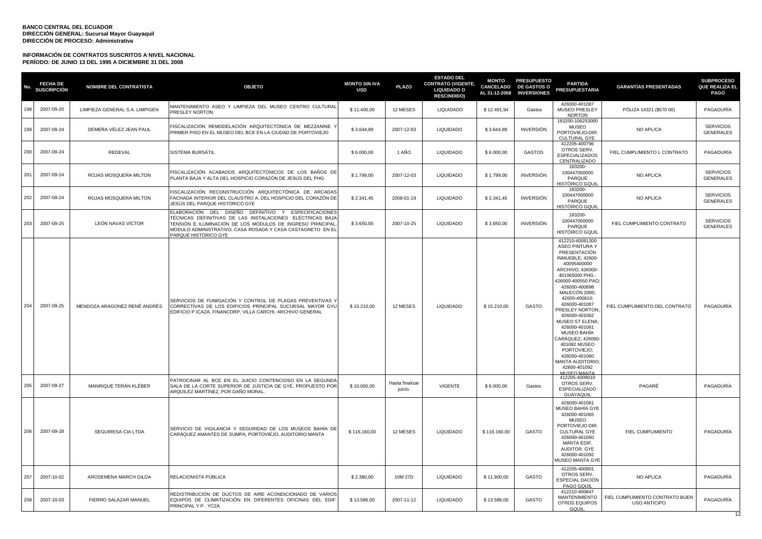**BANCO CENTRAL DEL ECUADOR**
**DIRECCIÓN GENERAL: Sucursal Mayor Guayaquil**
**DIRECCIÓN DE PROCESO: Administrativa**

**INFORMACIÓN DE CONTRATOS SUSCRITOS A NIVEL NACIONAL**
**PERÍODO: DE JUNIO 13 DEL 1995 A DICIEMBRE 31 DEL 2008**

| No. | FECHA DE SUSCRIPCIÓN | NOMBRE DEL CONTRATISTA | OBJETO | MONTO SIN IVA USD | PLAZO | ESTADO DEL CONTRATO (VIGENTE, LIQUIDADO O RESCINDIDO) | MONTO CANCELADO AL 31-12-2008 | PRESUPUESTO DE GASTOS O INVERSIONES | PARTIDA PRESUPUESTARIA | GARANTÍAS PRESENTADAS | SUBPROCESO QUE REALIZA EL PAGO |
|---|---|---|---|---|---|---|---|---|---|---|---|
| 198 | 2007-09-20 | LIMPIEZA GENERAL S.A. LIMPIGEN | MANTENIMIENTO ASEO Y LIMPIEZA DEL MUSEO CENTRO CULTURAL PRESLEY NORTON | $ 11.400,00 | 12 MESES | LIQUIDADO | $ 12.491,94 | Gastos | 426000-401087 MUSEO PRESLEY NORTON | PÓLIZA 14321 ($570 00) | PAGADURÍA |
| 199 | 2007-09-24 | DEMERA VÉLEZ JEAN PAUL | FISCALIZACIÓN REMODELACIÓN ARQUITECTÓNICA DE MEZZANINE Y PRIMER PISO EN EL MUSEO DEL BCE EN LA CIUDAD DE PORTOVIEJO | $ 3.644,89 | 2007-12-03 | LIQUIDADO | $ 3.644,89 | INVERSIÓN | 183200-106253000 MUSEO PORTOVIEJO-DIR. CULTURAL GYE. | NO APLICA | SERVICIOS GENERALES |
| 200 | 2007-09-24 | REDEVAL | SISTEMA BURSÁTIL | $ 6.000,00 | 1 AÑO | LIQUIDADO | $ 6.000,00 | GASTOS | 412205-400796 OTROS SERV. ESPECIALIZADOS CENTRALIZADO | FIEL CUMPLIMIENTO L CONTRATO | PAGADURÍA |
| 201 | 2007-09-24 | ROJAS MOSQUERA MILTON | FISCALIZACIÓN ACABADOS ARQUITECTÓNICOS DE LOS BAÑOS DE PLANTA BAJA Y ALTA DEL HOSPICIO CORAZÓN DE JESÚS DEL PHG | $ 1.799,00 | 2007-12-03 | LIQUIDADO | $ 1.799,00 | INVERSIÓN | 183200-100447000000 PARQUE HISTÓRICO GQUIL | NO APLICA | SERVICIOS GENERALES |
| 202 | 2007-09-24 | ROJAS MOSQUERA MILTON | FISCALIZACIÓN RECONSTRUCCIÓN ARQUITECTÓNICA DE ARCADAS FACHADA INTERIOR DEL CLAUSTRO A, DEL HOSPICIO DEL CORAZÓN DE JESÚS DEL PARQUE HISTÓRICO GYE | $ 2.341,45 | 2008-01-19 | LIQUIDADO | $ 2.341,45 | INVERSIÓN | 183200-100447000000 PARQUE HISTÓRICO GQUIL | NO APLICA | SERVICIOS GENERALES |
| 203 | 2007-09-25 | LEÓN NAVAS VÍCTOR | ELABORACIÓN DEL DISEÑO DEFINITIVO Y ESPECIFICACIONES TÉCNICAS DEFINITIVAS DE LAS INSTALACIONES ELÉCTRICAS BAJA TENSIÓN E ILUMINACIÓN DE LOS MÓDULOS DE INGRESO PRINCIPAL, MODULO ADMINISTRATIVO, CASA ROSADA Y CASA CASTAGNETO EN EL PARQUE HISTÓRICO GYE | $ 3.650,00 | 2007-10-25 | LIQUIDADO | $ 3.650,00 | INVERSIÓN | 183200-100447000000 PARQUE HISTÓRICO GQUIL | FIEL CUMPLIMIENTO CONTRATO | SERVICIOS GENERALES |
| 204 | 2007-09-25 | MENDOZA ARAGONEZ RENÉ ANDRÉS | SERVICIOS DE FUMIGACIÓN Y CONTROL DE PLAGAS PREVENTIVAS Y CORRECTIVAS DE LOS EDIFICIOS PRINCIPAL SUCURSAL MAYOR GYU EDIFICIO P ICAZA, FINANCORP, VILLA CARCHI, ARCHIVO GENERAL | $ 15.210,00 | 12 MESES | LIQUIDADO | $ 15.210,00 | GASTO | 412210-40081300 ASEO PINTURA Y PRESENTACIÓN INMUEBLE; 42600-40095400000 ARCHIVO; 426000-401065000 PHG ; 426000-400550 PAO; 426000-400898 MALECÓN 2000; 42600-400610; 426000-401087 PRESLEY NORTON; 426000-401062 MUSEO ST ELENA; 426000-401061 MUSEO BAHÍA CARÁQUEZ; 426000-401082 MUSEO PORTOVIEJO; 426000-401060 MANTA AUDITORIO; 42600-401092 MUSEO MANTA | FIEL CUMPLIMIENTO DEL CONTRATO | PAGADURÍA |
| 205 | 2007-09-27 | MANRIQUE TERÁN KLÉBER | PATROCINAR AL BCE EN EL JUICIO CONTENCIOSO EN LA SEGUNDA SALA DE LA CORTE SUPERIOR DE JUSTICIA DE GYE, PROPUESTO POR ARQUILEZ MARTÍNEZ, POR DAÑO MORAL. | $ 10.000,00 | Hasta finalizar juicio. | VIGENTE | $ 6.000,00 | Gastos | 412205-4008010 OTROS SERV. ESPECIALIZADO GUAYAQUIL | PAGARÉ | PAGADURÍA |
| 206 | 2007-09-28 | SEGUIRESA CIA LTDA | SERVICIO DE VIGILANCIA Y SEGURIDAD DE LOS MUSEOS BAHÍA DE CARÁQUEZ AMANTES DE SUMPA, PORTOVIEJO, AUDITORIO MANTA | $ 116.160,00 | 12 MESES | LIQUIDADO | $ 116.160,00 | GASTO | 426000-401061 MUSEO BAHÍA GYE 426000-401065 MUSEO PORTOVIEJO DIR. CULTURAL GYE 426000-401060 MANTA EDIF. AUDITOR. GYE 426000-401092 MUSEO MANTA GYE | FIEL CUMPLIMIENTO | PAGADURÍA |
| 207 | 2007-10-02 | AROSEMENA MARCH GILDA | RELACIONISTA PÚBLICA | $ 2.380,00 | 10M 27D | LIQUIDADO | $ 11.900,00 | GASTO | 412205-400801 OTROS SERV. ESPECIAL DACIÓN PAGO GQUIL | NO APLICA | PAGADURÍA |
| 208 | 2007-10-03 | FIERRO SALAZAR MANUEL | REDISTRIBUCIÓN DE DUCTOS DE AIRE ACONDICIONADO DE VARIOS EQUIPOS DE CLIMATIZACIÓN EN DIFERENTES OFICINAS DEL EDIF. PRINCIPAL Y P . YCZA | $ 13.586,00 | 2007-11-12 | LIQUIDADO | $ 13.586,00 | GASTO | 412210-400847 MANTENIMIENTO OTROS EQUIPOS GQUIL. | FIEL CUMPLIMIENTO CONTRATO BUEN USO ANTICIPO | PAGADURÍA |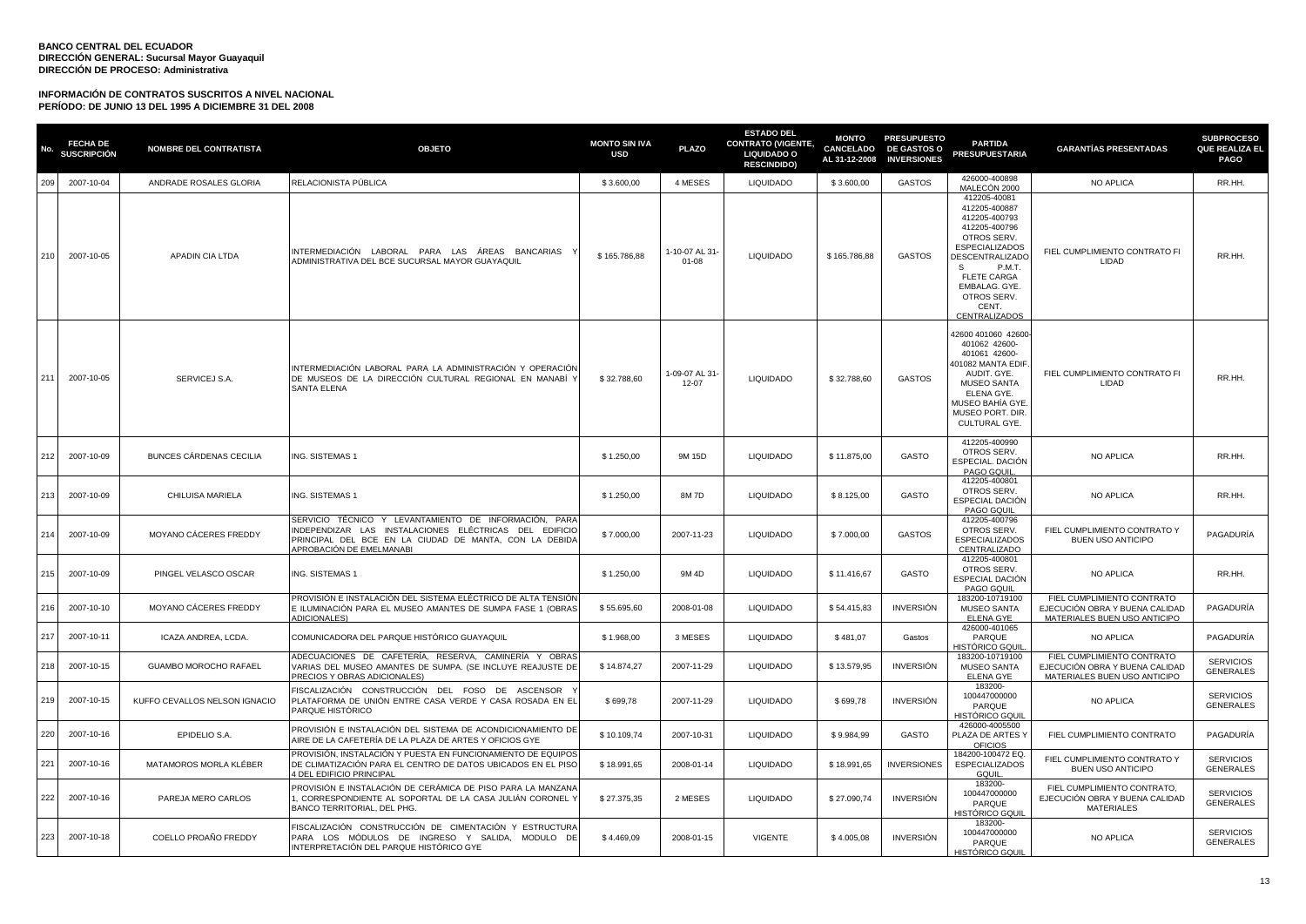**BANCO CENTRAL DEL ECUADOR**
**DIRECCIÓN GENERAL: Sucursal Mayor Guayaquil**
**DIRECCIÓN DE PROCESO: Administrativa**

**INFORMACIÓN DE CONTRATOS SUSCRITOS A NIVEL NACIONAL**
**PERÍODO: DE JUNIO 13 DEL 1995 A DICIEMBRE 31 DEL 2008**

| No. | FECHA DE SUSCRIPCIÓN | NOMBRE DEL CONTRATISTA | OBJETO | MONTO SIN IVA USD | PLAZO | ESTADO DEL CONTRATO (VIGENTE, LIQUIDADO O RESCINDIDO) | MONTO CANCELADO AL 31-12-2008 | PRESUPUESTO DE GASTOS O INVERSIONES | PARTIDA PRESUPUESTARIA | GARANTÍAS PRESENTADAS | SUBPROCESO QUE REALIZA EL PAGO |
|---|---|---|---|---|---|---|---|---|---|---|---|
| 209 | 2007-10-04 | ANDRADE ROSALES GLORIA | RELACIONISTA PÚBLICA | $ 3.600,00 | 4 MESES | LIQUIDADO | $ 3.600,00 | GASTOS | 426000-400898 MALECÓN 2000 | NO APLICA | RR.HH. |
| 210 | 2007-10-05 | APADIN CIA LTDA | INTERMEDIACIÓN LABORAL PARA LAS ÁREAS BANCARIAS Y ADMINISTRATIVA DEL BCE SUCURSAL MAYOR GUAYAQUIL | $ 165.786,88 | 1-10-07 AL 31-01-08 | LIQUIDADO | $ 165.786,88 | GASTOS | 412205-40081 412205-400887 412205-400793 412205-400796 OTROS SERV. ESPECIALIZADOS DESCENTRALIZADOS P.M.T. FLETE CARGA EMBALAG. GYE. OTROS SERV. CENT. CENTRALIZADOS | FIEL CUMPLIMIENTO CONTRATO FI LIDAD | RR.HH. |
| 211 | 2007-10-05 | SERVICEJ S.A. | INTERMEDIACIÓN LABORAL PARA LA ADMINISTRACIÓN Y OPERACIÓN DE MUSEOS DE LA DIRECCIÓN CULTURAL REGIONAL EN MANABÍ Y SANTA ELENA | $ 32.788,60 | 1-09-07 AL 31-12-07 | LIQUIDADO | $ 32.788,60 | GASTOS | 42600 401060 42600-401062 42600-401061 42600-401082 MANTA EDIF. AUDIT. GYE. MUSEO SANTA ELENA GYE. MUSEO BAHÍA GYE. MUSEO PORT. DIR. CULTURAL GYE. | FIEL CUMPLIMIENTO CONTRATO FI LIDAD | RR.HH. |
| 212 | 2007-10-09 | BUNCES CÁRDENAS CECILIA | ING. SISTEMAS 1 | $ 1.250,00 | 9M 15D | LIQUIDADO | $ 11.875,00 | GASTO | 412205-400990 OTROS SERV. ESPECIAL. DACIÓN PAGO GQUIL | NO APLICA | RR.HH. |
| 213 | 2007-10-09 | CHILUISA MARIELA | ING. SISTEMAS 1 | $ 1.250,00 | 8M 7D | LIQUIDADO | $ 8.125,00 | GASTO | 412205-400801 OTROS SERV. ESPECIAL DACIÓN PAGO GQUIL | NO APLICA | RR.HH. |
| 214 | 2007-10-09 | MOYANO CÁCERES FREDDY | SERVICIO TÉCNICO Y LEVANTAMIENTO DE INFORMACIÓN, PARA INDEPENDIZAR LAS INSTALACIONES ELÉCTRICAS DEL EDIFICIO PRINCIPAL DEL BCE EN LA CIUDAD DE MANTA, CON LA DEBIDA APROBACIÓN DE EMELMANABI | $ 7.000,00 | 2007-11-23 | LIQUIDADO | $ 7.000,00 | GASTOS | 412205-400796 OTROS SERV. ESPECIALIZADOS CENTRALIZADO | FIEL CUMPLIMIENTO CONTRATO Y BUEN USO ANTICIPO | PAGADURÍA |
| 215 | 2007-10-09 | PINGEL VELASCO OSCAR | ING. SISTEMAS 1 | $ 1.250,00 | 9M 4D | LIQUIDADO | $ 11.416,67 | GASTO | 412205-400801 OTROS SERV. ESPECIAL DACIÓN PAGO GQUIL | NO APLICA | RR.HH. |
| 216 | 2007-10-10 | MOYANO CÁCERES FREDDY | PROVISIÓN E INSTALACIÓN DEL SISTEMA ELÉCTRICO DE ALTA TENSIÓN E ILUMINACIÓN PARA EL MUSEO AMANTES DE SUMPA FASE 1 (OBRAS ADICIONALES) | $ 55.695,60 | 2008-01-08 | LIQUIDADO | $ 54.415,83 | INVERSIÓN | 183200-10719100 MUSEO SANTA ELENA GYE | FIEL CUMPLIMIENTO CONTRATO EJECUCIÓN OBRA Y BUENA CALIDAD MATERIALES BUEN USO ANTICIPO | PAGADURÍA |
| 217 | 2007-10-11 | ICAZA ANDREA, LCDA. | COMUNICADORA DEL PARQUE HISTÓRICO GUAYAQUIL | $ 1.968,00 | 3 MESES | LIQUIDADO | $ 481,07 | Gastos | 426000-401065 PARQUE HISTÓRICO GQUIL | NO APLICA | PAGADURÍA |
| 218 | 2007-10-15 | GUAMBO MOROCHO RAFAEL | ADECUACIONES DE CAFETERÍA, RESERVA, CAMINERÍA Y OBRAS VARIAS DEL MUSEO AMANTES DE SUMPA. (SE INCLUYE REAJUSTE DE PRECIOS Y OBRAS ADICIONALES) | $ 14.874,27 | 2007-11-29 | LIQUIDADO | $ 13.579,95 | INVERSIÓN | 183200-10719100 MUSEO SANTA ELENA GYE | FIEL CUMPLIMIENTO CONTRATO EJECUCIÓN OBRA Y BUENA CALIDAD MATERIALES BUEN USO ANTICIPO | SERVICIOS GENERALES |
| 219 | 2007-10-15 | KUFFO CEVALLOS NELSON IGNACIO | FISCALIZACIÓN CONSTRUCCIÓN DEL FOSO DE ASCENSOR Y PLATAFORMA DE UNIÓN ENTRE CASA VERDE Y CASA ROSADA EN EL PARQUE HISTÓRICO | $ 699,78 | 2007-11-29 | LIQUIDADO | $ 699,78 | INVERSIÓN | 183200-100447000000 PARQUE HISTÓRICO GQUIL | NO APLICA | SERVICIOS GENERALES |
| 220 | 2007-10-16 | EPIDELIO S.A. | PROVISIÓN E INSTALACIÓN DEL SISTEMA DE ACONDICIONAMIENTO DE AIRE DE LA CAFETERÍA DE LA PLAZA DE ARTES Y OFICIOS GYE | $ 10.109,74 | 2007-10-31 | LIQUIDADO | $ 9.984,99 | GASTO | 426000-4005500 PLAZA DE ARTES Y OFICIOS | FIEL CUMPLIMIENTO CONTRATO | PAGADURÍA |
| 221 | 2007-10-16 | MATAMOROS MORLA KLÉBER | PROVISIÓN, INSTALACIÓN Y PUESTA EN FUNCIONAMIENTO DE EQUIPOS DE CLIMATIZACIÓN PARA EL CENTRO DE DATOS UBICADOS EN EL PISO 4 DEL EDIFICIO PRINCIPAL | $ 18.991,65 | 2008-01-14 | LIQUIDADO | $ 18.991,65 | INVERSIONES | 184200-100472 EQ. ESPECIALIZADOS GQUIL | FIEL CUMPLIMIENTO CONTRATO Y BUEN USO ANTICIPO | SERVICIOS GENERALES |
| 222 | 2007-10-16 | PAREJA MERO CARLOS | PROVISIÓN E INSTALACIÓN DE CERÁMICA DE PISO PARA LA MANZANA 1, CORRESPONDIENTE AL SOPORTAL DE LA CASA JULIÁN CORONEL Y BANCO TERRITORIAL, DEL PHG. | $ 27.335,35 | 2 MESES | LIQUIDADO | $ 27.090,74 | INVERSIÓN | 183200-100447000000 PARQUE HISTÓRICO GQUIL | FIEL CUMPLIMIENTO CONTRATO, EJECUCIÓN OBRA Y BUENA CALIDAD MATERIALES | SERVICIOS GENERALES |
| 223 | 2007-10-18 | COELLO PROAÑO FREDDY | FISCALIZACIÓN CONSTRUCCIÓN DE CIMENTACIÓN Y ESTRUCTURA PARA LOS MÓDULOS DE INGRESO Y SALIDA, MODULO DE INTERPRETACIÓN DEL PARQUE HISTÓRICO GYE | $ 4.469,09 | 2008-01-15 | VIGENTE | $ 4.005,08 | INVERSIÓN | 183200-100447000000 PARQUE HISTÓRICO GQUIL | NO APLICA | SERVICIOS GENERALES |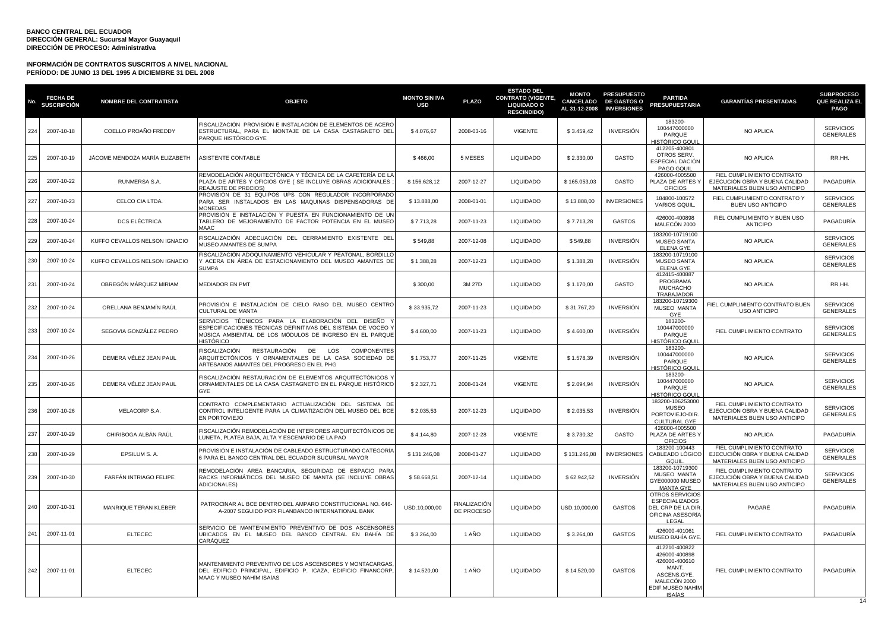**BANCO CENTRAL DEL ECUADOR**
**DIRECCIÓN GENERAL: Sucursal Mayor Guayaquil**
**DIRECCIÓN DE PROCESO: Administrativa**

**INFORMACIÓN DE CONTRATOS SUSCRITOS A NIVEL NACIONAL**
**PERÍODO: DE JUNIO 13 DEL 1995 A DICIEMBRE 31 DEL 2008**

| No. | FECHA DE SUSCRIPCIÓN | NOMBRE DEL CONTRATISTA | OBJETO | MONTO SIN IVA USD | PLAZO | ESTADO DEL CONTRATO (VIGENTE, LIQUIDADO O RESCINDIDO) | MONTO CANCELADO AL 31-12-2008 | PRESUPUESTO DE GASTOS O INVERSIONES | PARTIDA PRESUPUESTARIA | GARANTÍAS PRESENTADAS | SUBPROCESO QUE REALIZA EL PAGO |
|---|---|---|---|---|---|---|---|---|---|---|---|
| 224 | 2007-10-18 | COELLO PROAÑO FREDDY | FISCALIZACIÓN PROVISIÓN E INSTALACIÓN DE ELEMENTOS DE ACERO ESTRUCTURAL, PARA EL MONTAJE DE LA CASA CASTAGNETO DEL PARQUE HISTÓRICO GYE | $ 4.076,67 | 2008-03-16 | VIGENTE | $ 3.459,42 | INVERSIÓN | 183200-100447000000 PARQUE HISTÓRICO GQUIL | NO APLICA | SERVICIOS GENERALES |
| 225 | 2007-10-19 | JÁCOME MENDOZA MARÍA ELIZABETH | ASISTENTE CONTABLE | $ 466,00 | 5 MESES | LIQUIDADO | $ 2.330,00 | GASTO | 412205-400801 OTROS SERV. ESPECIAL DACIÓN PAGO GQUIL | NO APLICA | RR.HH. |
| 226 | 2007-10-22 | RUNMERSA S.A. | REMODELACIÓN ARQUITECTÓNICA Y TÉCNICA DE LA CAFETERÍA DE LA PLAZA DE ARTES Y OFICIOS GYE ( SE INCLUYE OBRAS ADICIONALES ; REAJUSTE DE PRECIOS) | $ 156.628,12 | 2007-12-27 | LIQUIDADO | $ 165.053,03 | GASTO | 426000-4005500 PLAZA DE ARTES Y OFICIOS | FIEL CUMPLIMIENTO CONTRATO EJECUCIÓN OBRA Y BUENA CALIDAD MATERIALES BUEN USO ANTICIPO | PAGADURÍA |
| 227 | 2007-10-23 | CELCO CIA LTDA. | PROVISIÓN DE 31 EQUIPOS UPS CON REGULADOR INCORPORADO PARA SER INSTALADOS EN LAS MAQUINAS DISPENSADORAS DE MONEDAS | $ 13.888,00 | 2008-01-01 | LIQUIDADO | $ 13.888,00 | INVERSIONES | 184800-100572 VARIOS GQUIL. | FIEL CUMPLIMIENTO CONTRATO Y BUEN USO ANTICIPO | SERVICIOS GENERALES |
| 228 | 2007-10-24 | DCS ELÉCTRICA | PROVISIÓN E INSTALACIÓN Y PUESTA EN FUNCIONAMIENTO DE UN TABLERO DE MEJORAMIENTO DE FACTOR POTENCIA EN EL MUSEO MAAC | $ 7.713,28 | 2007-11-23 | LIQUIDADO | $ 7.713,28 | GASTOS | 426000-400898 MALECÓN 2000 | FIEL CUMPLIMIENTO Y BUEN USO ANTICIPO | PAGADURÍA |
| 229 | 2007-10-24 | KUFFO CEVALLOS NELSON IGNACIO | FISCALIZACIÓN ADECUACIÓN DEL CERRAMIENTO EXISTENTE DEL MUSEO AMANTES DE SUMPA | $ 549,88 | 2007-12-08 | LIQUIDADO | $ 549,88 | INVERSIÓN | 183200-10719100 MUSEO SANTA ELENA GYE | NO APLICA | SERVICIOS GENERALES |
| 230 | 2007-10-24 | KUFFO CEVALLOS NELSON IGNACIO | FISCALIZACIÓN ADOQUINAMIENTO VEHICULAR Y PEATONAL, BORDILLO Y ACERA EN ÁREA DE ESTACIONAMIENTO DEL MUSEO AMANTES DE SUMPA | $ 1.388,28 | 2007-12-23 | LIQUIDADO | $ 1.388,28 | INVERSIÓN | 183200-10719100 MUSEO SANTA ELENA GYE | NO APLICA | SERVICIOS GENERALES |
| 231 | 2007-10-24 | OBREGÓN MÁRQUEZ MIRIAM | MEDIADOR EN PMT | $ 300,00 | 3M 27D | LIQUIDADO | $ 1.170,00 | GASTO | 412415-400887 PROGRAMA MUCHACHO TRABAJADOR | NO APLICA | RR.HH. |
| 232 | 2007-10-24 | ORELLANA BENJAMÍN RAÚL | PROVISIÓN E INSTALACIÓN DE CIELO RASO DEL MUSEO CENTRO CULTURAL DE MANTA | $ 33.935,72 | 2007-11-23 | LIQUIDADO | $ 31.767,20 | INVERSIÓN | 183200-10719300 MUSEO MANTA GYE | FIEL CUMPLIMIENTO CONTRATO BUEN USO ANTICIPO | SERVICIOS GENERALES |
| 233 | 2007-10-24 | SEGOVIA GONZÁLEZ PEDRO | SERVICIOS TÉCNICOS PARA LA ELABORACIÓN DEL DISEÑO Y ESPECIFICACIONES TÉCNICAS DEFINITIVAS DEL SISTEMA DE VOCEO Y MÚSICA AMBIENTAL DE LOS MÓDULOS DE INGRESO EN EL PARQUE HISTÓRICO | $ 4.600,00 | 2007-11-23 | LIQUIDADO | $ 4.600,00 | INVERSIÓN | 183200-100447000000 PARQUE HISTÓRICO GQUIL | FIEL CUMPLIMIENTO CONTRATO | SERVICIOS GENERALES |
| 234 | 2007-10-26 | DEMERA VÉLEZ JEAN PAUL | FISCALIZACIÓN RESTAURACIÓN DE LOS COMPONENTES ARQUITECTÓNICOS Y ORNAMENTALES DE LA CASA SOCIEDAD DE ARTESANOS AMANTES DEL PROGRESO EN EL PHG | $ 1.753,77 | 2007-11-25 | VIGENTE | $ 1.578,39 | INVERSIÓN | 183200-100447000000 PARQUE HISTÓRICO GQUIL | NO APLICA | SERVICIOS GENERALES |
| 235 | 2007-10-26 | DEMERA VÉLEZ JEAN PAUL | FISCALIZACIÓN RESTAURACIÓN DE ELEMENTOS ARQUITECTÓNICOS Y ORNAMENTALES DE LA CASA CASTAGNETO EN EL PARQUE HISTÓRICO GYE | $ 2.327,71 | 2008-01-24 | VIGENTE | $ 2.094,94 | INVERSIÓN | 183200-100447000000 PARQUE HISTÓRICO GQUIL | NO APLICA | SERVICIOS GENERALES |
| 236 | 2007-10-26 | MELACORP S.A. | CONTRATO COMPLEMENTARIO ACTUALIZACIÓN DEL SISTEMA DE CONTROL INTELIGENTE PARA LA CLIMATIZACIÓN DEL MUSEO DEL BCE EN PORTOVIEJO | $ 2.035,53 | 2007-12-23 | LIQUIDADO | $ 2.035,53 | INVERSIÓN | 183200-106253000 MUSEO PORTOVIEJO-DIR. CULTURAL GYE | FIEL CUMPLIMIENTO CONTRATO EJECUCIÓN OBRA Y BUENA CALIDAD MATERIALES BUEN USO ANTICIPO | SERVICIOS GENERALES |
| 237 | 2007-10-29 | CHIRIBOGA ALBÁN RAÚL | FISCALIZACIÓN REMODELACIÓN DE INTERIORES ARQUITECTÓNICOS DE LUNETA, PLATEA BAJA, ALTA Y ESCENARIO DE LA PAO | $ 4.144,80 | 2007-12-28 | VIGENTE | $ 3.730,32 | GASTO | 426000-4005500 PLAZA DE ARTES Y OFICIOS | NO APLICA | PAGADURÍA |
| 238 | 2007-10-29 | EPSILUM S. A. | PROVISIÓN E INSTALACIÓN DE CABLEADO ESTRUCTURADO CATEGORÍA 6 PARA EL BANCO CENTRAL DEL ECUADOR SUCURSAL MAYOR | $ 131.246,08 | 2008-01-27 | LIQUIDADO | $ 131.246,08 | INVERSIONES | 183200-100443 CABLEADO LÓGICO GQUIL. | FIEL CUMPLIMIENTO CONTRATO EJECUCIÓN OBRA Y BUENA CALIDAD MATERIALES BUEN USO ANTICIPO | SERVICIOS GENERALES |
| 239 | 2007-10-30 | FARFÁN INTRIAGO FELIPE | REMODELACIÓN ÁREA BANCARIA, SEGURIDAD DE ESPACIO PARA RACKS INFORMÁTICOS DEL MUSEO DE MANTA (SE INCLUYE OBRAS ADICIONALES) | $ 58.668,51 | 2007-12-14 | LIQUIDADO | $ 62.942,52 | INVERSIÓN | 183200-10719300 MUSEO MANTA GYE000000 MUSEO MANTA GYE | FIEL CUMPLIMIENTO CONTRATO EJECUCIÓN OBRA Y BUENA CALIDAD MATERIALES BUEN USO ANTICIPO | SERVICIOS GENERALES |
| 240 | 2007-10-31 | MANRIQUE TERÁN KLÉBER | PATROCINAR AL BCE DENTRO DEL AMPARO CONSTITUCIONAL NO. 646-A-2007 SEGUIDO POR FILANBANCO INTERNATIONAL BANK | USD.10,000,00 | FINALIZACIÓN DE PROCESO | LIQUIDADO | USD.10,000,00 | GASTOS | OTROS SERVICIOS ESPECIALIZADOS DEL CRP DE LA DIR. OFICINA ASESORÍA LEGAL | PAGARÉ | PAGADURÍA |
| 241 | 2007-11-01 | ELTECEC | SERVICIO DE MANTENIMIENTO PREVENTIVO DE DOS ASCENSORES UBICADOS EN EL MUSEO DEL BANCO CENTRAL EN BAHÍA DE CARÁQUEZ | $ 3.264,00 | 1 AÑO | LIQUIDADO | $ 3.264,00 | GASTOS | 426000-401061 MUSEO BAHÍA GYE. | FIEL CUMPLIMIENTO CONTRATO | PAGADURÍA |
| 242 | 2007-11-01 | ELTECEC | MANTENIMIENTO PREVENTIVO DE LOS ASCENSORES Y MONTACARGAS, DEL EDIFICIO PRINCIPAL, EDIFICIO P. ICAZA, EDIFICIO FINANCORP, MAAC Y MUSEO NAHÍM ISAÍAS | $ 14.520,00 | 1 AÑO | LIQUIDADO | $ 14.520,00 | GASTOS | 412210-400822 426000-400898 426000-400610 MANT. ASCENS.GYE. MALECÓN 2000 EDIF.MUSEO NAHÍM ISAÍAS | FIEL CUMPLIMIENTO CONTRATO | PAGADURÍA |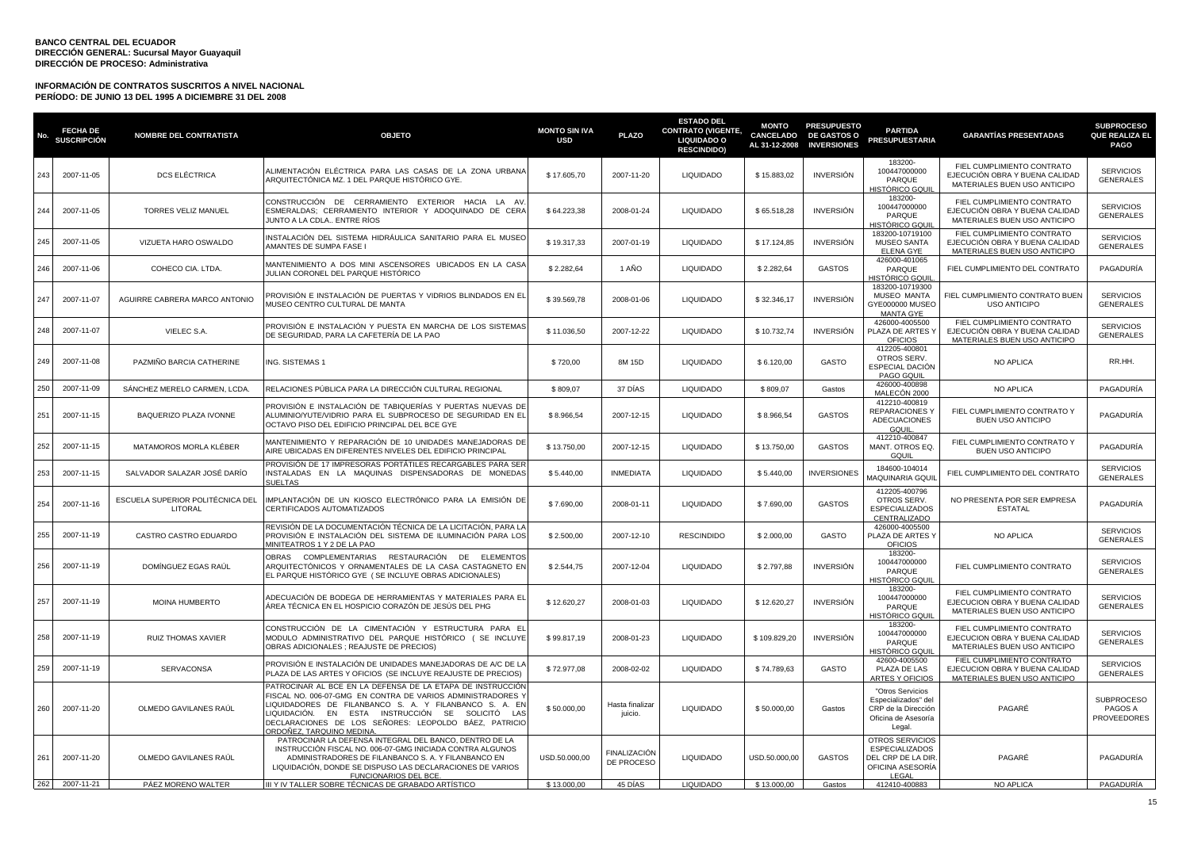**BANCO CENTRAL DEL ECUADOR**
**DIRECCIÓN GENERAL: Sucursal Mayor Guayaquil**
**DIRECCIÓN DE PROCESO: Administrativa**

**INFORMACIÓN DE CONTRATOS SUSCRITOS A NIVEL NACIONAL**
**PERÍODO: DE JUNIO 13 DEL 1995 A DICIEMBRE 31 DEL 2008**

| No. | FECHA DE SUSCRIPCIÓN | NOMBRE DEL CONTRATISTA | OBJETO | MONTO SIN IVA USD | PLAZO | ESTADO DEL CONTRATO (VIGENTE, LIQUIDADO O RESCINDIDO) | MONTO CANCELADO AL 31-12-2008 | PRESUPUESTO DE GASTOS O INVERSIONES | PARTIDA PRESUPUESTARIA | GARANTÍAS PRESENTADAS | SUBPROCESO QUE REALIZA EL PAGO |
|---|---|---|---|---|---|---|---|---|---|---|---|
| 243 | 2007-11-05 | DCS ELÉCTRICA | ALIMENTACIÓN ELÉCTRICA PARA LAS CASAS DE LA ZONA URBANA ARQUITECTÓNICA MZ. 1 DEL PARQUE HISTÓRICO GYE. | $ 17.605,70 | 2007-11-20 | LIQUIDADO | $ 15.883,02 | INVERSIÓN | 183200-100447000000 PARQUE HISTÓRICO GQUIL | FIEL CUMPLIMIENTO CONTRATO EJECUCIÓN OBRA Y BUENA CALIDAD MATERIALES BUEN USO ANTICIPO | SERVICIOS GENERALES |
| 244 | 2007-11-05 | TORRES VELIZ MANUEL | CONSTRUCCIÓN DE CERRAMIENTO EXTERIOR HACIA LA AV. ESMERALDAS; CERRAMIENTO INTERIOR Y ADOQUINADO DE CERA JUNTO A LA CDLA.. ENTRE RÍOS | $ 64.223,38 | 2008-01-24 | LIQUIDADO | $ 65.518,28 | INVERSIÓN | 183200-100447000000 PARQUE HISTÓRICO GQUIL | FIEL CUMPLIMIENTO CONTRATO EJECUCIÓN OBRA Y BUENA CALIDAD MATERIALES BUEN USO ANTICIPO | SERVICIOS GENERALES |
| 245 | 2007-11-05 | VIZUETA HARO OSWALDO | INSTALACIÓN DEL SISTEMA HIDRÁULICA SANITARIO PARA EL MUSEO AMANTES DE SUMPA FASE I | $ 19.317,33 | 2007-01-19 | LIQUIDADO | $ 17.124,85 | INVERSIÓN | 183200-10719100 MUSEO SANTA ELENA GYE | FIEL CUMPLIMIENTO CONTRATO EJECUCIÓN OBRA Y BUENA CALIDAD MATERIALES BUEN USO ANTICIPO | SERVICIOS GENERALES |
| 246 | 2007-11-06 | COHECO CIA. LTDA. | MANTENIMIENTO A DOS MINI ASCENSORES UBICADOS EN LA CASA JULIAN CORONEL DEL PARQUE HISTÓRICO | $ 2.282,64 | 1 AÑO | LIQUIDADO | $ 2.282,64 | GASTOS | 426000-401065 PARQUE HISTÓRICO GQUIL | FIEL CUMPLIMIENTO DEL CONTRATO | PAGADURÍA |
| 247 | 2007-11-07 | AGUIRRE CABRERA MARCO ANTONIO | PROVISIÓN E INSTALACIÓN DE PUERTAS Y VIDRIOS BLINDADOS EN EL MUSEO CENTRO CULTURAL DE MANTA | $ 39.569,78 | 2008-01-06 | LIQUIDADO | $ 32.346,17 | INVERSIÓN | 183200-10719300 MUSEO MANTA GYE000000 MUSEO MANTA GYE | FIEL CUMPLIMIENTO CONTRATO BUEN USO ANTICIPO | SERVICIOS GENERALES |
| 248 | 2007-11-07 | VIELEC S.A. | PROVISIÓN E INSTALACIÓN Y PUESTA EN MARCHA DE LOS SISTEMAS DE SEGURIDAD, PARA LA CAFETERÍA DE LA PAO | $ 11.036,50 | 2007-12-22 | LIQUIDADO | $ 10.732,74 | INVERSIÓN | 426000-4005500 PLAZA DE ARTES Y OFICIOS | FIEL CUMPLIMIENTO CONTRATO EJECUCIÓN OBRA Y BUENA CALIDAD MATERIALES BUEN USO ANTICIPO | SERVICIOS GENERALES |
| 249 | 2007-11-08 | PAZMIÑO BARCIA CATHERINE | ING. SISTEMAS 1 | $ 720,00 | 8M 15D | LIQUIDADO | $ 6.120,00 | GASTO | 412205-400801 OTROS SERV. ESPECIAL DACIÓN PAGO GQUIL | NO APLICA | RR.HH. |
| 250 | 2007-11-09 | SÁNCHEZ MERELO CARMEN, LCDA. | RELACIONES PÚBLICA PARA LA DIRECCIÓN CULTURAL REGIONAL | $ 809,07 | 37 DÍAS | LIQUIDADO | $ 809,07 | Gastos | 426000-400898 MALECÓN 2000 | NO APLICA | PAGADURÍA |
| 251 | 2007-11-15 | BAQUERIZO PLAZA IVONNE | PROVISIÓN E INSTALACIÓN DE TABIQUERÍAS Y PUERTAS NUEVAS DE ALUMINIO/YUTE/VIDRIO PARA EL SUBPROCESO DE SEGURIDAD EN EL OCTAVO PISO DEL EDIFICIO PRINCIPAL DEL BCE GYE | $ 8.966,54 | 2007-12-15 | LIQUIDADO | $ 8.966,54 | GASTOS | 412210-400819 REPARACIONES Y ADECUACIONES GQUIL. | FIEL CUMPLIMIENTO CONTRATO Y BUEN USO ANTICIPO | PAGADURÍA |
| 252 | 2007-11-15 | MATAMOROS MORLA KLÉBER | MANTENIMIENTO Y REPARACIÓN DE 10 UNIDADES MANEJADORAS DE AIRE UBICADAS EN DIFERENTES NIVELES DEL EDIFICIO PRINCIPAL | $ 13.750,00 | 2007-12-15 | LIQUIDADO | $ 13.750,00 | GASTOS | 412210-400847 MANT. OTROS EQ. GQUIL | FIEL CUMPLIMIENTO CONTRATO Y BUEN USO ANTICIPO | PAGADURÍA |
| 253 | 2007-11-15 | SALVADOR SALAZAR JOSÉ DARÍO | PROVISIÓN DE 17 IMPRESORAS PORTÁTILES RECARGABLES PARA SER INSTALADAS EN LA MAQUINAS DISPENSADORAS DE MONEDAS SUELTAS | $ 5.440,00 | INMEDIATA | LIQUIDADO | $ 5.440,00 | INVERSIONES | 184600-104014 MAQUINARIA GQUIL | FIEL CUMPLIMIENTO DEL CONTRATO | SERVICIOS GENERALES |
| 254 | 2007-11-16 | ESCUELA SUPERIOR POLITÉCNICA DEL LITORAL | IMPLANTACIÓN DE UN KIOSCO ELECTRÓNICO PARA LA EMISIÓN DE CERTIFICADOS AUTOMATIZADOS | $ 7.690,00 | 2008-01-11 | LIQUIDADO | $ 7.690,00 | GASTOS | 412205-400796 OTROS SERV. ESPECIALIZADOS CENTRALIZADO | NO PRESENTA POR SER EMPRESA ESTATAL | PAGADURÍA |
| 255 | 2007-11-19 | CASTRO CASTRO EDUARDO | REVISIÓN DE LA DOCUMENTACIÓN TÉCNICA DE LA LICITACIÓN, PARA LA PROVISIÓN E INSTALACIÓN DEL SISTEMA DE ILUMINACIÓN PARA LOS MINITEATROS 1 Y 2 DE LA PAO | $ 2.500,00 | 2007-12-10 | RESCINDIDO | $ 2.000,00 | GASTO | 426000-4005500 PLAZA DE ARTES Y OFICIOS | NO APLICA | SERVICIOS GENERALES |
| 256 | 2007-11-19 | DOMÍNGUEZ EGAS RAÚL | OBRAS COMPLEMENTARIAS RESTAURACIÓN DE ELEMENTOS ARQUITECTÓNICOS Y ORNAMENTALES DE LA CASA CASTAGNETO EN EL PARQUE HISTÓRICO GYE ( SE INCLUYE OBRAS ADICIONALES) | $ 2.544,75 | 2007-12-04 | LIQUIDADO | $ 2.797,88 | INVERSIÓN | 183200-100447000000 PARQUE HISTÓRICO GQUIL | FIEL CUMPLIMIENTO CONTRATO | SERVICIOS GENERALES |
| 257 | 2007-11-19 | MOINA HUMBERTO | ADECUACIÓN DE BODEGA DE HERRAMIENTAS Y MATERIALES PARA EL ÁREA TÉCNICA EN EL HOSPICIO CORAZÓN DE JESÚS DEL PHG | $ 12.620,27 | 2008-01-03 | LIQUIDADO | $ 12.620,27 | INVERSIÓN | 183200-100447000000 PARQUE HISTÓRICO GQUIL | FIEL CUMPLIMIENTO CONTRATO EJECUCION OBRA Y BUENA CALIDAD MATERIALES BUEN USO ANTICIPO | SERVICIOS GENERALES |
| 258 | 2007-11-19 | RUIZ THOMAS XAVIER | CONSTRUCCIÓN DE LA CIMENTACIÓN Y ESTRUCTURA PARA EL MODULO ADMINISTRATIVO DEL PARQUE HISTÓRICO ( SE INCLUYE OBRAS ADICIONALES ; REAJUSTE DE PRECIOS) | $ 99.817,19 | 2008-01-23 | LIQUIDADO | $ 109.829,20 | INVERSIÓN | 183200-100447000000 PARQUE HISTÓRICO GQUIL | FIEL CUMPLIMIENTO CONTRATO EJECUCION OBRA Y BUENA CALIDAD MATERIALES BUEN USO ANTICIPO | SERVICIOS GENERALES |
| 259 | 2007-11-19 | SERVACONSA | PROVISIÓN E INSTALACIÓN DE UNIDADES MANEJADORAS DE A/C DE LA PLAZA DE LAS ARTES Y OFICIOS (SE INCLUYE REAJUSTE DE PRECIOS) | $ 72.977,08 | 2008-02-02 | LIQUIDADO | $ 74.789,63 | GASTO | 42600-4005500 PLAZA DE LAS ARTES Y OFICIOS | FIEL CUMPLIMIENTO CONTRATO EJECUCION OBRA Y BUENA CALIDAD MATERIALES BUEN USO ANTICIPO | SERVICIOS GENERALES |
| 260 | 2007-11-20 | OLMEDO GAVILANES RAÚL | PATROCINAR AL BCE EN LA DEFENSA DE LA ETAPA DE INSTRUCCIÓN FISCAL NO. 006-07-GMG EN CONTRA DE VARIOS ADMINISTRADORES Y LIQUIDADORES DE FILANBANCO S. A. Y FILANBANCO S. A. EN LIQUIDACIÓN. EN ESTA INSTRUCCIÓN SE SOLICITÓ LAS DECLARACIONES DE LOS SEÑORES: LEOPOLDO BÁEZ, PATRICIO ORDOÑEZ, TARQUINO MEDINA. | $ 50.000,00 | Hasta finalizar juicio. | LIQUIDADO | $ 50.000,00 | Gastos | "Otros Servicios Especializados" del CRP de la Dirección Oficina de Asesoría Legal. | PAGARÉ | SUBPROCESO PAGOS A PROVEEDORES |
| 261 | 2007-11-20 | OLMEDO GAVILANES RAÚL | PATROCINAR LA DEFENSA INTEGRAL DEL BANCO, DENTRO DE LA INSTRUCCIÓN FISCAL NO. 006-07-GMG INICIADA CONTRA ALGUNOS ADMINISTRADORES DE FILANBANCO S. A. Y FILANBANCO EN LIQUIDACIÓN, DONDE SE DISPUSO LAS DECLARACIONES DE VARIOS FUNCIONARIOS DEL BCE. | USD.50.000,00 | FINALIZACIÓN DE PROCESO | LIQUIDADO | USD.50.000,00 | GASTOS | OTROS SERVICIOS ESPECIALIZADOS DEL CRP DE LA DIR. OFICINA ASESORÍA LEGAL | PAGARÉ | PAGADURÍA |
| 262 | 2007-11-21 | PÁEZ MORENO WALTER | III Y IV TALLER SOBRE TÉCNICAS DE GRABADO ARTÍSTICO | $ 13.000,00 | 45 DÍAS | LIQUIDADO | $ 13.000,00 | Gastos | 412410-400883 | NO APLICA | PAGADURÍA |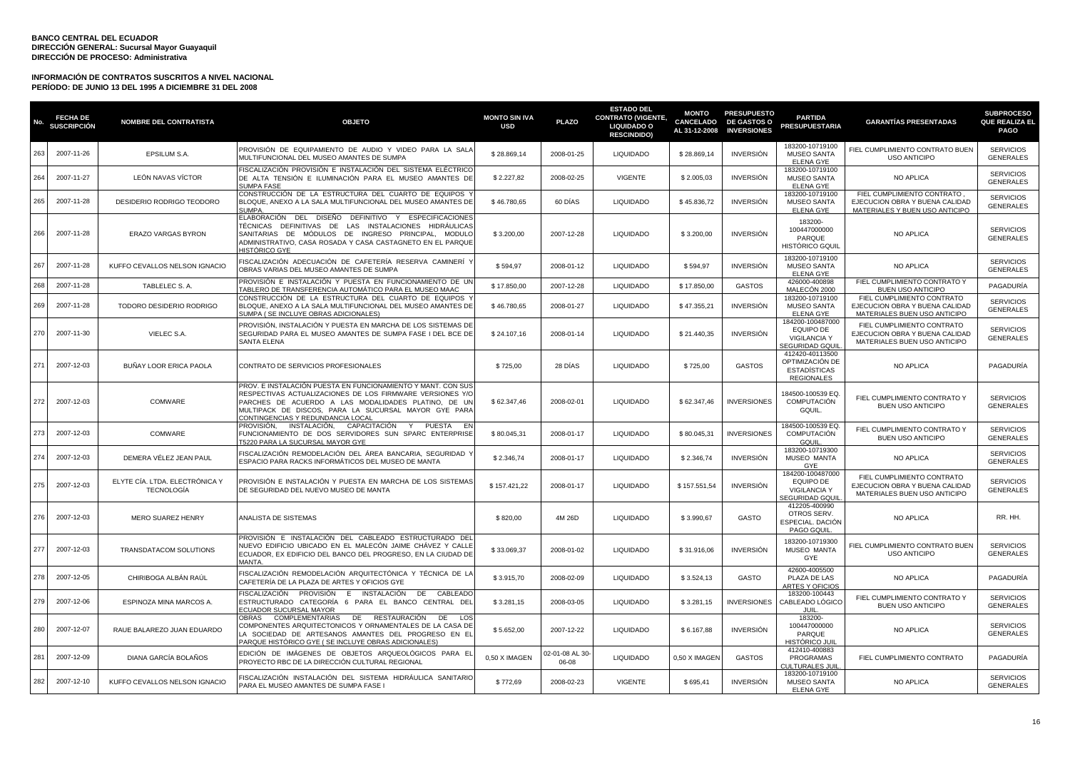**BANCO CENTRAL DEL ECUADOR**
**DIRECCIÓN GENERAL: Sucursal Mayor Guayaquil**
**DIRECCIÓN DE PROCESO: Administrativa**

**INFORMACIÓN DE CONTRATOS SUSCRITOS A NIVEL NACIONAL**
**PERÍODO: DE JUNIO 13 DEL 1995 A DICIEMBRE 31 DEL 2008**

| No. | FECHA DE SUSCRIPCIÓN | NOMBRE DEL CONTRATISTA | OBJETO | MONTO SIN IVA USD | PLAZO | ESTADO DEL CONTRATO (VIGENTE, LIQUIDADO O RESCINDIDO) | MONTO CANCELADO AL 31-12-2008 | PRESUPUESTO DE GASTOS O INVERSIONES | PARTIDA PRESUPUESTARIA | GARANTÍAS PRESENTADAS | SUBPROCESO QUE REALIZA EL PAGO |
|---|---|---|---|---|---|---|---|---|---|---|---|
| 263 | 2007-11-26 | EPSILUM S.A. | PROVISIÓN DE EQUIPAMIENTO DE AUDIO Y VIDEO PARA LA SALA MULTIFUNCIONAL DEL MUSEO AMANTES DE SUMPA | $ 28.869,14 | 2008-01-25 | LIQUIDADO | $ 28.869,14 | INVERSIÓN | 183200-10719100 MUSEO SANTA ELENA GYE | FIEL CUMPLIMIENTO CONTRATO BUEN USO ANTICIPO | SERVICIOS GENERALES |
| 264 | 2007-11-27 | LEÓN NAVAS VÍCTOR | FISCALIZACIÓN PROVISIÓN E INSTALACIÓN DEL SISTEMA ELÉCTRICO DE ALTA TENSIÓN E ILUMINACIÓN PARA EL MUSEO AMANTES DE SUMPA FASE | $ 2.227,82 | 2008-02-25 | VIGENTE | $ 2.005,03 | INVERSIÓN | 183200-10719100 MUSEO SANTA ELENA GYE | NO APLICA | SERVICIOS GENERALES |
| 265 | 2007-11-28 | DESIDERIO RODRIGO TEODORO | CONSTRUCCIÓN DE LA ESTRUCTURA DEL CUARTO DE EQUIPOS Y BLOQUE, ANEXO A LA SALA MULTIFUNCIONAL DEL MUSEO AMANTES DE SUMPA. | $ 46.780,65 | 60 DÍAS | LIQUIDADO | $ 45.836,72 | INVERSIÓN | 183200-10719100 MUSEO SANTA ELENA GYE | FIEL CUMPLIMIENTO CONTRATO , EJECUCION OBRA Y BUENA CALIDAD MATERIALES Y BUEN USO ANTICIPO | SERVICIOS GENERALES |
| 266 | 2007-11-28 | ERAZO VARGAS BYRON | ELABORACIÓN DEL DISEÑO DEFINITIVO Y ESPECIFICACIONES TÉCNICAS DEFINITIVAS DE LAS INSTALACIONES HIDRÁULICAS SANITARIAS DE MÓDULOS DE INGRESO PRINCIPAL, MODULO ADMINISTRATIVO, CASA ROSADA Y CASA CASTAGNETO EN EL PARQUE HISTÓRICO GYE | $ 3.200,00 | 2007-12-28 | LIQUIDADO | $ 3.200,00 | INVERSIÓN | 183200-100447000000 PARQUE HISTÓRICO GQUIL | NO APLICA | SERVICIOS GENERALES |
| 267 | 2007-11-28 | KUFFO CEVALLOS NELSON IGNACIO | FISCALIZACIÓN ADECUACIÓN DE CAFETERÍA RESERVA CAMINERÍ Y OBRAS VARIAS DEL MUSEO AMANTES DE SUMPA | $ 594,97 | 2008-01-12 | LIQUIDADO | $ 594,97 | INVERSIÓN | 183200-10719100 MUSEO SANTA ELENA GYE | NO APLICA | SERVICIOS GENERALES |
| 268 | 2007-11-28 | TABLELEC S. A. | PROVISIÓN E INSTALACIÓN Y PUESTA EN FUNCIONAMIENTO DE UN TABLERO DE TRANSFERENCIA AUTOMÁTICO PARA EL MUSEO MAAC | $ 17.850,00 | 2007-12-28 | LIQUIDADO | $ 17.850,00 | GASTOS | 426000-400898 MALECÓN 2000 | FIEL CUMPLIMIENTO CONTRATO Y BUEN USO ANTICIPO | PAGADURÍA |
| 269 | 2007-11-28 | TODORO DESIDERIO RODRIGO | CONSTRUCCIÓN DE LA ESTRUCTURA DEL CUARTO DE EQUIPOS Y BLOQUE, ANEXO A LA SALA MULTIFUNCIONAL DEL MUSEO AMANTES DE SUMPA ( SE INCLUYE OBRAS ADICIONALES) | $ 46.780,65 | 2008-01-27 | LIQUIDADO | $ 47.355,21 | INVERSIÓN | 183200-10719100 MUSEO SANTA ELENA GYE | FIEL CUMPLIMIENTO CONTRATO EJECUCION OBRA Y BUENA CALIDAD MATERIALES BUEN USO ANTICIPO | SERVICIOS GENERALES |
| 270 | 2007-11-30 | VIELEC S.A. | PROVISIÓN, INSTALACIÓN Y PUESTA EN MARCHA DE LOS SISTEMAS DE SEGURIDAD PARA EL MUSEO AMANTES DE SUMPA FASE I DEL BCE DE SANTA ELENA | $ 24.107,16 | 2008-01-14 | LIQUIDADO | $ 21.440,35 | INVERSIÓN | 184200-100487000 EQUIPO DE VIGILANCIA Y SEGURIDAD GQUIL | FIEL CUMPLIMIENTO CONTRATO EJECUCION OBRA Y BUENA CALIDAD MATERIALES BUEN USO ANTICIPO | SERVICIOS GENERALES |
| 271 | 2007-12-03 | BUÑAY LOOR ERICA PAOLA | CONTRATO DE SERVICIOS PROFESIONALES | $ 725,00 | 28 DÍAS | LIQUIDADO | $ 725,00 | GASTOS | 412420-40113500 OPTIMIZACIÓN DE LAS ESTADÍSTICAS REGIONALES | NO APLICA | PAGADURÍA |
| 272 | 2007-12-03 | COMWARE | PROV. E INSTALACIÓN PUESTA EN FUNCIONAMIENTO Y MANT. CON SUS RESPECTIVAS ACTUALIZACIONES DE LOS FIRMWARE VERSIONES Y/O PARCHES DE ACUERDO A LAS MODALIDADES PLATINO, DE UN MULTIPACK DE DISCOS, PARA LA SUCURSAL MAYOR GYE PARA CONTINGENCIAS Y REDUNDANCIA LOCAL | $ 62.347,46 | 2008-02-01 | LIQUIDADO | $ 62.347,46 | INVERSIONES | 184500-100539 EQ. COMPUTACIÓN GQUIL. | FIEL CUMPLIMIENTO CONTRATO Y BUEN USO ANTICIPO | SERVICIOS GENERALES |
| 273 | 2007-12-03 | COMWARE | PROVISIÓN, INSTALACIÓN, CAPACITACIÓN Y PUESTA EN FUNCIONAMIENTO DE DOS SERVIDORES SUN SPARC ENTERPRISE T5220 PARA LA SUCURSAL MAYOR GYE | $ 80.045,31 | 2008-01-17 | LIQUIDADO | $ 80.045,31 | INVERSIONES | 184500-100539 EQ. COMPUTACIÓN GQUIL. | FIEL CUMPLIMIENTO CONTRATO Y BUEN USO ANTICIPO | SERVICIOS GENERALES |
| 274 | 2007-12-03 | DEMERA VÉLEZ JEAN PAUL | FISCALIZACIÓN REMODELACIÓN DEL ÁREA BANCARIA, SEGURIDAD Y ESPACIO PARA RACKS INFORMÁTICOS DEL MUSEO DE MANTA | $ 2.346,74 | 2008-01-17 | LIQUIDADO | $ 2.346,74 | INVERSIÓN | 183200-10719300 MUSEO MANTA GYE | NO APLICA | SERVICIOS GENERALES |
| 275 | 2007-12-03 | ELYTE CÍA. LTDA. ELECTRÓNICA Y TECNOLOGÍA | PROVISIÓN E INSTALACIÓN Y PUESTA EN MARCHA DE LOS SISTEMAS DE SEGURIDAD DEL NUEVO MUSEO DE MANTA | $ 157.421,22 | 2008-01-17 | LIQUIDADO | $ 157.551,54 | INVERSIÓN | 184200-100487000 EQUIPO DE VIGILANCIA Y SEGURIDAD GQUIL | FIEL CUMPLIMIENTO CONTRATO EJECUCION OBRA Y BUENA CALIDAD MATERIALES BUEN USO ANTICIPO | SERVICIOS GENERALES |
| 276 | 2007-12-03 | MERO SUAREZ HENRY | ANALISTA DE SISTEMAS | $ 820,00 | 4M 26D | LIQUIDADO | $ 3.990,67 | GASTO | 412205-400990 OTROS SERV. ESPECIAL. DACIÓN PAGO GQUIL. | NO APLICA | RR. HH. |
| 277 | 2007-12-03 | TRANSDATACOM SOLUTIONS | PROVISIÓN E INSTALACIÓN DEL CABLEADO ESTRUCTURADO DEL NUEVO EDIFICIO UBICADO EN EL MALECÓN JAIME CHÁVEZ Y CALLE ECUADOR, EX EDIFICIO DEL BANCO DEL PROGRESO, EN LA CIUDAD DE MANTA. | $ 33.069,37 | 2008-01-02 | LIQUIDADO | $ 31.916,06 | INVERSIÓN | 183200-10719300 MUSEO MANTA GYE | FIEL CUMPLIMIENTO CONTRATO BUEN USO ANTICIPO | SERVICIOS GENERALES |
| 278 | 2007-12-05 | CHIRIBOGA ALBÁN RAÚL | FISCALIZACIÓN REMODELACIÓN ARQUITECTÓNICA Y TÉCNICA DE LA CAFETERÍA DE LA PLAZA DE ARTES Y OFICIOS GYE | $ 3.915,70 | 2008-02-09 | LIQUIDADO | $ 3.524,13 | GASTO | 42600-4005500 PLAZA DE LAS ARTES Y OFICIOS | NO APLICA | PAGADURÍA |
| 279 | 2007-12-06 | ESPINOZA MINA MARCOS A. | FISCALIZACIÓN PROVISIÓN E INSTALACIÓN DE CABLEADO ESTRUCTURADO CATEGORÍA 6 PARA EL BANCO CENTRAL DEL ECUADOR SUCURSAL MAYOR | $ 3.281,15 | 2008-03-05 | LIQUIDADO | $ 3.281,15 | INVERSIONES | 183200-100443 CABLEADO LÓGICO JUIL. | FIEL CUMPLIMIENTO CONTRATO Y BUEN USO ANTICIPO | SERVICIOS GENERALES |
| 280 | 2007-12-07 | RAUE BALAREZO JUAN EDUARDO | OBRAS COMPLEMENTARIAS DE RESTAURACIÓN DE LOS COMPONENTES ARQUITECTONICOS Y ORNAMENTALES DE LA CASA DE LA SOCIEDAD DE ARTESANOS AMANTES DEL PROGRESO EN EL PARQUE HISTÓRICO GYE ( SE INCLUYE OBRAS ADICIONALES) | $ 5.652,00 | 2007-12-22 | LIQUIDADO | $ 6.167,88 | INVERSIÓN | 183200-100447000000 PARQUE HISTÓRICO JUIL | NO APLICA | SERVICIOS GENERALES |
| 281 | 2007-12-09 | DIANA GARCÍA BOLAÑOS | EDICIÓN DE IMÁGENES DE OBJETOS ARQUEOLÓGICOS PARA EL PROYECTO RBC DE LA DIRECCIÓN CULTURAL REGIONAL | 0,50 X IMAGEN | 02-01-08 AL 30-06-08 | LIQUIDADO | 0,50 X IMAGEN | GASTOS | 412410-400883 PROGRAMAS CULTURALES JUIL. | FIEL CUMPLIMIENTO CONTRATO | PAGADURÍA |
| 282 | 2007-12-10 | KUFFO CEVALLOS NELSON IGNACIO | FISCALIZACIÓN INSTALACIÓN DEL SISTEMA HIDRÁULICA SANITARIO PARA EL MUSEO AMANTES DE SUMPA FASE I | $ 772,69 | 2008-02-23 | VIGENTE | $ 695,41 | INVERSIÓN | 183200-10719100 MUSEO SANTA ELENA GYE | NO APLICA | SERVICIOS GENERALES |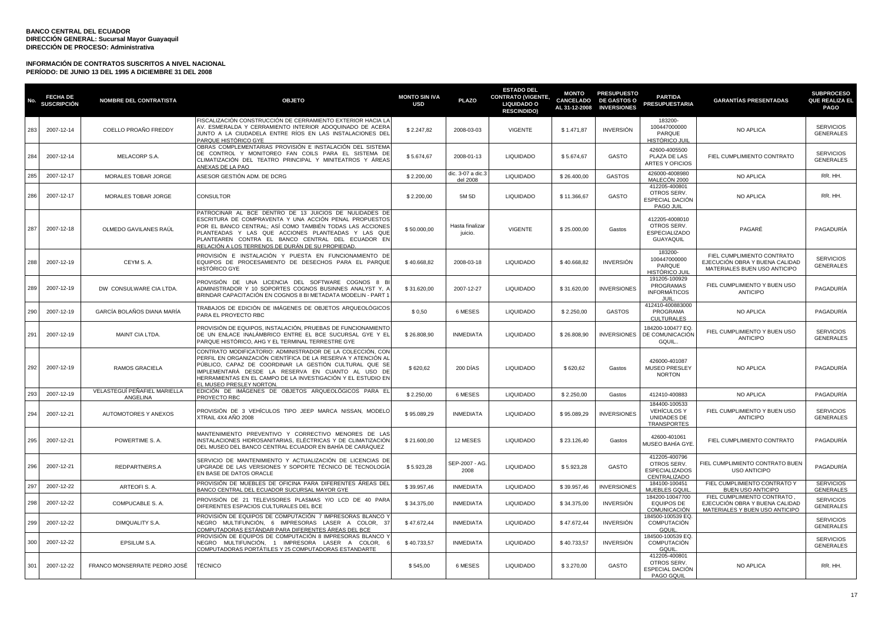**BANCO CENTRAL DEL ECUADOR**
**DIRECCIÓN GENERAL: Sucursal Mayor Guayaquil**
**DIRECCIÓN DE PROCESO: Administrativa**

**INFORMACIÓN DE CONTRATOS SUSCRITOS A NIVEL NACIONAL**
**PERÍODO: DE JUNIO 13 DEL 1995 A DICIEMBRE 31 DEL 2008**

| No. | FECHA DE SUSCRIPCIÓN | NOMBRE DEL CONTRATISTA | OBJETO | MONTO SIN IVA USD | PLAZO | ESTADO DEL CONTRATO (VIGENTE, LIQUIDADO O RESCINDIDO) | MONTO CANCELADO AL 31-12-2008 | PRESUPUESTO DE GASTOS O INVERSIONES | PARTIDA PRESUPUESTARIA | GARANTÍAS PRESENTADAS | SUBPROCESO QUE REALIZA EL PAGO |
|---|---|---|---|---|---|---|---|---|---|---|---|
| 283 | 2007-12-14 | COELLO PROAÑO FREDDY | FISCALIZACIÓN CONSTRUCCIÓN DE CERRAMIENTO EXTERIOR HACIA LA AV. ESMERALDA Y CERRAMIENTO INTERIOR ADOQUINADO DE ACERA JUNTO A LA CIUDADELA ENTRE RÍOS EN LAS INSTALACIONES DEL PARQUE HISTÓRICO GYE | $ 2.247,82 | 2008-03-03 | VIGENTE | $ 1.471,87 | INVERSIÓN | 183200-100447000000 PARQUE HISTÓRICO JUIL | NO APLICA | SERVICIOS GENERALES |
| 284 | 2007-12-14 | MELACORP S.A. | OBRAS COMPLEMENTARIAS PROVISIÓN E INSTALACIÓN DEL SISTEMA DE CONTROL Y MONITOREO FAN COILS PARA EL SISTEMA DE CLIMATIZACIÓN DEL TEATRO PRINCIPAL Y MINITEATROS Y ÁREAS ANEXAS DE LA PAO | $ 5.674,67 | 2008-01-13 | LIQUIDADO | $ 5.674,67 | GASTO | 42600-4005500 PLAZA DE LAS ARTES Y OFICIOS | FIEL CUMPLIMIENTO CONTRATO | SERVICIOS GENERALES |
| 285 | 2007-12-17 | MORALES TOBAR JORGE | ASESOR GESTIÓN ADM. DE DCRG | $ 2.200,00 | dic. 3-07 a dic.3 del 2008 | LIQUIDADO | $ 26.400,00 | GASTOS | 426000-4008980 MALECÓN 2000 | NO APLICA | RR. HH. |
| 286 | 2007-12-17 | MORALES TOBAR JORGE | CONSULTOR | $ 2.200,00 | 5M 5D | LIQUIDADO | $ 11.366,67 | GASTO | 412205-400801 OTROS SERV. ESPECIAL DACIÓN PAGO JUIL | NO APLICA | RR. HH. |
| 287 | 2007-12-18 | OLMEDO GAVILANES RAÚL | PATROCINAR AL BCE DENTRO DE 13 JUICIOS DE NULIDADES DE ESCRITURA DE COMPRAVENTA Y UNA ACCIÓN PENAL PROPUESTOS POR EL BANCO CENTRAL; ASÍ COMO TAMBIÉN TODAS LAS ACCIONES PLANTEADAS Y LAS QUE ACCIONES PLANTEADAS Y LAS QUE PLANTEAREN CONTRA EL BANCO CENTRAL DEL ECUADOR EN RELACIÓN A LOS TERRENOS DE DURÁN DE SU PROPIEDAD. | $ 50.000,00 | Hasta finalizar juicio. | VIGENTE | $ 25.000,00 | Gastos | 412205-4008010 OTROS SERV. ESPECIALIZADO GUAYAQUIL | PAGARÉ | PAGADURÍA |
| 288 | 2007-12-19 | CEYM S. A. | PROVISIÓN E INSTALACIÓN Y PUESTA EN FUNCIONAMIENTO DE EQUIPOS DE PROCESAMIENTO DE DESECHOS PARA EL PARQUE HISTÓRICO GYE | $ 40.668,82 | 2008-03-18 | LIQUIDADO | $ 40.668,82 | INVERSIÓN | 183200-100447000000 PARQUE HISTÓRICO JUIL | FIEL CUMPLIMIENTO CONTRATO EJECUCIÓN OBRA Y BUENA CALIDAD MATERIALES BUEN USO ANTICIPO | SERVICIOS GENERALES |
| 289 | 2007-12-19 | DW CONSULWARE CIA LTDA. | PROVISIÓN DE UNA LICENCIA DEL SOFTWARE COGNOS 8 BI ADMINISTRADOR Y 10 SOPORTES COGNOS BUSINNES ANALYST Y, A BRINDAR CAPACITACIÓN EN COGNOS 8 BI METADATA MODELIN - PART 1 | $ 31.620,00 | 2007-12-27 | LIQUIDADO | $ 31.620,00 | INVERSIONES | 191205-100929 PROGRAMAS INFORMÁTICOS JUIL. | FIEL CUMPLIMIENTO Y BUEN USO ANTICIPO | PAGADURÍA |
| 290 | 2007-12-19 | GARCÍA BOLAÑOS DIANA MARÍA | TRABAJOS DE EDICIÓN DE IMÁGENES DE OBJETOS ARQUEOLÓGICOS PARA EL PROYECTO RBC | $ 0,50 | 6 MESES | LIQUIDADO | $ 2.250,00 | GASTOS | 412410-400883000 PROGRAMA CULTURALES | NO APLICA | PAGADURÍA |
| 291 | 2007-12-19 | MAINT CIA LTDA. | PROVISIÓN DE EQUIPOS, INSTALACIÓN, PRUEBAS DE FUNCIONAMIENTO DE UN ENLACE INALÁMBRICO ENTRE EL BCE SUCURSAL GYE Y EL PARQUE HISTÓRICO, AHG Y EL TERMINAL TERRESTRE GYE | $ 26.808,90 | INMEDIATA | LIQUIDADO | $ 26.808,90 | INVERSIONES | 184200-100477 EQ. DE COMUNICACIÓN GQUIL.. | FIEL CUMPLIMIENTO Y BUEN USO ANTICIPO | SERVICIOS GENERALES |
| 292 | 2007-12-19 | RAMOS GRACIELA | CONTRATO MODIFICATORIO: ADMINISTRADOR DE LA COLECCIÓN, CON PERFIL EN ORGANIZACIÓN CIENTÍFICA DE LA RESERVA Y ATENCIÓN AL PÚBLICO, CAPAZ DE COORDINAR LA GESTIÓN CULTURAL QUE SE IMPLEMENTARÁ DESDE LA RESERVA EN CUANTO AL USO DE HERRAMIENTAS EN EL CAMPO DE LA INVESTIGACIÓN Y EL ESTUDIO EN EL MUSEO PRESLEY NORTON. | $ 620,62 | 200 DÍAS | LIQUIDADO | $ 620,62 | Gastos | 426000-401087 MUSEO PRESLEY NORTON | NO APLICA | PAGADURÍA |
| 293 | 2007-12-19 | VELASTEGUÍ PEÑAFIEL MARIELLA ANGELINA | EDICIÓN DE IMÁGENES DE OBJETOS ARQUEOLÓGICOS PARA EL PROYECTO RBC | $ 2.250,00 | 6 MESES | LIQUIDADO | $ 2.250,00 | Gastos | 412410-400883 | NO APLICA | PAGADURÍA |
| 294 | 2007-12-21 | AUTOMOTORES Y ANEXOS | PROVISIÓN DE 3 VEHÍCULOS TIPO JEEP MARCA NISSAN, MODELO XTRAIL 4X4 AÑO 2008 | $ 95.089,29 | INMEDIATA | LIQUIDADO | $ 95.089,29 | INVERSIONES | 184400-100533 VEHÍCULOS Y UNIDADES DE TRANSPORTES | FIEL CUMPLIMIENTO Y BUEN USO ANTICIPO | SERVICIOS GENERALES |
| 295 | 2007-12-21 | POWERTIME S. A. | MANTENIMIENTO PREVENTIVO Y CORRECTIVO MENORES DE LAS INSTALACIONES HIDROSANITARIAS, ELÉCTRICAS Y DE CLIMATIZACIÓN DEL MUSEO DEL BANCO CENTRAL ECUADOR EN BAHÍA DE CARÁQUEZ | $ 21.600,00 | 12 MESES | LIQUIDADO | $ 23.126,40 | Gastos | 42600-401061 MUSEO BAHÍA GYE. | FIEL CUMPLIMIENTO CONTRATO | PAGADURÍA |
| 296 | 2007-12-21 | REDPARTNERS.A | SERVICIO DE MANTENIMIENTO Y ACTUALIZACIÓN DE LICENCIAS DE UPGRADE DE LAS VERSIONES Y SOPORTE TÉCNICO DE TECNOLOGÍA EN BASE DE DATOS ORACLE | $ 5.923,28 | SEP-2007 - AG. 2008 | LIQUIDADO | $ 5.923,28 | GASTO | 412205-400796 OTROS SERV. ESPECIALIZADOS CENTRALIZADO | FIEL CUMPLIMIENTO CONTRATO BUEN USO ANTICIPO | PAGADURÍA |
| 297 | 2007-12-22 | ARTEOFI S. A. | PROVISIÓN DE MUEBLES DE OFICINA PARA DIFERENTES ÁREAS DEL BANCO CENTRAL DEL ECUADOR SUCURSAL MAYOR GYE | $ 39.957,46 | INMEDIATA | LIQUIDADO | $ 39.957,46 | INVERSIONES | 184100-100451 MUEBLES GQUIL. | FIEL CUMPLIMIENTO CONTRATO Y BUEN USO ANTICIPO | SERVICIOS GENERALES |
| 298 | 2007-12-22 | COMPUCABLE S. A. | PROVISIÓN DE 21 TELEVISORES PLASMAS Y/O LCD DE 40 PARA DIFERENTES ESPACIOS CULTURALES DEL BCE | $ 34.375,00 | INMEDIATA | LIQUIDADO | $ 34.375,00 | INVERSIÓN | 184200-10047700 EQUIPOS DE COMUNICACIÓN | FIEL CUMPLIMIENTO CONTRATO , EJECUCIÓN OBRA Y BUENA CALIDAD MATERIALES Y BUEN USO ANTICIPO | SERVICIOS GENERALES |
| 299 | 2007-12-22 | DIMQUALITY S.A. | PROVISIÓN DE EQUIPOS DE COMPUTACIÓN 7 IMPRESORAS BLANCO Y NEGRO MULTIFUNCIÓN, 6 IMPRESORAS LASER A COLOR, 37 COMPUTADORAS ESTÁNDAR PARA DIFERENTES ÁREAS DEL BCE | $ 47.672,44 | INMEDIATA | LIQUIDADO | $ 47.672,44 | INVERSIÓN | 184500-100539 EQ. COMPUTACIÓN GQUIL. | | SERVICIOS GENERALES |
| 300 | 2007-12-22 | EPSILUM S.A. | PROVISIÓN DE EQUIPOS DE COMPUTACIÓN 8 IMPRESORAS BLANCO Y NEGRO MULTIFUNCIÓN, 1 IMPRESORA LASER A COLOR, 6 COMPUTADORAS PORTÁTILES Y 25 COMPUTADORAS ESTANDARTE | $ 40.733,57 | INMEDIATA | LIQUIDADO | $ 40.733,57 | INVERSIÓN | 184500-100539 EQ. COMPUTACIÓN GQUIL. | | SERVICIOS GENERALES |
| 301 | 2007-12-22 | FRANCO MONSERRATE PEDRO JOSÉ | TÉCNICO | $ 545,00 | 6 MESES | LIQUIDADO | $ 3.270,00 | GASTO | 412205-400801 OTROS SERV. ESPECIAL DACIÓN PAGO GQUIL | NO APLICA | RR. HH. |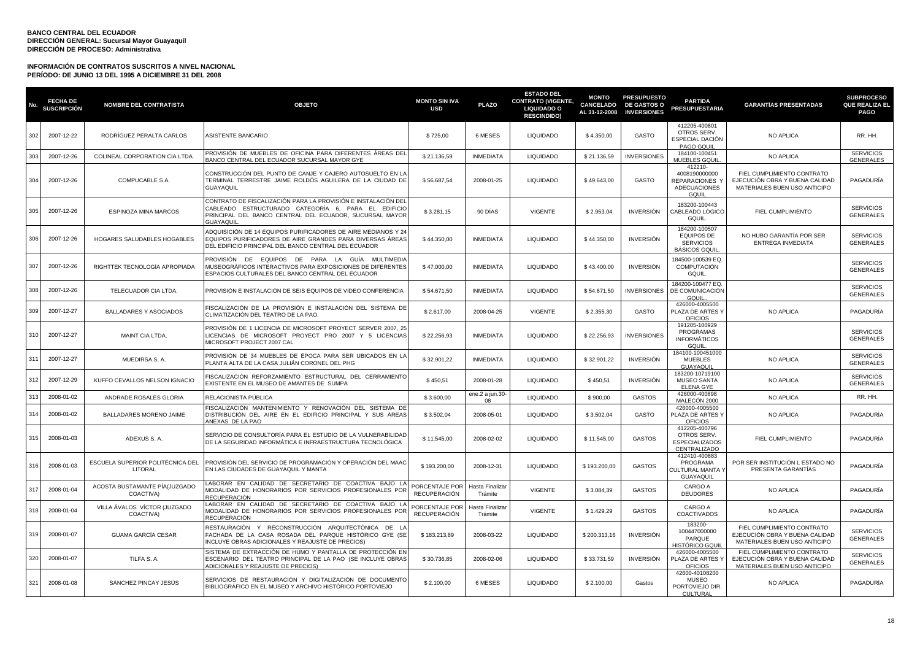**BANCO CENTRAL DEL ECUADOR**
**DIRECCIÓN GENERAL: Sucursal Mayor Guayaquil**
**DIRECCIÓN DE PROCESO: Administrativa**

**INFORMACIÓN DE CONTRATOS SUSCRITOS A NIVEL NACIONAL**
**PERÍODO: DE JUNIO 13 DEL 1995 A DICIEMBRE 31 DEL 2008**

| No. | FECHA DE SUSCRIPCIÓN | NOMBRE DEL CONTRATISTA | OBJETO | MONTO SIN IVA USD | PLAZO | ESTADO DEL CONTRATO (VIGENTE, LIQUIDADO O RESCINDIDO) | MONTO CANCELADO AL 31-12-2008 | PRESUPUESTO DE GASTOS O INVERSIONES | PARTIDA PRESUPUESTARIA | GARANTÍAS PRESENTADAS | SUBPROCESO QUE REALIZA EL PAGO |
|---|---|---|---|---|---|---|---|---|---|---|---|
| 302 | 2007-12-22 | RODRÍGUEZ PERALTA CARLOS | ASISTENTE BANCARIO | $ 725,00 | 6 MESES | LIQUIDADO | $ 4.350,00 | GASTO | 412205-400801 OTROS SERV. ESPECIAL DACIÓN PAGO GQUIL | NO APLICA | RR. HH. |
| 303 | 2007-12-26 | COLINEAL CORPORATION CIA LTDA. | PROVISIÓN DE MUEBLES DE OFICINA PARA DIFERENTES ÁREAS DEL BANCO CENTRAL DEL ECUADOR SUCURSAL MAYOR GYE | $ 21.136,59 | INMEDIATA | LIQUIDADO | $ 21.136,59 | INVERSIONES | 184100-100451 MUEBLES GQUIL | NO APLICA | SERVICIOS GENERALES |
| 304 | 2007-12-26 | COMPUCABLE S.A. | CONSTRUCCIÓN DEL PUNTO DE CANJE Y CAJERO AUTOSUELTO EN LA TERMINAL TERRESTRE JAIME ROLDÓS AGUILERA DE LA CIUDAD DE GUAYAQUIL | $ 56.687,54 | 2008-01-25 | LIQUIDADO | $ 49.643,00 | GASTO | 412210-4008190000000 REPARACIONES Y ADECUACIONES GQUIL | FIEL CUMPLIMIENTO CONTRATO EJECUCIÓN OBRA Y BUENA CALIDAD MATERIALES BUEN USO ANTICIPO | PAGADURÍA |
| 305 | 2007-12-26 | ESPINOZA MINA MARCOS | CONTRATO DE FISCALIZACIÓN PARA LA PROVISIÓN E INSTALACIÓN DEL CABLEADO ESTRUCTURADO CATEGORÍA 6, PARA EL EDIFICIO PRINCIPAL DEL BANCO CENTRAL DEL ECUADOR, SUCURSAL MAYOR GUAYAQUIL. | $ 3.281,15 | 90 DÍAS | VIGENTE | $ 2.953,04 | INVERSIÓN | 183200-100443 CABLEADO LÓGICO GQUIL. | FIEL CUMPLIMIENTO | SERVICIOS GENERALES |
| 306 | 2007-12-26 | HOGARES SALUDABLES HOGABLES | ADQUISICIÓN DE 14 EQUIPOS PURIFICADORES DE AIRE MEDIANOS Y 24 EQUIPOS PURIFICADORES DE AIRE GRANDES PARA DIVERSAS ÁREAS DEL EDIFICIO PRINCIPAL DEL BANCO CENTRAL DEL ECUADOR | $ 44.350,00 | INMEDIATA | LIQUIDADO | $ 44.350,00 | INVERSIÓN | 184200-100507 EQUIPOS DE SERVICIOS BÁSICOS GQUIL. | NO HUBO GARANTÍA POR SER ENTREGA INMEDIATA | SERVICIOS GENERALES |
| 307 | 2007-12-26 | RIGHTTEK TECNOLOGÍA APROPIADA | PROVISIÓN DE EQUIPOS DE PARA LA GUÍA MULTIMEDIA MUSEOGRÁFICOS INTERACTIVOS PARA EXPOSICIONES DE DIFERENTES ESPACIOS CULTURALES DEL BANCO CENTRAL DEL ECUADOR | $ 47.000,00 | INMEDIATA | LIQUIDADO | $ 43.400,00 | INVERSIÓN | 184500-100539 EQ. COMPUTACIÓN GQUIL. | | SERVICIOS GENERALES |
| 308 | 2007-12-26 | TELECUADOR CIA LTDA. | PROVISIÓN E INSTALACIÓN DE SEIS EQUIPOS DE VIDEO CONFERENCIA | $ 54.671,50 | INMEDIATA | LIQUIDADO | $ 54.671,50 | INVERSIONES | 184200-100477 EQ. DE COMUNICACIÓN GQUIL.. | | SERVICIOS GENERALES |
| 309 | 2007-12-27 | BALLADARES Y ASOCIADOS | FISCALIZACIÓN DE LA PROVISIÓN E INSTALACIÓN DEL SISTEMA DE CLIMATIZACIÓN DEL TEATRO DE LA PAO. | $ 2.617,00 | 2008-04-25 | VIGENTE | $ 2.355,30 | GASTO | 426000-4005500 PLAZA DE ARTES Y OFICIOS | NO APLICA | PAGADURÍA |
| 310 | 2007-12-27 | MAINT CIA LTDA. | PROVISIÓN DE 1 LICENCIA DE MICROSOFT PROYECT SERVER 2007, 25 LICENCIAS DE MICROSOFT PROYECT PRO 2007 Y 5 LICENCIAS MICROSOFT PROJECT 2007 CAL | $ 22.256,93 | INMEDIATA | LIQUIDADO | $ 22.256,93 | INVERSIONES | 191205-100929 PROGRAMAS INFORMÁTICOS GQUIL. | | SERVICIOS GENERALES |
| 311 | 2007-12-27 | MUEDIRSA S. A. | PROVISIÓN DE 34 MUEBLES DE ÉPOCA PARA SER UBICADOS EN LA PLANTA ALTA DE LA CASA JULIÁN CORONEL DEL PHG | $ 32.901,22 | INMEDIATA | LIQUIDADO | $ 32.901,22 | INVERSIÓN | 184100-100451000 MUEBLES GUAYAQUIL | NO APLICA | SERVICIOS GENERALES |
| 312 | 2007-12-29 | KUFFO CEVALLOS NELSON IGNACIO | FISCALIZACIÓN REFORZAMIENTO ESTRUCTURAL DEL CERRAMIENTO EXISTENTE EN EL MUSEO DE AMANTES DE SUMPA | $ 450,51 | 2008-01-28 | LIQUIDADO | $ 450,51 | INVERSIÓN | 183200-10719100 MUSEO SANTA ELENA GYE | NO APLICA | SERVICIOS GENERALES |
| 313 | 2008-01-02 | ANDRADE ROSALES GLORIA | RELACIONISTA PÚBLICA | $ 3.600,00 | ene.2 a jun.30-08 | LIQUIDADO | $ 900,00 | GASTOS | 426000-400898 MALECÓN 2000 | NO APLICA | RR. HH. |
| 314 | 2008-01-02 | BALLADARES MORENO JAIME | FISCALIZACIÓN MANTENIMIENTO Y RENOVACIÓN DEL SISTEMA DE DISTRIBUCIÓN DEL AIRE EN EL EDIFICIO PRINCIPAL Y SUS ÁREAS ANEXAS DE LA PAO | $ 3.502,04 | 2008-05-01 | LIQUIDADO | $ 3.502,04 | GASTO | 426000-4005500 PLAZA DE ARTES Y OFICIOS | NO APLICA | PAGADURÍA |
| 315 | 2008-01-03 | ADEXUS S. A. | SERVICIO DE CONSULTORÍA PARA EL ESTUDIO DE LA VULNERABILIDAD DE LA SEGURIDAD INFORMÁTICA E INFRAESTRUCTURA TECNOLÓGICA | $ 11.545,00 | 2008-02-02 | LIQUIDADO | $ 11.545,00 | GASTOS | 412205-400796 OTROS SERV. ESPECIALIZADOS CENTRALIZADO | FIEL CUMPLIMIENTO | PAGADURÍA |
| 316 | 2008-01-03 | ESCUELA SUPERIOR POLITÉCNICA DEL LITORAL | PROVISIÓN DEL SERVICIO DE PROGRAMACIÓN Y OPERACIÓN DEL MAAC EN LAS CIUDADES DE GUAYAQUIL Y MANTA | $ 193.200,00 | 2008-12-31 | LIQUIDADO | $ 193.200,00 | GASTOS | 412410-400883 PROGRAMA CULTURAL MANTA Y GUAYAQUIL | POR SER INSTITUCIÓN L ESTADO NO PRESENTA GARANTÍAS | PAGADURÍA |
| 317 | 2008-01-04 | ACOSTA BUSTAMANTE PÍA(JUZGADO COACTIVA) | LABORAR EN CALIDAD DE SECRETARIO DE COACTIVA BAJO LA MODALIDAD DE HONORARIOS POR SERVICIOS PROFESIONALES POR RECUPERACIÓN | PORCENTAJE POR RECUPERACIÓN | Hasta Finalizar Trámite | VIGENTE | $ 3.084,39 | GASTOS | CARGO A DEUDORES | NO APLICA | PAGADURÍA |
| 318 | 2008-01-04 | VILLA ÁVALOS VÍCTOR (JUZGADO COACTIVA) | LABORAR EN CALIDAD DE SECRETARIO DE COACTIVA BAJO LA MODALIDAD DE HONORARIOS POR SERVICIOS PROFESIONALES POR RECUPERACIÓN | PORCENTAJE POR RECUPERACIÓN | Hasta Finalizar Trámite | VIGENTE | $ 1.429,29 | GASTOS | CARGO A COACTIVADOS | NO APLICA | PAGADURÍA |
| 319 | 2008-01-07 | GUAMA GARCÍA CESAR | RESTAURACIÓN Y RECONSTRUCCIÓN ARQUITECTÓNICA DE LA FACHADA DE LA CASA ROSADA DEL PARQUE HISTÓRICO GYE (SE INCLUYE OBRAS ADICIONALES Y REAJUSTE DE PRECIOS) | $ 183.213,89 | 2008-03-22 | LIQUIDADO | $ 200.313,16 | INVERSIÓN | 183200-100447000000 PARQUE HISTÓRICO GQUIL | FIEL CUMPLIMIENTO CONTRATO EJECUCIÓN OBRA Y BUENA CALIDAD MATERIALES BUEN USO ANTICIPO | SERVICIOS GENERALES |
| 320 | 2008-01-07 | TILFA S. A. | SISTEMA DE EXTRACCIÓN DE HUMO Y PANTALLA DE PROTECCIÓN EN ESCENARIO DEL TEATRO PRINCIPAL DE LA PAO (SE INCLUYE OBRAS ADICIONALES Y REAJUSTE DE PRECIOS) | $ 30.736,85 | 2008-02-06 | LIQUIDADO | $ 33.731,59 | INVERSIÓN | 426000-4005500 PLAZA DE ARTES Y OFICIOS | FIEL CUMPLIMIENTO CONTRATO EJECUCIÓN OBRA Y BUENA CALIDAD MATERIALES BUEN USO ANTICIPO | SERVICIOS GENERALES |
| 321 | 2008-01-08 | SÁNCHEZ PINCAY JESÚS | SERVICIOS DE RESTAURACIÓN Y DIGITALIZACIÓN DE DOCUMENTO BIBLIOGRÁFICO EN EL MUSEO Y ARCHIVO HISTÓRICO PORTOVIEJO | $ 2.100,00 | 6 MESES | LIQUIDADO | $ 2.100,00 | Gastos | 42600-40108200 MUSEO PORTOVIEJO DIR. CULTURAL | NO APLICA | PAGADURÍA |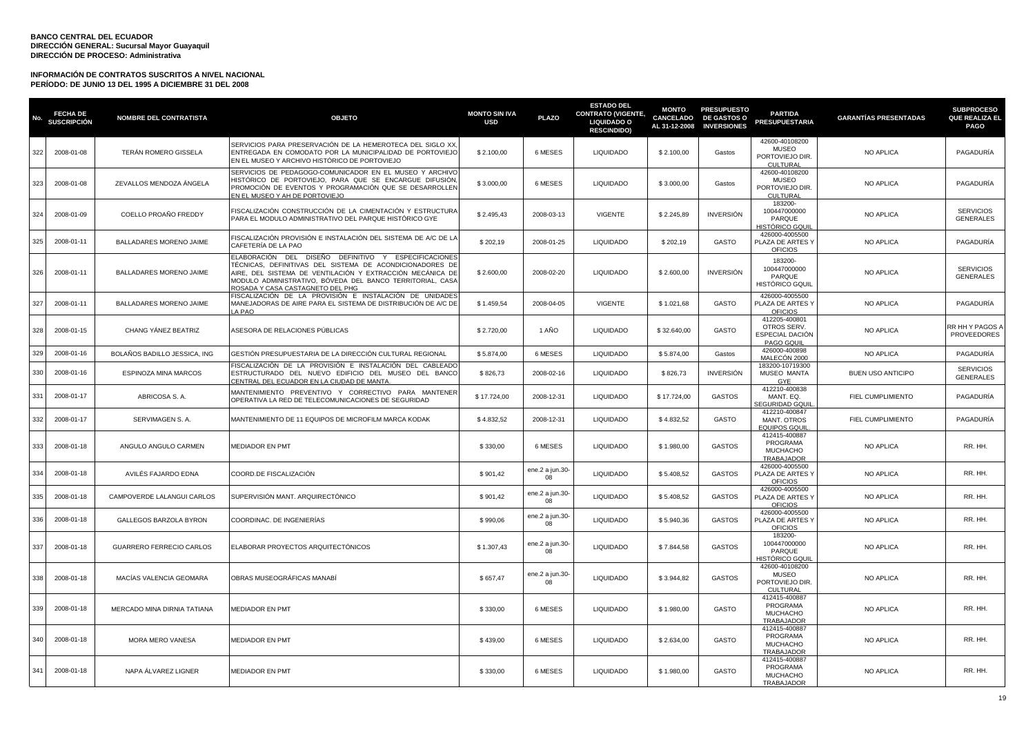**BANCO CENTRAL DEL ECUADOR**
**DIRECCIÓN GENERAL: Sucursal Mayor Guayaquil**
**DIRECCIÓN DE PROCESO: Administrativa**

**INFORMACIÓN DE CONTRATOS SUSCRITOS A NIVEL NACIONAL**
**PERÍODO: DE JUNIO 13 DEL 1995 A DICIEMBRE 31 DEL 2008**

| No. | FECHA DE SUSCRIPCIÓN | NOMBRE DEL CONTRATISTA | OBJETO | MONTO SIN IVA USD | PLAZO | ESTADO DEL CONTRATO (VIGENTE, LIQUIDADO O RESCINDIDO) | MONTO CANCELADO AL 31-12-2008 | PRESUPUESTO DE GASTOS O INVERSIONES | PARTIDA PRESUPUESTARIA | GARANTÍAS PRESENTADAS | SUBPROCESO QUE REALIZA EL PAGO |
|---|---|---|---|---|---|---|---|---|---|---|---|
| 322 | 2008-01-08 | TERÁN ROMERO GISSELA | SERVICIOS PARA PRESERVACIÓN DE LA HEMEROTECA DEL SIGLO XX, ENTREGADA EN COMODATO POR LA MUNICIPALIDAD DE PORTOVIEJO EN EL MUSEO Y ARCHIVO HISTÓRICO DE PORTOVIEJO | $ 2.100,00 | 6 MESES | LIQUIDADO | $ 2.100,00 | Gastos | 42600-40108200 MUSEO PORTOVIEJO DIR. CULTURAL | NO APLICA | PAGADURÍA |
| 323 | 2008-01-08 | ZEVALLOS MENDOZA ÁNGELA | SERVICIOS DE PEDAGOGO-COMUNICADOR EN EL MUSEO Y ARCHIVO HISTÓRICO DE PORTOVIEJO, PARA QUE SE ENCARGUE DIFUSIÓN, PROMOCIÓN DE EVENTOS Y PROGRAMACIÓN QUE SE DESARROLLEN EN EL MUSEO Y AH DE PORTOVIEJO | $ 3.000,00 | 6 MESES | LIQUIDADO | $ 3.000,00 | Gastos | 42600-40108200 MUSEO PORTOVIEJO DIR. CULTURAL | NO APLICA | PAGADURÍA |
| 324 | 2008-01-09 | COELLO PROAÑO FREDDY | FISCALIZACIÓN CONSTRUCCIÓN DE LA CIMENTACIÓN Y ESTRUCTURA PARA EL MODULO ADMINISTRATIVO DEL PARQUE HISTÓRICO GYE | $ 2.495,43 | 2008-03-13 | VIGENTE | $ 2.245,89 | INVERSIÓN | 183200-100447000000 PARQUE HISTÓRICO GQUIL | NO APLICA | SERVICIOS GENERALES |
| 325 | 2008-01-11 | BALLADARES MORENO JAIME | FISCALIZACIÓN PROVISIÓN E INSTALACIÓN DEL SISTEMA DE A/C DE LA CAFETERÍA DE LA PAO | $ 202,19 | 2008-01-25 | LIQUIDADO | $ 202,19 | GASTO | 426000-4005500 PLAZA DE ARTES Y OFICIOS | NO APLICA | PAGADURÍA |
| 326 | 2008-01-11 | BALLADARES MORENO JAIME | ELABORACIÓN DEL DISEÑO DEFINITIVO Y ESPECIFICACIONES TÉCNICAS, DEFINITIVAS DEL SISTEMA DE ACONDICIONADORES DE AIRE, DEL SISTEMA DE VENTILACIÓN Y EXTRACCIÓN MECÁNICA DE MODULO ADMINISTRATIVO, BÓVEDA DEL BANCO TERRITORIAL, CASA ROSADA Y CASA CASTAGNETO DEL PHG | $ 2.600,00 | 2008-02-20 | LIQUIDADO | $ 2.600,00 | INVERSIÓN | 183200-100447000000 PARQUE HISTÓRICO GQUIL | NO APLICA | SERVICIOS GENERALES |
| 327 | 2008-01-11 | BALLADARES MORENO JAIME | FISCALIZACIÓN DE LA PROVISIÓN E INSTALACIÓN DE UNIDADES MANEJADORAS DE AIRE PARA EL SISTEMA DE DISTRIBUCIÓN DE A/C DE LA PAO | $ 1.459,54 | 2008-04-05 | VIGENTE | $ 1.021,68 | GASTO | 426000-4005500 PLAZA DE ARTES Y OFICIOS | NO APLICA | PAGADURÍA |
| 328 | 2008-01-15 | CHANG YÁNEZ BEATRIZ | ASESORA DE RELACIONES PÚBLICAS | $ 2.720,00 | 1 AÑO | LIQUIDADO | $ 32.640,00 | GASTO | 412205-400801 OTROS SERV. ESPECIAL DACIÓN PAGO GQUIL | NO APLICA | RR HH Y PAGOS A PROVEEDORES |
| 329 | 2008-01-16 | BOLAÑOS BADILLO JESSICA, ING | GESTIÓN PRESUPUESTARIA DE LA DIRECCIÓN CULTURAL REGIONAL | $ 5.874,00 | 6 MESES | LIQUIDADO | $ 5.874,00 | Gastos | 426000-400898 MALECÓN 2000 | NO APLICA | PAGADURÍA |
| 330 | 2008-01-16 | ESPINOZA MINA MARCOS | FISCALIZACIÓN DE LA PROVISIÓN E INSTALACIÓN DEL CABLEADO ESTRUCTURADO DEL NUEVO EDIFICIO DEL MUSEO DEL BANCO CENTRAL DEL ECUADOR EN LA CIUDAD DE MANTA. | $ 826,73 | 2008-02-16 | LIQUIDADO | $ 826,73 | INVERSIÓN | 183200-10719300 MUSEO MANTA GYE | BUEN USO ANTICIPO | SERVICIOS GENERALES |
| 331 | 2008-01-17 | ABRICOSA S. A. | MANTENIMIENTO PREVENTIVO Y CORRECTIVO PARA MANTENER OPERATIVA LA RED DE TELECOMUNICACIONES DE SEGURIDAD | $ 17.724,00 | 2008-12-31 | LIQUIDADO | $ 17.724,00 | GASTOS | 412210-400838 MANT. EQ. SEGURIDAD GQUIL | FIEL CUMPLIMIENTO | PAGADURÍA |
| 332 | 2008-01-17 | SERVIMAGEN S. A. | MANTENIMIENTO DE 11 EQUIPOS DE MICROFILM MARCA KODAK | $ 4.832,52 | 2008-12-31 | LIQUIDADO | $ 4.832,52 | GASTO | 412210-400847 MANT. OTROS EQUIPOS GQUIL. | FIEL CUMPLIMIENTO | PAGADURÍA |
| 333 | 2008-01-18 | ANGULO ANGULO CARMEN | MEDIADOR EN PMT | $ 330,00 | 6 MESES | LIQUIDADO | $ 1.980,00 | GASTOS | 412415-400887 PROGRAMA MUCHACHO TRABAJADOR | NO APLICA | RR. HH. |
| 334 | 2008-01-18 | AVILÉS FAJARDO EDNA | COORD.DE FISCALIZACIÓN | $ 901,42 | ene.2 a jun.30-08 | LIQUIDADO | $ 5.408,52 | GASTOS | 426000-4005500 PLAZA DE ARTES Y OFICIOS | NO APLICA | RR. HH. |
| 335 | 2008-01-18 | CAMPOVERDE LALANGUI CARLOS | SUPERVISIÓN MANT. ARQUIRECTÓNICO | $ 901,42 | ene.2 a jun.30-08 | LIQUIDADO | $ 5.408,52 | GASTOS | 426000-4005500 PLAZA DE ARTES Y OFICIOS | NO APLICA | RR. HH. |
| 336 | 2008-01-18 | GALLEGOS BARZOLA BYRON | COORDINAC. DE INGENIERÍAS | $ 990,06 | ene.2 a jun.30-08 | LIQUIDADO | $ 5.940,36 | GASTOS | 426000-4005500 PLAZA DE ARTES Y OFICIOS | NO APLICA | RR. HH. |
| 337 | 2008-01-18 | GUARRERO FERRECIO CARLOS | ELABORAR PROYECTOS ARQUITECTÓNICOS | $ 1.307,43 | ene.2 a jun.30-08 | LIQUIDADO | $ 7.844,58 | GASTOS | 183200-100447000000 PARQUE HISTÓRICO GQUIL | NO APLICA | RR. HH. |
| 338 | 2008-01-18 | MACÍAS VALENCIA GEOMARA | OBRAS MUSEOGRÁFICAS MANABÍ | $ 657,47 | ene.2 a jun.30-08 | LIQUIDADO | $ 3.944,82 | GASTOS | 42600-40108200 MUSEO PORTOVIEJO DIR. CULTURAL | NO APLICA | RR. HH. |
| 339 | 2008-01-18 | MERCADO MINA DIRNIA TATIANA | MEDIADOR EN PMT | $ 330,00 | 6 MESES | LIQUIDADO | $ 1.980,00 | GASTO | 412415-400887 PROGRAMA MUCHACHO TRABAJADOR | NO APLICA | RR. HH. |
| 340 | 2008-01-18 | MORA MERO VANESA | MEDIADOR EN PMT | $ 439,00 | 6 MESES | LIQUIDADO | $ 2.634,00 | GASTO | 412415-400887 PROGRAMA MUCHACHO TRABAJADOR | NO APLICA | RR. HH. |
| 341 | 2008-01-18 | NAPA ÁLVAREZ LIGNER | MEDIADOR EN PMT | $ 330,00 | 6 MESES | LIQUIDADO | $ 1.980,00 | GASTO | 412415-400887 PROGRAMA MUCHACHO TRABAJADOR | NO APLICA | RR. HH. |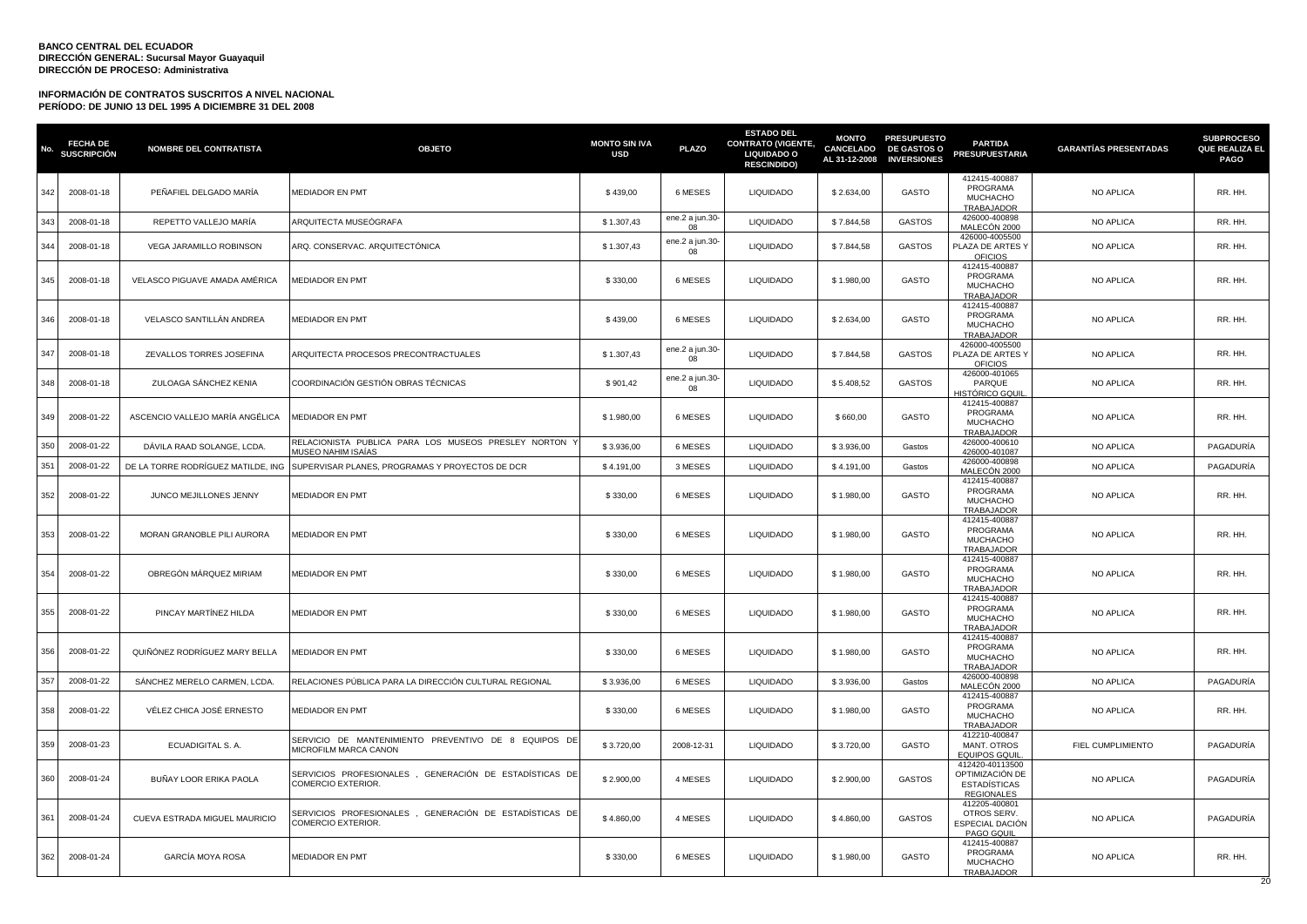**BANCO CENTRAL DEL ECUADOR**
**DIRECCIÓN GENERAL: Sucursal Mayor Guayaquil**
**DIRECCIÓN DE PROCESO: Administrativa**

**INFORMACIÓN DE CONTRATOS SUSCRITOS A NIVEL NACIONAL**
**PERÍODO: DE JUNIO 13 DEL 1995 A DICIEMBRE 31 DEL 2008**

| No. | FECHA DE SUSCRIPCIÓN | NOMBRE DEL CONTRATISTA | OBJETO | MONTO SIN IVA USD | PLAZO | ESTADO DEL CONTRATO (VIGENTE, LIQUIDADO O RESCINDIDO) | MONTO CANCELADO AL 31-12-2008 | PRESUPUESTO DE GASTOS O INVERSIONES | PARTIDA PRESUPUESTARIA | GARANTÍAS PRESENTADAS | SUBPROCESO QUE REALIZA EL PAGO |
|---|---|---|---|---|---|---|---|---|---|---|---|
| 342 | 2008-01-18 | PEÑAFIEL DELGADO MARÍA | MEDIADOR EN PMT | $ 439,00 | 6 MESES | LIQUIDADO | $ 2.634,00 | GASTO | 412415-400887 PROGRAMA MUCHACHO TRABAJADOR | NO APLICA | RR. HH. |
| 343 | 2008-01-18 | REPETTO VALLEJO MARÍA | ARQUITECTA MUSEÓGRAFA | $ 1.307,43 | ene.2 a jun.30-08 | LIQUIDADO | $ 7.844,58 | GASTOS | 426000-400898 MALECÓN 2000 | NO APLICA | RR. HH. |
| 344 | 2008-01-18 | VEGA JARAMILLO ROBINSON | ARQ. CONSERVAC. ARQUITECTÓNICA | $ 1.307,43 | ene.2 a jun.30-08 | LIQUIDADO | $ 7.844,58 | GASTOS | 426000-4005500 PLAZA DE ARTES Y OFICIOS | NO APLICA | RR. HH. |
| 345 | 2008-01-18 | VELASCO PIGUAVE AMADA AMÉRICA | MEDIADOR EN PMT | $ 330,00 | 6 MESES | LIQUIDADO | $ 1.980,00 | GASTO | 412415-400887 PROGRAMA MUCHACHO TRABAJADOR | NO APLICA | RR. HH. |
| 346 | 2008-01-18 | VELASCO SANTILLÁN ANDREA | MEDIADOR EN PMT | $ 439,00 | 6 MESES | LIQUIDADO | $ 2.634,00 | GASTO | 412415-400887 PROGRAMA MUCHACHO TRABAJADOR | NO APLICA | RR. HH. |
| 347 | 2008-01-18 | ZEVALLOS TORRES JOSEFINA | ARQUITECTA PROCESOS PRECONTRACTUALES | $ 1.307,43 | ene.2 a jun.30-08 | LIQUIDADO | $ 7.844,58 | GASTOS | 426000-4005500 PLAZA DE ARTES Y OFICIOS | NO APLICA | RR. HH. |
| 348 | 2008-01-18 | ZULOAGA SÁNCHEZ KENIA | COORDINACIÓN GESTIÓN OBRAS TÉCNICAS | $ 901,42 | ene.2 a jun.30-08 | LIQUIDADO | $ 5.408,52 | GASTOS | 426000-401065 PARQUE HISTÓRICO GQUIL | NO APLICA | RR. HH. |
| 349 | 2008-01-22 | ASCENCIO VALLEJO MARÍA ANGÉLICA | MEDIADOR EN PMT | $ 1.980,00 | 6 MESES | LIQUIDADO | $ 660,00 | GASTO | 412415-400887 PROGRAMA MUCHACHO TRABAJADOR | NO APLICA | RR. HH. |
| 350 | 2008-01-22 | DÁVILA RAAD SOLANGE, LCDA. | RELACIONISTA PUBLICA PARA LOS MUSEOS PRESLEY NORTON Y MUSEO NAHIM ISAÍAS | $ 3.936,00 | 6 MESES | LIQUIDADO | $ 3.936,00 | Gastos | 426000-400610 426000-401087 | NO APLICA | PAGADURÍA |
| 351 | 2008-01-22 | DE LA TORRE RODRÍGUEZ MATILDE, ING | SUPERVISAR PLANES, PROGRAMAS Y PROYECTOS DE DCR | $ 4.191,00 | 3 MESES | LIQUIDADO | $ 4.191,00 | Gastos | 426000-400898 MALECÓN 2000 | NO APLICA | PAGADURÍA |
| 352 | 2008-01-22 | JUNCO MEJILLONES JENNY | MEDIADOR EN PMT | $ 330,00 | 6 MESES | LIQUIDADO | $ 1.980,00 | GASTO | 412415-400887 PROGRAMA MUCHACHO TRABAJADOR | NO APLICA | RR. HH. |
| 353 | 2008-01-22 | MORAN GRANOBLE PILI AURORA | MEDIADOR EN PMT | $ 330,00 | 6 MESES | LIQUIDADO | $ 1.980,00 | GASTO | 412415-400887 PROGRAMA MUCHACHO TRABAJADOR | NO APLICA | RR. HH. |
| 354 | 2008-01-22 | OBREGÓN MÁRQUEZ MIRIAM | MEDIADOR EN PMT | $ 330,00 | 6 MESES | LIQUIDADO | $ 1.980,00 | GASTO | 412415-400887 PROGRAMA MUCHACHO TRABAJADOR | NO APLICA | RR. HH. |
| 355 | 2008-01-22 | PINCAY MARTÍNEZ HILDA | MEDIADOR EN PMT | $ 330,00 | 6 MESES | LIQUIDADO | $ 1.980,00 | GASTO | 412415-400887 PROGRAMA MUCHACHO TRABAJADOR | NO APLICA | RR. HH. |
| 356 | 2008-01-22 | QUIÑÓNEZ RODRÍGUEZ MARY BELLA | MEDIADOR EN PMT | $ 330,00 | 6 MESES | LIQUIDADO | $ 1.980,00 | GASTO | 412415-400887 PROGRAMA MUCHACHO TRABAJADOR | NO APLICA | RR. HH. |
| 357 | 2008-01-22 | SÁNCHEZ MERELO CARMEN, LCDA. | RELACIONES PÚBLICA PARA LA DIRECCIÓN CULTURAL REGIONAL | $ 3.936,00 | 6 MESES | LIQUIDADO | $ 3.936,00 | Gastos | 426000-400898 MALECÓN 2000 | NO APLICA | PAGADURÍA |
| 358 | 2008-01-22 | VÉLEZ CHICA JOSÉ ERNESTO | MEDIADOR EN PMT | $ 330,00 | 6 MESES | LIQUIDADO | $ 1.980,00 | GASTO | 412415-400887 PROGRAMA MUCHACHO TRABAJADOR | NO APLICA | RR. HH. |
| 359 | 2008-01-23 | ECUADIGITAL S. A. | SERVICIO DE MANTENIMIENTO PREVENTIVO DE 8 EQUIPOS DE MICROFILM MARCA CANON | $ 3.720,00 | 2008-12-31 | LIQUIDADO | $ 3.720,00 | GASTO | 412210-400847 MANT. OTROS EQUIPOS GQUIL. | FIEL CUMPLIMIENTO | PAGADURÍA |
| 360 | 2008-01-24 | BUÑAY LOOR ERIKA PAOLA | SERVICIOS PROFESIONALES , GENERACIÓN DE ESTADÍSTICAS DE COMERCIO EXTERIOR. | $ 2.900,00 | 4 MESES | LIQUIDADO | $ 2.900,00 | GASTOS | 412420-40113500 OPTIMIZACIÓN DE ESTADÍSTICAS REGIONALES | NO APLICA | PAGADURÍA |
| 361 | 2008-01-24 | CUEVA ESTRADA MIGUEL MAURICIO | SERVICIOS PROFESIONALES , GENERACIÓN DE ESTADÍSTICAS DE COMERCIO EXTERIOR. | $ 4.860,00 | 4 MESES | LIQUIDADO | $ 4.860,00 | GASTOS | 412205-400801 OTROS SERV. ESPECIAL DACIÓN PAGO GQUIL | NO APLICA | PAGADURÍA |
| 362 | 2008-01-24 | GARCÍA MOYA ROSA | MEDIADOR EN PMT | $ 330,00 | 6 MESES | LIQUIDADO | $ 1.980,00 | GASTO | 412415-400887 PROGRAMA MUCHACHO TRABAJADOR | NO APLICA | RR. HH. |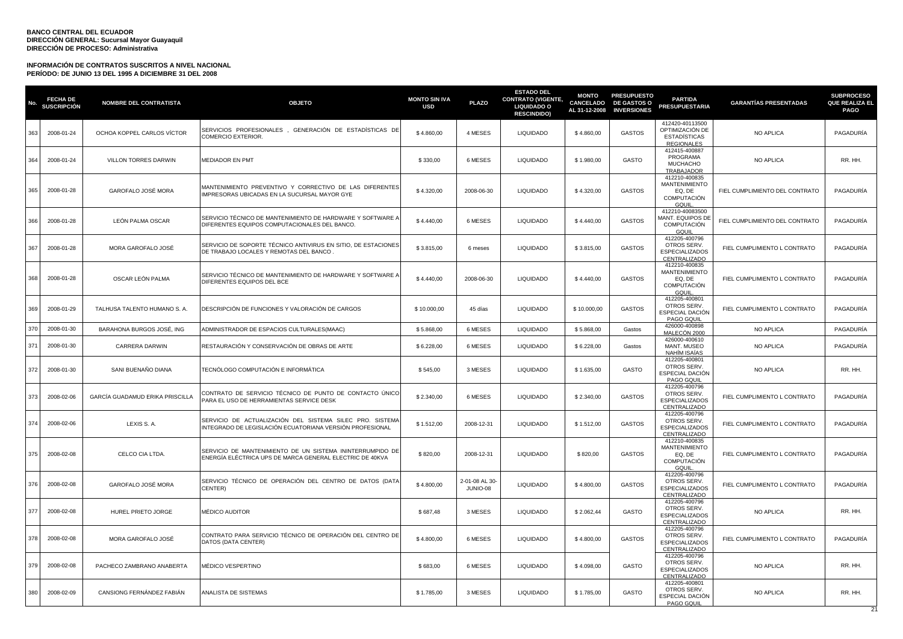**BANCO CENTRAL DEL ECUADOR**
**DIRECCIÓN GENERAL: Sucursal Mayor Guayaquil**
**DIRECCIÓN DE PROCESO: Administrativa**

**INFORMACIÓN DE CONTRATOS SUSCRITOS A NIVEL NACIONAL**
**PERÍODO: DE JUNIO 13 DEL 1995 A DICIEMBRE 31 DEL 2008**

| No. | FECHA DE SUSCRIPCIÓN | NOMBRE DEL CONTRATISTA | OBJETO | MONTO SIN IVA USD | PLAZO | ESTADO DEL CONTRATO (VIGENTE, LIQUIDADO O RESCINDIDO) | MONTO CANCELADO AL 31-12-2008 | PRESUPUESTO DE GASTOS O INVERSIONES | PARTIDA PRESUPUESTARIA | GARANTÍAS PRESENTADAS | SUBPROCESO QUE REALIZA EL PAGO |
|---|---|---|---|---|---|---|---|---|---|---|---|
| 363 | 2008-01-24 | OCHOA KOPPEL CARLOS VÍCTOR | SERVICIOS PROFESIONALES , GENERACIÓN DE ESTADÍSTICAS DE COMERCIO EXTERIOR. | $ 4.860,00 | 4 MESES | LIQUIDADO | $ 4.860,00 | GASTOS | 412420-40113500 OPTIMIZACIÓN DE ESTADÍSTICAS REGIONALES | NO APLICA | PAGADURÍA |
| 364 | 2008-01-24 | VILLON TORRES DARWIN | MEDIADOR EN PMT | $ 330,00 | 6 MESES | LIQUIDADO | $ 1.980,00 | GASTO | 412415-400887 PROGRAMA MUCHACHO TRABAJADOR | NO APLICA | RR. HH. |
| 365 | 2008-01-28 | GAROFALO JOSÉ MORA | MANTENIMIENTO PREVENTIVO Y CORRECTIVO DE LAS DIFERENTES IMPRESORAS UBICADAS EN LA SUCURSAL MAYOR GYE | $ 4.320,00 | 2008-06-30 | LIQUIDADO | $ 4.320,00 | GASTOS | 412210-400835 MANTENIMIENTO EQ. DE COMPUTACIÓN GQUIL. | FIEL CUMPLIMIENTO DEL CONTRATO | PAGADURÍA |
| 366 | 2008-01-28 | LEÓN PALMA OSCAR | SERVICIO TÉCNICO DE MANTENIMIENTO DE HARDWARE Y SOFTWARE A DIFERENTES EQUIPOS COMPUTACIONALES DEL BANCO. | $ 4.440,00 | 6 MESES | LIQUIDADO | $ 4.440,00 | GASTOS | 412210-40083500 MANT. EQUIPOS DE COMPUTACIÓN GQUIL | FIEL CUMPLIMIENTO DEL CONTRATO | PAGADURÍA |
| 367 | 2008-01-28 | MORA GAROFALO JOSÉ | SERVICIO DE SOPORTE TÉCNICO ANTIVIRUS EN SITIO, DE ESTACIONES DE TRABAJO LOCALES Y REMOTAS DEL BANCO . | $ 3.815,00 | 6 meses | LIQUIDADO | $ 3.815,00 | GASTOS | 412205-400796 OTROS SERV. ESPECIALIZADOS CENTRALIZADO | FIEL CUMPLIMIENTO L CONTRATO | PAGADURÍA |
| 368 | 2008-01-28 | OSCAR LEÓN PALMA | SERVICIO TÉCNICO DE MANTENIMIENTO DE HARDWARE Y SOFTWARE A DIFERENTES EQUIPOS DEL BCE | $ 4.440,00 | 2008-06-30 | LIQUIDADO | $ 4.440,00 | GASTOS | 412210-400835 MANTENIMIENTO EQ. DE COMPUTACIÓN GQUIL. | FIEL CUMPLIMIENTO L CONTRATO | PAGADURÍA |
| 369 | 2008-01-29 | TALHUSA TALENTO HUMANO S. A. | DESCRIPCIÓN DE FUNCIONES Y VALORACIÓN DE CARGOS | $ 10.000,00 | 45 días | LIQUIDADO | $ 10.000,00 | GASTOS | 412205-400801 OTROS SERV. ESPECIAL DACIÓN PAGO GQUIL | FIEL CUMPLIMIENTO L CONTRATO | PAGADURÍA |
| 370 | 2008-01-30 | BARAHONA BURGOS JOSÉ, ING | ADMINISTRADOR DE ESPACIOS CULTURALES(MAAC) | $ 5.868,00 | 6 MESES | LIQUIDADO | $ 5.868,00 | Gastos | 426000-400898 MALECÓN 2000 | NO APLICA | PAGADURÍA |
| 371 | 2008-01-30 | CARRERA DARWIN | RESTAURACIÓN Y CONSERVACIÓN DE OBRAS DE ARTE | $ 6.228,00 | 6 MESES | LIQUIDADO | $ 6.228,00 | Gastos | 426000-400610 MANT. MUSEO NAHÍM ISAÍAS | NO APLICA | PAGADURÍA |
| 372 | 2008-01-30 | SANI BUENAÑO DIANA | TECNÓLOGO COMPUTACIÓN E INFORMÁTICA | $ 545,00 | 3 MESES | LIQUIDADO | $ 1.635,00 | GASTO | 412205-400801 OTROS SERV. ESPECIAL DACIÓN PAGO GQUIL | NO APLICA | RR. HH. |
| 373 | 2008-02-06 | GARCÍA GUADAMUD ERIKA PRISCILLA | CONTRATO DE SERVICIO TÉCNICO DE PUNTO DE CONTACTO ÚNICO PARA EL USO DE HERRAMIENTAS SERVICE DESK | $ 2.340,00 | 6 MESES | LIQUIDADO | $ 2.340,00 | GASTOS | 412205-400796 OTROS SERV. ESPECIALIZADOS CENTRALIZADO | FIEL CUMPLIMIENTO L CONTRATO | PAGADURÍA |
| 374 | 2008-02-06 | LEXIS S. A. | SERVICIO DE ACTUALIZACIÓN DEL SISTEMA SILEC PRO. SISTEMA INTEGRADO DE LEGISLACIÓN ECUATORIANA VERSIÓN PROFESIONAL | $ 1.512,00 | 2008-12-31 | LIQUIDADO | $ 1.512,00 | GASTOS | 412205-400796 OTROS SERV. ESPECIALIZADOS CENTRALIZADO | FIEL CUMPLIMIENTO L CONTRATO | PAGADURÍA |
| 375 | 2008-02-08 | CELCO CIA LTDA. | SERVICIO DE MANTENIMIENTO DE UN SISTEMA ININTERRUMPIDO DE ENERGÍA ELÉCTRICA UPS DE MARCA GENERAL ELECTRIC DE 40KVA | $ 820,00 | 2008-12-31 | LIQUIDADO | $ 820,00 | GASTOS | 412210-400835 MANTENIMIENTO EQ. DE COMPUTACIÓN GQUIL. | FIEL CUMPLIMIENTO L CONTRATO | PAGADURÍA |
| 376 | 2008-02-08 | GAROFALO JOSÉ MORA | SERVICIO TÉCNICO DE OPERACIÓN DEL CENTRO DE DATOS (DATA CENTER) | $ 4.800,00 | 2-01-08 AL 30-JUNIO-08 | LIQUIDADO | $ 4.800,00 | GASTOS | 412205-400796 OTROS SERV. ESPECIALIZADOS CENTRALIZADO | FIEL CUMPLIMIENTO L CONTRATO | PAGADURÍA |
| 377 | 2008-02-08 | HUREL PRIETO JORGE | MÉDICO AUDITOR | $ 687,48 | 3 MESES | LIQUIDADO | $ 2.062,44 | GASTO | 412205-400796 OTROS SERV. ESPECIALIZADOS CENTRALIZADO | NO APLICA | RR. HH. |
| 378 | 2008-02-08 | MORA GAROFALO JOSÉ | CONTRATO PARA SERVICIO TÉCNICO DE OPERACIÓN DEL CENTRO DE DATOS (DATA CENTER) | $ 4.800,00 | 6 MESES | LIQUIDADO | $ 4.800,00 | GASTOS | 412205-400796 OTROS SERV. ESPECIALIZADOS CENTRALIZADO | FIEL CUMPLIMIENTO L CONTRATO | PAGADURÍA |
| 379 | 2008-02-08 | PACHECO ZAMBRANO ANABERTA | MÉDICO VESPERTINO | $ 683,00 | 6 MESES | LIQUIDADO | $ 4.098,00 | GASTO | 412205-400796 OTROS SERV. ESPECIALIZADOS CENTRALIZADO | NO APLICA | RR. HH. |
| 380 | 2008-02-09 | CANSIONG FERNÁNDEZ FABIÁN | ANALISTA DE SISTEMAS | $ 1.785,00 | 3 MESES | LIQUIDADO | $ 1.785,00 | GASTO | 412205-400801 OTROS SERV. ESPECIAL DACIÓN PAGO GQUIL | NO APLICA | RR. HH. |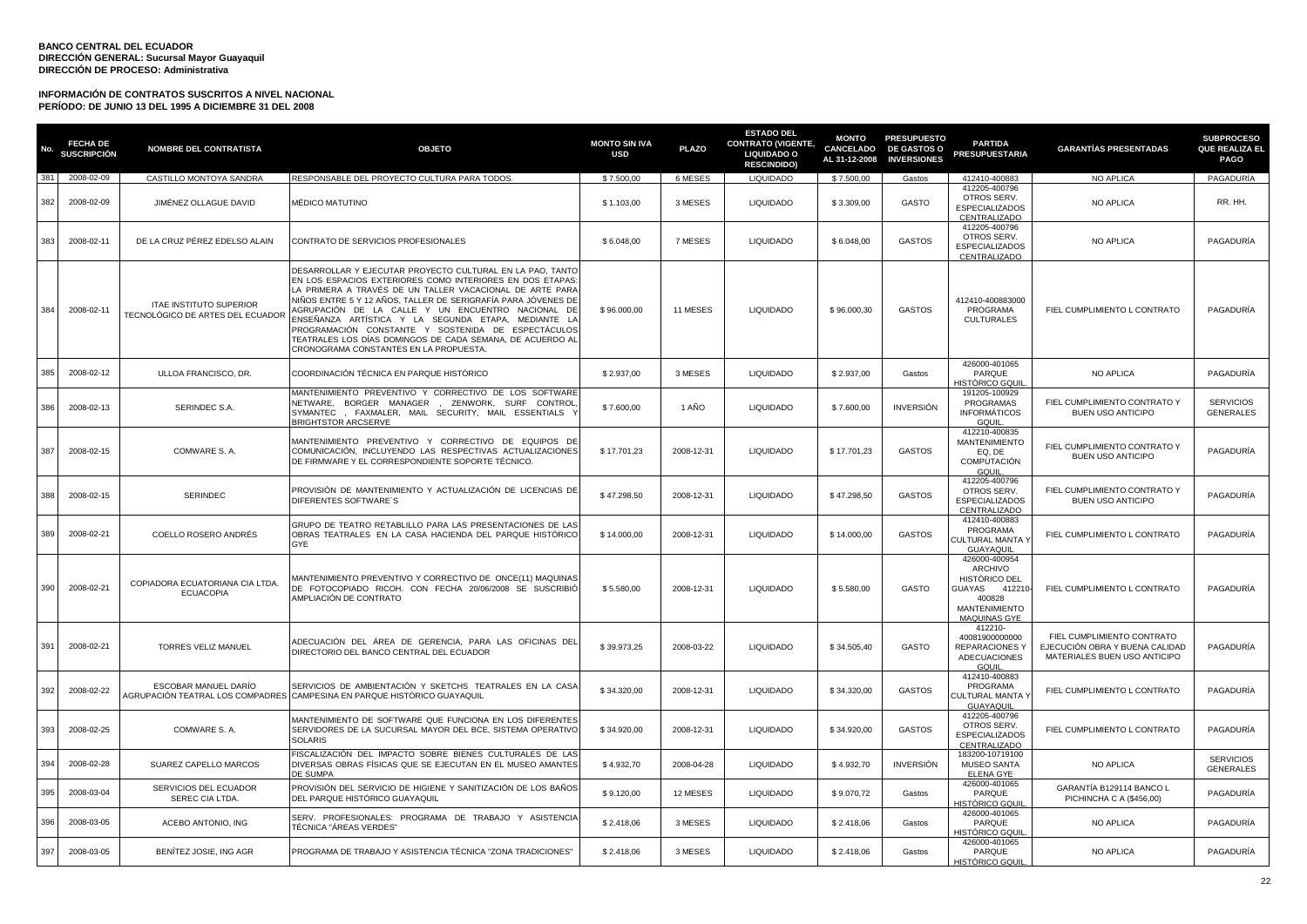**BANCO CENTRAL DEL ECUADOR**
**DIRECCIÓN GENERAL: Sucursal Mayor Guayaquil**
**DIRECCIÓN DE PROCESO: Administrativa**

**INFORMACIÓN DE CONTRATOS SUSCRITOS A NIVEL NACIONAL**
**PERÍODO: DE JUNIO 13 DEL 1995 A DICIEMBRE 31 DEL 2008**

| No. | FECHA DE SUSCRIPCIÓN | NOMBRE DEL CONTRATISTA | OBJETO | MONTO SIN IVA USD | PLAZO | ESTADO DEL CONTRATO (VIGENTE, LIQUIDADO O RESCINDIDO) | MONTO CANCELADO AL 31-12-2008 | PRESUPUESTO DE GASTOS O INVERSIONES | PARTIDA PRESUPUESTARIA | GARANTÍAS PRESENTADAS | SUBPROCESO QUE REALIZA EL PAGO |
|---|---|---|---|---|---|---|---|---|---|---|---|
| 381 | 2008-02-09 | CASTILLO MONTOYA SANDRA | RESPONSABLE DEL PROYECTO CULTURA PARA TODOS. | $ 7.500,00 | 6 MESES | LIQUIDADO | $ 7.500,00 | Gastos | 412410-400883 | NO APLICA | PAGADURÍA |
| 382 | 2008-02-09 | JIMÉNEZ OLLAGUE DAVID | MÉDICO MATUTINO | $ 1.103,00 | 3 MESES | LIQUIDADO | $ 3.309,00 | GASTO | 412205-400796 OTROS SERV. ESPECIALIZADOS CENTRALIZADO | NO APLICA | RR. HH. |
| 383 | 2008-02-11 | DE LA CRUZ PÉREZ EDELSO ALAIN | CONTRATO DE SERVICIOS PROFESIONALES | $ 6.048,00 | 7 MESES | LIQUIDADO | $ 6.048,00 | GASTOS | 412205-400796 OTROS SERV. ESPECIALIZADOS CENTRALIZADO | NO APLICA | PAGADURÍA |
| 384 | 2008-02-11 | ITAE INSTITUTO SUPERIOR TECNOLÓGICO DE ARTES DEL ECUADOR | DESARROLLAR Y EJECUTAR PROYECTO CULTURAL EN LA PAO, TANTO EN LOS ESPACIOS EXTERIORES COMO INTERIORES EN DOS ETAPAS: LA PRIMERA A TRAVÉS DE UN TALLER VACACIONAL DE ARTE PARA NIÑOS ENTRE 5 Y 12 AÑOS, TALLER DE SERIGRAFÍA PARA JÓVENES DE AGRUPACIÓN DE LA CALLE Y UN ENCUENTRO NACIONAL DE ENSEÑANZA ARTÍSTICA Y LA SEGUNDA ETAPA, MEDIANTE LA PROGRAMACIÓN CONSTANTE Y SOSTENIDA DE ESPECTÁCULOS TEATRALES LOS DÍAS DOMINGOS DE CADA SEMANA, DE ACUERDO AL CRONOGRAMA CONSTANTES EN LA PROPUESTA. | $ 96.000,00 | 11 MESES | LIQUIDADO | $ 96.000,30 | GASTOS | 412410-400883000 PROGRAMA CULTURALES | FIEL CUMPLIMIENTO L CONTRATO | PAGADURÍA |
| 385 | 2008-02-12 | ULLOA FRANCISCO, DR. | COORDINACIÓN TÉCNICA EN PARQUE HISTÓRICO | $ 2.937,00 | 3 MESES | LIQUIDADO | $ 2.937,00 | Gastos | 426000-401065 PARQUE HISTÓRICO GQUIL. | NO APLICA | PAGADURÍA |
| 386 | 2008-02-13 | SERINDEC S.A. | MANTENIMIENTO PREVENTIVO Y CORRECTIVO DE LOS SOFTWARE NETWARE, BORGER MANAGER , ZENWORK, SURF CONTROL, SYMANTEC , FAXMALER, MAIL SECURITY, MAIL ESSENTIALS Y BRIGHTSTOR ARCSERVE | $ 7.600,00 | 1 AÑO | LIQUIDADO | $ 7.600,00 | INVERSIÓN | 191205-100929 PROGRAMAS INFORMÁTICOS GQUIL. | FIEL CUMPLIMIENTO CONTRATO Y BUEN USO ANTICIPO | SERVICIOS GENERALES |
| 387 | 2008-02-15 | COMWARE S. A. | MANTENIMIENTO PREVENTIVO Y CORRECTIVO DE EQUIPOS DE COMUNICACIÓN, INCLUYENDO LAS RESPECTIVAS ACTUALIZACIONES DE FIRMWARE Y EL CORRESPONDIENTE SOPORTE TÉCNICO. | $ 17.701,23 | 2008-12-31 | LIQUIDADO | $ 17.701,23 | GASTOS | 412210-400835 MANTENIMIENTO EQ. DE COMPUTACIÓN GQUIL. | FIEL CUMPLIMIENTO CONTRATO Y BUEN USO ANTICIPO | PAGADURÍA |
| 388 | 2008-02-15 | SERINDEC | PROVISIÓN DE MANTENIMIENTO Y ACTUALIZACIÓN DE LICENCIAS DE DIFERENTES SOFTWARE´S | $ 47.298,50 | 2008-12-31 | LIQUIDADO | $ 47.298,50 | GASTOS | 412205-400796 OTROS SERV. ESPECIALIZADOS CENTRALIZADO | FIEL CUMPLIMIENTO CONTRATO Y BUEN USO ANTICIPO | PAGADURÍA |
| 389 | 2008-02-21 | COELLO ROSERO ANDRÉS | GRUPO DE TEATRO RETABLILLO PARA LAS PRESENTACIONES DE LAS OBRAS TEATRALES EN LA CASA HACIENDA DEL PARQUE HISTÓRICO GYE | $ 14.000,00 | 2008-12-31 | LIQUIDADO | $ 14.000,00 | GASTOS | 412410-400883 PROGRAMA CULTURAL MANTA Y GUAYAQUIL | FIEL CUMPLIMIENTO L CONTRATO | PAGADURÍA |
| 390 | 2008-02-21 | COPIADORA ECUATORIANA CIA LTDA. ECUACOPIA | MANTENIMIENTO PREVENTIVO Y CORRECTIVO DE ONCE(11) MAQUINAS DE FOTOCOPIADO RICOH. CON FECHA 20/06/2008 SE SUSCRIBIÓ AMPLIACIÓN DE CONTRATO | $ 5.580,00 | 2008-12-31 | LIQUIDADO | $ 5.580,00 | GASTO | 426000-400954 ARCHIVO HISTÓRICO DEL GUAYAS 412210-400828 MANTENIMIENTO MAQUINAS GYE | FIEL CUMPLIMIENTO L CONTRATO | PAGADURÍA |
| 391 | 2008-02-21 | TORRES VELIZ MANUEL | ADECUACIÓN DEL ÁREA DE GERENCIA, PARA LAS OFICINAS DEL DIRECTORIO DEL BANCO CENTRAL DEL ECUADOR | $ 39.973,25 | 2008-03-22 | LIQUIDADO | $ 34.505,40 | GASTO | 412210-40081900000000 REPARACIONES Y ADECUACIONES GQUIL. | FIEL CUMPLIMIENTO CONTRATO EJECUCIÓN OBRA Y BUENA CALIDAD MATERIALES BUEN USO ANTICIPO | PAGADURÍA |
| 392 | 2008-02-22 | ESCOBAR MANUEL DARÍO AGRUPACIÓN TEATRAL LOS COMPADRES | SERVICIOS DE AMBIENTACIÓN Y SKETCHS TEATRALES EN LA CASA CAMPESINA EN PARQUE HISTÓRICO GUAYAQUIL | $ 34.320,00 | 2008-12-31 | LIQUIDADO | $ 34.320,00 | GASTOS | 412410-400883 PROGRAMA CULTURAL MANTA Y GUAYAQUIL | FIEL CUMPLIMIENTO L CONTRATO | PAGADURÍA |
| 393 | 2008-02-25 | COMWARE S. A. | MANTENIMIENTO DE SOFTWARE QUE FUNCIONA EN LOS DIFERENTES SERVIDORES DE LA SUCURSAL MAYOR DEL BCE, SISTEMA OPERATIVO SOLARIS | $ 34.920,00 | 2008-12-31 | LIQUIDADO | $ 34.920,00 | GASTOS | 412205-400796 OTROS SERV. ESPECIALIZADOS CENTRALIZADO | FIEL CUMPLIMIENTO L CONTRATO | PAGADURÍA |
| 394 | 2008-02-28 | SUAREZ CAPELLO MARCOS | FISCALIZACIÓN DEL IMPACTO SOBRE BIENES CULTURALES DE LAS DIVERSAS OBRAS FÍSICAS QUE SE EJECUTAN EN EL MUSEO AMANTES DE SUMPA | $ 4.932,70 | 2008-04-28 | LIQUIDADO | $ 4.932,70 | INVERSIÓN | 183200-10719100 MUSEO SANTA ELENA GYE | NO APLICA | SERVICIOS GENERALES |
| 395 | 2008-03-04 | SERVICIOS DEL ECUADOR SEREC CIA LTDA. | PROVISIÓN DEL SERVICIO DE HIGIENE Y SANITIZACIÓN DE LOS BAÑOS DEL PARQUE HISTÓRICO GUAYAQUIL | $ 9.120,00 | 12 MESES | LIQUIDADO | $ 9.070,72 | Gastos | 426000-401065 PARQUE HISTÓRICO GQUIL. | GARANTÍA B129114 BANCO L PICHINCHA C A ($456,00) | PAGADURÍA |
| 396 | 2008-03-05 | ACEBO ANTONIO, ING | SERV. PROFESIONALES: PROGRAMA DE TRABAJO Y ASISTENCIA TÉCNICA "ÁREAS VERDES" | $ 2.418,06 | 3 MESES | LIQUIDADO | $ 2.418,06 | Gastos | 426000-401065 PARQUE HISTÓRICO GQUIL. | NO APLICA | PAGADURÍA |
| 397 | 2008-03-05 | BENÍTEZ JOSIE, ING AGR | PROGRAMA DE TRABAJO Y ASISTENCIA TÉCNICA "ZONA TRADICIONES" | $ 2.418,06 | 3 MESES | LIQUIDADO | $ 2.418,06 | Gastos | 426000-401065 PARQUE HISTÓRICO GQUIL. | NO APLICA | PAGADURÍA |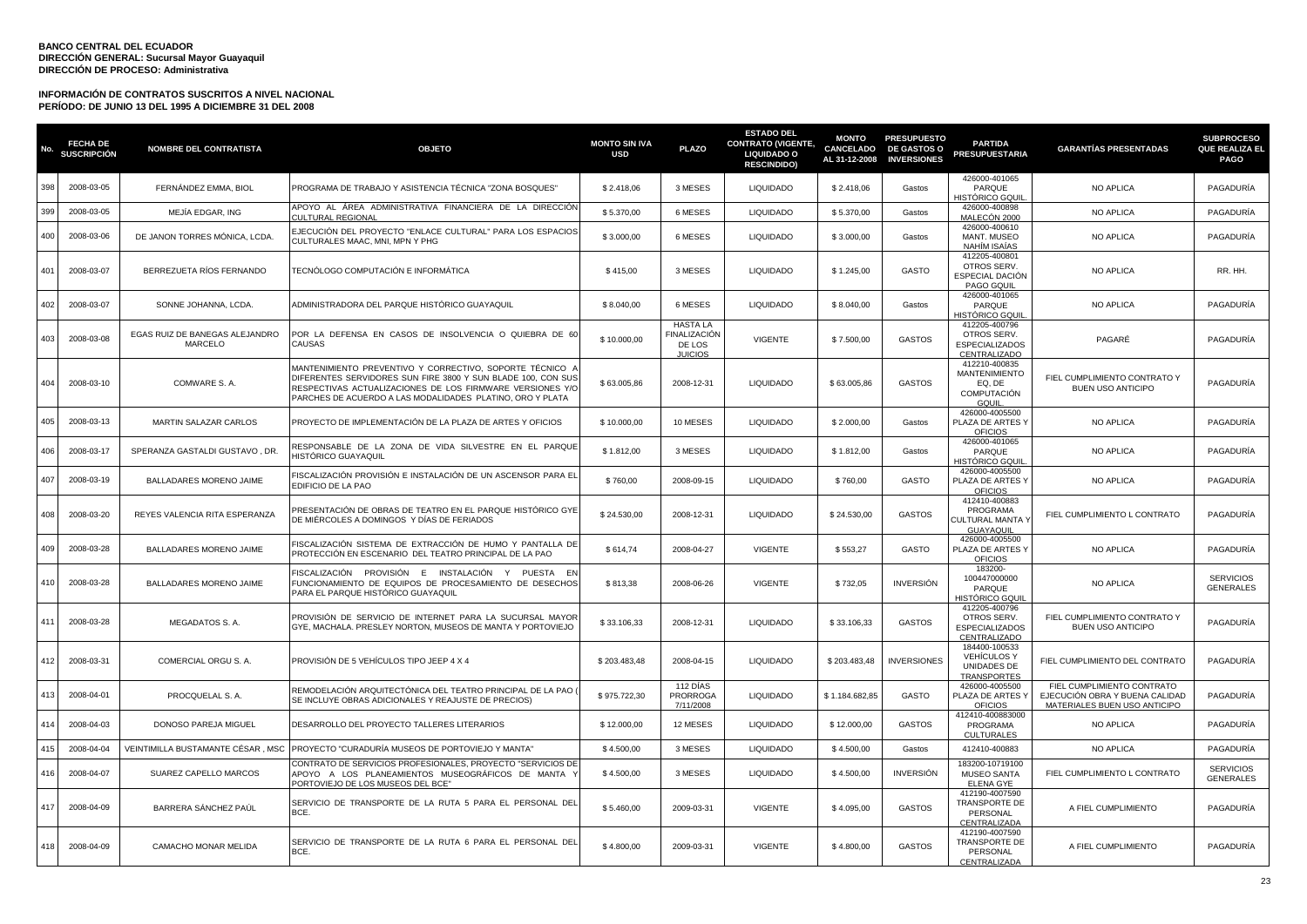**BANCO CENTRAL DEL ECUADOR**
**DIRECCIÓN GENERAL: Sucursal Mayor Guayaquil**
**DIRECCIÓN DE PROCESO: Administrativa**

**INFORMACIÓN DE CONTRATOS SUSCRITOS A NIVEL NACIONAL**
**PERÍODO: DE JUNIO 13 DEL 1995 A DICIEMBRE 31 DEL 2008**

| No. | FECHA DE SUSCRIPCIÓN | NOMBRE DEL CONTRATISTA | OBJETO | MONTO SIN IVA USD | PLAZO | ESTADO DEL CONTRATO (VIGENTE, LIQUIDADO O RESCINDIDO) | MONTO CANCELADO AL 31-12-2008 | PRESUPUESTO DE GASTOS O INVERSIONES | PARTIDA PRESUPUESTARIA | GARANTÍAS PRESENTADAS | SUBPROCESO QUE REALIZA EL PAGO |
|---|---|---|---|---|---|---|---|---|---|---|---|
| 398 | 2008-03-05 | FERNÁNDEZ EMMA, BIOL | PROGRAMA DE TRABAJO Y ASISTENCIA TÉCNICA "ZONA BOSQUES" | $ 2.418,06 | 3 MESES | LIQUIDADO | $ 2.418,06 | Gastos | 426000-401065 PARQUE HISTÓRICO GQUIL | NO APLICA | PAGADURÍA |
| 399 | 2008-03-05 | MEJÍA EDGAR, ING | APOYO AL ÁREA ADMINISTRATIVA FINANCIERA DE LA DIRECCIÓN CULTURAL REGIONAL | $ 5.370,00 | 6 MESES | LIQUIDADO | $ 5.370,00 | Gastos | 426000-400898 MALECÓN 2000 | NO APLICA | PAGADURÍA |
| 400 | 2008-03-06 | DE JANON TORRES MÓNICA, LCDA. | EJECUCIÓN DEL PROYECTO "ENLACE CULTURAL" PARA LOS ESPACIOS CULTURALES MAAC, MNI, MPN Y PHG | $ 3.000,00 | 6 MESES | LIQUIDADO | $ 3.000,00 | Gastos | 426000-400610 MANT. MUSEO NAHÍM ISAÍAS | NO APLICA | PAGADURÍA |
| 401 | 2008-03-07 | BERREZUETA RÍOS FERNANDO | TECNÓLOGO COMPUTACIÓN E INFORMÁTICA | $ 415,00 | 3 MESES | LIQUIDADO | $ 1.245,00 | GASTO | 412205-400801 OTROS SERV. ESPECIAL DACIÓN PAGO GQUIL | NO APLICA | RR. HH. |
| 402 | 2008-03-07 | SONNE JOHANNA, LCDA. | ADMINISTRADORA DEL PARQUE HISTÓRICO GUAYAQUIL | $ 8.040,00 | 6 MESES | LIQUIDADO | $ 8.040,00 | Gastos | 426000-401065 PARQUE HISTÓRICO GQUIL | NO APLICA | PAGADURÍA |
| 403 | 2008-03-08 | EGAS RUIZ DE BANEGAS ALEJANDRO MARCELO | POR LA DEFENSA EN CASOS DE INSOLVENCIA O QUIEBRA DE 60 CAUSAS | $ 10.000,00 | HASTA LA FINALIZACIÓN DE LOS JUICIOS | VIGENTE | $ 7.500,00 | GASTOS | 412205-400796 OTROS SERV. ESPECIALIZADOS CENTRALIZADO | PAGARÉ | PAGADURÍA |
| 404 | 2008-03-10 | COMWARE S. A. | MANTENIMIENTO PREVENTIVO Y CORRECTIVO, SOPORTE TÉCNICO A DIFERENTES SERVIDORES SUN FIRE 3800 Y SUN BLADE 100, CON SUS RESPECTIVAS ACTUALIZACIONES DE LOS FIRMWARE VERSIONES Y/O PARCHES DE ACUERDO A LAS MODALIDADES PLATINO, ORO Y PLATA | $ 63.005,86 | 2008-12-31 | LIQUIDADO | $ 63.005,86 | GASTOS | 412210-400835 MANTENIMIENTO EQ, DE COMPUTACIÓN GQUIL | FIEL CUMPLIMIENTO CONTRATO Y BUEN USO ANTICIPO | PAGADURÍA |
| 405 | 2008-03-13 | MARTIN SALAZAR CARLOS | PROYECTO DE IMPLEMENTACIÓN DE LA PLAZA DE ARTES Y OFICIOS | $ 10.000,00 | 10 MESES | LIQUIDADO | $ 2.000,00 | Gastos | 426000-4005500 PLAZA DE ARTES Y OFICIOS | NO APLICA | PAGADURÍA |
| 406 | 2008-03-17 | SPERANZA GASTALDI GUSTAVO , DR. | RESPONSABLE DE LA ZONA DE VIDA SILVESTRE EN EL PARQUE HISTÓRICO GUAYAQUIL | $ 1.812,00 | 3 MESES | LIQUIDADO | $ 1.812,00 | Gastos | 426000-401065 PARQUE HISTÓRICO GQUIL | NO APLICA | PAGADURÍA |
| 407 | 2008-03-19 | BALLADARES MORENO JAIME | FISCALIZACIÓN PROVISIÓN E INSTALACIÓN DE UN ASCENSOR PARA EL EDIFICIO DE LA PAO | $ 760,00 | 2008-09-15 | LIQUIDADO | $ 760,00 | GASTO | 426000-4005500 PLAZA DE ARTES Y OFICIOS | NO APLICA | PAGADURÍA |
| 408 | 2008-03-20 | REYES VALENCIA RITA ESPERANZA | PRESENTACIÓN DE OBRAS DE TEATRO EN EL PARQUE HISTÒRICO GYE DE MIÉRCOLES A DOMINGOS Y DÍAS DE FERIADOS | $ 24.530,00 | 2008-12-31 | LIQUIDADO | $ 24.530,00 | GASTOS | 412410-400883 PROGRAMA CULTURAL MANTA Y GUAYAQUIL | FIEL CUMPLIMIENTO L CONTRATO | PAGADURÍA |
| 409 | 2008-03-28 | BALLADARES MORENO JAIME | FISCALIZACIÓN SISTEMA DE EXTRACCIÓN DE HUMO Y PANTALLA DE PROTECCIÓN EN ESCENARIO DEL TEATRO PRINCIPAL DE LA PAO | $ 614,74 | 2008-04-27 | VIGENTE | $ 553,27 | GASTO | 426000-4005500 PLAZA DE ARTES Y OFICIOS | NO APLICA | PAGADURÍA |
| 410 | 2008-03-28 | BALLADARES MORENO JAIME | FISCALIZACIÓN PROVISIÓN E INSTALACIÓN Y PUESTA EN FUNCIONAMIENTO DE EQUIPOS DE PROCESAMIENTO DE DESECHOS PARA EL PARQUE HISTÓRICO GUAYAQUIL | $ 813,38 | 2008-06-26 | VIGENTE | $ 732,05 | INVERSIÓN | 183200-100447000000 PARQUE HISTÓRICO GQUIL | NO APLICA | SERVICIOS GENERALES |
| 411 | 2008-03-28 | MEGADATOS S. A. | PROVISIÓN DE SERVICIO DE INTERNET PARA LA SUCURSAL MAYOR GYE, MACHALA. PRESLEY NORTON, MUSEOS DE MANTA Y PORTOVIEJO | $ 33.106,33 | 2008-12-31 | LIQUIDADO | $ 33.106,33 | GASTOS | 412205-400796 OTROS SERV. ESPECIALIZADOS CENTRALIZADO | FIEL CUMPLIMIENTO CONTRATO Y BUEN USO ANTICIPO | PAGADURÍA |
| 412 | 2008-03-31 | COMERCIAL ORGU S. A. | PROVISIÓN DE 5 VEHÍCULOS TIPO JEEP 4 X 4 | $ 203.483,48 | 2008-04-15 | LIQUIDADO | $ 203.483,48 | INVERSIONES | 184400-100533 VEHÍCULOS Y UNIDADES DE TRANSPORTES | FIEL CUMPLIMIENTO DEL CONTRATO | PAGADURÍA |
| 413 | 2008-04-01 | PROCQUELAL S. A. | REMODELACIÓN ARQUITECTÓNICA DEL TEATRO PRINCIPAL DE LA PAO ( SE INCLUYE OBRAS ADICIONALES Y REAJUSTE DE PRECIOS) | $ 975.722,30 | 112 DÍAS PRORROGA 7/11/2008 | LIQUIDADO | $ 1.184.682,85 | GASTO | 426000-4005500 PLAZA DE ARTES Y OFICIOS | FIEL CUMPLIMIENTO CONTRATO EJECUCIÓN OBRA Y BUENA CALIDAD MATERIALES BUEN USO ANTICIPO | PAGADURÍA |
| 414 | 2008-04-03 | DONOSO PAREJA MIGUEL | DESARROLLO DEL PROYECTO TALLERES LITERARIOS | $ 12.000,00 | 12 MESES | LIQUIDADO | $ 12.000,00 | GASTOS | 412410-400883000 PROGRAMA CULTURALES | NO APLICA | PAGADURÍA |
| 415 | 2008-04-04 | VEINTIMILLA BUSTAMANTE CÉSAR , MSC | PROYECTO "CURADURÍA MUSEOS DE PORTOVIEJO Y MANTA" | $ 4.500,00 | 3 MESES | LIQUIDADO | $ 4.500,00 | Gastos | 412410-400883 | NO APLICA | PAGADURÍA |
| 416 | 2008-04-07 | SUAREZ CAPELLO MARCOS | CONTRATO DE SERVICIOS PROFESIONALES, PROYECTO "SERVICIOS DE APOYO A LOS PLANEAMIENTOS MUSEOGRÁFICOS DE MANTA Y PORTOVIEJO DE LOS MUSEOS DEL BCE" | $ 4.500,00 | 3 MESES | LIQUIDADO | $ 4.500,00 | INVERSIÓN | 183200-10719100 MUSEO SANTA ELENA GYE | FIEL CUMPLIMIENTO L CONTRATO | SERVICIOS GENERALES |
| 417 | 2008-04-09 | BARRERA SÁNCHEZ PAÚL | SERVICIO DE TRANSPORTE DE LA RUTA 5 PARA EL PERSONAL DEL BCE. | $ 5.460,00 | 2009-03-31 | VIGENTE | $ 4.095,00 | GASTOS | 412190-4007590 TRANSPORTE DE PERSONAL CENTRALIZADA | A FIEL CUMPLIMIENTO | PAGADURÍA |
| 418 | 2008-04-09 | CAMACHO MONAR MELIDA | SERVICIO DE TRANSPORTE DE LA RUTA 6 PARA EL PERSONAL DEL BCE. | $ 4.800,00 | 2009-03-31 | VIGENTE | $ 4.800,00 | GASTOS | 412190-4007590 TRANSPORTE DE PERSONAL CENTRALIZADA | A FIEL CUMPLIMIENTO | PAGADURÍA |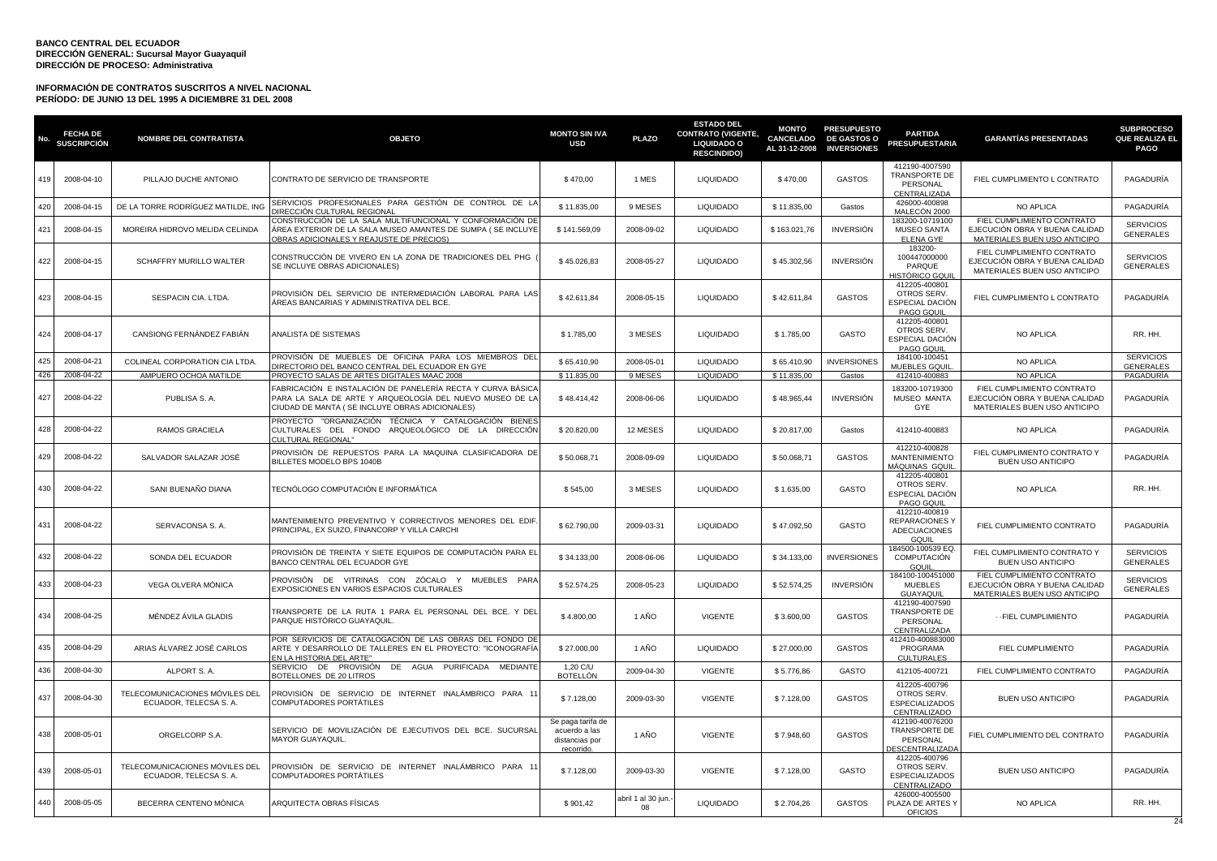**BANCO CENTRAL DEL ECUADOR**
**DIRECCIÓN GENERAL: Sucursal Mayor Guayaquil**
**DIRECCIÓN DE PROCESO: Administrativa**

**INFORMACIÓN DE CONTRATOS SUSCRITOS A NIVEL NACIONAL**
**PERÍODO: DE JUNIO 13 DEL 1995 A DICIEMBRE 31 DEL 2008**

| No. | FECHA DE SUSCRIPCIÓN | NOMBRE DEL CONTRATISTA | OBJETO | MONTO SIN IVA USD | PLAZO | ESTADO DEL CONTRATO (VIGENTE, LIQUIDADO O RESCINDIDO) | MONTO CANCELADO AL 31-12-2008 | PRESUPUESTO DE GASTOS O INVERSIONES | PARTIDA PRESUPUESTARIA | GARANTÍAS PRESENTADAS | SUBPROCESO QUE REALIZA EL PAGO |
|---|---|---|---|---|---|---|---|---|---|---|---|
| 419 | 2008-04-10 | PILLAJO DUCHE ANTONIO | CONTRATO DE SERVICIO DE TRANSPORTE | $ 470,00 | 1 MES | LIQUIDADO | $ 470,00 | GASTOS | 412190-4007590 TRANSPORTE DE PERSONAL CENTRALIZADA | FIEL CUMPLIMIENTO L CONTRATO | PAGADURÍA |
| 420 | 2008-04-15 | DE LA TORRE RODRÍGUEZ MATILDE, ING | SERVICIOS PROFESIONALES PARA GESTIÓN DE CONTROL DE LA DIRECCIÓN CULTURAL REGIONAL | $ 11.835,00 | 9 MESES | LIQUIDADO | $ 11.835,00 | Gastos | 426000-400898 MALECÓN 2000 | NO APLICA | PAGADURÍA |
| 421 | 2008-04-15 | MOREIRA HIDROVO MELIDA CELINDA | CONSTRUCCIÓN DE LA SALA MULTIFUNCIONAL Y CONFORMACIÓN DE ÁREA EXTERIOR DE LA SALA MUSEO AMANTES DE SUMPA ( SE INCLUYE OBRAS ADICIONALES Y REAJUSTE DE PRECIOS) | $ 141.569,09 | 2008-09-02 | LIQUIDADO | $ 163.021,76 | INVERSIÓN | 183200-10719100 MUSEO SANTA ELENA GYE | FIEL CUMPLIMIENTO CONTRATO EJECUCIÓN OBRA Y BUENA CALIDAD MATERIALES BUEN USO ANTICIPO | SERVICIOS GENERALES |
| 422 | 2008-04-15 | SCHAFFRY MURILLO WALTER | CONSTRUCCIÓN DE VIVERO EN LA ZONA DE TRADICIONES DEL PHG ( SE INCLUYE OBRAS ADICIONALES) | $ 45.026,83 | 2008-05-27 | LIQUIDADO | $ 45.302,56 | INVERSIÓN | 183200-100447000000 PARQUE HISTÓRICO GQUIL | FIEL CUMPLIMIENTO CONTRATO EJECUCIÓN OBRA Y BUENA CALIDAD MATERIALES BUEN USO ANTICIPO | SERVICIOS GENERALES |
| 423 | 2008-04-15 | SESPACIN CIA. LTDA. | PROVISIÓN DEL SERVICIO DE INTERMEDIACIÓN LABORAL PARA LAS ÁREAS BANCARIAS Y ADMINISTRATIVA DEL BCE. | $ 42.611,84 | 2008-05-15 | LIQUIDADO | $ 42.611,84 | GASTOS | 412205-400801 OTROS SERV. ESPECIAL DACIÓN PAGO GQUIL | FIEL CUMPLIMIENTO L CONTRATO | PAGADURÍA |
| 424 | 2008-04-17 | CANSIONG FERNÁNDEZ FABIÁN | ANALISTA DE SISTEMAS | $ 1.785,00 | 3 MESES | LIQUIDADO | $ 1.785,00 | GASTO | 412205-400801 OTROS SERV. ESPECIAL DACIÓN PAGO GQUIL | NO APLICA | RR. HH. |
| 425 | 2008-04-21 | COLINEAL CORPORATION CIA LTDA. | PROVISIÓN DE MUEBLES DE OFICINA PARA LOS MIEMBROS DEL DIRECTORIO DEL BANCO CENTRAL DEL ECUADOR EN GYE | $ 65.410,90 | 2008-05-01 | LIQUIDADO | $ 65.410,90 | INVERSIONES | 184100-100451 MUEBLES GQUIL. | NO APLICA | SERVICIOS GENERALES |
| 426 | 2008-04-22 | AMPUERO OCHOA MATILDE | PROYECTO SALAS DE ARTES DIGITALES MAAC 2008 | $ 11.835,00 | 9 MESES | LIQUIDADO | $ 11.835,00 | Gastos | 412410-400883 | NO APLICA | PAGADURÍA |
| 427 | 2008-04-22 | PUBLISA S. A. | FABRICACIÓN E INSTALACIÓN DE PANELERÍA RECTA Y CURVA BÁSICA PARA LA SALA DE ARTE Y ARQUEOLOGÍA DEL NUEVO MUSEO DE LA CIUDAD DE MANTA ( SE INCLUYE OBRAS ADICIONALES) | $ 48.414,42 | 2008-06-06 | LIQUIDADO | $ 48.965,44 | INVERSIÓN | 183200-10719300 MUSEO MANTA GYE | FIEL CUMPLIMIENTO CONTRATO EJECUCIÓN OBRA Y BUENA CALIDAD MATERIALES BUEN USO ANTICIPO | PAGADURÍA |
| 428 | 2008-04-22 | RAMOS GRACIELA | PROYECTO "ORGANIZACIÓN TÉCNICA Y CATALOGACIÓN BIENES CULTURALES DEL FONDO ARQUEOLÓGICO DE LA DIRECCIÓN CULTURAL REGIONAL" | $ 20.820,00 | 12 MESES | LIQUIDADO | $ 20.817,00 | Gastos | 412410-400883 | NO APLICA | PAGADURÍA |
| 429 | 2008-04-22 | SALVADOR SALAZAR JOSÉ | PROVISIÓN DE REPUESTOS PARA LA MAQUINA CLASIFICADORA DE BILLETES MODELO BPS 1040B | $ 50.068,71 | 2008-09-09 | LIQUIDADO | $ 50.068,71 | GASTOS | 412210-400828 MANTENIMIENTO MÁQUINAS GQUIL | FIEL CUMPLIMIENTO CONTRATO Y BUEN USO ANTICIPO | PAGADURÍA |
| 430 | 2008-04-22 | SANI BUENAÑO DIANA | TECNÓLOGO COMPUTACIÓN E INFORMÁTICA | $ 545,00 | 3 MESES | LIQUIDADO | $ 1.635,00 | GASTO | 412205-400801 OTROS SERV. ESPECIAL DACIÓN PAGO GQUIL | NO APLICA | RR. HH. |
| 431 | 2008-04-22 | SERVACONSA S. A. | MANTENIMIENTO PREVENTIVO Y CORRECTIVOS MENORES DEL EDIF. PRINCIPAL, EX SUIZO, FINANCORP Y VILLA CARCHI | $ 62.790,00 | 2009-03-31 | LIQUIDADO | $ 47.092,50 | GASTO | 412210-400819 REPARACIONES Y ADECUACIONES GQUIL | FIEL CUMPLIMIENTO CONTRATO | PAGADURÍA |
| 432 | 2008-04-22 | SONDA DEL ECUADOR | PROVISIÓN DE TREINTA Y SIETE EQUIPOS DE COMPUTACIÓN PARA EL BANCO CENTRAL DEL ECUADOR GYE | $ 34.133,00 | 2008-06-06 | LIQUIDADO | $ 34.133,00 | INVERSIONES | 184500-100539 EQ. COMPUTACIÓN GQUIL. | FIEL CUMPLIMIENTO CONTRATO Y BUEN USO ANTICIPO | SERVICIOS GENERALES |
| 433 | 2008-04-23 | VEGA OLVERA MÓNICA | PROVISIÓN DE VITRINAS CON ZÓCALO Y MUEBLES PARA EXPOSICIONES EN VARIOS ESPACIOS CULTURALES | $ 52.574,25 | 2008-05-23 | LIQUIDADO | $ 52.574,25 | INVERSIÓN | 184100-100451000 MUEBLES GUAYAQUIL | FIEL CUMPLIMIENTO CONTRATO EJECUCIÓN OBRA Y BUENA CALIDAD MATERIALES BUEN USO ANTICIPO | SERVICIOS GENERALES |
| 434 | 2008-04-25 | MÉNDEZ ÁVILA GLADIS | TRANSPORTE DE LA RUTA 1 PARA EL PERSONAL DEL BCE. Y DEL PARQUE HISTÓRICO GUAYAQUIL. | $ 4.800,00 | 1 AÑO | VIGENTE | $ 3.600,00 | GASTOS | 412190-4007590 TRANSPORTE DE PERSONAL CENTRALIZADA | - -FIEL CUMPLIMIENTO | PAGADURÍA |
| 435 | 2008-04-29 | ARIAS ÁLVAREZ JOSÉ CARLOS | POR SERVICIOS DE CATALOGACIÓN DE LAS OBRAS DEL FONDO DE ARTE Y DESARROLLO DE TALLERES EN EL PROYECTO: "ICONOGRAFÍA EN LA HISTORIA DEL ARTE" | $ 27.000,00 | 1 AÑO | LIQUIDADO | $ 27.000,00 | GASTOS | 412410-400883000 PROGRAMA CULTURALES | FIEL CUMPLIMIENTO | PAGADURÍA |
| 436 | 2008-04-30 | ALPORT S. A. | SERVICIO DE PROVISIÓN DE AGUA PURIFICADA MEDIANTE BOTELLONES DE 20 LITROS | 1,20 C/U BOTELLÓN | 2009-04-30 | VIGENTE | $ 5.776,86 | GASTO | 412105-400721 | FIEL CUMPLIMIENTO CONTRATO | PAGADURÍA |
| 437 | 2008-04-30 | TELECOMUNICACIONES MÓVILES DEL ECUADOR, TELECSA S. A. | PROVISIÓN DE SERVICIO DE INTERNET INALÁMBRICO PARA 11 COMPUTADORES PORTÁTILES | $ 7.128,00 | 2009-03-30 | VIGENTE | $ 7.128,00 | GASTOS | 412205-400796 OTROS SERV. ESPECIALIZADOS CENTRALIZADO | BUEN USO ANTICIPO | PAGADURÍA |
| 438 | 2008-05-01 | ORGELCORP S.A. | SERVICIO DE MOVILIZACIÓN DE EJECUTIVOS DEL BCE. SUCURSAL MAYOR GUAYAQUIL. | Se paga tarifa de acuerdo a las distancias por recorrido. | 1 AÑO | VIGENTE | $ 7.948,60 | GASTOS | 412190-40076200 TRANSPORTE DE PERSONAL DESCENTRALIZADA | FIEL CUMPLIMIENTO DEL CONTRATO | PAGADURÍA |
| 439 | 2008-05-01 | TELECOMUNICACIONES MÓVILES DEL ECUADOR, TELECSA S. A. | PROVISIÓN DE SERVICIO DE INTERNET INALÁMBRICO PARA 11 COMPUTADORES PORTÁTILES | $ 7.128,00 | 2009-03-30 | VIGENTE | $ 7.128,00 | GASTO | 412205-400796 OTROS SERV. ESPECIALIZADOS CENTRALIZADO | BUEN USO ANTICIPO | PAGADURÍA |
| 440 | 2008-05-05 | BECERRA CENTENO MÓNICA | ARQUITECTA OBRAS FÍSICAS | $ 901,42 | abril 1 al 30 jun.-08 | LIQUIDADO | $ 2.704,26 | GASTOS | 426000-4005500 PLAZA DE ARTES Y OFICIOS | NO APLICA | RR. HH. |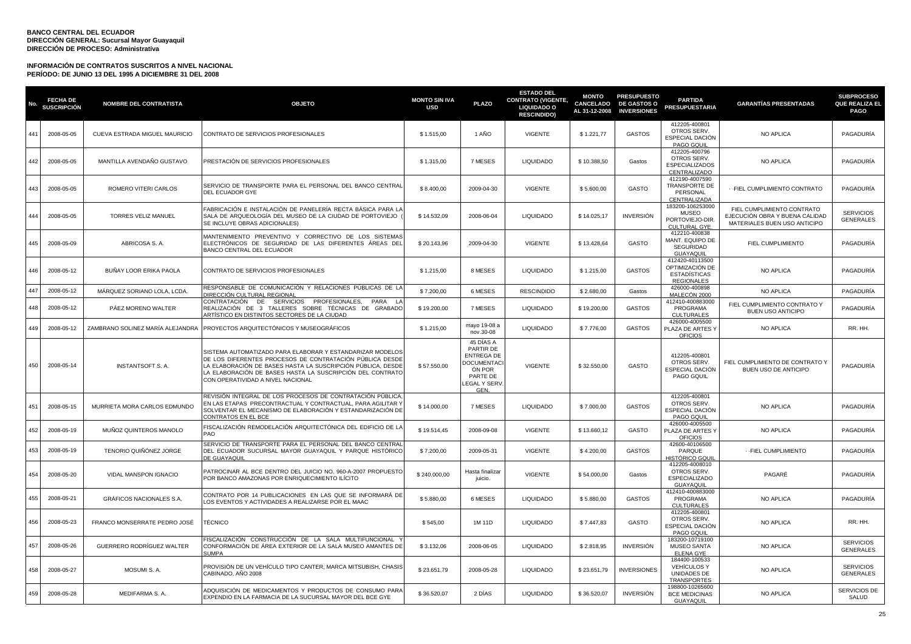**BANCO CENTRAL DEL ECUADOR**
**DIRECCIÓN GENERAL: Sucursal Mayor Guayaquil**
**DIRECCIÓN DE PROCESO: Administrativa**

**INFORMACIÓN DE CONTRATOS SUSCRITOS A NIVEL NACIONAL**
**PERÍODO: DE JUNIO 13 DEL 1995 A DICIEMBRE 31 DEL 2008**

| No. | FECHA DE SUSCRIPCIÓN | NOMBRE DEL CONTRATISTA | OBJETO | MONTO SIN IVA USD | PLAZO | ESTADO DEL CONTRATO (VIGENTE, LIQUIDADO O RESCINDIDO) | MONTO CANCELADO AL 31-12-2008 | PRESUPUESTO DE GASTOS O INVERSIONES | PARTIDA PRESUPUESTARIA | GARANTÍAS PRESENTADAS | SUBPROCESO QUE REALIZA EL PAGO |
|---|---|---|---|---|---|---|---|---|---|---|---|
| 441 | 2008-05-05 | CUEVA ESTRADA MIGUEL MAURICIO | CONTRATO DE SERVICIOS PROFESIONALES | $ 1.515,00 | 1 AÑO | VIGENTE | $ 1.221,77 | GASTOS | 412205-400801 OTROS SERV. ESPECIAL DACIÓN PAGO GQUIL | NO APLICA | PAGADURÍA |
| 442 | 2008-05-05 | MANTILLA AVENDAÑO GUSTAVO | PRESTACIÓN DE SERVICIOS PROFESIONALES | $ 1.315,00 | 7 MESES | LIQUIDADO | $ 10.388,50 | Gastos | 412205-400796 OTROS SERV. ESPECIALIZADOS CENTRALIZADO | NO APLICA | PAGADURÍA |
| 443 | 2008-05-05 | ROMERO VITERI CARLOS | SERVICIO DE TRANSPORTE PARA EL PERSONAL DEL BANCO CENTRAL DEL ECUADOR GYE | $ 8.400,00 | 2009-04-30 | VIGENTE | $ 5.600,00 | GASTO | 412190-4007590 TRANSPORTE DE PERSONAL CENTRALIZADA | - -FIEL CUMPLIMIENTO CONTRATO | PAGADURÍA |
| 444 | 2008-05-05 | TORRES VELIZ MANUEL | FABRICACIÓN E INSTALACIÓN DE PANELERÍA RECTA BÁSICA PARA LA SALA DE ARQUEOLOGÍA DEL MUSEO DE LA CIUDAD DE PORTOVIEJO ( SE INCLUYE OBRAS ADICIONALES) | $ 14.532,09 | 2008-06-04 | LIQUIDADO | $ 14.025,17 | INVERSIÓN | 183200-106253000 MUSEO PORTOVIEJO-DIR. CULTURAL GYE. | FIEL CUMPLIMIENTO CONTRATO EJECUCIÓN OBRA Y BUENA CALIDAD MATERIALES BUEN USO ANTICIPO | SERVICIOS GENERALES |
| 445 | 2008-05-09 | ABRICOSA S. A. | MANTENIMIENTO PREVENTIVO Y CORRECTIVO DE LOS SISTEMAS ELECTRÓNICOS DE SEGURIDAD DE LAS DIFERENTES ÁREAS DEL BANCO CENTRAL DEL ECUADOR | $ 20.143,96 | 2009-04-30 | VIGENTE | $ 13.428,64 | GASTO | 412210-400838 MANT. EQUIPO DE SEGURIDAD GUAYAQUIL | FIEL CUMPLIMIENTO | PAGADURÍA |
| 446 | 2008-05-12 | BUÑAY LOOR ERIKA PAOLA | CONTRATO DE SERVICIOS PROFESIONALES | $ 1.215,00 | 8 MESES | LIQUIDADO | $ 1.215,00 | GASTOS | 412420-40113500 OPTIMIZACIÓN DE ESTADÍSTICAS REGIONALES | NO APLICA | PAGADURÍA |
| 447 | 2008-05-12 | MÁRQUEZ SORIANO LOLA, LCDA. | RESPONSABLE DE COMUNICACIÓN Y RELACIONES PÚBLICAS DE LA DIRECCIÓN CULTURAL REGIONAL | $ 7.200,00 | 6 MESES | RESCINDIDO | $ 2.680,00 | Gastos | 426000-400898 MALECÓN 2000 | NO APLICA | PAGADURÍA |
| 448 | 2008-05-12 | PÁEZ MORENO WALTER | CONTRATACIÓN DE SERVICIOS PROFESIONALES, PARA LA REALIZACIÓN DE 3 TALLERES SOBRE TÉCNICAS DE GRABADO ARTÍSTICO EN DISTINTOS SECTORES DE LA CIUDAD | $ 19.200,00 | 7 MESES | LIQUIDADO | $ 19.200,00 | GASTOS | 412410-400883000 PROGRAMA CULTURALES | FIEL CUMPLIMIENTO CONTRATO Y BUEN USO ANTICIPO | PAGADURÍA |
| 449 | 2008-05-12 | ZAMBRANO SOLINEZ MARÍA ALEJANDRA | PROYECTOS ARQUITECTÓNICOS Y MUSEOGRÁFICOS | $ 1.215,00 | mayo 19-08 a nov.30-08 | LIQUIDADO | $ 7.776,00 | GASTOS | 426000-4005500 PLAZA DE ARTES Y OFICIOS | NO APLICA | RR. HH. |
| 450 | 2008-05-14 | INSTANTSOFT S. A. | SISTEMA AUTOMATIZADO PARA ELABORAR Y ESTANDARIZAR MODELOS DE LOS DIFERENTES PROCESOS DE CONTRATACIÓN PÚBLICA DESDE LA ELABORACIÓN DE BASES HASTA LA SUSCRIPCIÓN PÚBLICA, DESDE LA ELABORACIÓN DE BASES HASTA LA SUSCRIPCIÓN DEL CONTRATO CON OPERATIVIDAD A NIVEL NACIONAL | $ 57.550,00 | 45 DÍAS A PARTIR DE ENTREGA DE DOCUMENTACIÓN POR PARTE DE LEGAL Y SERV. GEN. | VIGENTE | $ 32.550,00 | GASTO | 412205-400801 OTROS SERV. ESPECIAL DACIÓN PAGO GQUIL | FIEL CUMPLIMIENTO DE CONTRATO Y BUEN USO DE ANTICIPO | PAGADURÍA |
| 451 | 2008-05-15 | MURRIETA MORA CARLOS EDMUNDO | REVISIÓN INTEGRAL DE LOS PROCESOS DE CONTRATACIÓN PÚBLICA, EN LAS ETAPAS PRECONTRACTUAL Y CONTRACTUAL, PARA AGILITAR Y SOLVENTAR EL MECANISMO DE ELABORACIÓN Y ESTANDARIZACIÓN DE CONTRATOS EN EL BCE | $ 14.000,00 | 7 MESES | LIQUIDADO | $ 7.000,00 | GASTOS | 412205-400801 OTROS SERV. ESPECIAL DACIÓN PAGO GQUIL | NO APLICA | PAGADURÍA |
| 452 | 2008-05-19 | MUÑOZ QUINTEROS MANOLO | FISCALIZACIÓN REMODELACIÓN ARQUITECTÓNICA DEL EDIFICIO DE LA PAO | $ 19.514,45 | 2008-09-08 | VIGENTE | $ 13.660,12 | GASTO | 426000-4005500 PLAZA DE ARTES Y OFICIOS | NO APLICA | PAGADURÍA |
| 453 | 2008-05-19 | TENORIO QUIÑÓNEZ JORGE | SERVICIO DE TRANSPORTE PARA EL PERSONAL DEL BANCO CENTRAL DEL ECUADOR SUCURSAL MAYOR GUAYAQUIL Y PARQUE HISTÓRICO DE GUAYAQUIL | $ 7.200,00 | 2009-05-31 | VIGENTE | $ 4.200,00 | GASTOS | 42600-40106500 PARQUE HISTÓRICO GQUIL | - -FIEL CUMPLIMIENTO | PAGADURÍA |
| 454 | 2008-05-20 | VIDAL MANSPON IGNACIO | PATROCINAR AL BCE DENTRO DEL JUICIO NO. 960-A-2007 PROPUESTO POR BANCO AMAZONAS POR ENRIQUECIMIENTO ILÍCITO | $ 240.000,00 | Hasta finalizar juicio. | VIGENTE | $ 54.000,00 | Gastos | 412205-4008010 OTROS SERV. ESPECIALIZADO GUAYAQUIL | PAGARÉ | PAGADURÍA |
| 455 | 2008-05-21 | GRÁFICOS NACIONALES S.A. | CONTRATO POR 14 PUBLICACIONES EN LAS QUE SE INFORMARÁ DE LOS EVENTOS Y ACTIVIDADES A REALIZARSE POR EL MAAC | $ 5.880,00 | 6 MESES | LIQUIDADO | $ 5.880,00 | GASTOS | 412410-400883000 PROGRAMA CULTURALES | NO APLICA | PAGADURÍA |
| 456 | 2008-05-23 | FRANCO MONSERRATE PEDRO JOSÉ | TÉCNICO | $ 545,00 | 1M 11D | LIQUIDADO | $ 7.447,83 | GASTO | 412205-400801 OTROS SERV. ESPECIAL DACIÓN PAGO GQUIL | NO APLICA | RR. HH. |
| 457 | 2008-05-26 | GUERRERO RODRÍGUEZ WALTER | FISCALIZACIÓN CONSTRUCCIÓN DE LA SALA MULTIFUNCIONAL Y CONFORMACIÓN DE ÁREA EXTERIOR DE LA SALA MUSEO AMANTES DE SUMPA | $ 3.132,06 | 2008-06-05 | LIQUIDADO | $ 2.818,95 | INVERSIÓN | 183200-10719100 MUSEO SANTA ELENA GYE | NO APLICA | SERVICIOS GENERALES |
| 458 | 2008-05-27 | MOSUMI S. A. | PROVISIÓN DE UN VEHÍCULO TIPO CANTER, MARCA MITSUBISH, CHASIS CABINADO, AÑO 2008 | $ 23.651,79 | 2008-05-28 | LIQUIDADO | $ 23.651,79 | INVERSIONES | 184400-100533 VEHÍCULOS Y UNIDADES DE TRANSPORTES | NO APLICA | SERVICIOS GENERALES |
| 459 | 2008-05-28 | MEDIFARMA S. A. | ADQUISICIÓN DE MEDICAMENTOS Y PRODUCTOS DE CONSUMO PARA EXPENDIO EN LA FARMACIA DE LA SUCURSAL MAYOR DEL BCE GYE | $ 36.520,07 | 2 DÍAS | LIQUIDADO | $ 36.520,07 | INVERSIÓN | 198800-10265600 BCE MEDICINAS GUAYAQUIL | NO APLICA | SERVICIOS DE SALUD |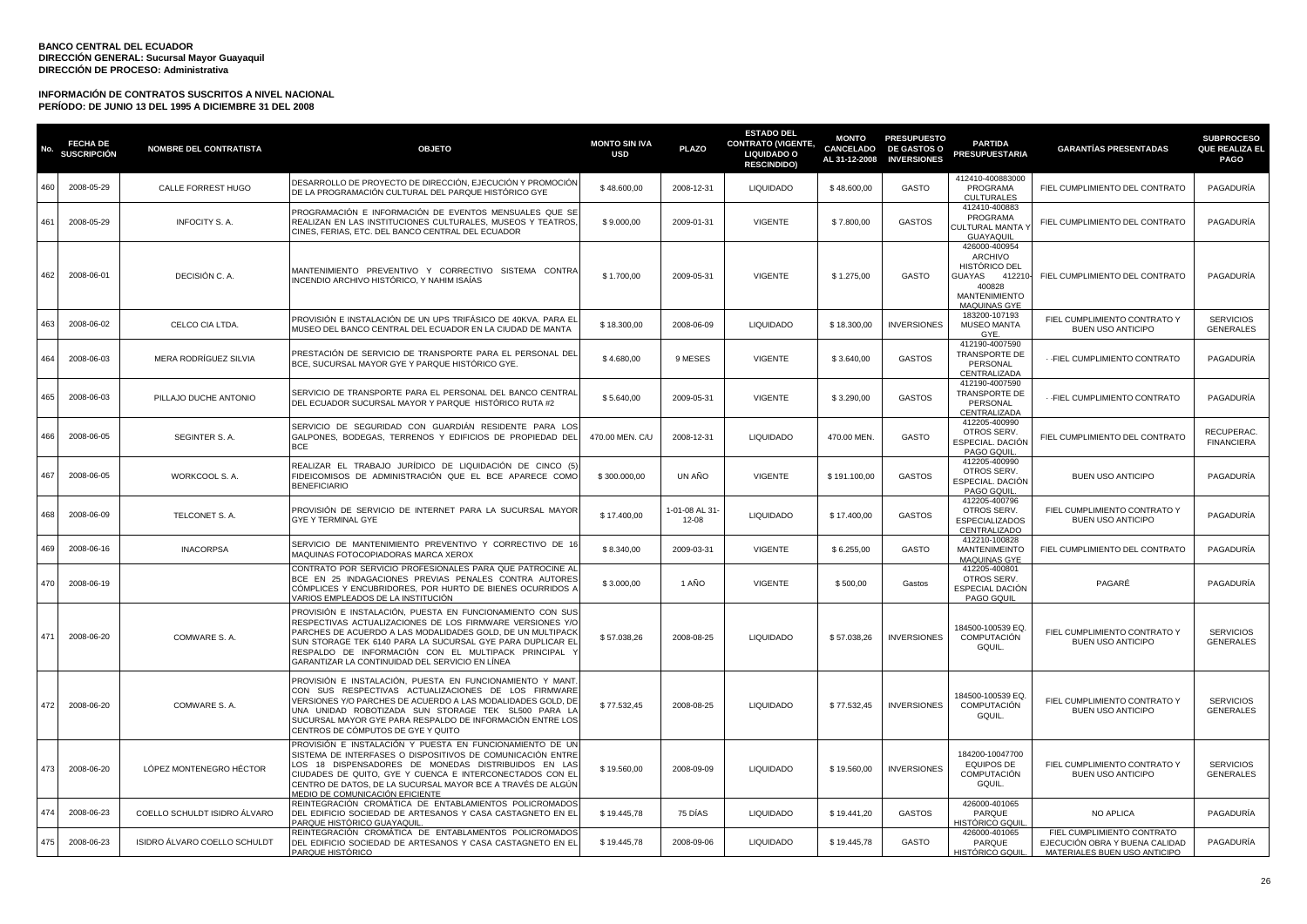**BANCO CENTRAL DEL ECUADOR**
**DIRECCIÓN GENERAL: Sucursal Mayor Guayaquil**
**DIRECCIÓN DE PROCESO: Administrativa**

**INFORMACIÓN DE CONTRATOS SUSCRITOS A NIVEL NACIONAL**
**PERÍODO: DE JUNIO 13 DEL 1995 A DICIEMBRE 31 DEL 2008**

| No. | FECHA DE SUSCRIPCIÓN | NOMBRE DEL CONTRATISTA | OBJETO | MONTO SIN IVA USD | PLAZO | ESTADO DEL CONTRATO (VIGENTE, LIQUIDADO O RESCINDIDO) | MONTO CANCELADO AL 31-12-2008 | PRESUPUESTO DE GASTOS O INVERSIONES | PARTIDA PRESUPUESTARIA | GARANTÍAS PRESENTADAS | SUBPROCESO QUE REALIZA EL PAGO |
|---|---|---|---|---|---|---|---|---|---|---|---|
| 460 | 2008-05-29 | CALLE FORREST HUGO | DESARROLLO DE PROYECTO DE DIRECCIÓN, EJECUCIÓN Y PROMOCIÓN DE LA PROGRAMACIÓN CULTURAL DEL PARQUE HISTÓRICO GYE | $ 48.600,00 | 2008-12-31 | LIQUIDADO | $ 48.600,00 | GASTO | 412410-400883000 PROGRAMA CULTURALES | FIEL CUMPLIMIENTO DEL CONTRATO | PAGADURÍA |
| 461 | 2008-05-29 | INFOCITY S. A. | PROGRAMACIÓN E INFORMACIÓN DE EVENTOS MENSUALES QUE SE REALIZAN EN LAS INSTITUCIONES CULTURALES, MUSEOS Y TEATROS, CINES, FERIAS, ETC. DEL BANCO CENTRAL DEL ECUADOR | $ 9.000,00 | 2009-01-31 | VIGENTE | $ 7.800,00 | GASTOS | 412410-400883 PROGRAMA CULTURAL MANTA Y GUAYAQUIL | FIEL CUMPLIMIENTO DEL CONTRATO | PAGADURÍA |
| 462 | 2008-06-01 | DECISIÓN C. A. | MANTENIMIENTO PREVENTIVO Y CORRECTIVO SISTEMA CONTRA INCENDIO ARCHIVO HISTÓRICO, Y NAHIM ISAÍAS | $ 1.700,00 | 2009-05-31 | VIGENTE | $ 1.275,00 | GASTO | 426000-400954 ARCHIVO HISTÓRICO DEL GUAYAS 412210-400828 MANTENIMIENTO MAQUINAS GYE | FIEL CUMPLIMIENTO DEL CONTRATO | PAGADURÍA |
| 463 | 2008-06-02 | CELCO CIA LTDA. | PROVISIÓN E INSTALACIÓN DE UN UPS TRIFÁSICO DE 40KVA. PARA EL MUSEO DEL BANCO CENTRAL DEL ECUADOR EN LA CIUDAD DE MANTA | $ 18.300,00 | 2008-06-09 | LIQUIDADO | $ 18.300,00 | INVERSIONES | 183200-107193 MUSEO MANTA GYE. | FIEL CUMPLIMIENTO CONTRATO Y BUEN USO ANTICIPO | SERVICIOS GENERALES |
| 464 | 2008-06-03 | MERA RODRÍGUEZ SILVIA | PRESTACIÓN DE SERVICIO DE TRANSPORTE PARA EL PERSONAL DEL BCE, SUCURSAL MAYOR GYE Y PARQUE HISTÓRICO GYE. | $ 4.680,00 | 9 MESES | VIGENTE | $ 3.640,00 | GASTOS | 412190-4007590 TRANSPORTE DE PERSONAL CENTRALIZADA | - -FIEL CUMPLIMIENTO CONTRATO | PAGADURÍA |
| 465 | 2008-06-03 | PILLAJO DUCHE ANTONIO | SERVICIO DE TRANSPORTE PARA EL PERSONAL DEL BANCO CENTRAL DEL ECUADOR SUCURSAL MAYOR Y PARQUE HISTÓRICO RUTA #2 | $ 5.640,00 | 2009-05-31 | VIGENTE | $ 3.290,00 | GASTOS | 412190-4007590 TRANSPORTE DE PERSONAL CENTRALIZADA | - -FIEL CUMPLIMIENTO CONTRATO | PAGADURÍA |
| 466 | 2008-06-05 | SEGINTER S. A. | SERVICIO DE SEGURIDAD CON GUARDIÁN RESIDENTE PARA LOS GALPONES, BODEGAS, TERRENOS Y EDIFICIOS DE PROPIEDAD DEL BCE | 470.00 MEN. C/U | 2008-12-31 | LIQUIDADO | 470.00 MEN. | GASTO | 412205-400990 OTROS SERV. ESPECIAL. DACIÓN PAGO GQUIL. | FIEL CUMPLIMIENTO DEL CONTRATO | RECUPERAC. FINANCIERA |
| 467 | 2008-06-05 | WORKCOOL S. A. | REALIZAR EL TRABAJO JURÍDICO DE LIQUIDACIÓN DE CINCO (5) FIDEICOMISOS DE ADMINISTRACIÓN QUE EL BCE APARECE COMO BENEFICIARIO | $ 300.000,00 | UN AÑO | VIGENTE | $ 191.100,00 | GASTOS | 412205-400990 OTROS SERV. ESPECIAL. DACIÓN PAGO GQUIL. | BUEN USO ANTICIPO | PAGADURÍA |
| 468 | 2008-06-09 | TELCONET S. A. | PROVISIÓN DE SERVICIO DE INTERNET PARA LA SUCURSAL MAYOR GYE Y TERMINAL GYE | $ 17.400,00 | 1-01-08 AL 31-12-08 | LIQUIDADO | $ 17.400,00 | GASTOS | 412205-400796 OTROS SERV. ESPECIALIZADOS CENTRALIZADO | FIEL CUMPLIMIENTO CONTRATO Y BUEN USO ANTICIPO | PAGADURÍA |
| 469 | 2008-06-16 | INACORPSA | SERVICIO DE MANTENIMIENTO PREVENTIVO Y CORRECTIVO DE 16 MAQUINAS FOTOCOPIADORAS MARCA XEROX | $ 8.340,00 | 2009-03-31 | VIGENTE | $ 6.255,00 | GASTO | 412210-100828 MANTENIMEINTO MAQUINAS GYE | FIEL CUMPLIMIENTO DEL CONTRATO | PAGADURÍA |
| 470 | 2008-06-19 | | CONTRATO POR SERVICIO PROFESIONALES PARA QUE PATROCINE AL BCE EN 25 INDAGACIONES PREVIAS PENALES CONTRA AUTORES CÓMPLICES Y ENCUBRIDORES, POR HURTO DE BIENES OCURRIDOS A VARIOS EMPLEADOS DE LA INSTITUCIÓN | $ 3.000,00 | 1 AÑO | VIGENTE | $ 500,00 | Gastos | 412205-400801 OTROS SERV. ESPECIAL DACIÓN PAGO GQUIL | PAGARÉ | PAGADURÍA |
| 471 | 2008-06-20 | COMWARE S. A. | PROVISIÓN E INSTALACIÓN, PUESTA EN FUNCIONAMIENTO CON SUS RESPECTIVAS ACTUALIZACIONES DE LOS FIRMWARE VERSIONES Y/O PARCHES DE ACUERDO A LAS MODALIDADES GOLD, DE UN MULTIPACK SUN STORAGE TEK 6140 PARA LA SUCURSAL GYE PARA DUPLICAR EL RESPALDO DE INFORMACIÓN CON EL MULTIPACK PRINCIPAL Y GARANTIZAR LA CONTINUIDAD DEL SERVICIO EN LÍNEA | $ 57.038,26 | 2008-08-25 | LIQUIDADO | $ 57.038,26 | INVERSIONES | 184500-100539 EQ. COMPUTACIÓN GQUIL. | FIEL CUMPLIMIENTO CONTRATO Y BUEN USO ANTICIPO | SERVICIOS GENERALES |
| 472 | 2008-06-20 | COMWARE S. A. | PROVISIÓN E INSTALACIÓN, PUESTA EN FUNCIONAMIENTO Y MANT. CON SUS RESPECTIVAS ACTUALIZACIONES DE LOS FIRMWARE VERSIONES Y/O PARCHES DE ACUERDO A LAS MODALIDADES GOLD, DE UNA UNIDAD ROBOTIZADA SUN STORAGE TEK SL500 PARA LA SUCURSAL MAYOR GYE PARA RESPALDO DE INFORMACIÓN ENTRE LOS CENTROS DE CÓMPUTOS DE GYE Y QUITO | $ 77.532,45 | 2008-08-25 | LIQUIDADO | $ 77.532,45 | INVERSIONES | 184500-100539 EQ. COMPUTACIÓN GQUIL. | FIEL CUMPLIMIENTO CONTRATO Y BUEN USO ANTICIPO | SERVICIOS GENERALES |
| 473 | 2008-06-20 | LÓPEZ MONTENEGRO HÉCTOR | PROVISIÓN E INSTALACIÓN Y PUESTA EN FUNCIONAMIENTO DE UN SISTEMA DE INTERFASES O DISPOSITIVOS DE COMUNICACIÓN ENTRE LOS 18 DISPENSADORES DE MONEDAS DISTRIBUIDOS EN LAS CIUDADES DE QUITO, GYE Y CUENCA E INTERCONECTADOS CON EL CENTRO DE DATOS, DE LA SUCURSAL MAYOR GYE A TRAVÉS DE ALGÚN MEDIO DE COMUNICACIÓN EFICIENTE | $ 19.560,00 | 2008-09-09 | LIQUIDADO | $ 19.560,00 | INVERSIONES | 184200-10047700 EQUIPOS DE COMPUTACIÓN GQUIL. | FIEL CUMPLIMIENTO CONTRATO Y BUEN USO ANTICIPO | SERVICIOS GENERALES |
| 474 | 2008-06-23 | COELLO SCHULDT ISIDRO ÁLVARO | REINTEGRACIÓN CROMÁTICA DE ENTABLAMIENTOS POLICROMADOS DEL EDIFICIO SOCIEDAD DE ARTESANOS Y CASA CASTAGNETO EN EL PARQUE HISTÓRICO GUAYAQUIL. | $ 19.445,78 | 75 DÍAS | LIQUIDADO | $ 19.441,20 | GASTOS | 426000-401065 PARQUE HISTÓRICO GQUIL. | NO APLICA | PAGADURÍA |
| 475 | 2008-06-23 | ISIDRO ÁLVARO COELLO SCHULDT | REINTEGRACIÓN CROMÁTICA DE ENTABLAMIENTOS POLICROMADOS DEL EDIFICIO SOCIEDAD DE ARTESANOS Y CASA CASTAGNETO EN EL PARQUE HISTÓRICO | $ 19.445,78 | 2008-09-06 | LIQUIDADO | $ 19.445,78 | GASTO | 426000-401065 PARQUE HISTÓRICO GQUIL. | FIEL CUMPLIMIENTO CONTRATO EJECUCIÓN OBRA Y BUENA CALIDAD MATERIALES BUEN USO ANTICIPO | PAGADURÍA |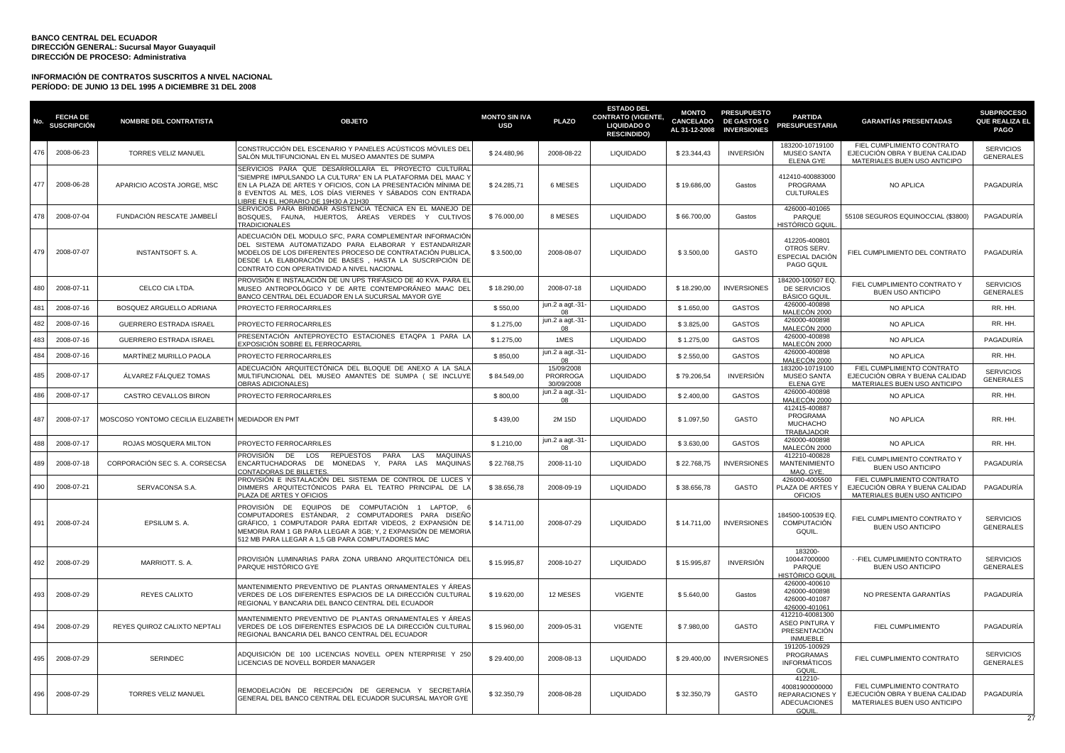**BANCO CENTRAL DEL ECUADOR**
**DIRECCIÓN GENERAL: Sucursal Mayor Guayaquil**
**DIRECCIÓN DE PROCESO: Administrativa**

**INFORMACIÓN DE CONTRATOS SUSCRITOS A NIVEL NACIONAL**
**PERÍODO: DE JUNIO 13 DEL 1995 A DICIEMBRE 31 DEL 2008**

| No. | FECHA DE SUSCRIPCIÓN | NOMBRE DEL CONTRATISTA | OBJETO | MONTO SIN IVA USD | PLAZO | ESTADO DEL CONTRATO (VIGENTE, LIQUIDADO O RESCINDIDO) | MONTO CANCELADO AL 31-12-2008 | PRESUPUESTO DE GASTOS O INVERSIONES | PARTIDA PRESUPUESTARIA | GARANTÍAS PRESENTADAS | SUBPROCESO QUE REALIZA EL PAGO |
|---|---|---|---|---|---|---|---|---|---|---|---|
| 476 | 2008-06-23 | TORRES VELIZ MANUEL | CONSTRUCCIÓN DEL ESCENARIO Y PANELES ACÚSTICOS MÓVILES DEL SALÓN MULTIFUNCIONAL EN EL MUSEO AMANTES DE SUMPA | $ 24.480,96 | 2008-08-22 | LIQUIDADO | $ 23.344,43 | INVERSIÓN | 183200-10719100 MUSEO SANTA ELENA GYE | FIEL CUMPLIMIENTO CONTRATO EJECUCIÓN OBRA Y BUENA CALIDAD MATERIALES BUEN USO ANTICIPO | SERVICIOS GENERALES |
| 477 | 2008-06-28 | APARICIO ACOSTA JORGE, MSC | SERVICIOS PARA QUE DESARROLLARA EL PROYECTO CULTURAL "SIEMPRE IMPULSANDO LA CULTURA" EN LA PLATAFORMA DEL MAAC Y EN LA PLAZA DE ARTES Y OFICIOS, CON LA PRESENTACIÓN MÍNIMA DE 8 EVENTOS AL MES, LOS DÍAS VIERNES Y SÁBADOS CON ENTRADA LIBRE EN EL HORARIO DE 19H30 A 21H30 | $ 24.285,71 | 6 MESES | LIQUIDADO | $ 19.686,00 | Gastos | 412410-400883000 PROGRAMA CULTURALES | NO APLICA | PAGADURÍA |
| 478 | 2008-07-04 | FUNDACIÓN RESCATE JAMBELÍ | SERVICIOS PARA BRINDAR ASISTENCIA TÉCNICA EN EL MANEJO DE BOSQUES, FAUNA, HUERTOS, ÁREAS VERDES Y CULTIVOS TRADICIONALES | $ 76.000,00 | 8 MESES | LIQUIDADO | $ 66.700,00 | Gastos | 426000-401065 PARQUE HISTÓRICO GQUIL. | 55108 SEGUROS EQUINOCCIAL ($3800) | PAGADURÍA |
| 479 | 2008-07-07 | INSTANTSOFT S. A. | ADECUACIÓN DEL MODULO SFC, PARA COMPLEMENTAR INFORMACIÓN DEL SISTEMA AUTOMATIZADO PARA ELABORAR Y ESTANDARIZAR MODELOS DE LOS DIFERENTES PROCESO DE CONTRATACIÓN PUBLICA, DESDE LA ELABORACIÓN DE BASES , HASTA LA SUSCRIPCIÓN DE CONTRATO CON OPERATIVIDAD A NIVEL NACIONAL | $ 3.500,00 | 2008-08-07 | LIQUIDADO | $ 3.500,00 | GASTO | 412205-400801 OTROS SERV. ESPECIAL DACIÓN PAGO GQUIL | FIEL CUMPLIMIENTO DEL CONTRATO | PAGADURÍA |
| 480 | 2008-07-11 | CELCO CIA LTDA. | PROVISIÓN E INSTALACIÓN DE UN UPS TRIFÁSICO DE 40 KVA. PARA EL MUSEO ANTROPOLÓGICO Y DE ARTE CONTEMPORÁNEO MAAC DEL BANCO CENTRAL DEL ECUADOR EN LA SUCURSAL MAYOR GYE | $ 18.290,00 | 2008-07-18 | LIQUIDADO | $ 18.290,00 | INVERSIONES | 184200-100507 EQ. DE SERVICIOS BÁSICO GQUIL. | FIEL CUMPLIMIENTO CONTRATO Y BUEN USO ANTICIPO | SERVICIOS GENERALES |
| 481 | 2008-07-16 | BOSQUEZ ARGUELLO ADRIANA | PROYECTO FERROCARRILES | $ 550,00 | jun.2 a agt.-31-08 | LIQUIDADO | $ 1.650,00 | GASTOS | 426000-400898 MALECÓN 2000 | NO APLICA | RR. HH. |
| 482 | 2008-07-16 | GUERRERO ESTRADA ISRAEL | PROYECTO FERROCARRILES | $ 1.275,00 | jun.2 a agt.-31-08 | LIQUIDADO | $ 3.825,00 | GASTOS | 426000-400898 MALECÓN 2000 | NO APLICA | RR. HH. |
| 483 | 2008-07-16 | GUERRERO ESTRADA ISRAEL | PRESENTACIÓN ANTEPROYECTO ESTACIONES ETAQPA 1 PARA LA EXPOSICIÓN SOBRE EL FERROCARRIL | $ 1.275,00 | 1MES | LIQUIDADO | $ 1.275,00 | GASTOS | 426000-400898 MALECÓN 2000 | NO APLICA | PAGADURÍA |
| 484 | 2008-07-16 | MARTÍNEZ MURILLO PAOLA | PROYECTO FERROCARRILES | $ 850,00 | jun.2 a agt.-31-08 | LIQUIDADO | $ 2.550,00 | GASTOS | 426000-400898 MALECÓN 2000 | NO APLICA | RR. HH. |
| 485 | 2008-07-17 | ÁLVAREZ FÁLQUEZ TOMAS | ADECUACIÓN ARQUITECTÓNICA DEL BLOQUE DE ANEXO A LA SALA MULTIFUNCIONAL DEL MUSEO AMANTES DE SUMPA ( SE INCLUYE OBRAS ADICIONALES) | $ 84.549,00 | 15/09/2008 PRORROGA 30/09/2008 | LIQUIDADO | $ 79.206,54 | INVERSIÓN | 183200-10719100 MUSEO SANTA ELENA GYE | FIEL CUMPLIMIENTO CONTRATO EJECUCIÓN OBRA Y BUENA CALIDAD MATERIALES BUEN USO ANTICIPO | SERVICIOS GENERALES |
| 486 | 2008-07-17 | CASTRO CEVALLOS BIRON | PROYECTO FERROCARRILES | $ 800,00 | jun.2 a agt.-31-08 | LIQUIDADO | $ 2.400,00 | GASTOS | 426000-400898 MALECÓN 2000 | NO APLICA | RR. HH. |
| 487 | 2008-07-17 | MOSCOSO YONTOMO CECILIA ELIZABETH | MEDIADOR EN PMT | $ 439,00 | 2M 15D | LIQUIDADO | $ 1.097,50 | GASTO | 412415-400887 PROGRAMA MUCHACHO TRABAJADOR | NO APLICA | RR. HH. |
| 488 | 2008-07-17 | ROJAS MOSQUERA MILTON | PROYECTO FERROCARRILES | $ 1.210,00 | jun.2 a agt.-31-08 | LIQUIDADO | $ 3.630,00 | GASTOS | 426000-400898 MALECÓN 2000 | NO APLICA | RR. HH. |
| 489 | 2008-07-18 | CORPORACIÓN SEC S. A. CORSECSA | PROVISIÓN DE LOS REPUESTOS PARA LAS MAQUINAS ENCARTUCHADORAS DE MONEDAS Y, PARA LAS MAQUINAS CONTADORAS DE BILLETES. | $ 22.768,75 | 2008-11-10 | LIQUIDADO | $ 22.768,75 | INVERSIONES | 412210-400828 MANTENIMIENTO MAQ. GYE. | FIEL CUMPLIMIENTO CONTRATO Y BUEN USO ANTICIPO | PAGADURÍA |
| 490 | 2008-07-21 | SERVACONSA S.A. | PROVISIÓN E INSTALACIÓN DEL SISTEMA DE CONTROL DE LUCES Y DIMMERS ARQUITECTÓNICOS PARA EL TEATRO PRINCIPAL DE LA PLAZA DE ARTES Y OFICIOS | $ 38.656,78 | 2008-09-19 | LIQUIDADO | $ 38.656,78 | GASTO | 426000-4005500 PLAZA DE ARTES Y OFICIOS | FIEL CUMPLIMIENTO CONTRATO EJECUCIÓN OBRA Y BUENA CALIDAD MATERIALES BUEN USO ANTICIPO | PAGADURÍA |
| 491 | 2008-07-24 | EPSILUM S. A. | PROVISIÓN DE EQUIPOS DE COMPUTACIÓN 1 LAPTOP, 6 COMPUTADORES ESTÁNDAR, 2 COMPUTADORES PARA DISEÑO GRÁFICO, 1 COMPUTADOR PARA EDITAR VIDEOS, 2 EXPANSIÓN DE MEMORIA RAM 1 GB PARA LLEGAR A 3GB; Y, 2 EXPANSIÓN DE MEMORIA 512 MB PARA LLEGAR A 1,5 GB PARA COMPUTADORES MAC | $ 14.711,00 | 2008-07-29 | LIQUIDADO | $ 14.711,00 | INVERSIONES | 184500-100539 EQ. COMPUTACIÓN GQUIL. | FIEL CUMPLIMIENTO CONTRATO Y BUEN USO ANTICIPO | SERVICIOS GENERALES |
| 492 | 2008-07-29 | MARRIOTT. S. A. | PROVISIÓN LUMINARIAS PARA ZONA URBANO ARQUITECTÓNICA DEL PARQUE HISTÓRICO GYE | $ 15.995,87 | 2008-10-27 | LIQUIDADO | $ 15.995,87 | INVERSIÓN | 183200-100447000000 PARQUE HISTÓRICO GQUIL | - -FIEL CUMPLIMIENTO CONTRATO BUEN USO ANTICIPO | SERVICIOS GENERALES |
| 493 | 2008-07-29 | REYES CALIXTO | MANTENIMIENTO PREVENTIVO DE PLANTAS ORNAMENTALES Y ÁREAS VERDES DE LOS DIFERENTES ESPACIOS DE LA DIRECCIÓN CULTURAL REGIONAL Y BANCARIA DEL BANCO CENTRAL DEL ECUADOR | $ 19.620,00 | 12 MESES | VIGENTE | $ 5.640,00 | Gastos | 426000-400610 426000-400898 426000-401087 426000-401061 | NO PRESENTA GARANTÍAS | PAGADURÍA |
| 494 | 2008-07-29 | REYES QUIROZ CALIXTO NEPTALI | MANTENIMIENTO PREVENTIVO DE PLANTAS ORNAMENTALES Y ÁREAS VERDES DE LOS DIFERENTES ESPACIOS DE LA DIRECCIÓN CULTURAL REGIONAL BANCARIA DEL BANCO CENTRAL DEL ECUADOR | $ 15.960,00 | 2009-05-31 | VIGENTE | $ 7.980,00 | GASTO | 412210-40081300 ASEO PINTURA Y PRESENTACIÓN INMUEBLE | FIEL CUMPLIMIENTO | PAGADURÍA |
| 495 | 2008-07-29 | SERINDEC | ADQUISICIÓN DE 100 LICENCIAS NOVELL OPEN NTERPRISE Y 250 LICENCIAS DE NOVELL BORDER MANAGER | $ 29.400,00 | 2008-08-13 | LIQUIDADO | $ 29.400,00 | INVERSIONES | 191205-100929 PROGRAMAS INFORMÁTICOS GQUIL. | FIEL CUMPLIMIENTO CONTRATO | SERVICIOS GENERALES |
| 496 | 2008-07-29 | TORRES VELIZ MANUEL | REMODELACIÓN DE RECEPCIÓN DE GERENCIA Y SECRETARÍA GENERAL DEL BANCO CENTRAL DEL ECUADOR SUCURSAL MAYOR GYE | $ 32.350,79 | 2008-08-28 | LIQUIDADO | $ 32.350,79 | GASTO | 412210-40081900000000 REPARACIONES Y ADECUACIONES GQUIL. | FIEL CUMPLIMIENTO CONTRATO EJECUCIÓN OBRA Y BUENA CALIDAD MATERIALES BUEN USO ANTICIPO | PAGADURÍA |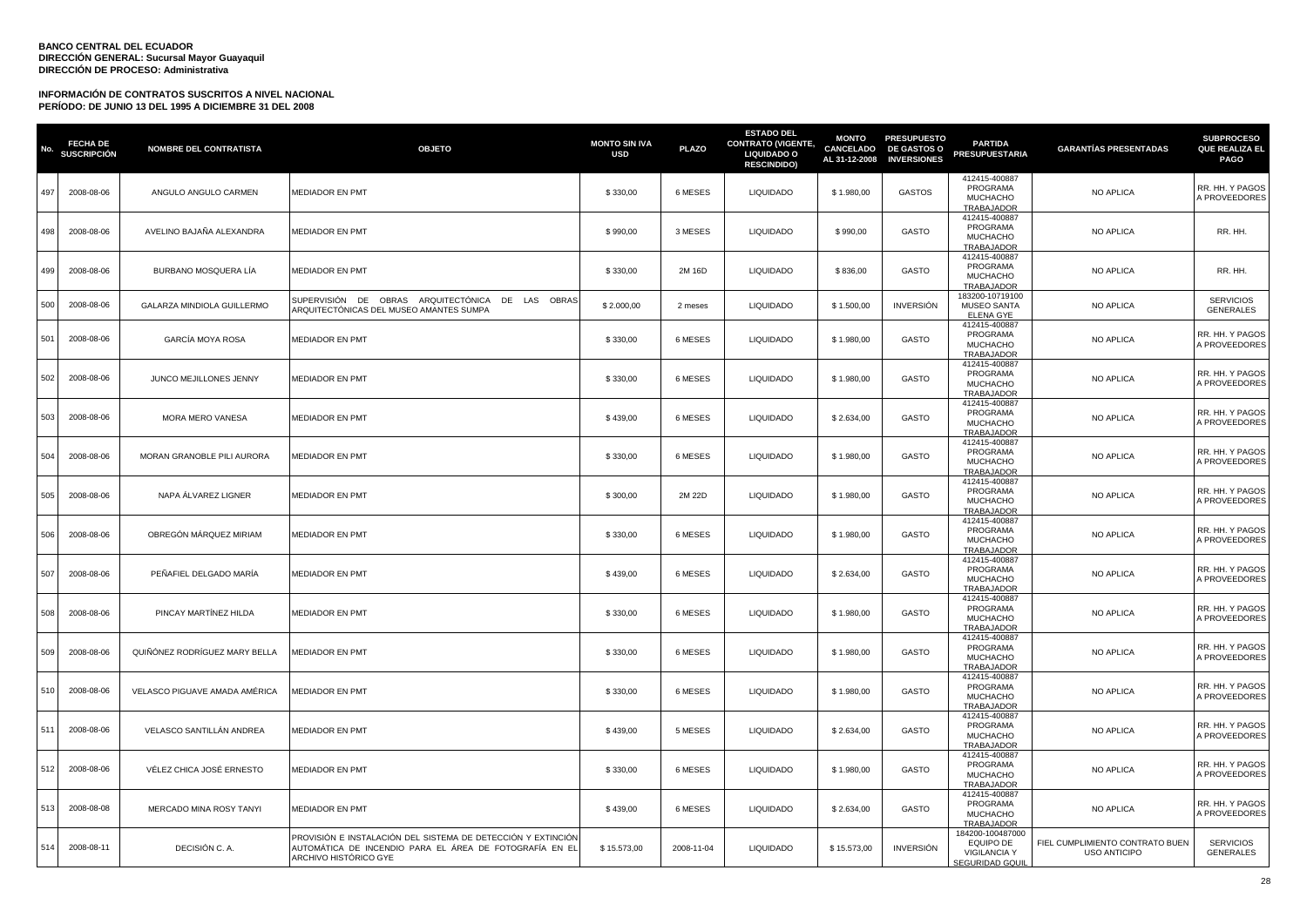**BANCO CENTRAL DEL ECUADOR**
**DIRECCIÓN GENERAL: Sucursal Mayor Guayaquil**
**DIRECCIÓN DE PROCESO: Administrativa**

**INFORMACIÓN DE CONTRATOS SUSCRITOS A NIVEL NACIONAL**
**PERÍODO: DE JUNIO 13 DEL 1995 A DICIEMBRE 31 DEL 2008**

| No. | FECHA DE SUSCRIPCIÓN | NOMBRE DEL CONTRATISTA | OBJETO | MONTO SIN IVA USD | PLAZO | ESTADO DEL CONTRATO (VIGENTE, LIQUIDADO O RESCINDIDO) | MONTO CANCELADO AL 31-12-2008 | PRESUPUESTO DE GASTOS O INVERSIONES | PARTIDA PRESUPUESTARIA | GARANTÍAS PRESENTADAS | SUBPROCESO QUE REALIZA EL PAGO |
|---|---|---|---|---|---|---|---|---|---|---|---|
| 497 | 2008-08-06 | ANGULO ANGULO CARMEN | MEDIADOR EN PMT | $ 330,00 | 6 MESES | LIQUIDADO | $ 1.980,00 | GASTOS | 412415-400887 PROGRAMA MUCHACHO TRABAJADOR | NO APLICA | RR. HH. Y PAGOS A PROVEEDORES |
| 498 | 2008-08-06 | AVELINO BAJAÑA ALEXANDRA | MEDIADOR EN PMT | $ 990,00 | 3 MESES | LIQUIDADO | $ 990,00 | GASTO | 412415-400887 PROGRAMA MUCHACHO TRABAJADOR | NO APLICA | RR. HH. |
| 499 | 2008-08-06 | BURBANO MOSQUERA LÍA | MEDIADOR EN PMT | $ 330,00 | 2M 16D | LIQUIDADO | $ 836,00 | GASTO | 412415-400887 PROGRAMA MUCHACHO TRABAJADOR | NO APLICA | RR. HH. |
| 500 | 2008-08-06 | GALARZA MINDIOLA GUILLERMO | SUPERVISIÓN DE OBRAS ARQUITECTÓNICA DE LAS OBRAS ARQUITECTÓNICAS DEL MUSEO AMANTES SUMPA | $ 2.000,00 | 2 meses | LIQUIDADO | $ 1.500,00 | INVERSIÓN | 183200-10719100 MUSEO SANTA ELENA GYE | NO APLICA | SERVICIOS GENERALES |
| 501 | 2008-08-06 | GARCÍA MOYA ROSA | MEDIADOR EN PMT | $ 330,00 | 6 MESES | LIQUIDADO | $ 1.980,00 | GASTO | 412415-400887 PROGRAMA MUCHACHO TRABAJADOR | NO APLICA | RR. HH. Y PAGOS A PROVEEDORES |
| 502 | 2008-08-06 | JUNCO MEJILLONES JENNY | MEDIADOR EN PMT | $ 330,00 | 6 MESES | LIQUIDADO | $ 1.980,00 | GASTO | 412415-400887 PROGRAMA MUCHACHO TRABAJADOR | NO APLICA | RR. HH. Y PAGOS A PROVEEDORES |
| 503 | 2008-08-06 | MORA MERO VANESA | MEDIADOR EN PMT | $ 439,00 | 6 MESES | LIQUIDADO | $ 2.634,00 | GASTO | 412415-400887 PROGRAMA MUCHACHO TRABAJADOR | NO APLICA | RR. HH. Y PAGOS A PROVEEDORES |
| 504 | 2008-08-06 | MORAN GRANOBLE PILI AURORA | MEDIADOR EN PMT | $ 330,00 | 6 MESES | LIQUIDADO | $ 1.980,00 | GASTO | 412415-400887 PROGRAMA MUCHACHO TRABAJADOR | NO APLICA | RR. HH. Y PAGOS A PROVEEDORES |
| 505 | 2008-08-06 | NAPA ÁLVAREZ LIGNER | MEDIADOR EN PMT | $ 300,00 | 2M 22D | LIQUIDADO | $ 1.980,00 | GASTO | 412415-400887 PROGRAMA MUCHACHO TRABAJADOR | NO APLICA | RR. HH. Y PAGOS A PROVEEDORES |
| 506 | 2008-08-06 | OBREGÓN MÁRQUEZ MIRIAM | MEDIADOR EN PMT | $ 330,00 | 6 MESES | LIQUIDADO | $ 1.980,00 | GASTO | 412415-400887 PROGRAMA MUCHACHO TRABAJADOR | NO APLICA | RR. HH. Y PAGOS A PROVEEDORES |
| 507 | 2008-08-06 | PEÑAFIEL DELGADO MARÍA | MEDIADOR EN PMT | $ 439,00 | 6 MESES | LIQUIDADO | $ 2.634,00 | GASTO | 412415-400887 PROGRAMA MUCHACHO TRABAJADOR | NO APLICA | RR. HH. Y PAGOS A PROVEEDORES |
| 508 | 2008-08-06 | PINCAY MARTÍNEZ HILDA | MEDIADOR EN PMT | $ 330,00 | 6 MESES | LIQUIDADO | $ 1.980,00 | GASTO | 412415-400887 PROGRAMA MUCHACHO TRABAJADOR | NO APLICA | RR. HH. Y PAGOS A PROVEEDORES |
| 509 | 2008-08-06 | QUIÑÓNEZ RODRÍGUEZ MARY BELLA | MEDIADOR EN PMT | $ 330,00 | 6 MESES | LIQUIDADO | $ 1.980,00 | GASTO | 412415-400887 PROGRAMA MUCHACHO TRABAJADOR | NO APLICA | RR. HH. Y PAGOS A PROVEEDORES |
| 510 | 2008-08-06 | VELASCO PIGUAVE AMADA AMÉRICA | MEDIADOR EN PMT | $ 330,00 | 6 MESES | LIQUIDADO | $ 1.980,00 | GASTO | 412415-400887 PROGRAMA MUCHACHO TRABAJADOR | NO APLICA | RR. HH. Y PAGOS A PROVEEDORES |
| 511 | 2008-08-06 | VELASCO SANTILLÁN ANDREA | MEDIADOR EN PMT | $ 439,00 | 5 MESES | LIQUIDADO | $ 2.634,00 | GASTO | 412415-400887 PROGRAMA MUCHACHO TRABAJADOR | NO APLICA | RR. HH. Y PAGOS A PROVEEDORES |
| 512 | 2008-08-06 | VÉLEZ CHICA JOSÉ ERNESTO | MEDIADOR EN PMT | $ 330,00 | 6 MESES | LIQUIDADO | $ 1.980,00 | GASTO | 412415-400887 PROGRAMA MUCHACHO TRABAJADOR | NO APLICA | RR. HH. Y PAGOS A PROVEEDORES |
| 513 | 2008-08-08 | MERCADO MINA ROSY TANYI | MEDIADOR EN PMT | $ 439,00 | 6 MESES | LIQUIDADO | $ 2.634,00 | GASTO | 412415-400887 PROGRAMA MUCHACHO TRABAJADOR | NO APLICA | RR. HH. Y PAGOS A PROVEEDORES |
| 514 | 2008-08-11 | DECISIÓN C. A. | PROVISIÓN E INSTALACIÓN DEL SISTEMA DE DETECCIÓN Y EXTINCIÓN AUTOMÁTICA DE INCENDIO PARA EL ÁREA DE FOTOGRAFÍA EN EL ARCHIVO HISTÓRICO GYE | $ 15.573,00 | 2008-11-04 | LIQUIDADO | $ 15.573,00 | INVERSIÓN | 184200-100487000 EQUIPO DE VIGILANCIA Y SEGURIDAD GQUIL | FIEL CUMPLIMIENTO CONTRATO BUEN USO ANTICIPO | SERVICIOS GENERALES |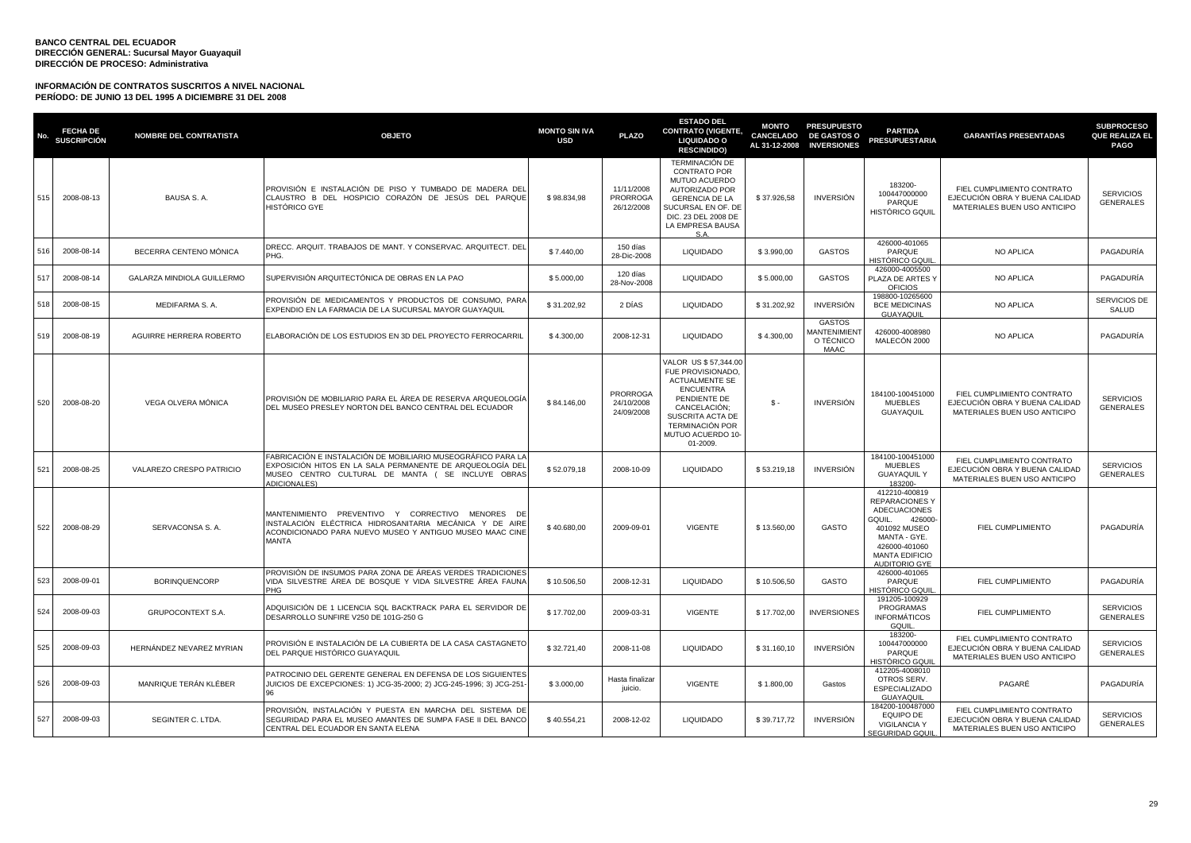**BANCO CENTRAL DEL ECUADOR**
**DIRECCIÓN GENERAL: Sucursal Mayor Guayaquil**
**DIRECCIÓN DE PROCESO: Administrativa**

**INFORMACIÓN DE CONTRATOS SUSCRITOS A NIVEL NACIONAL**
**PERÍODO: DE JUNIO 13 DEL 1995 A DICIEMBRE 31 DEL 2008**

| No. | FECHA DE SUSCRIPCIÓN | NOMBRE DEL CONTRATISTA | OBJETO | MONTO SIN IVA USD | PLAZO | ESTADO DEL CONTRATO (VIGENTE, LIQUIDADO O RESCINDIDO) | MONTO CANCELADO AL 31-12-2008 | PRESUPUESTO DE GASTOS O INVERSIONES | PARTIDA PRESUPUESTARIA | GARANTÍAS PRESENTADAS | SUBPROCESO QUE REALIZA EL PAGO |
|---|---|---|---|---|---|---|---|---|---|---|---|
| 515 | 2008-08-13 | BAUSA S. A. | PROVISIÓN E INSTALACIÓN DE PISO Y TUMBADO DE MADERA DEL CLAUSTRO B DEL HOSPICIO CORAZÓN DE JESÚS DEL PARQUE HISTÓRICO GYE | $ 98.834,98 | 11/11/2008 PRORROGA 26/12/2008 | TERMINACIÓN DE CONTRATO POR MUTUO ACUERDO AUTORIZADO POR GERENCIA DE LA SUCURSAL EN OF. DE DIC. 23 DEL 2008 DE LA EMPRESA BAUSA S.A. | $ 37.926,58 | INVERSIÓN | 183200-100447000000 PARQUE HISTÓRICO GQUIL | FIEL CUMPLIMIENTO CONTRATO EJECUCIÓN OBRA Y BUENA CALIDAD MATERIALES BUEN USO ANTICIPO | SERVICIOS GENERALES |
| 516 | 2008-08-14 | BECERRA CENTENO MÓNICA | DRECC. ARQUIT. TRABAJOS DE MANT. Y CONSERVAC. ARQUITECT. DEL PHG. | $ 7.440,00 | 150 días 28-Dic-2008 | LIQUIDADO | $ 3.990,00 | GASTOS | 426000-401065 PARQUE HISTÓRICO GQUIL. | NO APLICA | PAGADURÍA |
| 517 | 2008-08-14 | GALARZA MINDIOLA GUILLERMO | SUPERVISIÓN ARQUITECTÓNICA DE OBRAS EN LA PAO | $ 5.000,00 | 120 días 28-Nov-2008 | LIQUIDADO | $ 5.000,00 | GASTOS | 426000-4005500 PLAZA DE ARTES Y OFICIOS | NO APLICA | PAGADURÍA |
| 518 | 2008-08-15 | MEDIFARMA S. A. | PROVISIÓN DE MEDICAMENTOS Y PRODUCTOS DE CONSUMO, PARA EXPENDIO EN LA FARMACIA DE LA SUCURSAL MAYOR GUAYAQUIL | $ 31.202,92 | 2 DÍAS | LIQUIDADO | $ 31.202,92 | INVERSIÓN | 198800-10265600 BCE MEDICINAS GUAYAQUIL | NO APLICA | SERVICIOS DE SALUD |
| 519 | 2008-08-19 | AGUIRRE HERRERA ROBERTO | ELABORACIÓN DE LOS ESTUDIOS EN 3D DEL PROYECTO FERROCARRIL | $ 4.300,00 | 2008-12-31 | LIQUIDADO | $ 4.300,00 | GASTOS MANTENIMIENTO TÉCNICO MAAC | 426000-4008980 MALECÓN 2000 | NO APLICA | PAGADURÍA |
| 520 | 2008-08-20 | VEGA OLVERA MÓNICA | PROVISIÓN DE MOBILIARIO PARA EL ÁREA DE RESERVA ARQUEOLOGÍA DEL MUSEO PRESLEY NORTON DEL BANCO CENTRAL DEL ECUADOR | $ 84.146,00 | PRORROGA 24/10/2008 24/09/2008 | VALOR US $ 57,344.00 FUE PROVISIONADO, ACTUALMENTE SE ENCUENTRA PENDIENTE DE CANCELACIÓN; SUSCRITA ACTA DE TERMINACIÓN POR MUTUO ACUERDO 10-01-2009. | $ - | INVERSIÓN | 184100-100451000 MUEBLES GUAYAQUIL | FIEL CUMPLIMIENTO CONTRATO EJECUCIÓN OBRA Y BUENA CALIDAD MATERIALES BUEN USO ANTICIPO | SERVICIOS GENERALES |
| 521 | 2008-08-25 | VALAREZO CRESPO PATRICIO | FABRICACIÓN E INSTALACIÓN DE MOBILIARIO MUSEOGRÁFICO PARA LA EXPOSICIÓN HITOS EN LA SALA PERMANENTE DE ARQUEOLOGÍA DEL MUSEO CENTRO CULTURAL DE MANTA ( SE INCLUYE OBRAS ADICIONALES) | $ 52.079,18 | 2008-10-09 | LIQUIDADO | $ 53.219,18 | INVERSIÓN | 184100-100451000 MUEBLES GUAYAQUIL Y 183200- | FIEL CUMPLIMIENTO CONTRATO EJECUCIÓN OBRA Y BUENA CALIDAD MATERIALES BUEN USO ANTICIPO | SERVICIOS GENERALES |
| 522 | 2008-08-29 | SERVACONSA S. A. | MANTENIMIENTO PREVENTIVO Y CORRECTIVO MENORES DE INSTALACIÓN ELÉCTRICA HIDROSANITARIA MECÁNICA Y DE AIRE ACONDICIONADO PARA NUEVO MUSEO Y ANTIGUO MUSEO MAAC CINE MANTA | $ 40.680,00 | 2009-09-01 | VIGENTE | $ 13.560,00 | GASTO | 412210-400819 REPARACIONES Y ADECUACIONES GQUIL. 426000-401092 MUSEO MANTA - GYE. 426000-401060 MANTA EDIFICIO AUDITORIO GYE | FIEL CUMPLIMIENTO | PAGADURÍA |
| 523 | 2008-09-01 | BORINQUENCORP | PROVISIÓN DE INSUMOS PARA ZONA DE ÁREAS VERDES TRADICIONES VIDA SILVESTRE ÁREA DE BOSQUE Y VIDA SILVESTRE ÁREA FAUNA PHG | $ 10.506,50 | 2008-12-31 | LIQUIDADO | $ 10.506,50 | GASTO | 426000-401065 PARQUE HISTÓRICO GQUIL. | FIEL CUMPLIMIENTO | PAGADURÍA |
| 524 | 2008-09-03 | GRUPOCONTEXT S.A. | ADQUISICIÓN DE 1 LICENCIA SQL BACKTRACK PARA EL SERVIDOR DE DESARROLLO SUNFIRE V250 DE 101G-250 G | $ 17.702,00 | 2009-03-31 | VIGENTE | $ 17.702,00 | INVERSIONES | 191205-100929 PROGRAMAS INFORMÁTICOS GQUIL. | FIEL CUMPLIMIENTO | SERVICIOS GENERALES |
| 525 | 2008-09-03 | HERNÁNDEZ NEVAREZ MYRIAN | PROVISIÓN E INSTALACIÓN DE LA CUBIERTA DE LA CASA CASTAGNETO DEL PARQUE HISTÓRICO GUAYAQUIL | $ 32.721,40 | 2008-11-08 | LIQUIDADO | $ 31.160,10 | INVERSIÓN | 183200-100447000000 PARQUE HISTÓRICO GQUIL | FIEL CUMPLIMIENTO CONTRATO EJECUCIÓN OBRA Y BUENA CALIDAD MATERIALES BUEN USO ANTICIPO | SERVICIOS GENERALES |
| 526 | 2008-09-03 | MANRIQUE TERÁN KLÉBER | PATROCINIO DEL GERENTE GENERAL EN DEFENSA DE LOS SIGUIENTES JUICIOS DE EXCEPCIONES: 1) JCG-35-2000; 2) JCG-245-1996; 3) JCG-251-96 | $ 3.000,00 | Hasta finalizar juicio. | VIGENTE | $ 1.800,00 | Gastos | 412205-4008010 OTROS SERV. ESPECIALIZADO GUAYAQUIL | PAGARÉ | PAGADURÍA |
| 527 | 2008-09-03 | SEGINTER C. LTDA. | PROVISIÓN, INSTALACIÓN Y PUESTA EN MARCHA DEL SISTEMA DE SEGURIDAD PARA EL MUSEO AMANTES DE SUMPA FASE II DEL BANCO CENTRAL DEL ECUADOR EN SANTA ELENA | $ 40.554,21 | 2008-12-02 | LIQUIDADO | $ 39.717,72 | INVERSIÓN | 184200-100487000 EQUIPO DE VIGILANCIA Y SEGURIDAD GQUIL. | FIEL CUMPLIMIENTO CONTRATO EJECUCIÓN OBRA Y BUENA CALIDAD MATERIALES BUEN USO ANTICIPO | SERVICIOS GENERALES |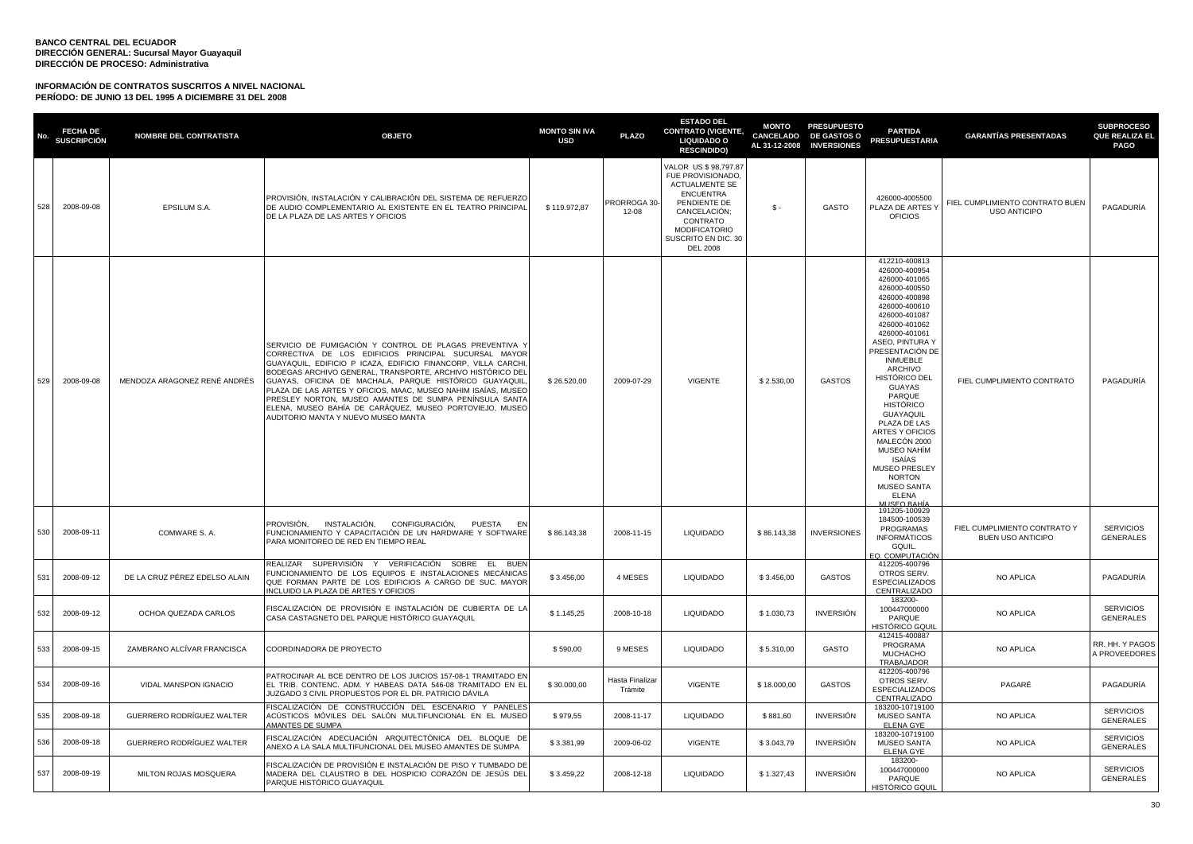**BANCO CENTRAL DEL ECUADOR**
**DIRECCIÓN GENERAL: Sucursal Mayor Guayaquil**
**DIRECCIÓN DE PROCESO: Administrativa**

**INFORMACIÓN DE CONTRATOS SUSCRITOS A NIVEL NACIONAL**
**PERÍODO: DE JUNIO 13 DEL 1995 A DICIEMBRE 31 DEL 2008**

| No. | FECHA DE SUSCRIPCIÓN | NOMBRE DEL CONTRATISTA | OBJETO | MONTO SIN IVA USD | PLAZO | ESTADO DEL CONTRATO (VIGENTE, LIQUIDADO O RESCINDIDO) | MONTO CANCELADO AL 31-12-2008 | PRESUPUESTO DE GASTOS O INVERSIONES | PARTIDA PRESUPUESTARIA | GARANTÍAS PRESENTADAS | SUBPROCESO QUE REALIZA EL PAGO |
|---|---|---|---|---|---|---|---|---|---|---|---|
| 528 | 2008-09-08 | EPSILUM S.A. | PROVISIÓN, INSTALACIÓN Y CALIBRACIÓN DEL SISTEMA DE REFUERZO DE AUDIO COMPLEMENTARIO AL EXISTENTE EN EL TEATRO PRINCIPAL DE LA PLAZA DE LAS ARTES Y OFICIOS | $ 119.972,87 | PRORROGA 30-12-08 | VALOR US $ 98,797.87 FUE PROVISIONADO, ACTUALMENTE SE ENCUENTRA PENDIENTE DE CANCELACIÓN; CONTRATO MODIFICATORIO SUSCRITO EN DIC. 30 DEL 2008 | $ - | GASTO | 426000-4005500 PLAZA DE ARTES Y OFICIOS | FIEL CUMPLIMIENTO CONTRATO BUEN USO ANTICIPO | PAGADURÍA |
| 529 | 2008-09-08 | MENDOZA ARAGONEZ RENÉ ANDRÉS | SERVICIO DE FUMIGACIÓN Y CONTROL DE PLAGAS PREVENTIVA Y CORRECTIVA DE LOS EDIFICIOS PRINCIPAL SUCURSAL MAYOR GUAYAQUIL, EDIFICIO P ICAZA, EDIFICIO FINANCORP, VILLA CARCHI, BODEGAS ARCHIVO GENERAL, TRANSPORTE, ARCHIVO HISTÓRICO DEL GUAYAS, OFICINA DE MACHALA, PARQUE HISTÓRICO GUAYAQUIL, PLAZA DE LAS ARTES Y OFICIOS, MAAC, MUSEO NAHIM ISAÍAS, MUSEO PRESLEY NORTON, MUSEO AMANTES DE SUMPA PENÍNSULA SANTA ELENA, MUSEO BAHÍA DE CARÁQUEZ, MUSEO PORTOVIEJO, MUSEO AUDITORIO MANTA Y NUEVO MUSEO MANTA | $ 26.520,00 | 2009-07-29 | VIGENTE | $ 2.530,00 | GASTOS | 412210-400813 426000-400954 426000-401065 426000-400550 426000-400898 426000-400610 426000-401087 426000-401062 426000-401061 ASEO, PINTURA Y PRESENTACIÓN DE INMUEBLE ARCHIVO HISTÓRICO DEL GUAYAS PARQUE HISTÓRICO GUAYAQUIL PLAZA DE LAS ARTES Y OFICIOS MALECÓN 2000 MUSEO NAHÍM ISAÍAS MUSEO PRESLEY NORTON MUSEO SANTA ELENA MUSEO BAHÍA | FIEL CUMPLIMIENTO CONTRATO | PAGADURÍA |
| 530 | 2008-09-11 | COMWARE S. A. | PROVISIÓN, INSTALACIÓN, CONFIGURACIÓN, PUESTA EN FUNCIONAMIENTO Y CAPACITACIÓN DE UN HARDWARE Y SOFTWARE PARA MONITOREO DE RED EN TIEMPO REAL | $ 86.143,38 | 2008-11-15 | LIQUIDADO | $ 86.143,38 | INVERSIONES | 191205-100929 184500-100539 PROGRAMAS INFORMÁTICOS GQUIL EQ. COMPUTACIÓN | FIEL CUMPLIMIENTO CONTRATO Y BUEN USO ANTICIPO | SERVICIOS GENERALES |
| 531 | 2008-09-12 | DE LA CRUZ PÉREZ EDELSO ALAIN | REALIZAR SUPERVISIÓN Y VERIFICACIÓN SOBRE EL BUEN FUNCIONAMIENTO DE LOS EQUIPOS E INSTALACIONES MECÁNICAS QUE FORMAN PARTE DE LOS EDIFICIOS A CARGO DE SUC. MAYOR INCLUIDO LA PLAZA DE ARTES Y OFICIOS | $ 3.456,00 | 4 MESES | LIQUIDADO | $ 3.456,00 | GASTOS | 412205-400796 OTROS SERV. ESPECIALIZADOS CENTRALIZADO | NO APLICA | PAGADURÍA |
| 532 | 2008-09-12 | OCHOA QUEZADA CARLOS | FISCALIZACIÓN DE PROVISIÓN E INSTALACIÓN DE CUBIERTA DE LA CASA CASTAGNETO DEL PARQUE HISTÓRICO GUAYAQUIL | $ 1.145,25 | 2008-10-18 | LIQUIDADO | $ 1.030,73 | INVERSIÓN | 183200-100447000000 PARQUE HISTÓRICO GQUIL | NO APLICA | SERVICIOS GENERALES |
| 533 | 2008-09-15 | ZAMBRANO ALCÍVAR FRANCISCA | COORDINADORA DE PROYECTO | $ 590,00 | 9 MESES | LIQUIDADO | $ 5.310,00 | GASTO | 412415-400887 PROGRAMA MUCHACHO TRABAJADOR | NO APLICA | RR. HH. Y PAGOS A PROVEEDORES |
| 534 | 2008-09-16 | VIDAL MANSPON IGNACIO | PATROCINAR AL BCE DENTRO DE LOS JUICIOS 157-08-1 TRAMITADO EN EL TRIB. CONTENC. ADM. Y HABEAS DATA 546-08 TRAMITADO EN EL JUZGADO 3 CIVIL PROPUESTOS POR EL DR. PATRICIO DÁVILA | $ 30.000,00 | Hasta Finalizar Trámite | VIGENTE | $ 18.000,00 | GASTOS | 412205-400796 OTROS SERV. ESPECIALIZADOS CENTRALIZADO | PAGARÉ | PAGADURÍA |
| 535 | 2008-09-18 | GUERRERO RODRÍGUEZ WALTER | FISCALIZACIÓN DE CONSTRUCCIÓN DEL ESCENARIO Y PANELES ACÚSTICOS MÓVILES DEL SALÓN MULTIFUNCIONAL EN EL MUSEO AMANTES DE SUMPA | $ 979,55 | 2008-11-17 | LIQUIDADO | $ 881,60 | INVERSIÓN | 183200-10719100 MUSEO SANTA ELENA GYE | NO APLICA | SERVICIOS GENERALES |
| 536 | 2008-09-18 | GUERRERO RODRÍGUEZ WALTER | FISCALIZACIÓN ADECUACIÓN ARQUITECTÓNICA DEL BLOQUE DE ANEXO A LA SALA MULTIFUNCIONAL DEL MUSEO AMANTES DE SUMPA | $ 3.381,99 | 2009-06-02 | VIGENTE | $ 3.043,79 | INVERSIÓN | 183200-10719100 MUSEO SANTA ELENA GYE | NO APLICA | SERVICIOS GENERALES |
| 537 | 2008-09-19 | MILTON ROJAS MOSQUERA | FISCALIZACIÓN DE PROVISIÓN E INSTALACIÓN DE PISO Y TUMBADO DE MADERA DEL CLAUSTRO B DEL HOSPICIO CORAZÓN DE JESÚS DEL PARQUE HISTÓRICO GUAYAQUIL | $ 3.459,22 | 2008-12-18 | LIQUIDADO | $ 1.327,43 | INVERSIÓN | 183200-100447000000 PARQUE HISTÓRICO GQUIL | NO APLICA | SERVICIOS GENERALES |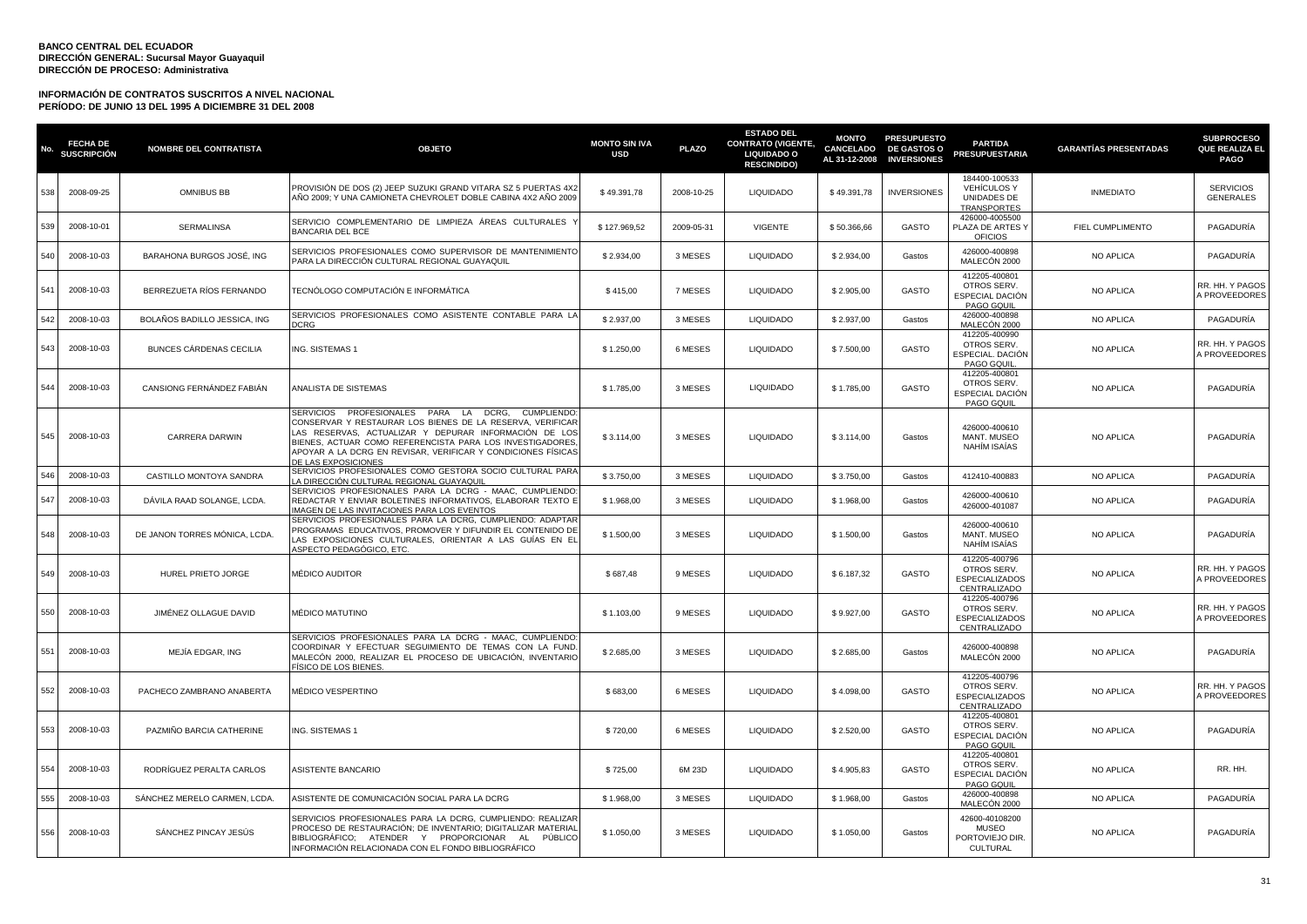**BANCO CENTRAL DEL ECUADOR**
**DIRECCIÓN GENERAL: Sucursal Mayor Guayaquil**
**DIRECCIÓN DE PROCESO: Administrativa**

**INFORMACIÓN DE CONTRATOS SUSCRITOS A NIVEL NACIONAL**
**PERÍODO: DE JUNIO 13 DEL 1995 A DICIEMBRE 31 DEL 2008**

| No. | FECHA DE SUSCRIPCIÓN | NOMBRE DEL CONTRATISTA | OBJETO | MONTO SIN IVA USD | PLAZO | ESTADO DEL CONTRATO (VIGENTE, LIQUIDADO O RESCINDIDO) | MONTO CANCELADO AL 31-12-2008 | PRESUPUESTO DE GASTOS O INVERSIONES | PARTIDA PRESUPUESTARIA | GARANTÍAS PRESENTADAS | SUBPROCESO QUE REALIZA EL PAGO |
|---|---|---|---|---|---|---|---|---|---|---|---|
| 538 | 2008-09-25 | OMNIBUS BB | PROVISIÓN DE DOS (2) JEEP SUZUKI GRAND VITARA SZ 5 PUERTAS 4X2 AÑO 2009; Y UNA CAMIONETA CHEVROLET DOBLE CABINA 4X2 AÑO 2009 | $ 49.391,78 | 2008-10-25 | LIQUIDADO | $ 49.391,78 | INVERSIONES | 184400-100533 VEHÍCULOS Y UNIDADES DE TRANSPORTES | INMEDIATO | SERVICIOS GENERALES |
| 539 | 2008-10-01 | SERMALINSA | SERVICIO COMPLEMENTARIO DE LIMPIEZA ÁREAS CULTURALES Y BANCARIA DEL BCE | $ 127.969,52 | 2009-05-31 | VIGENTE | $ 50.366,66 | GASTO | 426000-4005500 PLAZA DE ARTES Y OFICIOS | FIEL CUMPLIMENTO | PAGADURÍA |
| 540 | 2008-10-03 | BARAHONA BURGOS JOSÉ, ING | SERVICIOS PROFESIONALES COMO SUPERVISOR DE MANTENIMIENTO PARA LA DIRECCIÓN CULTURAL REGIONAL GUAYAQUIL | $ 2.934,00 | 3 MESES | LIQUIDADO | $ 2.934,00 | Gastos | 426000-400898 MALECÓN 2000 | NO APLICA | PAGADURÍA |
| 541 | 2008-10-03 | BERREZUETA RÍOS FERNANDO | TECNÓLOGO COMPUTACIÓN E INFORMÁTICA | $ 415,00 | 7 MESES | LIQUIDADO | $ 2.905,00 | GASTO | 412205-400801 OTROS SERV. ESPECIAL DACIÓN PAGO GQUIL | NO APLICA | RR. HH. Y PAGOS A PROVEEDORES |
| 542 | 2008-10-03 | BOLAÑOS BADILLO JESSICA, ING | SERVICIOS PROFESIONALES COMO ASISTENTE CONTABLE PARA LA DCRG | $ 2.937,00 | 3 MESES | LIQUIDADO | $ 2.937,00 | Gastos | 426000-400898 MALECÓN 2000 | NO APLICA | PAGADURÍA |
| 543 | 2008-10-03 | BUNCES CÁRDENAS CECILIA | ING. SISTEMAS 1 | $ 1.250,00 | 6 MESES | LIQUIDADO | $ 7.500,00 | GASTO | 412205-400990 OTROS SERV. ESPECIAL. DACIÓN PAGO GQUIL. | NO APLICA | RR. HH. Y PAGOS A PROVEEDORES |
| 544 | 2008-10-03 | CANSIONG FERNÁNDEZ FABIÁN | ANALISTA DE SISTEMAS | $ 1.785,00 | 3 MESES | LIQUIDADO | $ 1.785,00 | GASTO | 412205-400801 OTROS SERV. ESPECIAL DACIÓN PAGO GQUIL | NO APLICA | PAGADURÍA |
| 545 | 2008-10-03 | CARRERA DARWIN | SERVICIOS PROFESIONALES PARA LA DCRG, CUMPLIENDO: CONSERVAR Y RESTAURAR LOS BIENES DE LA RESERVA, VERIFICAR LAS RESERVAS, ACTUALIZAR Y DEPURAR INFORMACIÓN DE LOS BIENES, ACTUAR COMO REFERENCISTA PARA LOS INVESTIGADORES, APOYAR A LA DCRG EN REVISAR, VERIFICAR Y CONDICIONES FÍSICAS DE LAS EXPOSICIONES | $ 3.114,00 | 3 MESES | LIQUIDADO | $ 3.114,00 | Gastos | 426000-400610 MANT. MUSEO NAHÍM ISAÍAS | NO APLICA | PAGADURÍA |
| 546 | 2008-10-03 | CASTILLO MONTOYA SANDRA | SERVICIOS PROFESIONALES COMO GESTORA SOCIO CULTURAL PARA LA DIRECCIÓN CULTURAL REGIONAL GUAYAQUIL | $ 3.750,00 | 3 MESES | LIQUIDADO | $ 3.750,00 | Gastos | 412410-400883 | NO APLICA | PAGADURÍA |
| 547 | 2008-10-03 | DÁVILA RAAD SOLANGE, LCDA. | SERVICIOS PROFESIONALES PARA LA DCRG - MAAC, CUMPLIENDO: REDACTAR Y ENVIAR BOLETINES INFORMATIVOS, ELABORAR TEXTO E IMAGEN DE LAS INVITACIONES PARA LOS EVENTOS | $ 1.968,00 | 3 MESES | LIQUIDADO | $ 1.968,00 | Gastos | 426000-400610 426000-401087 | NO APLICA | PAGADURÍA |
| 548 | 2008-10-03 | DE JANON TORRES MÓNICA, LCDA. | SERVICIOS PROFESIONALES PARA LA DCRG, CUMPLIENDO: ADAPTAR PROGRAMAS EDUCATIVOS, PROMOVER Y DIFUNDIR EL CONTENIDO DE LAS EXPOSICIONES CULTURALES, ORIENTAR A LAS GUÍAS EN EL ASPECTO PEDAGÓGICO, ETC. | $ 1.500,00 | 3 MESES | LIQUIDADO | $ 1.500,00 | Gastos | 426000-400610 MANT. MUSEO NAHÍM ISAÍAS | NO APLICA | PAGADURÍA |
| 549 | 2008-10-03 | HUREL PRIETO JORGE | MÉDICO AUDITOR | $ 687,48 | 9 MESES | LIQUIDADO | $ 6.187,32 | GASTO | 412205-400796 OTROS SERV. ESPECIALIZADOS CENTRALIZADO | NO APLICA | RR. HH. Y PAGOS A PROVEEDORES |
| 550 | 2008-10-03 | JIMÉNEZ OLLAGUE DAVID | MÉDICO MATUTINO | $ 1.103,00 | 9 MESES | LIQUIDADO | $ 9.927,00 | GASTO | 412205-400796 OTROS SERV. ESPECIALIZADOS CENTRALIZADO | NO APLICA | RR. HH. Y PAGOS A PROVEEDORES |
| 551 | 2008-10-03 | MEJÍA EDGAR, ING | SERVICIOS PROFESIONALES PARA LA DCRG - MAAC, CUMPLIENDO: COORDINAR Y EFECTUAR SEGUIMIENTO DE TEMAS CON LA FUND. MALECÓN 2000, REALIZAR EL PROCESO DE UBICACIÓN, INVENTARIO FÍSICO DE LOS BIENES. | $ 2.685,00 | 3 MESES | LIQUIDADO | $ 2.685,00 | Gastos | 426000-400898 MALECÓN 2000 | NO APLICA | PAGADURÍA |
| 552 | 2008-10-03 | PACHECO ZAMBRANO ANABERTA | MÉDICO VESPERTINO | $ 683,00 | 6 MESES | LIQUIDADO | $ 4.098,00 | GASTO | 412205-400796 OTROS SERV. ESPECIALIZADOS CENTRALIZADO | NO APLICA | RR. HH. Y PAGOS A PROVEEDORES |
| 553 | 2008-10-03 | PAZMIÑO BARCIA CATHERINE | ING. SISTEMAS 1 | $ 720,00 | 6 MESES | LIQUIDADO | $ 2.520,00 | GASTO | 412205-400801 OTROS SERV. ESPECIAL DACIÓN PAGO GQUIL | NO APLICA | PAGADURÍA |
| 554 | 2008-10-03 | RODRÍGUEZ PERALTA CARLOS | ASISTENTE BANCARIO | $ 725,00 | 6M 23D | LIQUIDADO | $ 4.905,83 | GASTO | 412205-400801 OTROS SERV. ESPECIAL DACIÓN PAGO GQUIL | NO APLICA | RR. HH. |
| 555 | 2008-10-03 | SÁNCHEZ MERELO CARMEN, LCDA. | ASISTENTE DE COMUNICACIÓN SOCIAL PARA LA DCRG | $ 1.968,00 | 3 MESES | LIQUIDADO | $ 1.968,00 | Gastos | 426000-400898 MALECÓN 2000 | NO APLICA | PAGADURÍA |
| 556 | 2008-10-03 | SÁNCHEZ PINCAY JESÚS | SERVICIOS PROFESIONALES PARA LA DCRG, CUMPLIENDO: REALIZAR PROCESO DE RESTAURACIÓN; DE INVENTARIO; DIGITALIZAR MATERIAL BIBLIOGRÁFICO; ATENDER Y PROPORCIONAR AL PÚBLICO INFORMACIÓN RELACIONADA CON EL FONDO BIBLIOGRÁFICO | $ 1.050,00 | 3 MESES | LIQUIDADO | $ 1.050,00 | Gastos | 42600-40108200 MUSEO PORTOVIEJO DIR. CULTURAL | NO APLICA | PAGADURÍA |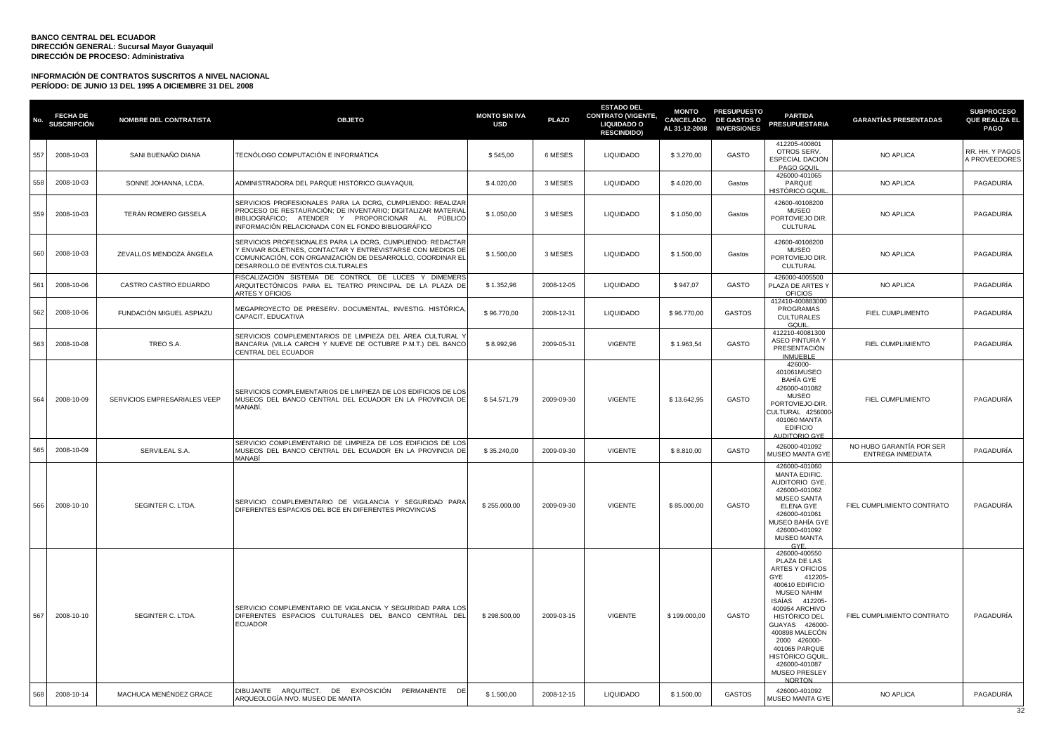**BANCO CENTRAL DEL ECUADOR**
**DIRECCIÓN GENERAL: Sucursal Mayor Guayaquil**
**DIRECCIÓN DE PROCESO: Administrativa**

**INFORMACIÓN DE CONTRATOS SUSCRITOS A NIVEL NACIONAL**
**PERÍODO: DE JUNIO 13 DEL 1995 A DICIEMBRE 31 DEL 2008**

| No. | FECHA DE SUSCRIPCIÓN | NOMBRE DEL CONTRATISTA | OBJETO | MONTO SIN IVA USD | PLAZO | ESTADO DEL CONTRATO (VIGENTE, LIQUIDADO O RESCINDIDO) | MONTO CANCELADO AL 31-12-2008 | PRESUPUESTO DE GASTOS O INVERSIONES | PARTIDA PRESUPUESTARIA | GARANTÍAS PRESENTADAS | SUBPROCESO QUE REALIZA EL PAGO |
|---|---|---|---|---|---|---|---|---|---|---|---|
| 557 | 2008-10-03 | SANI BUENAÑO DIANA | TECNÓLOGO COMPUTACIÓN E INFORMÁTICA | $ 545,00 | 6 MESES | LIQUIDADO | $ 3.270,00 | GASTO | 412205-400801 OTROS SERV. ESPECIAL DACIÓN PAGO GQUIL | NO APLICA | RR. HH. Y PAGOS A PROVEEDORES |
| 558 | 2008-10-03 | SONNE JOHANNA, LCDA. | ADMINISTRADORA DEL PARQUE HISTÓRICO GUAYAQUIL | $ 4.020,00 | 3 MESES | LIQUIDADO | $ 4.020,00 | Gastos | 426000-401065 PARQUE HISTÓRICO GQUIL. | NO APLICA | PAGADURÍA |
| 559 | 2008-10-03 | TERÁN ROMERO GISSELA | SERVICIOS PROFESIONALES PARA LA DCRG, CUMPLIENDO: REALIZAR PROCESO DE RESTAURACIÓN; DE INVENTARIO; DIGITALIZAR MATERIAL BIBLIOGRÁFICO; ATENDER Y PROPORCIONAR AL PÚBLICO INFORMACIÓN RELACIONADA CON EL FONDO BIBLIOGRÁFICO | $ 1.050,00 | 3 MESES | LIQUIDADO | $ 1.050,00 | Gastos | 42600-40108200 MUSEO PORTOVIEJO DIR. CULTURAL | NO APLICA | PAGADURÍA |
| 560 | 2008-10-03 | ZEVALLOS MENDOZA ÁNGELA | SERVICIOS PROFESIONALES PARA LA DCRG, CUMPLIENDO: REDACTAR Y ENVIAR BOLETINES, CONTACTAR Y ENTREVISTARSE CON MEDIOS DE COMUNICACIÓN, CON ORGANIZACIÓN DE DESARROLLO, COORDINAR EL DESARROLLO DE EVENTOS CULTURALES | $ 1.500,00 | 3 MESES | LIQUIDADO | $ 1.500,00 | Gastos | 42600-40108200 MUSEO PORTOVIEJO DIR. CULTURAL | NO APLICA | PAGADURÍA |
| 561 | 2008-10-06 | CASTRO CASTRO EDUARDO | FISCALIZACIÓN SISTEMA DE CONTROL DE LUCES Y DIMEMERS ARQUITECTÓNICOS PARA EL TEATRO PRINCIPAL DE LA PLAZA DE ARTES Y OFICIOS | $ 1.352,96 | 2008-12-05 | LIQUIDADO | $ 947,07 | GASTO | 426000-4005500 PLAZA DE ARTES Y OFICIOS | NO APLICA | PAGADURÍA |
| 562 | 2008-10-06 | FUNDACIÓN MIGUEL ASPIAZU | MEGAPROYECTO DE PRESERV. DOCUMENTAL, INVESTIG. HISTÓRICA, CAPACIT. EDUCATIVA | $ 96.770,00 | 2008-12-31 | LIQUIDADO | $ 96.770,00 | GASTOS | 412410-400883000 PROGRAMAS CULTURALES GQUIL. | FIEL CUMPLIMIENTO | PAGADURÍA |
| 563 | 2008-10-08 | TREO S.A. | SERVICIOS COMPLEMENTARIOS DE LIMPIEZA DEL ÁREA CULTURAL Y BANCARIA (VILLA CARCHI Y NUEVE DE OCTUBRE P.M.T.) DEL BANCO CENTRAL DEL ECUADOR | $ 8.992,96 | 2009-05-31 | VIGENTE | $ 1.963,54 | GASTO | 412210-40081300 ASEO PINTURA Y PRESENTACIÓN INMUEBLE | FIEL CUMPLIMIENTO | PAGADURÍA |
| 564 | 2008-10-09 | SERVICIOS EMPRESARIALES VEEP | SERVICIOS COMPLEMENTARIOS DE LIMPIEZA DE LOS EDIFICIOS DE LOS MUSEOS DEL BANCO CENTRAL DEL ECUADOR EN LA PROVINCIA DE MANABÍ. | $ 54.571,79 | 2009-09-30 | VIGENTE | $ 13.642,95 | GASTO | 426000-401061MUSEO BAHÍA GYE 426000-401082 MUSEO PORTOVIEJO-DIR. CULTURAL 4256000-401060 MANTA EDIFICIO AUDITORIO GYE | FIEL CUMPLIMIENTO | PAGADURÍA |
| 565 | 2008-10-09 | SERVILEAL S.A. | SERVICIO COMPLEMENTARIO DE LIMPIEZA DE LOS EDIFICIOS DE LOS MUSEOS DEL BANCO CENTRAL DEL ECUADOR EN LA PROVINCIA DE MANABÍ | $ 35.240,00 | 2009-09-30 | VIGENTE | $ 8.810,00 | GASTO | 426000-401092 MUSEO MANTA GYE | NO HUBO GARANTÍA POR SER ENTREGA INMEDIATA | PAGADURÍA |
| 566 | 2008-10-10 | SEGINTER C. LTDA. | SERVICIO COMPLEMENTARIO DE VIGILANCIA Y SEGURIDAD PARA DIFERENTES ESPACIOS DEL BCE EN DIFERENTES PROVINCIAS | $ 255.000,00 | 2009-09-30 | VIGENTE | $ 85.000,00 | GASTO | 426000-401060 MANTA EDIFIC. AUDITORIO GYE. 426000-401062 MUSEO SANTA ELENA GYE 426000-401061 MUSEO BAHÍA GYE 426000-401092 MUSEO MANTA GYE. | FIEL CUMPLIMIENTO CONTRATO | PAGADURÍA |
| 567 | 2008-10-10 | SEGINTER C. LTDA. | SERVICIO COMPLEMENTARIO DE VIGILANCIA Y SEGURIDAD PARA LOS DIFERENTES ESPACIOS CULTURALES DEL BANCO CENTRAL DEL ECUADOR | $ 298.500,00 | 2009-03-15 | VIGENTE | $ 199.000,00 | GASTO | 426000-400550 PLAZA DE LAS ARTES Y OFICIOS GYE 412205-400610 EDIFICIO MUSEO NAHIM ISAÍAS 412205-400954 ARCHIVO HISTÓRICO DEL GUAYAS 426000-400898 MALECÓN 2000 426000-401065 PARQUE HISTÓRICO GQUIL. 426000-401087 MUSEO PRESLEY NORTON | FIEL CUMPLIMIENTO CONTRATO | PAGADURÍA |
| 568 | 2008-10-14 | MACHUCA MENÉNDEZ GRACE | DIBUJANTE ARQUITECT. DE EXPOSICIÓN PERMANENTE DE ARQUEOLOGÍA NVO. MUSEO DE MANTA | $ 1.500,00 | 2008-12-15 | LIQUIDADO | $ 1.500,00 | GASTOS | 426000-401092 MUSEO MANTA GYE | NO APLICA | PAGADURÍA |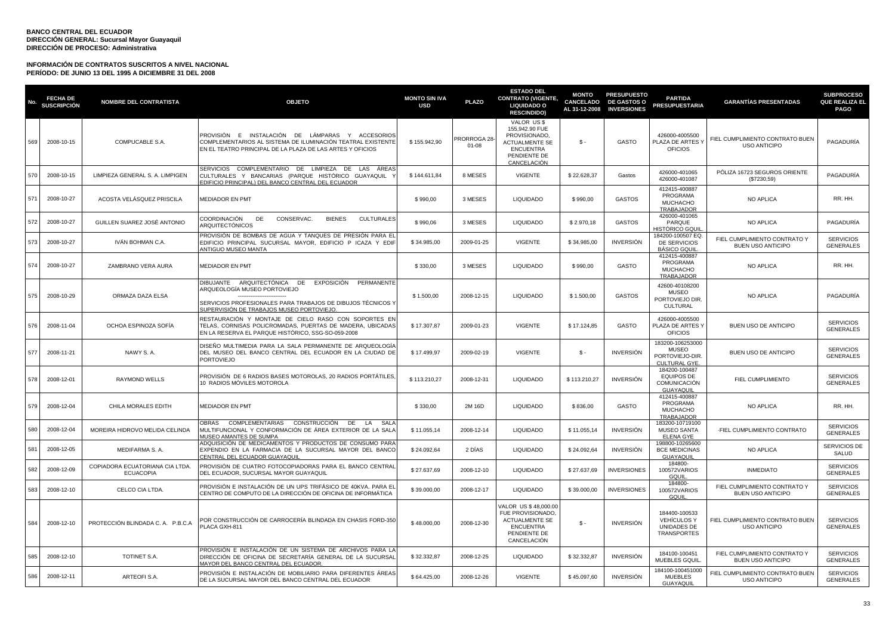**BANCO CENTRAL DEL ECUADOR**
**DIRECCIÓN GENERAL: Sucursal Mayor Guayaquil**
**DIRECCIÓN DE PROCESO: Administrativa**

**INFORMACIÓN DE CONTRATOS SUSCRITOS A NIVEL NACIONAL**
**PERÍODO: DE JUNIO 13 DEL 1995 A DICIEMBRE 31 DEL 2008**

| No. | FECHA DE SUSCRIPCIÓN | NOMBRE DEL CONTRATISTA | OBJETO | MONTO SIN IVA USD | PLAZO | ESTADO DEL CONTRATO (VIGENTE, LIQUIDADO O RESCINDIDO) | MONTO CANCELADO AL 31-12-2008 | PRESUPUESTO DE GASTOS O INVERSIONES | PARTIDA PRESUPUESTARIA | GARANTÍAS PRESENTADAS | SUBPROCESO QUE REALIZA EL PAGO |
|---|---|---|---|---|---|---|---|---|---|---|---|
| 569 | 2008-10-15 | COMPUCABLE S.A. | PROVISIÓN E INSTALACIÓN DE LÁMPARAS Y ACCESORIOS COMPLEMENTARIOS AL SISTEMA DE ILUMINACIÓN TEATRAL EXISTENTE EN EL TEATRO PRINCIPAL DE LA PLAZA DE LAS ARTES Y OFICIOS | $ 155.942,90 | PRORROGA 28-01-08 | VALOR US $ 155,942.90 FUE PROVISIONADO, ACTUALMENTE SE ENCUENTRA PENDIENTE DE CANCELACIÓN | $ - | GASTO | 426000-4005500 PLAZA DE ARTES Y OFICIOS | FIEL CUMPLIMIENTO CONTRATO BUEN USO ANTICIPO | PAGADURÍA |
| 570 | 2008-10-15 | LIMPIEZA GENERAL S. A. LIMPIGEN | SERVICIOS COMPLEMENTARIO DE LIMPIEZA DE LAS ÁREAS CULTURALES Y BANCARIAS (PARQUE HISTÓRICO GUAYAQUIL Y EDIFICIO PRINCIPAL) DEL BANCO CENTRAL DEL ECUADOR | $ 144.611,84 | 8 MESES | VIGENTE | $ 22.628,37 | Gastos | 426000-401065 426000-401087 | PÓLIZA 16723 SEGUROS ORIENTE ($7230,59) | PAGADURÍA |
| 571 | 2008-10-27 | ACOSTA VELÁSQUEZ PRISCILA | MEDIADOR EN PMT | $ 990,00 | 3 MESES | LIQUIDADO | $ 990,00 | GASTOS | 412415-400887 PROGRAMA MUCHACHO TRABAJADOR | NO APLICA | RR. HH. |
| 572 | 2008-10-27 | GUILLEN SUAREZ JOSÉ ANTONIO | COORDINACIÓN DE CONSERVAC. BIENES CULTURALES ARQUITECTÓNICOS | $ 990,06 | 3 MESES | LIQUIDADO | $ 2.970,18 | GASTOS | 426000-401065 PARQUE HISTÓRICO GQUIL. | NO APLICA | PAGADURÍA |
| 573 | 2008-10-27 | IVÁN BOHMAN C.A. | PROVISIÓN DE BOMBAS DE AGUA Y TANQUES DE PRESIÓN PARA EL EDIFICIO PRINCIPAL SUCURSAL MAYOR, EDIFICIO P ICAZA Y EDIF ANTIGUO MUSEO MANTA | $ 34.985,00 | 2009-01-25 | VIGENTE | $ 34.985,00 | INVERSIÓN | 184200-100507 EQ. DE SERVICIOS BÁSICO GQUIL. | FIEL CUMPLIMIENTO CONTRATO Y BUEN USO ANTICIPO | SERVICIOS GENERALES |
| 574 | 2008-10-27 | ZAMBRANO VERA AURA | MEDIADOR EN PMT | $ 330,00 | 3 MESES | LIQUIDADO | $ 990,00 | GASTO | 412415-400887 PROGRAMA MUCHACHO TRABAJADOR | NO APLICA | RR. HH. |
| 575 | 2008-10-29 | ORMAZA DAZA ELSA | DIBUJANTE ARQUITECTÓNICA DE EXPOSICIÓN PERMANENTE ARQUEOLOGÍA MUSEO PORTOVIEJO ------------------------- SERVICIOS PROFESIONALES PARA TRABAJOS DE DIBUJOS TÉCNICOS Y SUPERVISIÓN DE TRABAJOS MUSEO PORTOVIEJO. | $ 1.500,00 | 2008-12-15 | LIQUIDADO | $ 1.500,00 | GASTOS | 42600-40108200 MUSEO PORTOVIEJO DIR. CULTURAL | NO APLICA | PAGADURÍA |
| 576 | 2008-11-04 | OCHOA ESPINOZA SOFÍA | RESTAURACIÓN Y MONTAJE DE CIELO RASO CON SOPORTES EN TELAS, CORNISAS POLICROMADAS, PUERTAS DE MADERA, UBICADAS EN LA RESERVA EL PARQUE HISTÓRICO, SSG-SO-059-2008 | $ 17.307,87 | 2009-01-23 | VIGENTE | $ 17.124,85 | GASTO | 426000-4005500 PLAZA DE ARTES Y OFICIOS | BUEN USO DE ANTICIPO | SERVICIOS GENERALES |
| 577 | 2008-11-21 | NAWY S. A. | DISEÑO MULTIMEDIA PARA LA SALA PERMANENTE DE ARQUEOLOGÍA DEL MUSEO DEL BANCO CENTRAL DEL ECUADOR EN LA CIUDAD DE PORTOVIEJO | $ 17.499,97 | 2009-02-19 | VIGENTE | $ - | INVERSIÓN | 183200-106253000 MUSEO PORTOVIEJO-DIR. CULTURAL GYE. | BUEN USO DE ANTICIPO | SERVICIOS GENERALES |
| 578 | 2008-12-01 | RAYMOND WELLS | PROVISIÓN DE 6 RADIOS BASES MOTOROLAS, 20 RADIOS PORTÁTILES, 10 RADIOS MÓVILES MOTOROLA | $ 113.210,27 | 2008-12-31 | LIQUIDADO | $ 113.210,27 | INVERSIÓN | 184200-100487 EQUIPOS DE COMUNICACIÓN GUAYAQUIL | FIEL CUMPLIMIENTO | SERVICIOS GENERALES |
| 579 | 2008-12-04 | CHILA MORALES EDITH | MEDIADOR EN PMT | $ 330,00 | 2M 16D | LIQUIDADO | $ 836,00 | GASTO | 412415-400887 PROGRAMA MUCHACHO TRABAJADOR | NO APLICA | RR. HH. |
| 580 | 2008-12-04 | MOREIRA HIDROVO MELIDA CELINDA | OBRAS COMPLEMENTARIAS CONSTRUCCIÓN DE LA SALA MULTIFUNCIONAL Y CONFORMACIÓN DE ÁREA EXTERIOR DE LA SALA MUSEO AMANTES DE SUMPA | $ 11.055,14 | 2008-12-14 | LIQUIDADO | $ 11.055,14 | INVERSIÓN | 183200-10719100 MUSEO SANTA ELENA GYE | -FIEL CUMPLIMIENTO CONTRATO | SERVICIOS GENERALES |
| 581 | 2008-12-05 | MEDIFARMA S. A. | ADQUISICIÓN DE MEDICAMENTOS Y PRODUCTOS DE CONSUMO PARA EXPENDIO EN LA FARMACIA DE LA SUCURSAL MAYOR DEL BANCO CENTRAL DEL ECUADOR GUAYAQUIL | $ 24.092,64 | 2 DÍAS | LIQUIDADO | $ 24.092,64 | INVERSIÓN | 198800-10265600 BCE MEDICINAS GUAYAQUIL | NO APLICA | SERVICIOS DE SALUD |
| 582 | 2008-12-09 | COPIADORA ECUATORIANA CIA LTDA. ECUACOPIA | PROVISIÓN DE CUATRO FOTOCOPIADORAS PARA EL BANCO CENTRAL DEL ECUADOR, SUCURSAL MAYOR GUAYAQUIL | $ 27.637,69 | 2008-12-10 | LIQUIDADO | $ 27.637,69 | INVERSIONES | 184800-100572VARIOS GQUIL. | INMEDIATO | SERVICIOS GENERALES |
| 583 | 2008-12-10 | CELCO CIA LTDA. | PROVISIÓN E INSTALACIÓN DE UN UPS TRIFÁSICO DE 40KVA. PARA EL CENTRO DE COMPUTO DE LA DIRECCIÓN DE OFICINA DE INFORMÁTICA | $ 39.000,00 | 2008-12-17 | LIQUIDADO | $ 39.000,00 | INVERSIONES | 184800-100572VARIOS GQUIL. | FIEL CUMPLIMIENTO CONTRATO Y BUEN USO ANTICIPO | SERVICIOS GENERALES |
| 584 | 2008-12-10 | PROTECCIÓN BLINDADA C. A. P.B.C.A | POR CONSTRUCCIÓN DE CARROCERÍA BLINDADA EN CHASIS FORD-350 PLACA GXH-811 | $ 48.000,00 | 2008-12-30 | VALOR US $ 48,000.00 FUE PROVISIONADO, ACTUALMENTE SE ENCUENTRA PENDIENTE DE CANCELACIÓN | $ - | INVERSIÓN | 184400-100533 VEHÍCULOS Y UNIDADES DE TRANSPORTES | FIEL CUMPLIMIENTO CONTRATO BUEN USO ANTICIPO | SERVICIOS GENERALES |
| 585 | 2008-12-10 | TOTINET S.A. | PROVISIÓN E INSTALACIÓN DE UN SISTEMA DE ARCHIVOS PARA LA DIRECCIÓN DE OFICINA DE SECRETARÍA GENERAL DE LA SUCURSAL MAYOR DEL BANCO CENTRAL DEL ECUADOR. | $ 32.332,87 | 2008-12-25 | LIQUIDADO | $ 32.332,87 | INVERSIÓN | 184100-100451 MUEBLES GQUIL. | FIEL CUMPLIMIENTO CONTRATO Y BUEN USO ANTICIPO | SERVICIOS GENERALES |
| 586 | 2008-12-11 | ARTEOFI S.A. | PROVISIÓN E INSTALACIÓN DE MOBILIARIO PARA DIFERENTES ÁREAS DE LA SUCURSAL MAYOR DEL BANCO CENTRAL DEL ECUADOR | $ 64.425,00 | 2008-12-26 | VIGENTE | $ 45.097,60 | INVERSIÓN | 184100-100451000 MUEBLES GUAYAQUIL | FIEL CUMPLIMIENTO CONTRATO BUEN USO ANTICIPO | SERVICIOS GENERALES |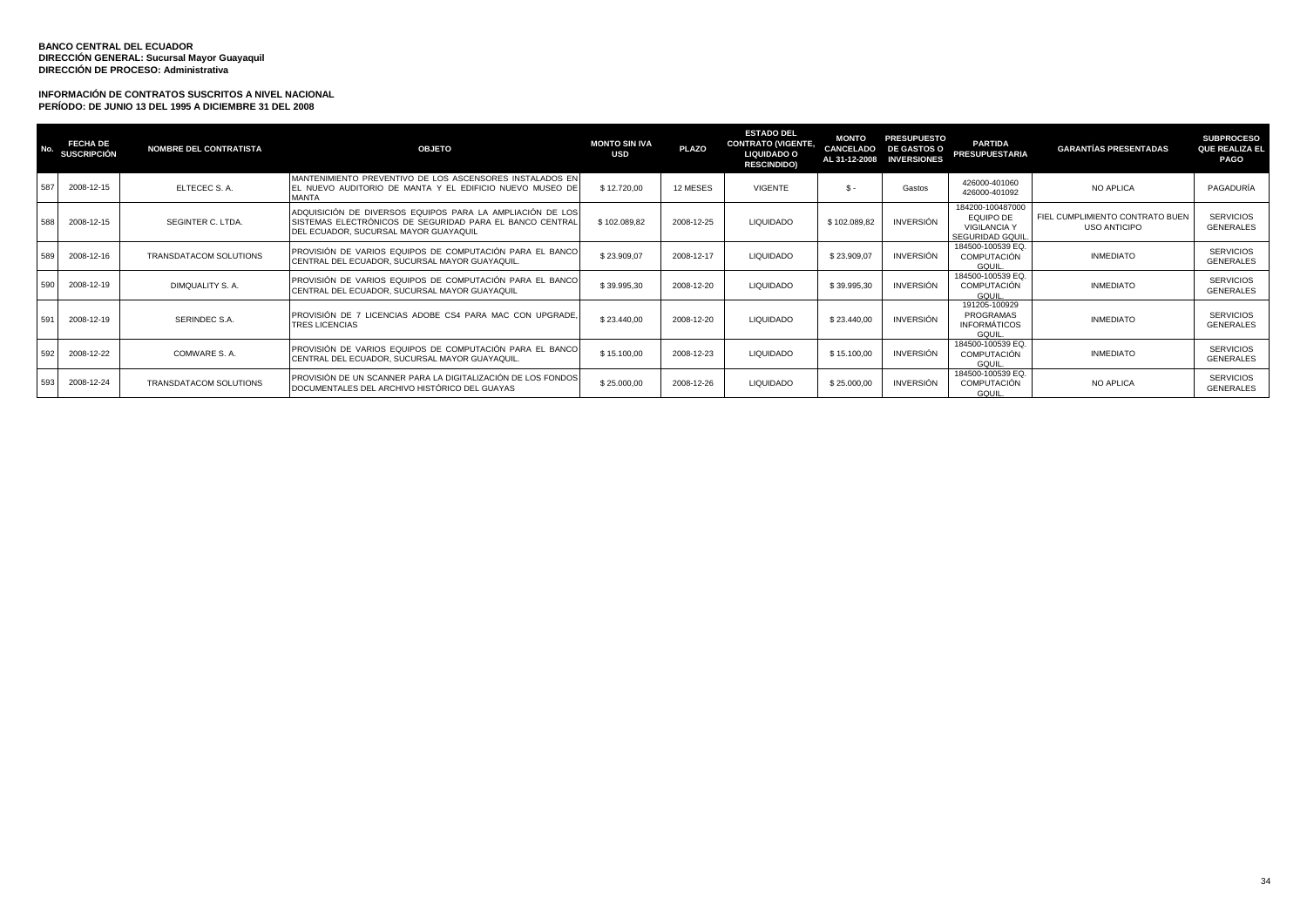**BANCO CENTRAL DEL ECUADOR**
**DIRECCIÓN GENERAL: Sucursal Mayor Guayaquil**
**DIRECCIÓN DE PROCESO: Administrativa**

**INFORMACIÓN DE CONTRATOS SUSCRITOS A NIVEL NACIONAL**
**PERÍODO: DE JUNIO 13 DEL 1995 A DICIEMBRE 31 DEL 2008**

| No. | FECHA DE SUSCRIPCIÓN | NOMBRE DEL CONTRATISTA | OBJETO | MONTO SIN IVA USD | PLAZO | ESTADO DEL CONTRATO (VIGENTE, LIQUIDADO O RESCINDIDO) | MONTO CANCELADO AL 31-12-2008 | PRESUPUESTO DE GASTOS O INVERSIONES | PARTIDA PRESUPUESTARIA | GARANTÍAS PRESENTADAS | SUBPROCESO QUE REALIZA EL PAGO |
|---|---|---|---|---|---|---|---|---|---|---|---|
| 587 | 2008-12-15 | ELTECEC S. A. | MANTENIMIENTO PREVENTIVO DE LOS ASCENSORES INSTALADOS EN EL NUEVO AUDITORIO DE MANTA Y EL EDIFICIO NUEVO MUSEO DE MANTA | $ 12.720,00 | 12 MESES | VIGENTE | $ - | Gastos | 426000-401060 426000-401092 | NO APLICA | PAGADURÍA |
| 588 | 2008-12-15 | SEGINTER C. LTDA. | ADQUISICIÓN DE DIVERSOS EQUIPOS PARA LA AMPLIACIÓN DE LOS SISTEMAS ELECTRÓNICOS DE SEGURIDAD PARA EL BANCO CENTRAL DEL ECUADOR, SUCURSAL MAYOR GUAYAQUIL | $ 102.089,82 | 2008-12-25 | LIQUIDADO | $ 102.089,82 | INVERSIÓN | 184200-100487000 EQUIPO DE VIGILANCIA Y SEGURIDAD GQUIL. | FIEL CUMPLIMIENTO CONTRATO BUEN USO ANTICIPO | SERVICIOS GENERALES |
| 589 | 2008-12-16 | TRANSDATACOM SOLUTIONS | PROVISIÓN DE VARIOS EQUIPOS DE COMPUTACIÓN PARA EL BANCO CENTRAL DEL ECUADOR, SUCURSAL MAYOR GUAYAQUIL. | $ 23.909,07 | 2008-12-17 | LIQUIDADO | $ 23.909,07 | INVERSIÓN | 184500-100539 EQ. COMPUTACIÓN GQUIL. | INMEDIATO | SERVICIOS GENERALES |
| 590 | 2008-12-19 | DIMQUALITY S. A. | PROVISIÓN DE VARIOS EQUIPOS DE COMPUTACIÓN PARA EL BANCO CENTRAL DEL ECUADOR, SUCURSAL MAYOR GUAYAQUIL | $ 39.995,30 | 2008-12-20 | LIQUIDADO | $ 39.995,30 | INVERSIÓN | 184500-100539 EQ. COMPUTACIÓN GQUIL. | INMEDIATO | SERVICIOS GENERALES |
| 591 | 2008-12-19 | SERINDEC S.A. | PROVISIÓN DE 7 LICENCIAS ADOBE CS4 PARA MAC CON UPGRADE, TRES LICENCIAS | $ 23.440,00 | 2008-12-20 | LIQUIDADO | $ 23.440,00 | INVERSIÓN | 191205-100929 PROGRAMAS INFORMÁTICOS GQUIL. | INMEDIATO | SERVICIOS GENERALES |
| 592 | 2008-12-22 | COMWARE S. A. | PROVISIÓN DE VARIOS EQUIPOS DE COMPUTACIÓN PARA EL BANCO CENTRAL DEL ECUADOR, SUCURSAL MAYOR GUAYAQUIL. | $ 15.100,00 | 2008-12-23 | LIQUIDADO | $ 15.100,00 | INVERSIÓN | 184500-100539 EQ. COMPUTACIÓN GQUIL. | INMEDIATO | SERVICIOS GENERALES |
| 593 | 2008-12-24 | TRANSDATACOM SOLUTIONS | PROVISIÓN DE UN SCANNER PARA LA DIGITALIZACIÓN DE LOS FONDOS DOCUMENTALES DEL ARCHIVO HISTÓRICO DEL GUAYAS | $ 25.000,00 | 2008-12-26 | LIQUIDADO | $ 25.000,00 | INVERSIÓN | 184500-100539 EQ. COMPUTACIÓN GQUIL. | NO APLICA | SERVICIOS GENERALES |